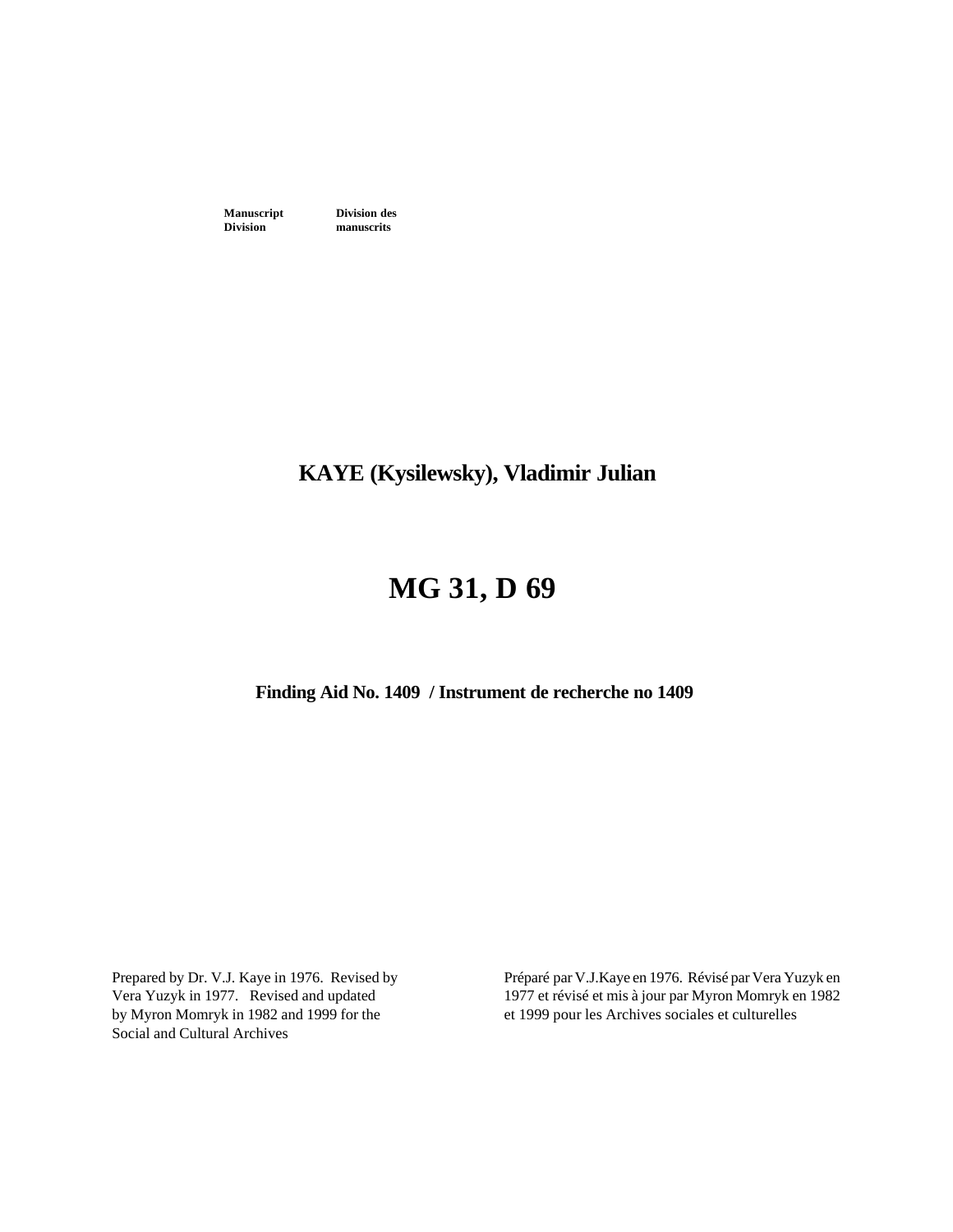**Manuscript Division** | **Division des manuscrits**

# KAYE (Kysilewsky), Vladimir Julian

# MG 31, D 69

**Finding Aid No. 1409 / Instrument de recherche no 1409**

Prepared by Dr. V.J. Kaye in 1976. Revised by Vera Yuzyk in 1977. Revised and updated by Myron Momryk in 1982 and 1999 for the Social and Cultural Archives

Préparé par V.J.Kaye en 1976. Révisé par Vera Yuzyk en 1977 et révisé et mis à jour par Myron Momryk en 1982 et 1999 pour les Archives sociales et culturelles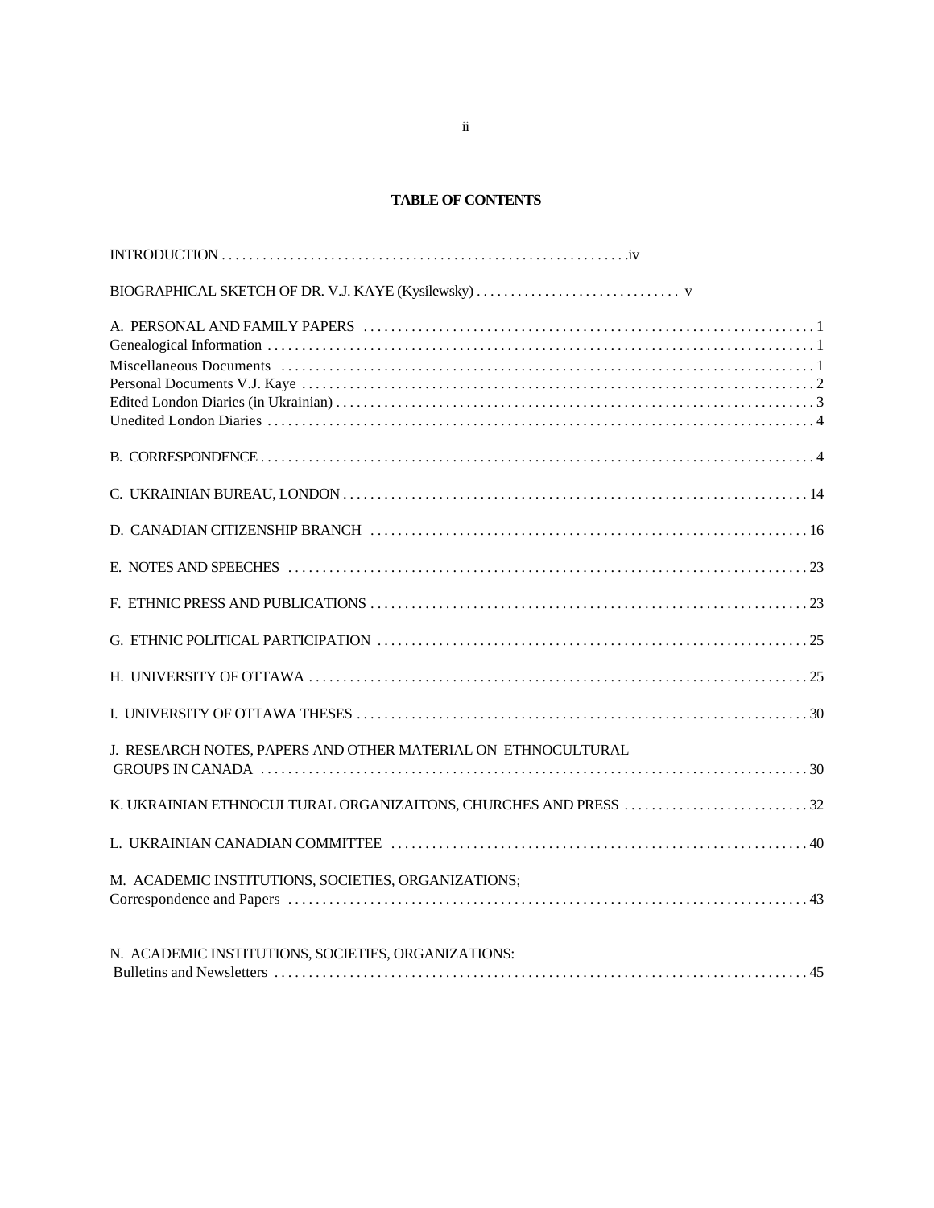# TABLE OF CONTENTS

INTRODUCTION . . . . . . . . . . . . . . . . . . . . . . . . . . . . . . . . . . . . . . . . . . . . . . . . . . . . . . . . .iv

BIOGRAPHICAL SKETCH OF DR. V.J. KAYE (Kysilewsky) . . . . . . . . . . . . . . . . . . . . . . . . . . . . . v

A. PERSONAL AND FAMILY PAPERS . . . . . . . . . . . . . . . . . . . . . . . . . . . . . . . . . . . . . . . . . . . . . . . . . . 1
Genealogical Information . . . . . . . . . . . . . . . . . . . . . . . . . . . . . . . . . . . . . . . . . . . . . . . . . . . . . . . . . . . 1
Miscellaneous Documents . . . . . . . . . . . . . . . . . . . . . . . . . . . . . . . . . . . . . . . . . . . . . . . . . . . . . . . . . . 1
Personal Documents V.J. Kaye . . . . . . . . . . . . . . . . . . . . . . . . . . . . . . . . . . . . . . . . . . . . . . . . . . . . . . . 2
Edited London Diaries (in Ukrainian) . . . . . . . . . . . . . . . . . . . . . . . . . . . . . . . . . . . . . . . . . . . . . . . . . . 3
Unedited London Diaries . . . . . . . . . . . . . . . . . . . . . . . . . . . . . . . . . . . . . . . . . . . . . . . . . . . . . . . . . . . . 4

B. CORRESPONDENCE . . . . . . . . . . . . . . . . . . . . . . . . . . . . . . . . . . . . . . . . . . . . . . . . . . . . . . . . . . . . . 4

C. UKRAINIAN BUREAU, LONDON . . . . . . . . . . . . . . . . . . . . . . . . . . . . . . . . . . . . . . . . . . . . . . . . . . . 14

D. CANADIAN CITIZENSHIP BRANCH . . . . . . . . . . . . . . . . . . . . . . . . . . . . . . . . . . . . . . . . . . . . . . . 16

E. NOTES AND SPEECHES . . . . . . . . . . . . . . . . . . . . . . . . . . . . . . . . . . . . . . . . . . . . . . . . . . . . . . . . . 23

F. ETHNIC PRESS AND PUBLICATIONS . . . . . . . . . . . . . . . . . . . . . . . . . . . . . . . . . . . . . . . . . . . . . . 23

G. ETHNIC POLITICAL PARTICIPATION . . . . . . . . . . . . . . . . . . . . . . . . . . . . . . . . . . . . . . . . . . . . . . 25

H. UNIVERSITY OF OTTAWA . . . . . . . . . . . . . . . . . . . . . . . . . . . . . . . . . . . . . . . . . . . . . . . . . . . . . . . 25

I. UNIVERSITY OF OTTAWA THESES . . . . . . . . . . . . . . . . . . . . . . . . . . . . . . . . . . . . . . . . . . . . . . . . 30

J. RESEARCH NOTES, PAPERS AND OTHER MATERIAL ON ETHNOCULTURAL GROUPS IN CANADA . . . . . . . . . . . . . . . . . . . . . . . . . . . . . . . . . . . . . . . . . . . . . . . . . . . . . . . . . 30

K. UKRAINIAN ETHNOCULTURAL ORGANIZAITONS, CHURCHES AND PRESS . . . . . . . . . . . . . . . . . . . . . . . . . . . 32

L. UKRAINIAN CANADIAN COMMITTEE . . . . . . . . . . . . . . . . . . . . . . . . . . . . . . . . . . . . . . . . . . . . . 40

M. ACADEMIC INSTITUTIONS, SOCIETIES, ORGANIZATIONS; Correspondence and Papers . . . . . . . . . . . . . . . . . . . . . . . . . . . . . . . . . . . . . . . . . . . . . . . . . . . . . . . . . 43

N. ACADEMIC INSTITUTIONS, SOCIETIES, ORGANIZATIONS: Bulletins and Newsletters . . . . . . . . . . . . . . . . . . . . . . . . . . . . . . . . . . . . . . . . . . . . . . . . . . . . . . . . . . 45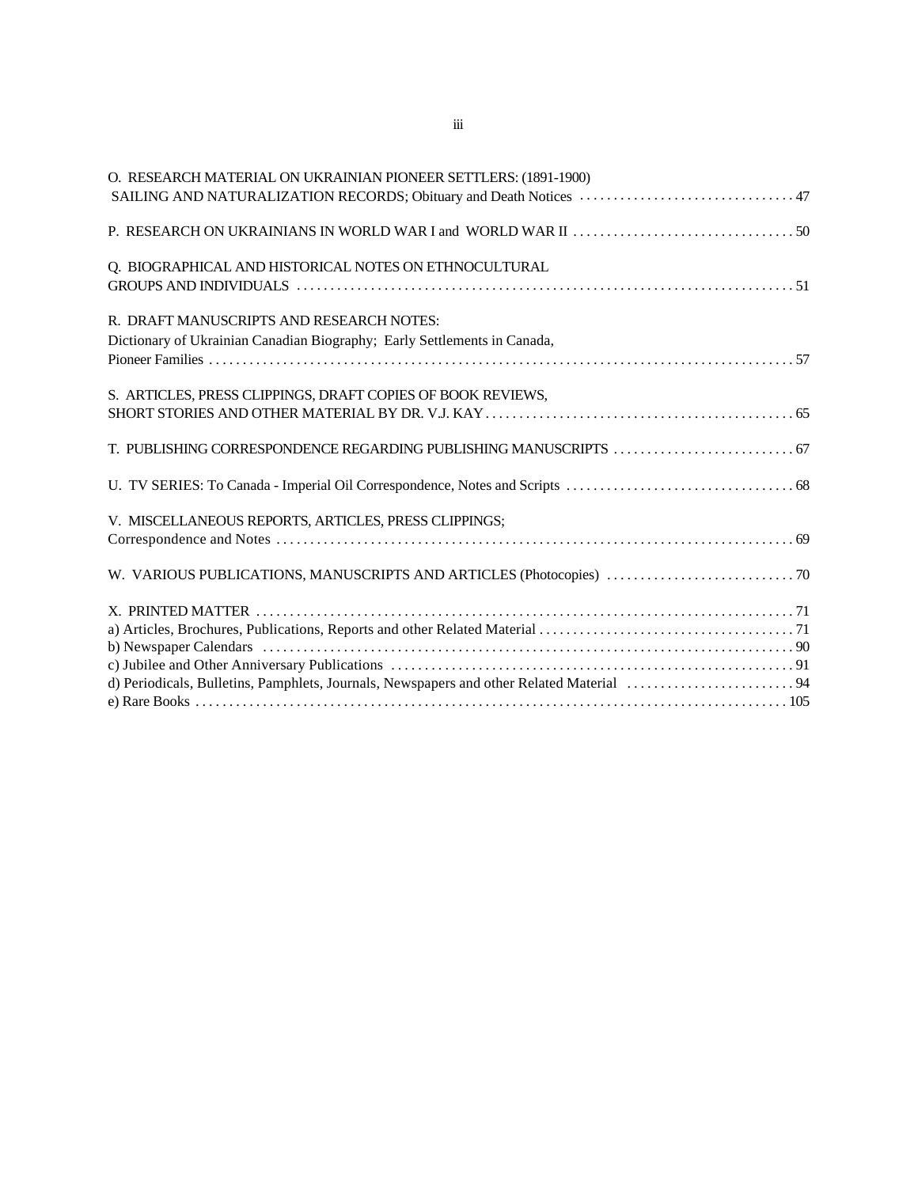O. RESEARCH MATERIAL ON UKRAINIAN PIONEER SETTLERS: (1891-1900) SAILING AND NATURALIZATION RECORDS; Obituary and Death Notices . . . . . . . . . . . . . . . . . . . . . . . . . . . . . . . . 47

P. RESEARCH ON UKRAINIANS IN WORLD WAR I and WORLD WAR II . . . . . . . . . . . . . . . . . . . . . . . . . . . . . . . . 50

Q. BIOGRAPHICAL AND HISTORICAL NOTES ON ETHNOCULTURAL GROUPS AND INDIVIDUALS . . . . . . . . . . . . . . . . . . . . . . . . . . . . . . . . . . . . . . . . . . . . . . . . . . . . . . . . . . . . . . . . . . . . . . . . 51

R. DRAFT MANUSCRIPTS AND RESEARCH NOTES: Dictionary of Ukrainian Canadian Biography; Early Settlements in Canada, Pioneer Families . . . . . . . . . . . . . . . . . . . . . . . . . . . . . . . . . . . . . . . . . . . . . . . . . . . . . . . . . . . . . . . . . . . . . . . . . . . . . . . . . . 57

S. ARTICLES, PRESS CLIPPINGS, DRAFT COPIES OF BOOK REVIEWS, SHORT STORIES AND OTHER MATERIAL BY DR. V.J. KAY . . . . . . . . . . . . . . . . . . . . . . . . . . . . . . . . . . . . . . . . . . . . . . 65

T. PUBLISHING CORRESPONDENCE REGARDING PUBLISHING MANUSCRIPTS . . . . . . . . . . . . . . . . . . . . . . . . . . 67

U. TV SERIES: To Canada - Imperial Oil Correspondence, Notes and Scripts . . . . . . . . . . . . . . . . . . . . . . . . . . . . . . . . . 68

V. MISCELLANEOUS REPORTS, ARTICLES, PRESS CLIPPINGS; Correspondence and Notes . . . . . . . . . . . . . . . . . . . . . . . . . . . . . . . . . . . . . . . . . . . . . . . . . . . . . . . . . . . . . . . . . . . . . . . . . . . . 69

W. VARIOUS PUBLICATIONS, MANUSCRIPTS AND ARTICLES (Photocopies) . . . . . . . . . . . . . . . . . . . . . . . . . . . . 70

X. PRINTED MATTER . . . . . . . . . . . . . . . . . . . . . . . . . . . . . . . . . . . . . . . . . . . . . . . . . . . . . . . . . . . . . . . . . . . . . . . . . . . . 71
a) Articles, Brochures, Publications, Reports and other Related Material . . . . . . . . . . . . . . . . . . . . . . . . . . . . . . . . . . . . . 71
b) Newspaper Calendars . . . . . . . . . . . . . . . . . . . . . . . . . . . . . . . . . . . . . . . . . . . . . . . . . . . . . . . . . . . . . . . . . . . . . . . . . . 90
c) Jubilee and Other Anniversary Publications . . . . . . . . . . . . . . . . . . . . . . . . . . . . . . . . . . . . . . . . . . . . . . . . . . . . . . . . . . . 91
d) Periodicals, Bulletins, Pamphlets, Journals, Newspapers and other Related Material . . . . . . . . . . . . . . . . . . . . . . . . . 94
e) Rare Books . . . . . . . . . . . . . . . . . . . . . . . . . . . . . . . . . . . . . . . . . . . . . . . . . . . . . . . . . . . . . . . . . . . . . . . . . . . . . . . . . . 105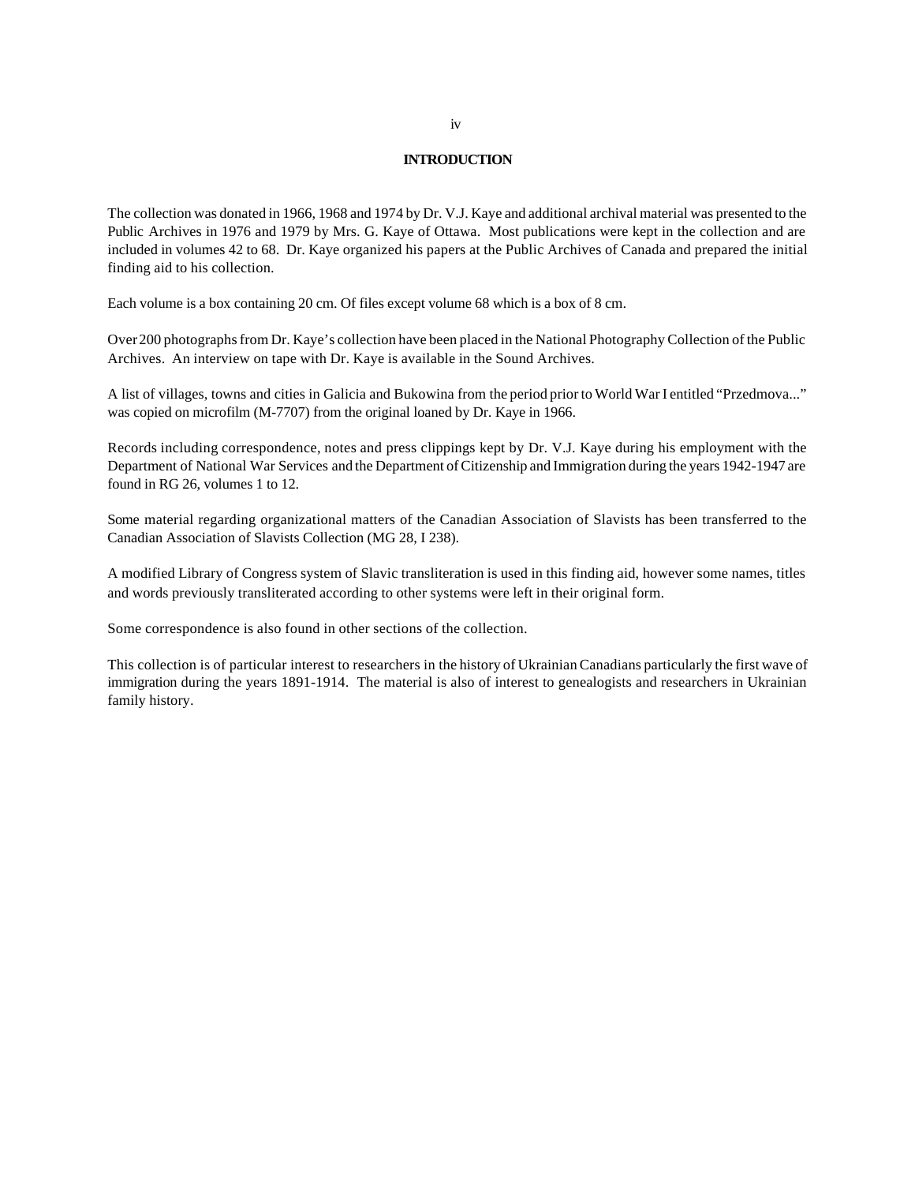# INTRODUCTION

The collection was donated in 1966, 1968 and 1974 by Dr. V.J. Kaye and additional archival material was presented to the Public Archives in 1976 and 1979 by Mrs. G. Kaye of Ottawa. Most publications were kept in the collection and are included in volumes 42 to 68. Dr. Kaye organized his papers at the Public Archives of Canada and prepared the initial finding aid to his collection.

Each volume is a box containing 20 cm. Of files except volume 68 which is a box of 8 cm.

Over 200 photographs from Dr. Kaye's collection have been placed in the National Photography Collection of the Public Archives. An interview on tape with Dr. Kaye is available in the Sound Archives.

A list of villages, towns and cities in Galicia and Bukowina from the period prior to World War I entitled "Przedmova..." was copied on microfilm (M-7707) from the original loaned by Dr. Kaye in 1966.

Records including correspondence, notes and press clippings kept by Dr. V.J. Kaye during his employment with the Department of National War Services and the Department of Citizenship and Immigration during the years 1942-1947 are found in RG 26, volumes 1 to 12.

Some material regarding organizational matters of the Canadian Association of Slavists has been transferred to the Canadian Association of Slavists Collection (MG 28, I 238).

A modified Library of Congress system of Slavic transliteration is used in this finding aid, however some names, titles and words previously transliterated according to other systems were left in their original form.

Some correspondence is also found in other sections of the collection.

This collection is of particular interest to researchers in the history of Ukrainian Canadians particularly the first wave of immigration during the years 1891-1914. The material is also of interest to genealogists and researchers in Ukrainian family history.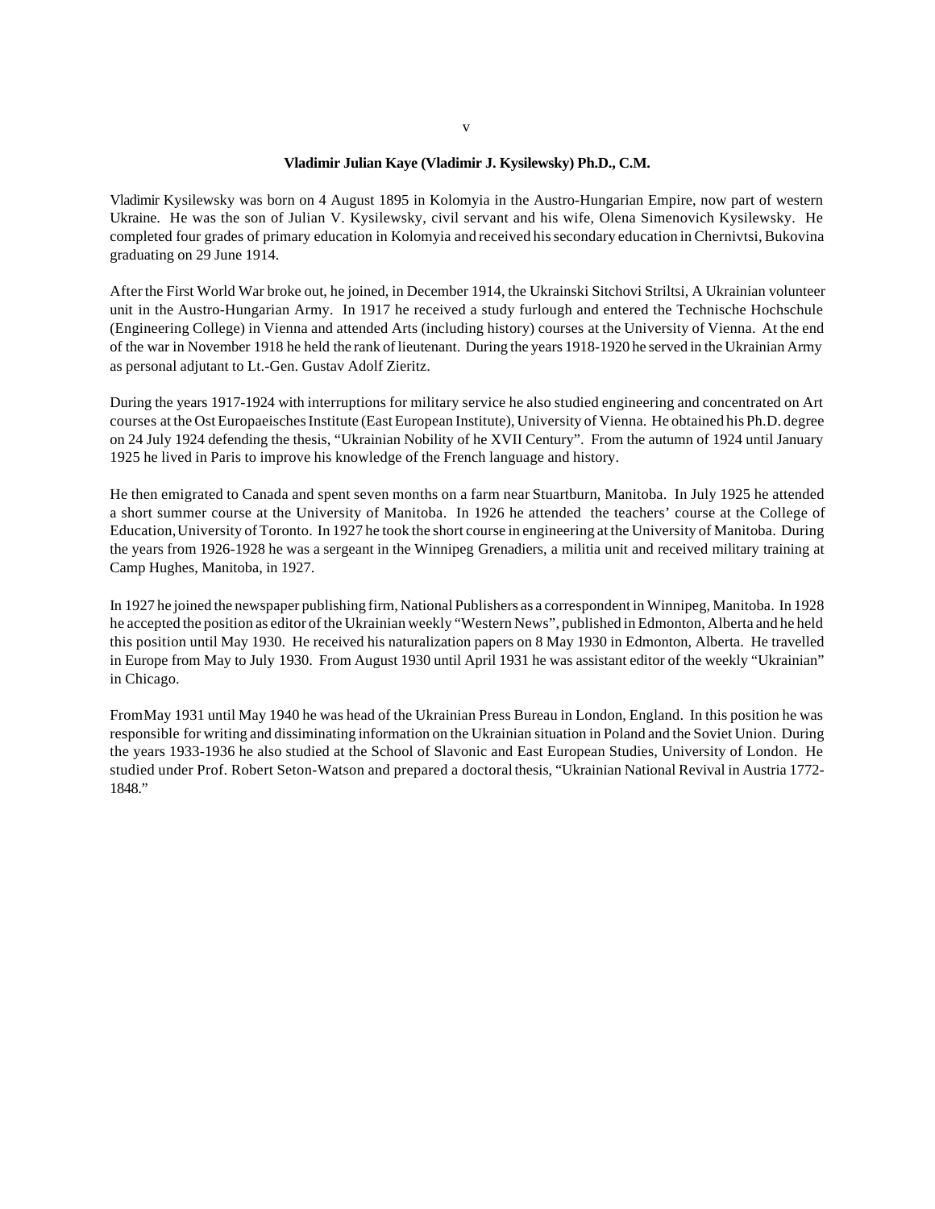**Vladimir Julian Kaye (Vladimir J. Kysilewsky) Ph.D., C.M.**

Vladimir Kysilewsky was born on 4 August 1895 in Kolomyia in the Austro-Hungarian Empire, now part of western Ukraine. He was the son of Julian V. Kysilewsky, civil servant and his wife, Olena Simenovich Kysilewsky. He completed four grades of primary education in Kolomyia and received his secondary education in Chernivtsi, Bukovina graduating on 29 June 1914.

After the First World War broke out, he joined, in December 1914, the Ukrainski Sitchovi Striltsi, A Ukrainian volunteer unit in the Austro-Hungarian Army. In 1917 he received a study furlough and entered the Technische Hochschule (Engineering College) in Vienna and attended Arts (including history) courses at the University of Vienna. At the end of the war in November 1918 he held the rank of lieutenant. During the years 1918-1920 he served in the Ukrainian Army as personal adjutant to Lt.-Gen. Gustav Adolf Zieritz.

During the years 1917-1924 with interruptions for military service he also studied engineering and concentrated on Art courses at the Ost Europaeisches Institute (East European Institute), University of Vienna. He obtained his Ph.D. degree on 24 July 1924 defending the thesis, "Ukrainian Nobility of he XVII Century". From the autumn of 1924 until January 1925 he lived in Paris to improve his knowledge of the French language and history.

He then emigrated to Canada and spent seven months on a farm near Stuartburn, Manitoba. In July 1925 he attended a short summer course at the University of Manitoba. In 1926 he attended the teachers' course at the College of Education, University of Toronto. In 1927 he took the short course in engineering at the University of Manitoba. During the years from 1926-1928 he was a sergeant in the Winnipeg Grenadiers, a militia unit and received military training at Camp Hughes, Manitoba, in 1927.

In 1927 he joined the newspaper publishing firm, National Publishers as a correspondent in Winnipeg, Manitoba. In 1928 he accepted the position as editor of the Ukrainian weekly "Western News", published in Edmonton, Alberta and he held this position until May 1930. He received his naturalization papers on 8 May 1930 in Edmonton, Alberta. He travelled in Europe from May to July 1930. From August 1930 until April 1931 he was assistant editor of the weekly "Ukrainian" in Chicago.

From May 1931 until May 1940 he was head of the Ukrainian Press Bureau in London, England. In this position he was responsible for writing and disseminating information on the Ukrainian situation in Poland and the Soviet Union. During the years 1933-1936 he also studied at the School of Slavonic and East European Studies, University of London. He studied under Prof. Robert Seton-Watson and prepared a doctoral thesis, "Ukrainian National Revival in Austria 1772-1848."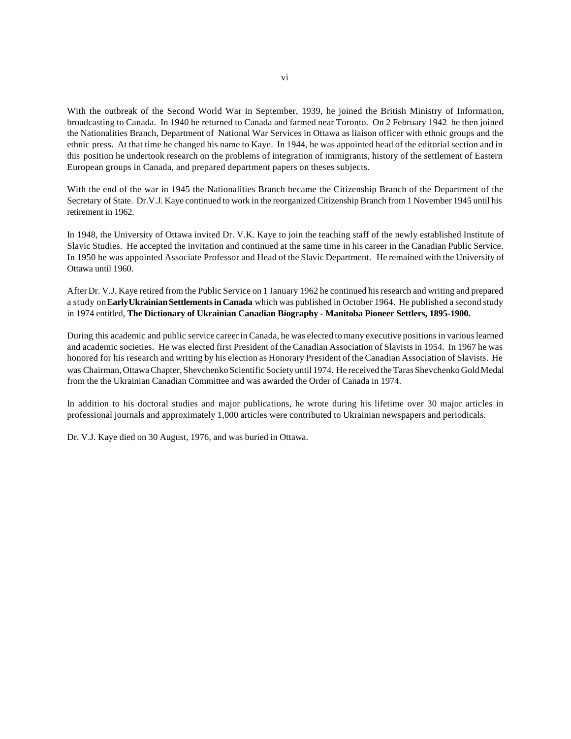With the outbreak of the Second World War in September, 1939, he joined the British Ministry of Information, broadcasting to Canada. In 1940 he returned to Canada and farmed near Toronto. On 2 February 1942 he then joined the Nationalities Branch, Department of National War Services in Ottawa as liaison officer with ethnic groups and the ethnic press. At that time he changed his name to Kaye. In 1944, he was appointed head of the editorial section and in this position he undertook research on the problems of integration of immigrants, history of the settlement of Eastern European groups in Canada, and prepared department papers on theses subjects.

With the end of the war in 1945 the Nationalities Branch became the Citizenship Branch of the Department of the Secretary of State. Dr.V.J. Kaye continued to work in the reorganized Citizenship Branch from 1 November 1945 until his retirement in 1962.

In 1948, the University of Ottawa invited Dr. V.K. Kaye to join the teaching staff of the newly established Institute of Slavic Studies. He accepted the invitation and continued at the same time in his career in the Canadian Public Service. In 1950 he was appointed Associate Professor and Head of the Slavic Department. He remained with the University of Ottawa until 1960.

After Dr. V.J. Kaye retired from the Public Service on 1 January 1962 he continued his research and writing and prepared a study on **Early Ukrainian Settlements in Canada** which was published in October 1964. He published a second study in 1974 entitled, **The Dictionary of Ukrainian Canadian Biography - Manitoba Pioneer Settlers, 1895-1900.**

During this academic and public service career in Canada, he was elected to many executive positions in various learned and academic societies. He was elected first President of the Canadian Association of Slavists in 1954. In 1967 he was honored for his research and writing by his election as Honorary President of the Canadian Association of Slavists. He was Chairman, Ottawa Chapter, Shevchenko Scientific Society until 1974. He received the Taras Shevchenko Gold Medal from the the Ukrainian Canadian Committee and was awarded the Order of Canada in 1974.

In addition to his doctoral studies and major publications, he wrote during his lifetime over 30 major articles in professional journals and approximately 1,000 articles were contributed to Ukrainian newspapers and periodicals.

Dr. V.J. Kaye died on 30 August, 1976, and was buried in Ottawa.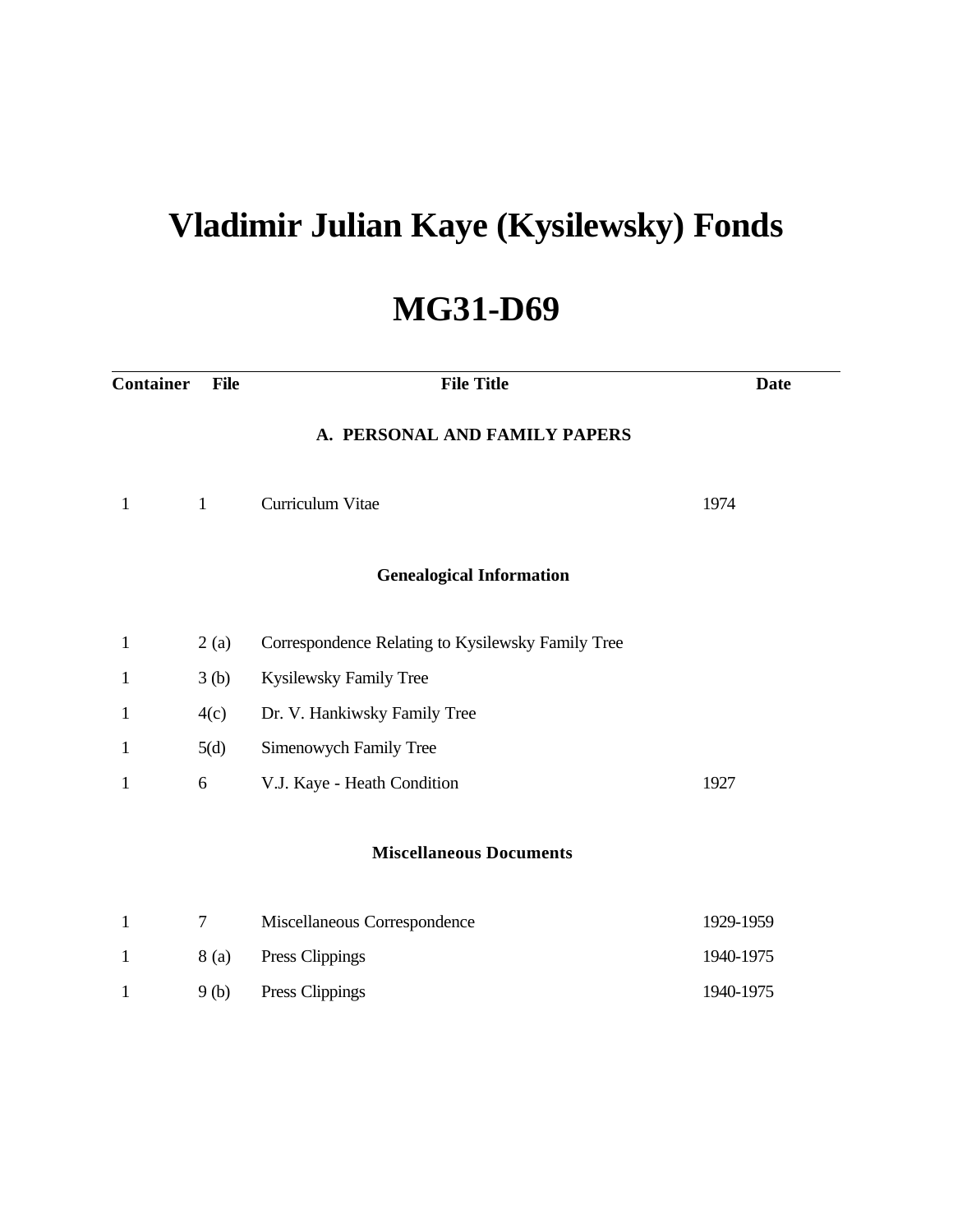# Vladimir Julian Kaye (Kysilewsky) Fonds

# MG31-D69

| Container | File | File Title | Date |
|---|---|---|---|
| | | **A. PERSONAL AND FAMILY PAPERS** | |
| 1 | 1 | Curriculum Vitae | 1974 |
| | | **Genealogical Information** | |
| 1 | 2 (a) | Correspondence Relating to Kysilewsky Family Tree | |
| 1 | 3 (b) | Kysilewsky Family Tree | |
| 1 | 4(c) | Dr. V. Hankiwsky Family Tree | |
| 1 | 5(d) | Simenowych Family Tree | |
| 1 | 6 | V.J. Kaye - Heath Condition | 1927 |
| | | **Miscellaneous Documents** | |
| 1 | 7 | Miscellaneous Correspondence | 1929-1959 |
| 1 | 8 (a) | Press Clippings | 1940-1975 |
| 1 | 9 (b) | Press Clippings | 1940-1975 |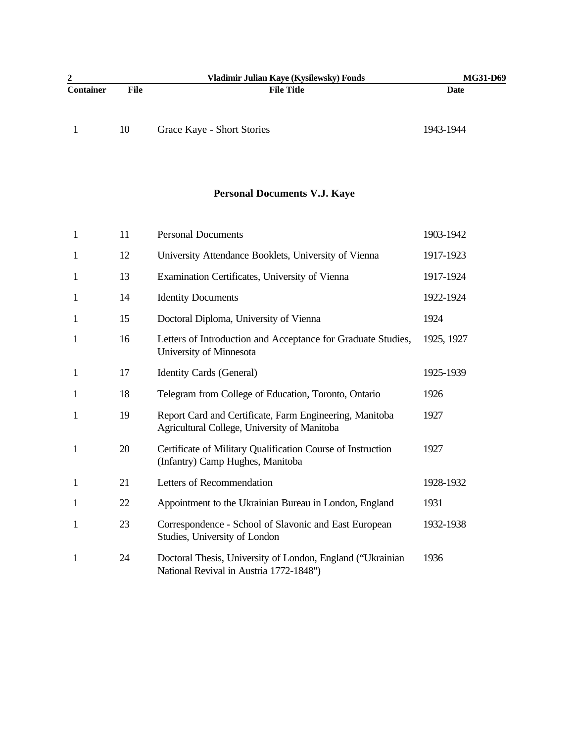| Container | File | File Title | Date |
|---|---|---|---|
| 1 | 10 | Grace Kaye - Short Stories | 1943-1944 |

## Personal Documents V.J. Kaye

| Container | File | File Title | Date |
|---|---|---|---|
| 1 | 11 | Personal Documents | 1903-1942 |
| 1 | 12 | University Attendance Booklets, University of Vienna | 1917-1923 |
| 1 | 13 | Examination Certificates, University of Vienna | 1917-1924 |
| 1 | 14 | Identity Documents | 1922-1924 |
| 1 | 15 | Doctoral Diploma, University of Vienna | 1924 |
| 1 | 16 | Letters of Introduction and Acceptance for Graduate Studies, University of Minnesota | 1925, 1927 |
| 1 | 17 | Identity Cards (General) | 1925-1939 |
| 1 | 18 | Telegram from College of Education, Toronto, Ontario | 1926 |
| 1 | 19 | Report Card and Certificate, Farm Engineering, Manitoba Agricultural College, University of Manitoba | 1927 |
| 1 | 20 | Certificate of Military Qualification Course of Instruction (Infantry) Camp Hughes, Manitoba | 1927 |
| 1 | 21 | Letters of Recommendation | 1928-1932 |
| 1 | 22 | Appointment to the Ukrainian Bureau in London, England | 1931 |
| 1 | 23 | Correspondence - School of Slavonic and East European Studies, University of London | 1932-1938 |
| 1 | 24 | Doctoral Thesis, University of London, England ("Ukrainian National Revival in Austria 1772-1848") | 1936 |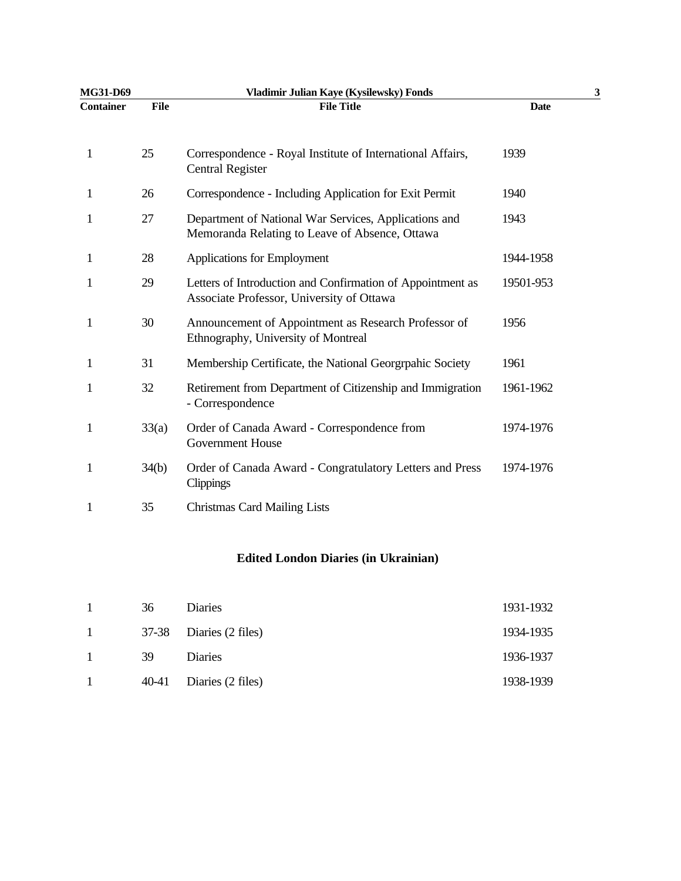| Container | File | File Title | Date |
|---|---|---|---|
| 1 | 25 | Correspondence - Royal Institute of International Affairs, Central Register | 1939 |
| 1 | 26 | Correspondence - Including Application for Exit Permit | 1940 |
| 1 | 27 | Department of National War Services, Applications and Memoranda Relating to Leave of Absence, Ottawa | 1943 |
| 1 | 28 | Applications for Employment | 1944-1958 |
| 1 | 29 | Letters of Introduction and Confirmation of Appointment as Associate Professor, University of Ottawa | 19501-953 |
| 1 | 30 | Announcement of Appointment as Research Professor of Ethnography, University of Montreal | 1956 |
| 1 | 31 | Membership Certificate, the National Georgrpahic Society | 1961 |
| 1 | 32 | Retirement from Department of Citizenship and Immigration - Correspondence | 1961-1962 |
| 1 | 33(a) | Order of Canada Award - Correspondence from Government House | 1974-1976 |
| 1 | 34(b) | Order of Canada Award - Congratulatory Letters and Press Clippings | 1974-1976 |
| 1 | 35 | Christmas Card Mailing Lists | |

## Edited London Diaries (in Ukrainian)

| Container | File | File Title | Date |
|---|---|---|---|
| 1 | 36 | Diaries | 1931-1932 |
| 1 | 37-38 | Diaries (2 files) | 1934-1935 |
| 1 | 39 | Diaries | 1936-1937 |
| 1 | 40-41 | Diaries (2 files) | 1938-1939 |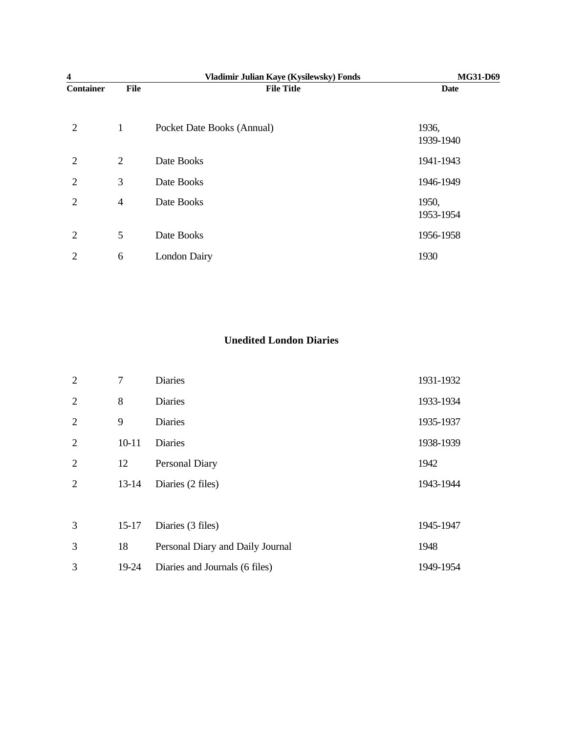| Container | File | File Title | Date |
|---|---|---|---|
| 2 | 1 | Pocket Date Books (Annual) | 1936, 1939-1940 |
| 2 | 2 | Date Books | 1941-1943 |
| 2 | 3 | Date Books | 1946-1949 |
| 2 | 4 | Date Books | 1950, 1953-1954 |
| 2 | 5 | Date Books | 1956-1958 |
| 2 | 6 | London Dairy | 1930 |

## Unedited London Diaries

| Container | File | File Title | Date |
|---|---|---|---|
| 2 | 7 | Diaries | 1931-1932 |
| 2 | 8 | Diaries | 1933-1934 |
| 2 | 9 | Diaries | 1935-1937 |
| 2 | 10-11 | Diaries | 1938-1939 |
| 2 | 12 | Personal Diary | 1942 |
| 2 | 13-14 | Diaries (2 files) | 1943-1944 |
| 3 | 15-17 | Diaries (3 files) | 1945-1947 |
| 3 | 18 | Personal Diary and Daily Journal | 1948 |
| 3 | 19-24 | Diaries and Journals (6 files) | 1949-1954 |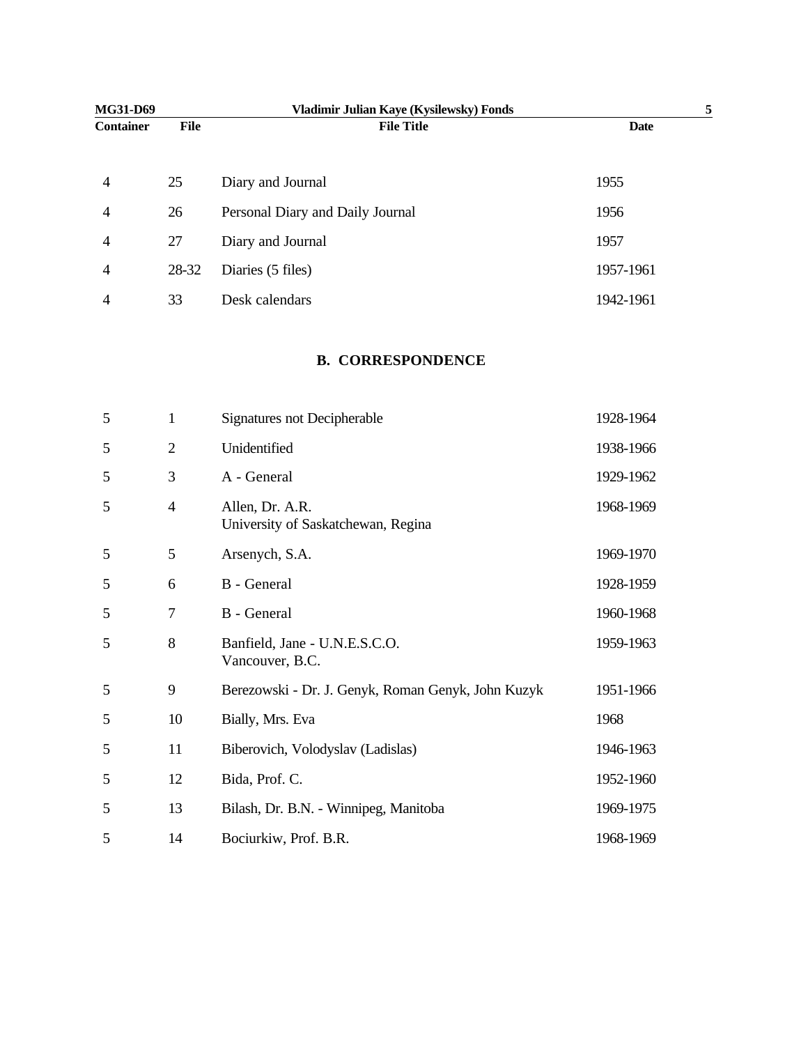| Container | File | File Title | Date |
|---|---|---|---|
| 4 | 25 | Diary and Journal | 1955 |
| 4 | 26 | Personal Diary and Daily Journal | 1956 |
| 4 | 27 | Diary and Journal | 1957 |
| 4 | 28-32 | Diaries (5 files) | 1957-1961 |
| 4 | 33 | Desk calendars | 1942-1961 |

## B. CORRESPONDENCE

| Container | File | File Title | Date |
|---|---|---|---|
| 5 | 1 | Signatures not Decipherable | 1928-1964 |
| 5 | 2 | Unidentified | 1938-1966 |
| 5 | 3 | A - General | 1929-1962 |
| 5 | 4 | Allen, Dr. A.R.<br>University of Saskatchewan, Regina | 1968-1969 |
| 5 | 5 | Arsenych, S.A. | 1969-1970 |
| 5 | 6 | B - General | 1928-1959 |
| 5 | 7 | B - General | 1960-1968 |
| 5 | 8 | Banfield, Jane - U.N.E.S.C.O.<br>Vancouver, B.C. | 1959-1963 |
| 5 | 9 | Berezowski - Dr. J. Genyk, Roman Genyk, John Kuzyk | 1951-1966 |
| 5 | 10 | Bially, Mrs. Eva | 1968 |
| 5 | 11 | Biberovich, Volodyslav (Ladislas) | 1946-1963 |
| 5 | 12 | Bida, Prof. C. | 1952-1960 |
| 5 | 13 | Bilash, Dr. B.N. - Winnipeg, Manitoba | 1969-1975 |
| 5 | 14 | Bociurkiw, Prof. B.R. | 1968-1969 |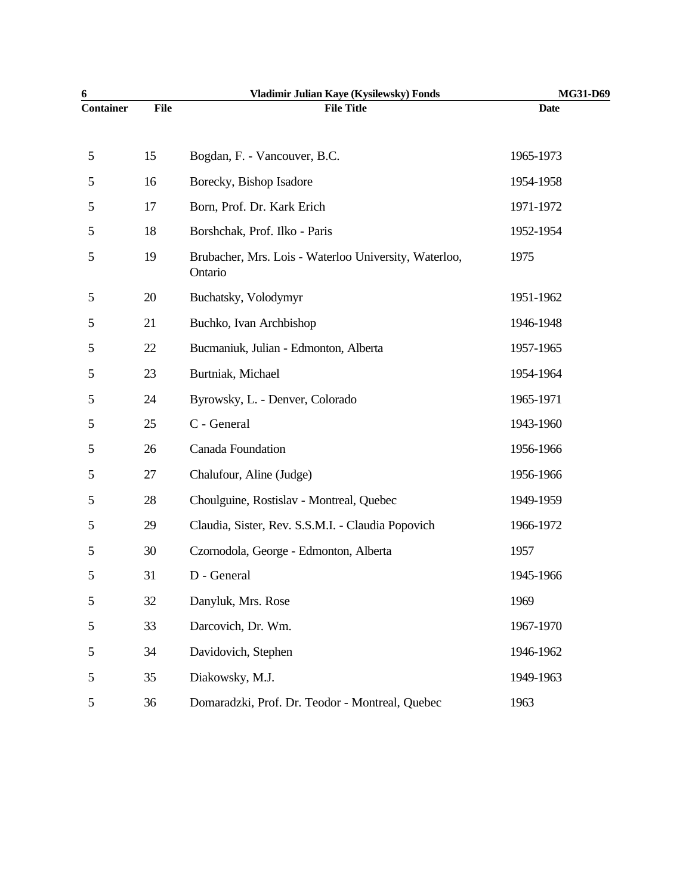| Container | File | File Title | Date |
|---|---|---|---|
| 5 | 15 | Bogdan, F. - Vancouver, B.C. | 1965-1973 |
| 5 | 16 | Borecky, Bishop Isadore | 1954-1958 |
| 5 | 17 | Born, Prof. Dr. Kark Erich | 1971-1972 |
| 5 | 18 | Borshchak, Prof. Ilko - Paris | 1952-1954 |
| 5 | 19 | Brubacher, Mrs. Lois - Waterloo University, Waterloo, Ontario | 1975 |
| 5 | 20 | Buchatsky, Volodymyr | 1951-1962 |
| 5 | 21 | Buchko, Ivan Archbishop | 1946-1948 |
| 5 | 22 | Bucmaniuk, Julian - Edmonton, Alberta | 1957-1965 |
| 5 | 23 | Burtniak, Michael | 1954-1964 |
| 5 | 24 | Byrowsky, L. - Denver, Colorado | 1965-1971 |
| 5 | 25 | C - General | 1943-1960 |
| 5 | 26 | Canada Foundation | 1956-1966 |
| 5 | 27 | Chalufour, Aline (Judge) | 1956-1966 |
| 5 | 28 | Choulguine, Rostislav - Montreal, Quebec | 1949-1959 |
| 5 | 29 | Claudia, Sister, Rev. S.S.M.I. - Claudia Popovich | 1966-1972 |
| 5 | 30 | Czornodola, George - Edmonton, Alberta | 1957 |
| 5 | 31 | D - General | 1945-1966 |
| 5 | 32 | Danyluk, Mrs. Rose | 1969 |
| 5 | 33 | Darcovich, Dr. Wm. | 1967-1970 |
| 5 | 34 | Davidovich, Stephen | 1946-1962 |
| 5 | 35 | Diakowsky, M.J. | 1949-1963 |
| 5 | 36 | Domaradzki, Prof. Dr. Teodor - Montreal, Quebec | 1963 |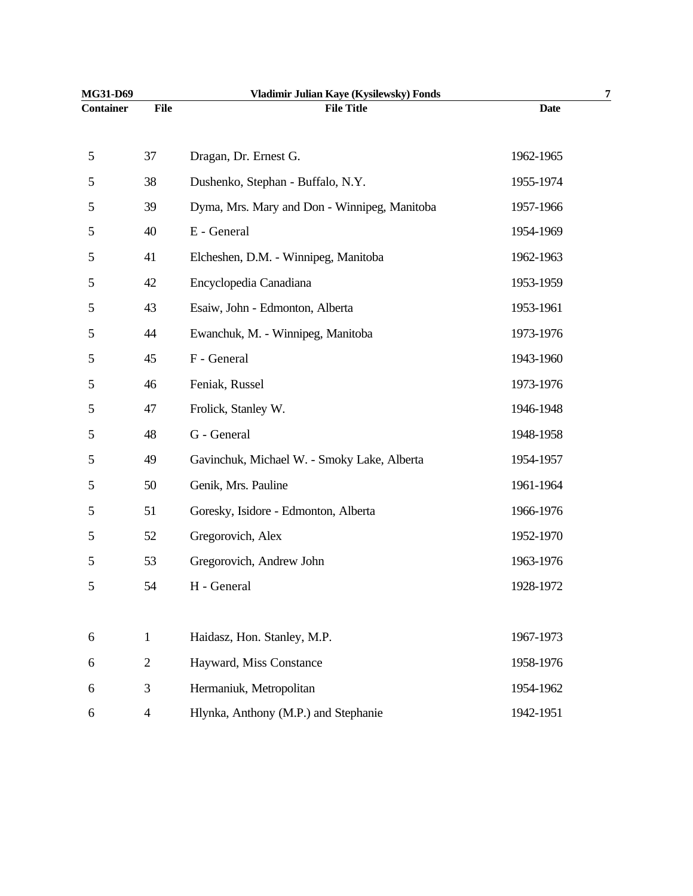| Container | File | File Title | Date |
| --- | --- | --- | --- |
| 5 | 37 | Dragan, Dr. Ernest G. | 1962-1965 |
| 5 | 38 | Dushenko, Stephan - Buffalo, N.Y. | 1955-1974 |
| 5 | 39 | Dyma, Mrs. Mary and Don - Winnipeg, Manitoba | 1957-1966 |
| 5 | 40 | E - General | 1954-1969 |
| 5 | 41 | Elcheshen, D.M. - Winnipeg, Manitoba | 1962-1963 |
| 5 | 42 | Encyclopedia Canadiana | 1953-1959 |
| 5 | 43 | Esaiw, John - Edmonton, Alberta | 1953-1961 |
| 5 | 44 | Ewanchuk, M. - Winnipeg, Manitoba | 1973-1976 |
| 5 | 45 | F - General | 1943-1960 |
| 5 | 46 | Feniak, Russel | 1973-1976 |
| 5 | 47 | Frolick, Stanley W. | 1946-1948 |
| 5 | 48 | G - General | 1948-1958 |
| 5 | 49 | Gavinchuk, Michael W. - Smoky Lake, Alberta | 1954-1957 |
| 5 | 50 | Genik, Mrs. Pauline | 1961-1964 |
| 5 | 51 | Goresky, Isidore - Edmonton, Alberta | 1966-1976 |
| 5 | 52 | Gregorovich, Alex | 1952-1970 |
| 5 | 53 | Gregorovich, Andrew John | 1963-1976 |
| 5 | 54 | H - General | 1928-1972 |
| 6 | 1 | Haidasz, Hon. Stanley, M.P. | 1967-1973 |
| 6 | 2 | Hayward, Miss Constance | 1958-1976 |
| 6 | 3 | Hermaniuk, Metropolitan | 1954-1962 |
| 6 | 4 | Hlynka, Anthony (M.P.) and Stephanie | 1942-1951 |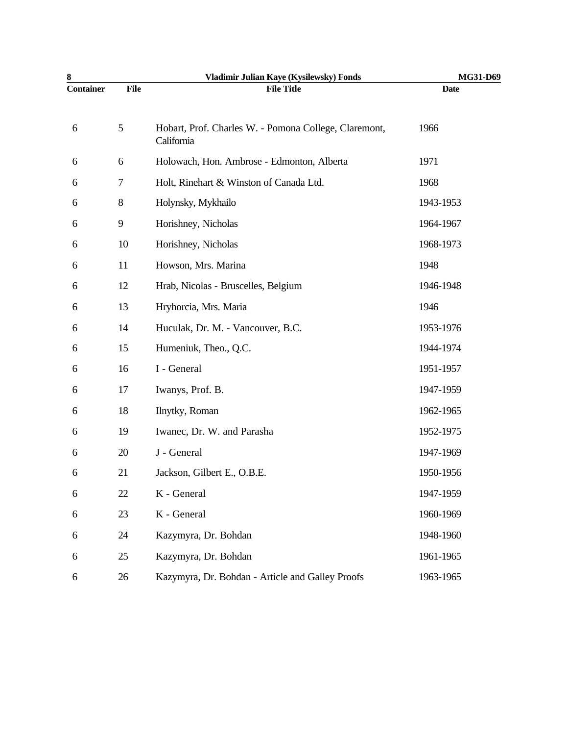| Container | File | File Title | Date |
|---|---|---|---|
| 6 | 5 | Hobart, Prof. Charles W. - Pomona College, Claremont, California | 1966 |
| 6 | 6 | Holowach, Hon. Ambrose - Edmonton, Alberta | 1971 |
| 6 | 7 | Holt, Rinehart & Winston of Canada Ltd. | 1968 |
| 6 | 8 | Holynsky, Mykhailo | 1943-1953 |
| 6 | 9 | Horishney, Nicholas | 1964-1967 |
| 6 | 10 | Horishney, Nicholas | 1968-1973 |
| 6 | 11 | Howson, Mrs. Marina | 1948 |
| 6 | 12 | Hrab, Nicolas - Bruscelles, Belgium | 1946-1948 |
| 6 | 13 | Hryhorcia, Mrs. Maria | 1946 |
| 6 | 14 | Huculak, Dr. M. - Vancouver, B.C. | 1953-1976 |
| 6 | 15 | Humeniuk, Theo., Q.C. | 1944-1974 |
| 6 | 16 | I - General | 1951-1957 |
| 6 | 17 | Iwanys, Prof. B. | 1947-1959 |
| 6 | 18 | Ilnytky, Roman | 1962-1965 |
| 6 | 19 | Iwanec, Dr. W. and Parasha | 1952-1975 |
| 6 | 20 | J - General | 1947-1969 |
| 6 | 21 | Jackson, Gilbert E., O.B.E. | 1950-1956 |
| 6 | 22 | K - General | 1947-1959 |
| 6 | 23 | K - General | 1960-1969 |
| 6 | 24 | Kazymyra, Dr. Bohdan | 1948-1960 |
| 6 | 25 | Kazymyra, Dr. Bohdan | 1961-1965 |
| 6 | 26 | Kazymyra, Dr. Bohdan - Article and Galley Proofs | 1963-1965 |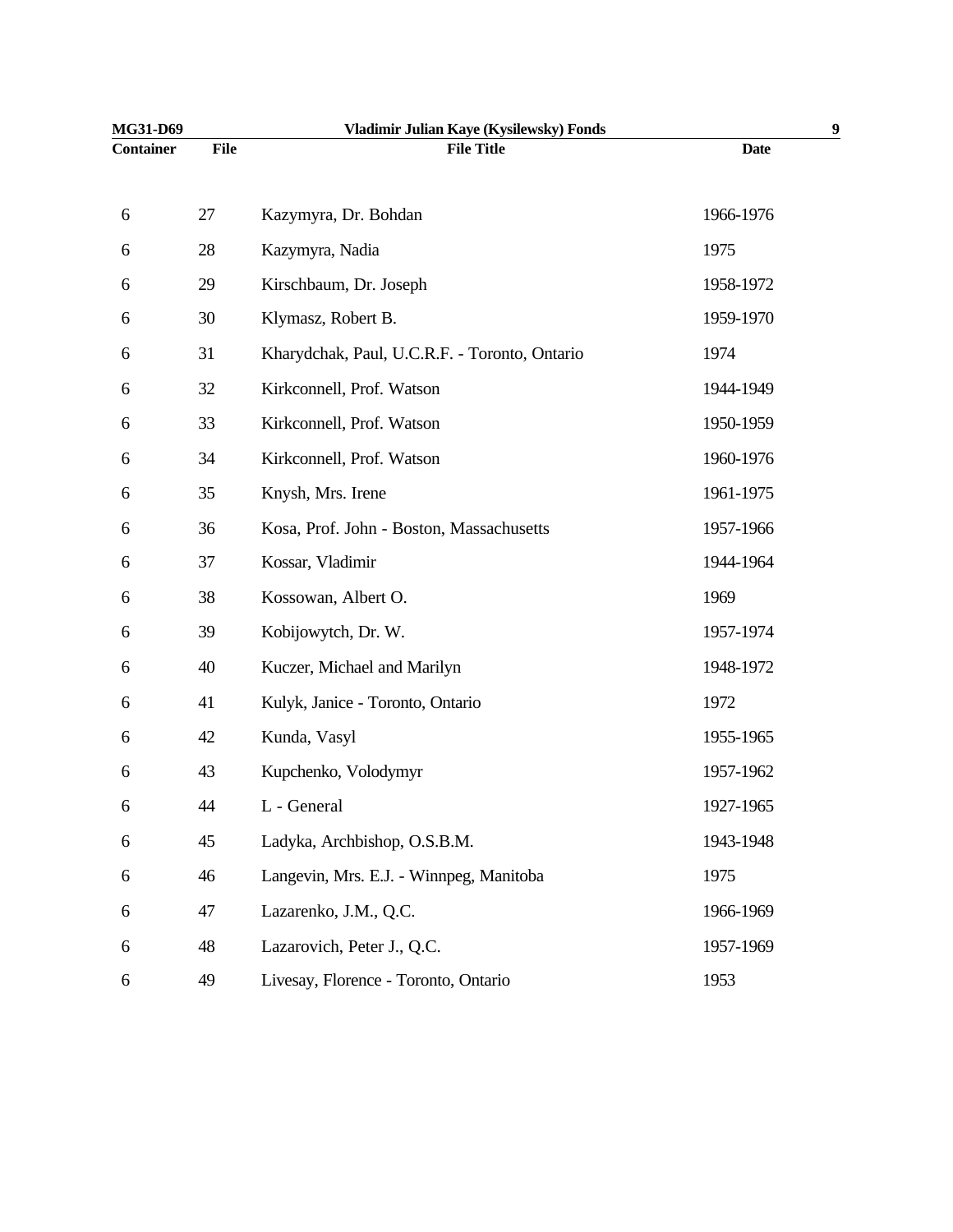| Container | File | File Title | Date |
|---|---|---|---|
| 6 | 27 | Kazymyra, Dr. Bohdan | 1966-1976 |
| 6 | 28 | Kazymyra, Nadia | 1975 |
| 6 | 29 | Kirschbaum, Dr. Joseph | 1958-1972 |
| 6 | 30 | Klymasz, Robert B. | 1959-1970 |
| 6 | 31 | Kharydchak, Paul, U.C.R.F. - Toronto, Ontario | 1974 |
| 6 | 32 | Kirkconnell, Prof. Watson | 1944-1949 |
| 6 | 33 | Kirkconnell, Prof. Watson | 1950-1959 |
| 6 | 34 | Kirkconnell, Prof. Watson | 1960-1976 |
| 6 | 35 | Knysh, Mrs. Irene | 1961-1975 |
| 6 | 36 | Kosa, Prof. John - Boston, Massachusetts | 1957-1966 |
| 6 | 37 | Kossar, Vladimir | 1944-1964 |
| 6 | 38 | Kossowan, Albert O. | 1969 |
| 6 | 39 | Kobijowytch, Dr. W. | 1957-1974 |
| 6 | 40 | Kuczer, Michael and Marilyn | 1948-1972 |
| 6 | 41 | Kulyk, Janice - Toronto, Ontario | 1972 |
| 6 | 42 | Kunda, Vasyl | 1955-1965 |
| 6 | 43 | Kupchenko, Volodymyr | 1957-1962 |
| 6 | 44 | L - General | 1927-1965 |
| 6 | 45 | Ladyka, Archbishop, O.S.B.M. | 1943-1948 |
| 6 | 46 | Langevin, Mrs. E.J. - Winnpeg, Manitoba | 1975 |
| 6 | 47 | Lazarenko, J.M., Q.C. | 1966-1969 |
| 6 | 48 | Lazarovich, Peter J., Q.C. | 1957-1969 |
| 6 | 49 | Livesay, Florence - Toronto, Ontario | 1953 |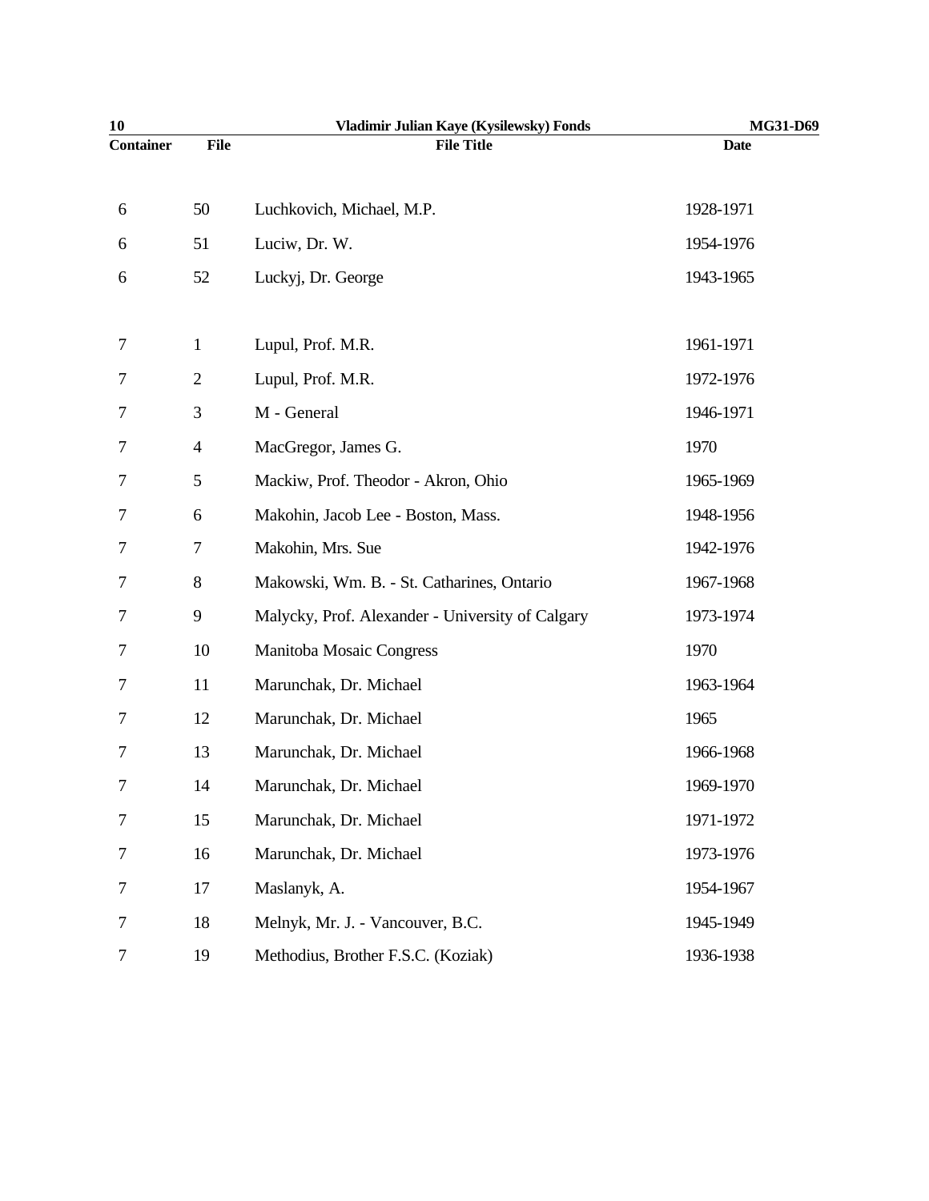| Container | File | File Title | Date |
|---|---|---|---|
| 6 | 50 | Luchkovich, Michael, M.P. | 1928-1971 |
| 6 | 51 | Luciw, Dr. W. | 1954-1976 |
| 6 | 52 | Luckyj, Dr. George | 1943-1965 |
| 7 | 1 | Lupul, Prof. M.R. | 1961-1971 |
| 7 | 2 | Lupul, Prof. M.R. | 1972-1976 |
| 7 | 3 | M - General | 1946-1971 |
| 7 | 4 | MacGregor, James G. | 1970 |
| 7 | 5 | Mackiw, Prof. Theodor - Akron, Ohio | 1965-1969 |
| 7 | 6 | Makohin, Jacob Lee - Boston, Mass. | 1948-1956 |
| 7 | 7 | Makohin, Mrs. Sue | 1942-1976 |
| 7 | 8 | Makowski, Wm. B. - St. Catharines, Ontario | 1967-1968 |
| 7 | 9 | Malycky, Prof. Alexander - University of Calgary | 1973-1974 |
| 7 | 10 | Manitoba Mosaic Congress | 1970 |
| 7 | 11 | Marunchak, Dr. Michael | 1963-1964 |
| 7 | 12 | Marunchak, Dr. Michael | 1965 |
| 7 | 13 | Marunchak, Dr. Michael | 1966-1968 |
| 7 | 14 | Marunchak, Dr. Michael | 1969-1970 |
| 7 | 15 | Marunchak, Dr. Michael | 1971-1972 |
| 7 | 16 | Marunchak, Dr. Michael | 1973-1976 |
| 7 | 17 | Maslanyk, A. | 1954-1967 |
| 7 | 18 | Melnyk, Mr. J. - Vancouver, B.C. | 1945-1949 |
| 7 | 19 | Methodius, Brother F.S.C. (Koziak) | 1936-1938 |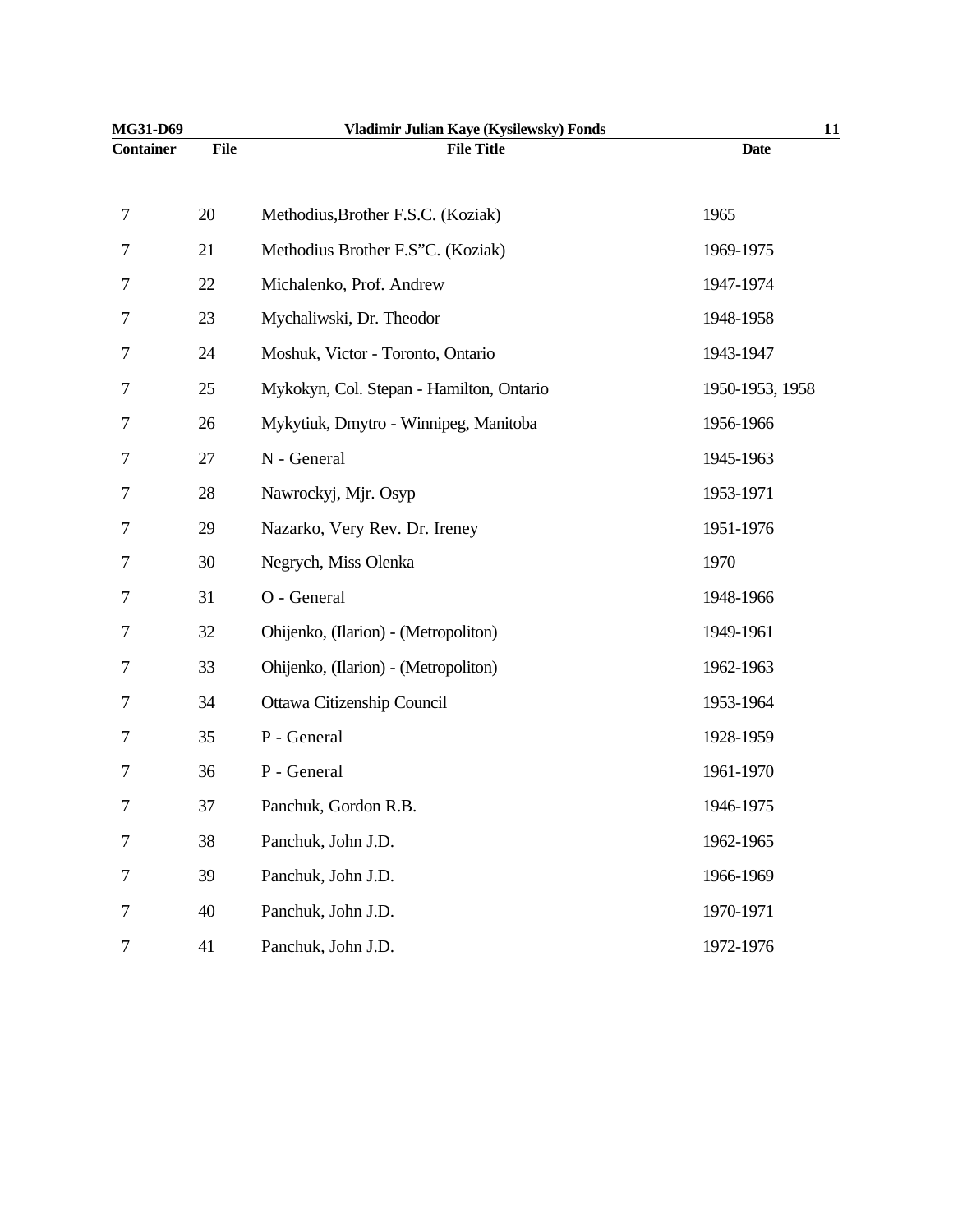| Container | File | File Title | Date |
| --- | --- | --- | --- |
| 7 | 20 | Methodius,Brother F.S.C. (Koziak) | 1965 |
| 7 | 21 | Methodius Brother F.S"C. (Koziak) | 1969-1975 |
| 7 | 22 | Michalenko, Prof. Andrew | 1947-1974 |
| 7 | 23 | Mychaliwski, Dr. Theodor | 1948-1958 |
| 7 | 24 | Moshuk, Victor - Toronto, Ontario | 1943-1947 |
| 7 | 25 | Mykokyn, Col. Stepan - Hamilton, Ontario | 1950-1953, 1958 |
| 7 | 26 | Mykytiuk, Dmytro - Winnipeg, Manitoba | 1956-1966 |
| 7 | 27 | N - General | 1945-1963 |
| 7 | 28 | Nawrockyj, Mjr. Osyp | 1953-1971 |
| 7 | 29 | Nazarko, Very Rev. Dr. Ireney | 1951-1976 |
| 7 | 30 | Negrych, Miss Olenka | 1970 |
| 7 | 31 | O - General | 1948-1966 |
| 7 | 32 | Ohijenko, (Ilarion) - (Metropoliton) | 1949-1961 |
| 7 | 33 | Ohijenko, (Ilarion) - (Metropoliton) | 1962-1963 |
| 7 | 34 | Ottawa Citizenship Council | 1953-1964 |
| 7 | 35 | P - General | 1928-1959 |
| 7 | 36 | P - General | 1961-1970 |
| 7 | 37 | Panchuk, Gordon R.B. | 1946-1975 |
| 7 | 38 | Panchuk, John J.D. | 1962-1965 |
| 7 | 39 | Panchuk, John J.D. | 1966-1969 |
| 7 | 40 | Panchuk, John J.D. | 1970-1971 |
| 7 | 41 | Panchuk, John J.D. | 1972-1976 |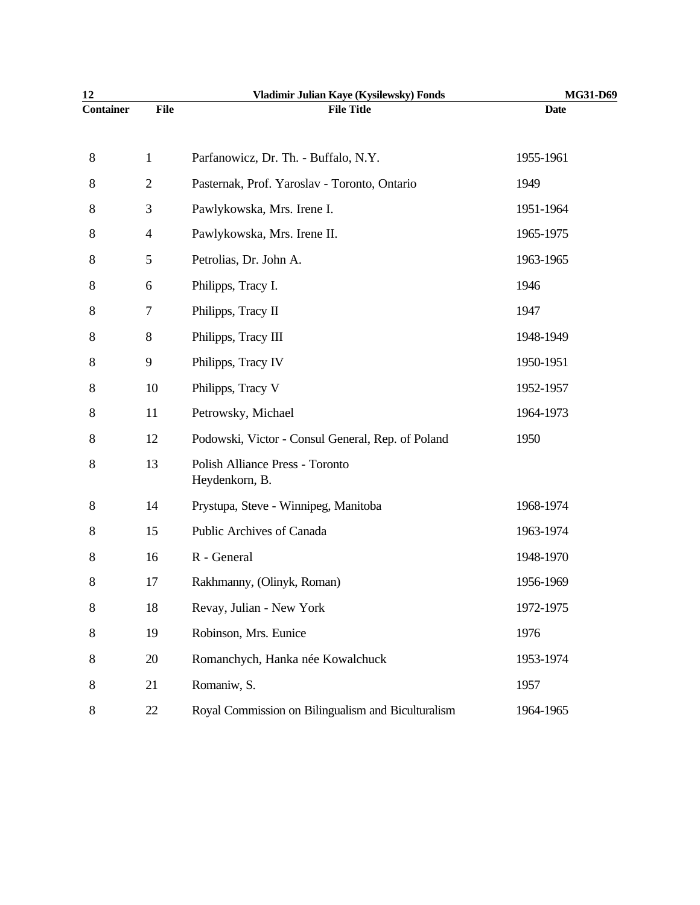| Container | File | File Title | Date |
|---|---|---|---|
| 8 | 1 | Parfanowicz, Dr. Th. - Buffalo, N.Y. | 1955-1961 |
| 8 | 2 | Pasternak, Prof. Yaroslav - Toronto, Ontario | 1949 |
| 8 | 3 | Pawlykowska, Mrs. Irene I. | 1951-1964 |
| 8 | 4 | Pawlykowska, Mrs. Irene II. | 1965-1975 |
| 8 | 5 | Petrolias, Dr. John A. | 1963-1965 |
| 8 | 6 | Philipps, Tracy I. | 1946 |
| 8 | 7 | Philipps, Tracy II | 1947 |
| 8 | 8 | Philipps, Tracy III | 1948-1949 |
| 8 | 9 | Philipps, Tracy IV | 1950-1951 |
| 8 | 10 | Philipps, Tracy V | 1952-1957 |
| 8 | 11 | Petrowsky, Michael | 1964-1973 |
| 8 | 12 | Podowski, Victor - Consul General, Rep. of Poland | 1950 |
| 8 | 13 | Polish Alliance Press - Toronto Heydenkorn, B. | |
| 8 | 14 | Prystupa, Steve - Winnipeg, Manitoba | 1968-1974 |
| 8 | 15 | Public Archives of Canada | 1963-1974 |
| 8 | 16 | R - General | 1948-1970 |
| 8 | 17 | Rakhmanny, (Olinyk, Roman) | 1956-1969 |
| 8 | 18 | Revay, Julian - New York | 1972-1975 |
| 8 | 19 | Robinson, Mrs. Eunice | 1976 |
| 8 | 20 | Romanchych, Hanka née Kowalchuck | 1953-1974 |
| 8 | 21 | Romaniw, S. | 1957 |
| 8 | 22 | Royal Commission on Bilingualism and Biculturalism | 1964-1965 |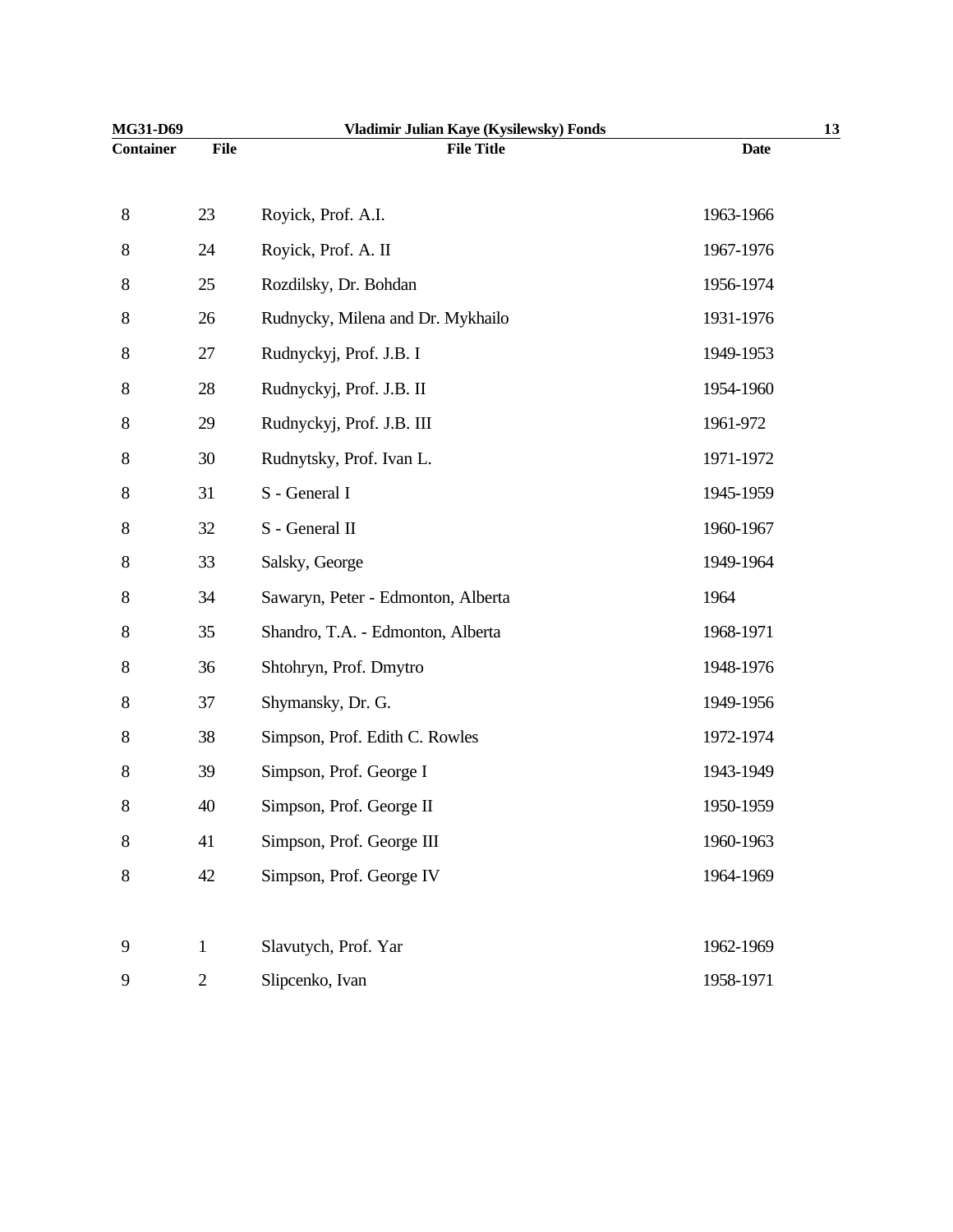| Container | File | File Title | Date |
|---|---|---|---|
| 8 | 23 | Royick, Prof. A.I. | 1963-1966 |
| 8 | 24 | Royick, Prof. A. II | 1967-1976 |
| 8 | 25 | Rozdilsky, Dr. Bohdan | 1956-1974 |
| 8 | 26 | Rudnycky, Milena and Dr. Mykhailo | 1931-1976 |
| 8 | 27 | Rudnyckyj, Prof. J.B. I | 1949-1953 |
| 8 | 28 | Rudnyckyj, Prof. J.B. II | 1954-1960 |
| 8 | 29 | Rudnyckyj, Prof. J.B. III | 1961-972 |
| 8 | 30 | Rudnytsky, Prof. Ivan L. | 1971-1972 |
| 8 | 31 | S - General I | 1945-1959 |
| 8 | 32 | S - General II | 1960-1967 |
| 8 | 33 | Salsky, George | 1949-1964 |
| 8 | 34 | Sawaryn, Peter - Edmonton, Alberta | 1964 |
| 8 | 35 | Shandro, T.A. - Edmonton, Alberta | 1968-1971 |
| 8 | 36 | Shtohryn, Prof. Dmytro | 1948-1976 |
| 8 | 37 | Shymansky, Dr. G. | 1949-1956 |
| 8 | 38 | Simpson, Prof. Edith C. Rowles | 1972-1974 |
| 8 | 39 | Simpson, Prof. George I | 1943-1949 |
| 8 | 40 | Simpson, Prof. George II | 1950-1959 |
| 8 | 41 | Simpson, Prof. George III | 1960-1963 |
| 8 | 42 | Simpson, Prof. George IV | 1964-1969 |
| 9 | 1 | Slavutych, Prof. Yar | 1962-1969 |
| 9 | 2 | Slipcenko, Ivan | 1958-1971 |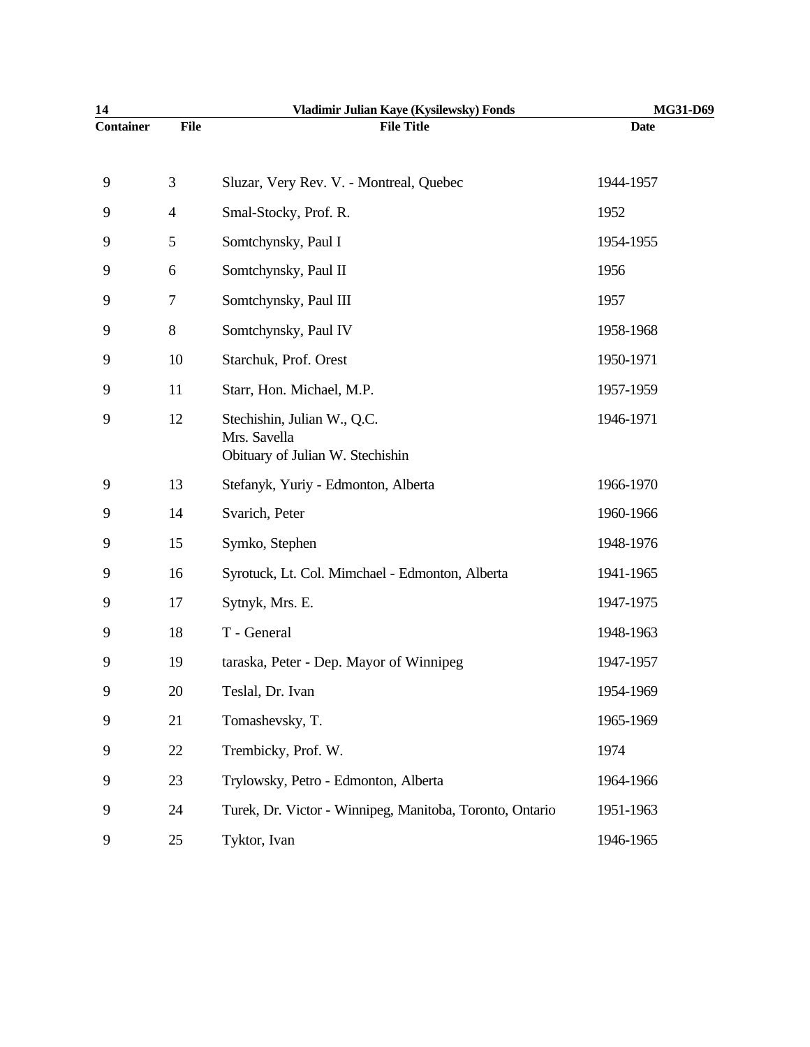| Container | File | File Title | Date |
|---|---|---|---|
| 9 | 3 | Sluzar, Very Rev. V. - Montreal, Quebec | 1944-1957 |
| 9 | 4 | Smal-Stocky, Prof. R. | 1952 |
| 9 | 5 | Somtchynsky, Paul I | 1954-1955 |
| 9 | 6 | Somtchynsky, Paul II | 1956 |
| 9 | 7 | Somtchynsky, Paul III | 1957 |
| 9 | 8 | Somtchynsky, Paul IV | 1958-1968 |
| 9 | 10 | Starchuk, Prof. Orest | 1950-1971 |
| 9 | 11 | Starr, Hon. Michael, M.P. | 1957-1959 |
| 9 | 12 | Stechishin, Julian W., Q.C.<br>Mrs. Savella<br>Obituary of Julian W. Stechishin | 1946-1971 |
| 9 | 13 | Stefanyk, Yuriy - Edmonton, Alberta | 1966-1970 |
| 9 | 14 | Svarich, Peter | 1960-1966 |
| 9 | 15 | Symko, Stephen | 1948-1976 |
| 9 | 16 | Syrotuck, Lt. Col. Mimchael - Edmonton, Alberta | 1941-1965 |
| 9 | 17 | Sytnyk, Mrs. E. | 1947-1975 |
| 9 | 18 | T - General | 1948-1963 |
| 9 | 19 | taraska, Peter - Dep. Mayor of Winnipeg | 1947-1957 |
| 9 | 20 | Teslal, Dr. Ivan | 1954-1969 |
| 9 | 21 | Tomashevsky, T. | 1965-1969 |
| 9 | 22 | Trembicky, Prof. W. | 1974 |
| 9 | 23 | Trylowsky, Petro - Edmonton, Alberta | 1964-1966 |
| 9 | 24 | Turek, Dr. Victor - Winnipeg, Manitoba, Toronto, Ontario | 1951-1963 |
| 9 | 25 | Tyktor, Ivan | 1946-1965 |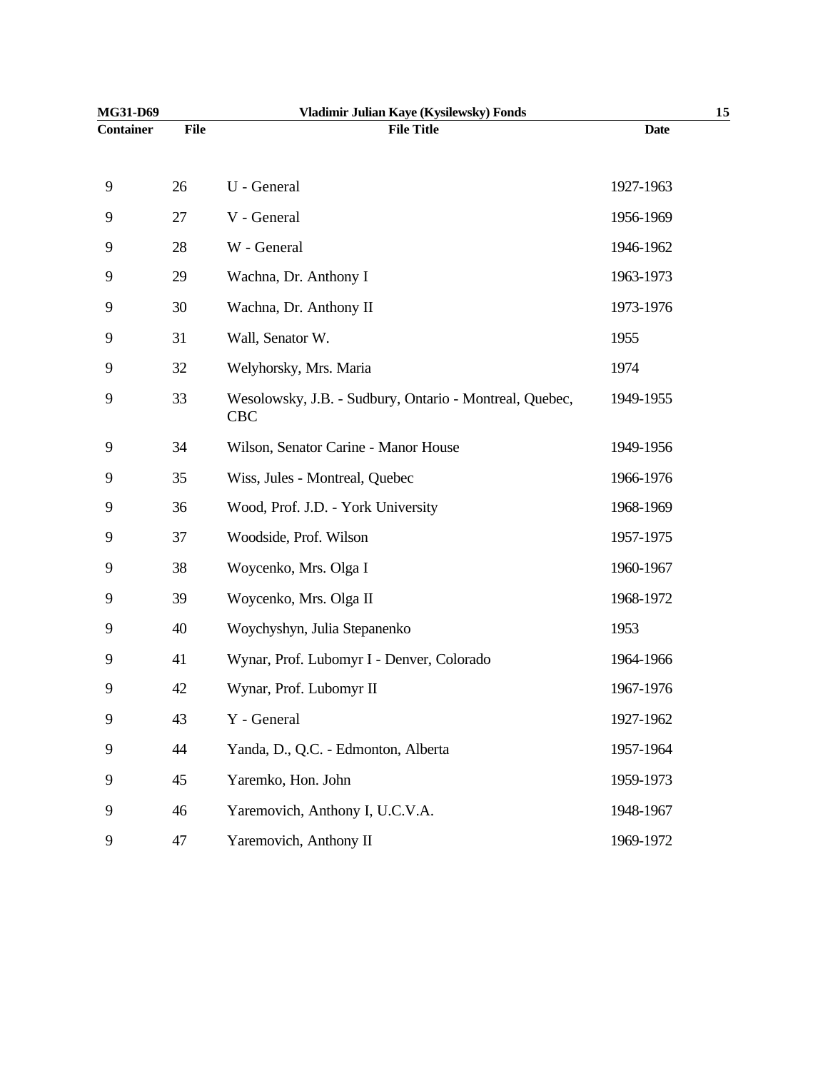| Container | File | File Title | Date |
|---|---|---|---|
| 9 | 26 | U - General | 1927-1963 |
| 9 | 27 | V - General | 1956-1969 |
| 9 | 28 | W - General | 1946-1962 |
| 9 | 29 | Wachna, Dr. Anthony I | 1963-1973 |
| 9 | 30 | Wachna, Dr. Anthony II | 1973-1976 |
| 9 | 31 | Wall, Senator W. | 1955 |
| 9 | 32 | Welyhorsky, Mrs. Maria | 1974 |
| 9 | 33 | Wesolowsky, J.B. - Sudbury, Ontario - Montreal, Quebec, CBC | 1949-1955 |
| 9 | 34 | Wilson, Senator Carine - Manor House | 1949-1956 |
| 9 | 35 | Wiss, Jules - Montreal, Quebec | 1966-1976 |
| 9 | 36 | Wood, Prof. J.D. - York University | 1968-1969 |
| 9 | 37 | Woodside, Prof. Wilson | 1957-1975 |
| 9 | 38 | Woycenko, Mrs. Olga I | 1960-1967 |
| 9 | 39 | Woycenko, Mrs. Olga II | 1968-1972 |
| 9 | 40 | Woychyshyn, Julia Stepanenko | 1953 |
| 9 | 41 | Wynar, Prof. Lubomyr I - Denver, Colorado | 1964-1966 |
| 9 | 42 | Wynar, Prof. Lubomyr II | 1967-1976 |
| 9 | 43 | Y - General | 1927-1962 |
| 9 | 44 | Yanda, D., Q.C. - Edmonton, Alberta | 1957-1964 |
| 9 | 45 | Yaremko, Hon. John | 1959-1973 |
| 9 | 46 | Yaremovich, Anthony I, U.C.V.A. | 1948-1967 |
| 9 | 47 | Yaremovich, Anthony II | 1969-1972 |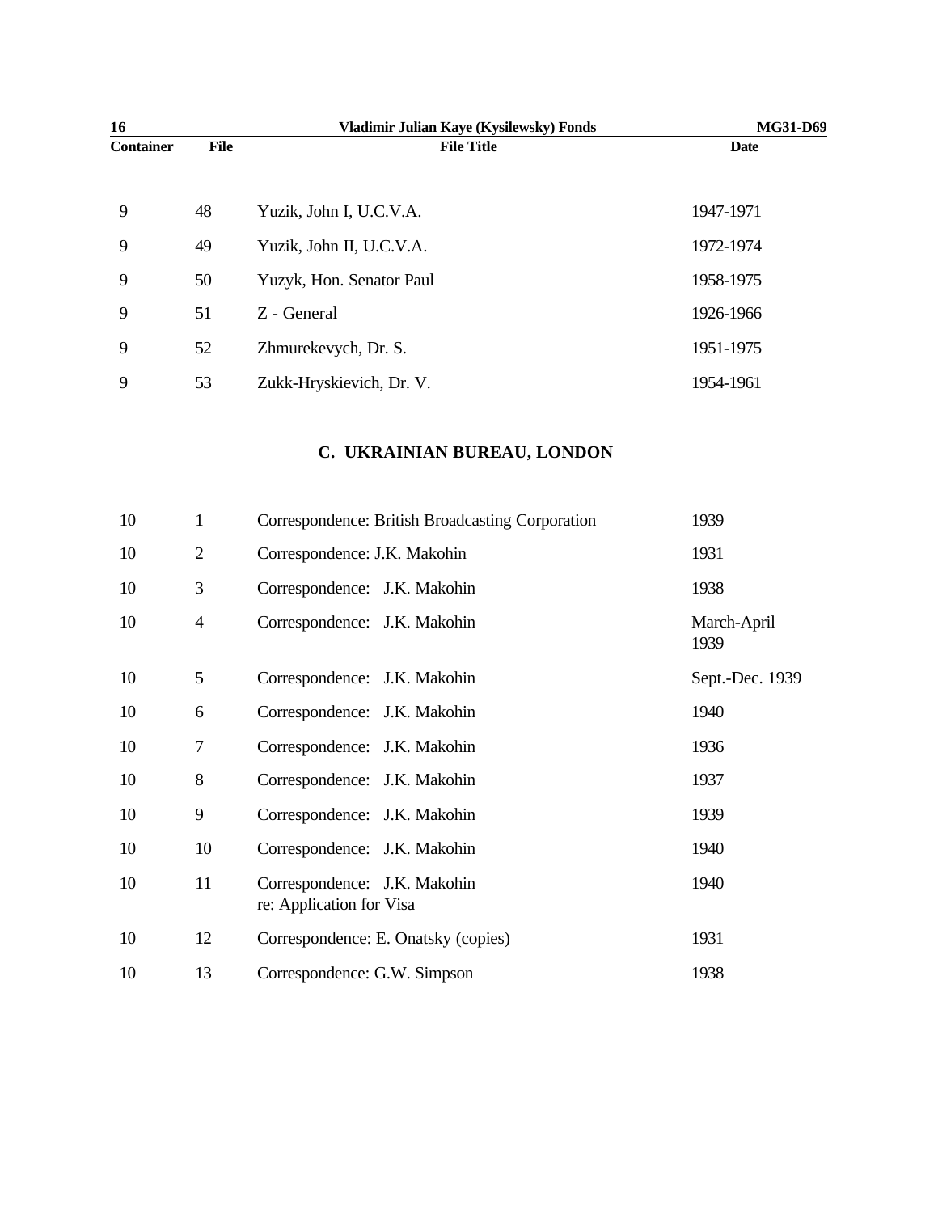| Container | File | File Title | Date |
|---|---|---|---|
| 9 | 48 | Yuzik, John I, U.C.V.A. | 1947-1971 |
| 9 | 49 | Yuzik, John II, U.C.V.A. | 1972-1974 |
| 9 | 50 | Yuzyk, Hon. Senator Paul | 1958-1975 |
| 9 | 51 | Z - General | 1926-1966 |
| 9 | 52 | Zhmurekevych, Dr. S. | 1951-1975 |
| 9 | 53 | Zukk-Hryskievich, Dr. V. | 1954-1961 |

## C. UKRAINIAN BUREAU, LONDON

| Container | File | File Title | Date |
|---|---|---|---|
| 10 | 1 | Correspondence: British Broadcasting Corporation | 1939 |
| 10 | 2 | Correspondence: J.K. Makohin | 1931 |
| 10 | 3 | Correspondence: J.K. Makohin | 1938 |
| 10 | 4 | Correspondence: J.K. Makohin | March-April 1939 |
| 10 | 5 | Correspondence: J.K. Makohin | Sept.-Dec. 1939 |
| 10 | 6 | Correspondence: J.K. Makohin | 1940 |
| 10 | 7 | Correspondence: J.K. Makohin | 1936 |
| 10 | 8 | Correspondence: J.K. Makohin | 1937 |
| 10 | 9 | Correspondence: J.K. Makohin | 1939 |
| 10 | 10 | Correspondence: J.K. Makohin | 1940 |
| 10 | 11 | Correspondence: J.K. Makohin re: Application for Visa | 1940 |
| 10 | 12 | Correspondence: E. Onatsky (copies) | 1931 |
| 10 | 13 | Correspondence: G.W. Simpson | 1938 |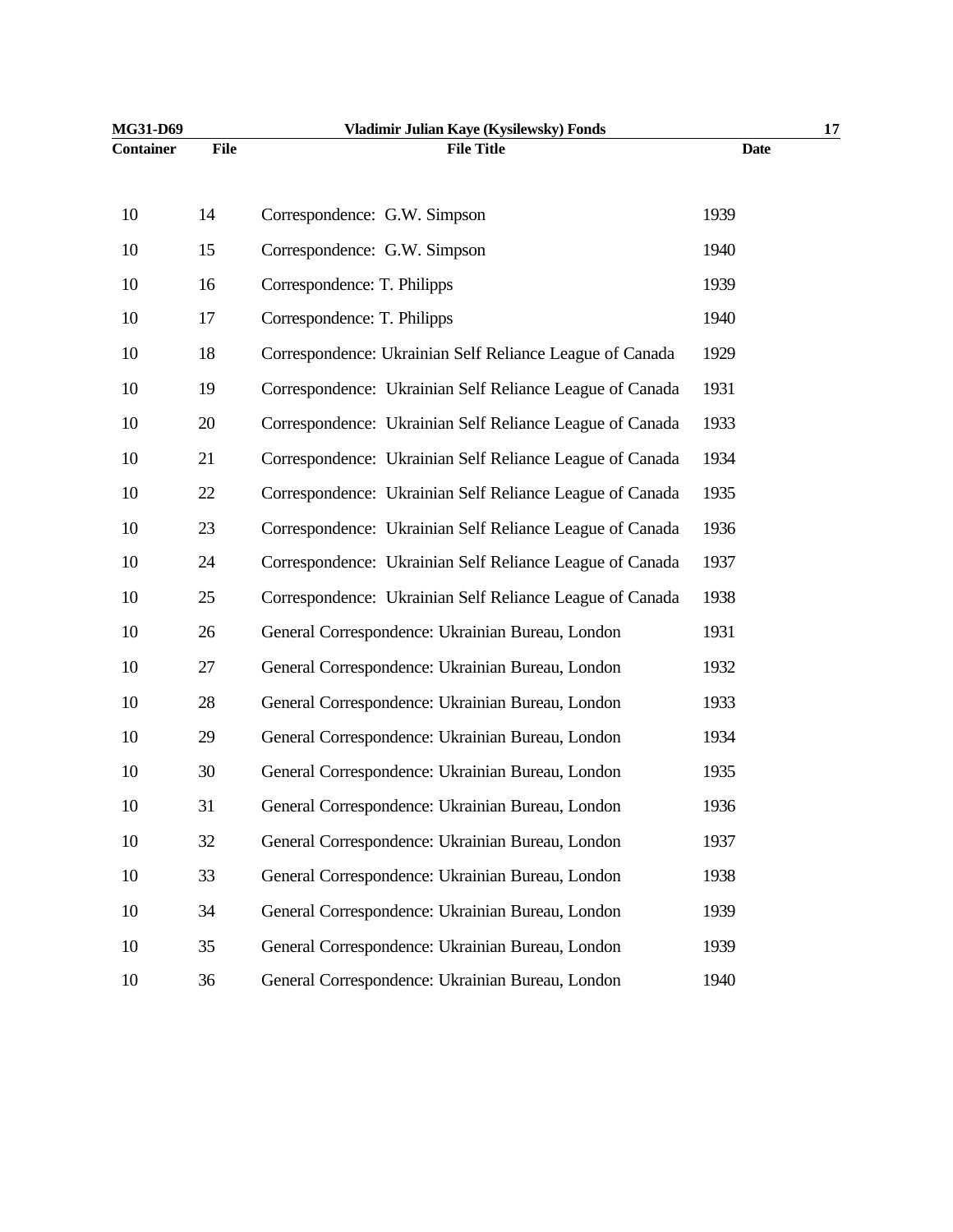| Container | File | File Title | Date |
|---|---|---|---|
| 10 | 14 | Correspondence: G.W. Simpson | 1939 |
| 10 | 15 | Correspondence: G.W. Simpson | 1940 |
| 10 | 16 | Correspondence: T. Philipps | 1939 |
| 10 | 17 | Correspondence: T. Philipps | 1940 |
| 10 | 18 | Correspondence: Ukrainian Self Reliance League of Canada | 1929 |
| 10 | 19 | Correspondence: Ukrainian Self Reliance League of Canada | 1931 |
| 10 | 20 | Correspondence: Ukrainian Self Reliance League of Canada | 1933 |
| 10 | 21 | Correspondence: Ukrainian Self Reliance League of Canada | 1934 |
| 10 | 22 | Correspondence: Ukrainian Self Reliance League of Canada | 1935 |
| 10 | 23 | Correspondence: Ukrainian Self Reliance League of Canada | 1936 |
| 10 | 24 | Correspondence: Ukrainian Self Reliance League of Canada | 1937 |
| 10 | 25 | Correspondence: Ukrainian Self Reliance League of Canada | 1938 |
| 10 | 26 | General Correspondence: Ukrainian Bureau, London | 1931 |
| 10 | 27 | General Correspondence: Ukrainian Bureau, London | 1932 |
| 10 | 28 | General Correspondence: Ukrainian Bureau, London | 1933 |
| 10 | 29 | General Correspondence: Ukrainian Bureau, London | 1934 |
| 10 | 30 | General Correspondence: Ukrainian Bureau, London | 1935 |
| 10 | 31 | General Correspondence: Ukrainian Bureau, London | 1936 |
| 10 | 32 | General Correspondence: Ukrainian Bureau, London | 1937 |
| 10 | 33 | General Correspondence: Ukrainian Bureau, London | 1938 |
| 10 | 34 | General Correspondence: Ukrainian Bureau, London | 1939 |
| 10 | 35 | General Correspondence: Ukrainian Bureau, London | 1939 |
| 10 | 36 | General Correspondence: Ukrainian Bureau, London | 1940 |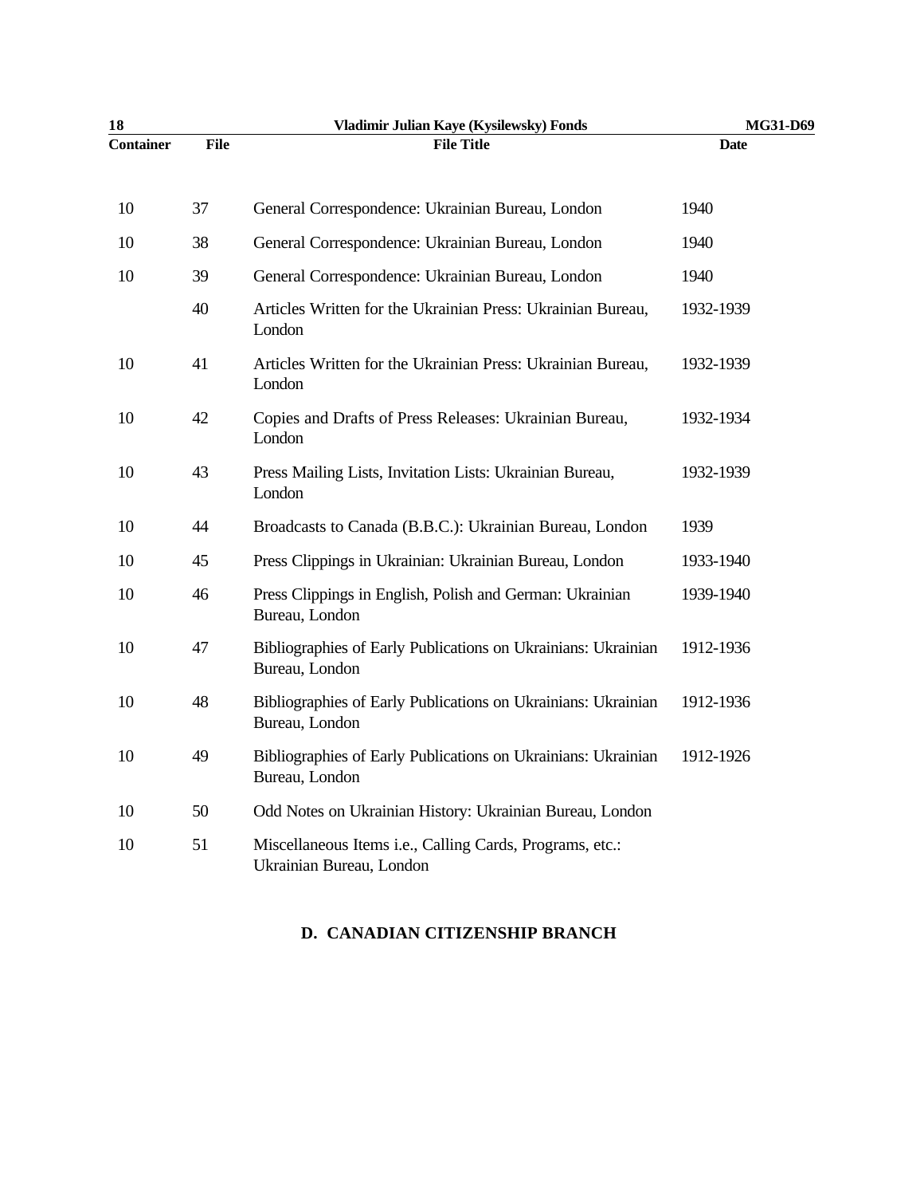| Container | File | File Title | Date |
|---|---|---|---|
| 10 | 37 | General Correspondence: Ukrainian Bureau, London | 1940 |
| 10 | 38 | General Correspondence: Ukrainian Bureau, London | 1940 |
| 10 | 39 | General Correspondence: Ukrainian Bureau, London | 1940 |
| | 40 | Articles Written for the Ukrainian Press: Ukrainian Bureau, London | 1932-1939 |
| 10 | 41 | Articles Written for the Ukrainian Press: Ukrainian Bureau, London | 1932-1939 |
| 10 | 42 | Copies and Drafts of Press Releases: Ukrainian Bureau, London | 1932-1934 |
| 10 | 43 | Press Mailing Lists, Invitation Lists: Ukrainian Bureau, London | 1932-1939 |
| 10 | 44 | Broadcasts to Canada (B.B.C.): Ukrainian Bureau, London | 1939 |
| 10 | 45 | Press Clippings in Ukrainian: Ukrainian Bureau, London | 1933-1940 |
| 10 | 46 | Press Clippings in English, Polish and German: Ukrainian Bureau, London | 1939-1940 |
| 10 | 47 | Bibliographies of Early Publications on Ukrainians: Ukrainian Bureau, London | 1912-1936 |
| 10 | 48 | Bibliographies of Early Publications on Ukrainians: Ukrainian Bureau, London | 1912-1936 |
| 10 | 49 | Bibliographies of Early Publications on Ukrainians: Ukrainian Bureau, London | 1912-1926 |
| 10 | 50 | Odd Notes on Ukrainian History: Ukrainian Bureau, London | |
| 10 | 51 | Miscellaneous Items i.e., Calling Cards, Programs, etc.: Ukrainian Bureau, London | |

## D. CANADIAN CITIZENSHIP BRANCH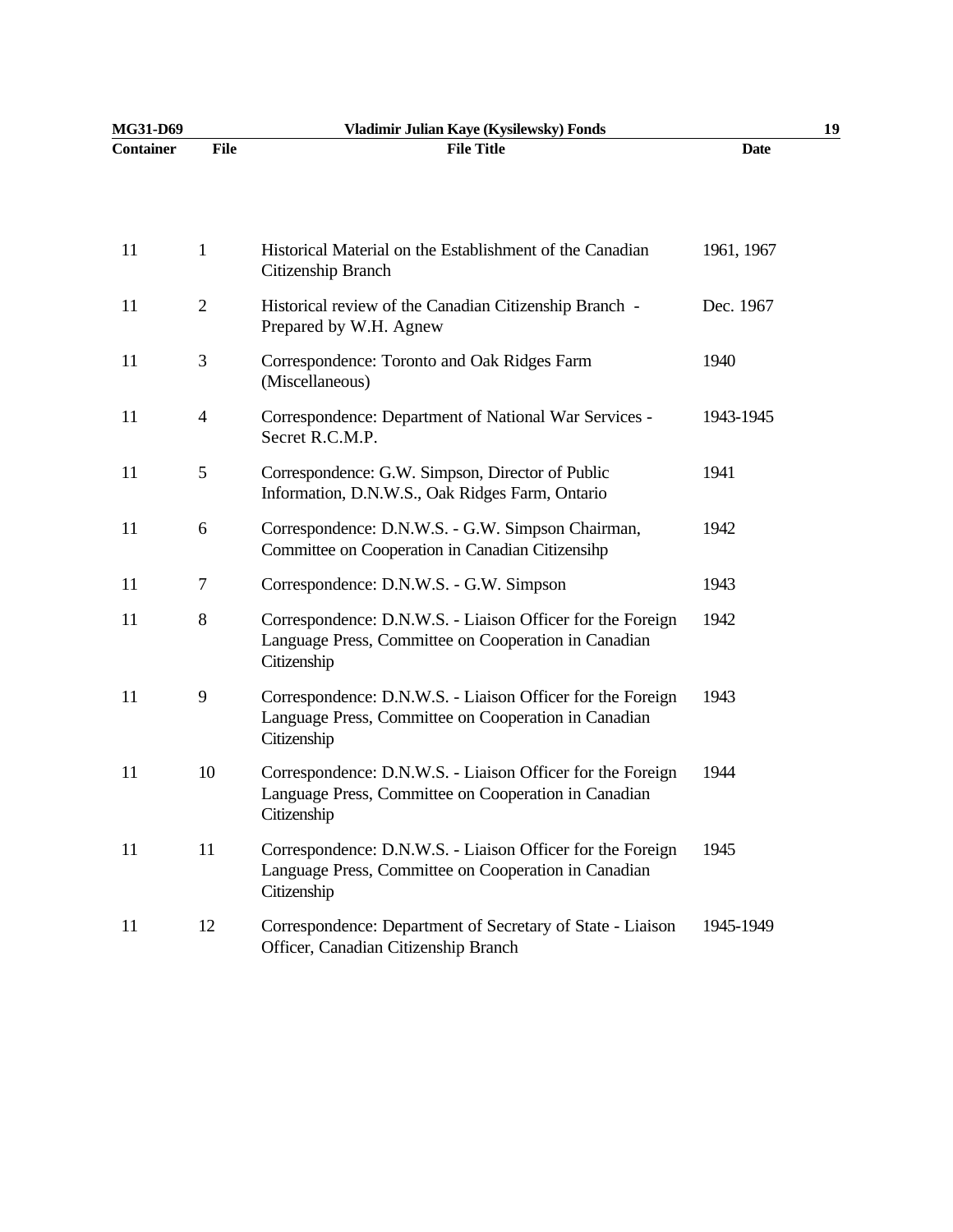| Container | File | File Title | Date |
|---|---|---|---|
| 11 | 1 | Historical Material on the Establishment of the Canadian Citizenship Branch | 1961, 1967 |
| 11 | 2 | Historical review of the Canadian Citizenship Branch - Prepared by W.H. Agnew | Dec. 1967 |
| 11 | 3 | Correspondence: Toronto and Oak Ridges Farm (Miscellaneous) | 1940 |
| 11 | 4 | Correspondence: Department of National War Services - Secret R.C.M.P. | 1943-1945 |
| 11 | 5 | Correspondence: G.W. Simpson, Director of Public Information, D.N.W.S., Oak Ridges Farm, Ontario | 1941 |
| 11 | 6 | Correspondence: D.N.W.S. - G.W. Simpson Chairman, Committee on Cooperation in Canadian Citizensihp | 1942 |
| 11 | 7 | Correspondence: D.N.W.S. - G.W. Simpson | 1943 |
| 11 | 8 | Correspondence: D.N.W.S. - Liaison Officer for the Foreign Language Press, Committee on Cooperation in Canadian Citizenship | 1942 |
| 11 | 9 | Correspondence: D.N.W.S. - Liaison Officer for the Foreign Language Press, Committee on Cooperation in Canadian Citizenship | 1943 |
| 11 | 10 | Correspondence: D.N.W.S. - Liaison Officer for the Foreign Language Press, Committee on Cooperation in Canadian Citizenship | 1944 |
| 11 | 11 | Correspondence: D.N.W.S. - Liaison Officer for the Foreign Language Press, Committee on Cooperation in Canadian Citizenship | 1945 |
| 11 | 12 | Correspondence: Department of Secretary of State - Liaison Officer, Canadian Citizenship Branch | 1945-1949 |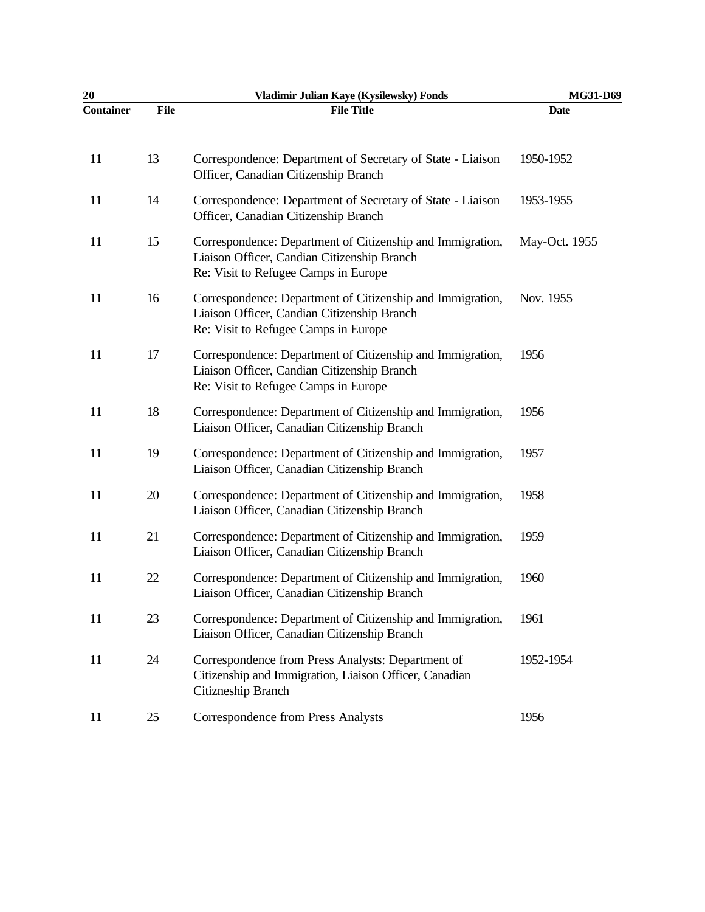| Container | File | File Title | Date |
|---|---|---|---|
| 11 | 13 | Correspondence: Department of Secretary of State - Liaison Officer, Canadian Citizenship Branch | 1950-1952 |
| 11 | 14 | Correspondence: Department of Secretary of State - Liaison Officer, Canadian Citizenship Branch | 1953-1955 |
| 11 | 15 | Correspondence: Department of Citizenship and Immigration, Liaison Officer, Candian Citizenship Branch Re: Visit to Refugee Camps in Europe | May-Oct. 1955 |
| 11 | 16 | Correspondence: Department of Citizenship and Immigration, Liaison Officer, Candian Citizenship Branch Re: Visit to Refugee Camps in Europe | Nov. 1955 |
| 11 | 17 | Correspondence: Department of Citizenship and Immigration, Liaison Officer, Candian Citizenship Branch Re: Visit to Refugee Camps in Europe | 1956 |
| 11 | 18 | Correspondence: Department of Citizenship and Immigration, Liaison Officer, Canadian Citizenship Branch | 1956 |
| 11 | 19 | Correspondence: Department of Citizenship and Immigration, Liaison Officer, Canadian Citizenship Branch | 1957 |
| 11 | 20 | Correspondence: Department of Citizenship and Immigration, Liaison Officer, Canadian Citizenship Branch | 1958 |
| 11 | 21 | Correspondence: Department of Citizenship and Immigration, Liaison Officer, Canadian Citizenship Branch | 1959 |
| 11 | 22 | Correspondence: Department of Citizenship and Immigration, Liaison Officer, Canadian Citizenship Branch | 1960 |
| 11 | 23 | Correspondence: Department of Citizenship and Immigration, Liaison Officer, Canadian Citizenship Branch | 1961 |
| 11 | 24 | Correspondence from Press Analysts: Department of Citizenship and Immigration, Liaison Officer, Canadian Citizneship Branch | 1952-1954 |
| 11 | 25 | Correspondence from Press Analysts | 1956 |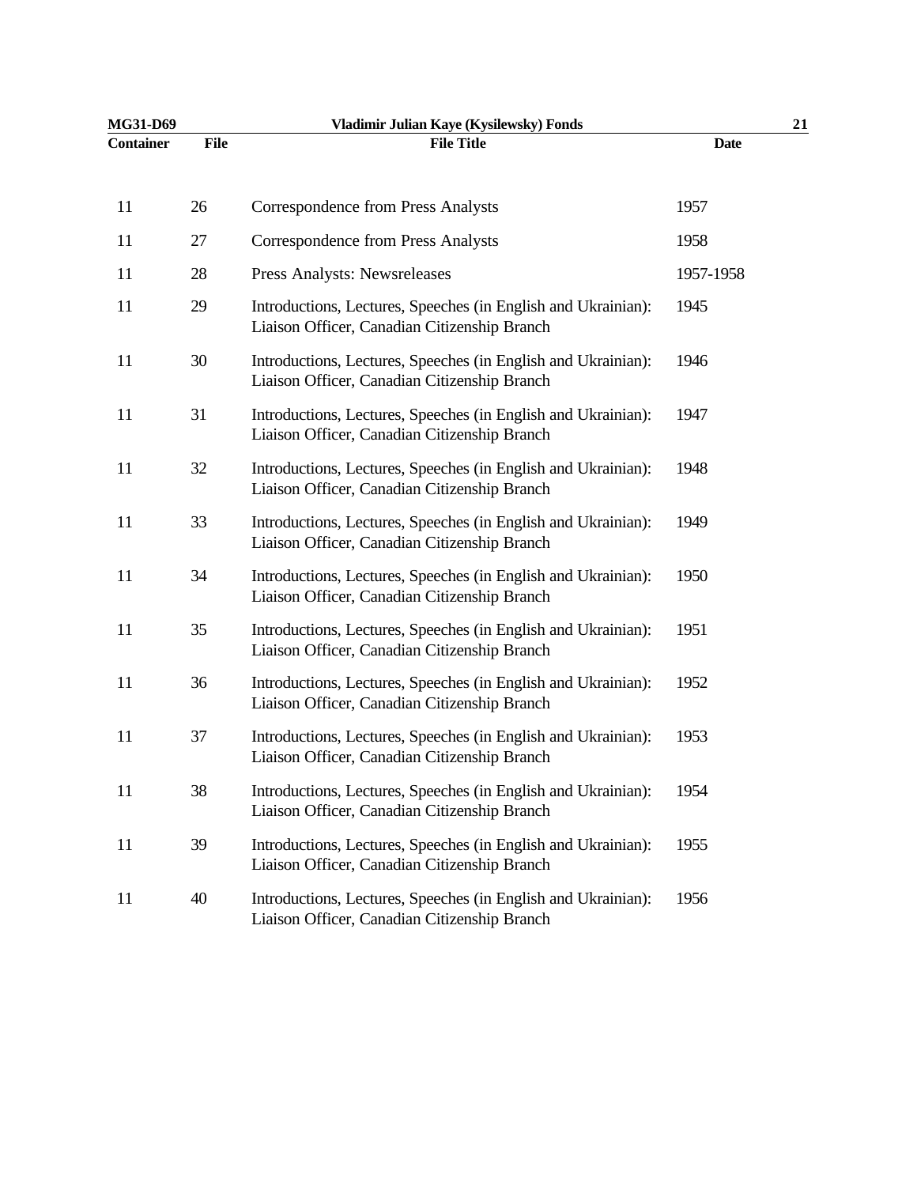| Container | File | File Title | Date |
| --- | --- | --- | --- |
| 11 | 26 | Correspondence from Press Analysts | 1957 |
| 11 | 27 | Correspondence from Press Analysts | 1958 |
| 11 | 28 | Press Analysts: Newsreleases | 1957-1958 |
| 11 | 29 | Introductions, Lectures, Speeches (in English and Ukrainian): Liaison Officer, Canadian Citizenship Branch | 1945 |
| 11 | 30 | Introductions, Lectures, Speeches (in English and Ukrainian): Liaison Officer, Canadian Citizenship Branch | 1946 |
| 11 | 31 | Introductions, Lectures, Speeches (in English and Ukrainian): Liaison Officer, Canadian Citizenship Branch | 1947 |
| 11 | 32 | Introductions, Lectures, Speeches (in English and Ukrainian): Liaison Officer, Canadian Citizenship Branch | 1948 |
| 11 | 33 | Introductions, Lectures, Speeches (in English and Ukrainian): Liaison Officer, Canadian Citizenship Branch | 1949 |
| 11 | 34 | Introductions, Lectures, Speeches (in English and Ukrainian): Liaison Officer, Canadian Citizenship Branch | 1950 |
| 11 | 35 | Introductions, Lectures, Speeches (in English and Ukrainian): Liaison Officer, Canadian Citizenship Branch | 1951 |
| 11 | 36 | Introductions, Lectures, Speeches (in English and Ukrainian): Liaison Officer, Canadian Citizenship Branch | 1952 |
| 11 | 37 | Introductions, Lectures, Speeches (in English and Ukrainian): Liaison Officer, Canadian Citizenship Branch | 1953 |
| 11 | 38 | Introductions, Lectures, Speeches (in English and Ukrainian): Liaison Officer, Canadian Citizenship Branch | 1954 |
| 11 | 39 | Introductions, Lectures, Speeches (in English and Ukrainian): Liaison Officer, Canadian Citizenship Branch | 1955 |
| 11 | 40 | Introductions, Lectures, Speeches (in English and Ukrainian): Liaison Officer, Canadian Citizenship Branch | 1956 |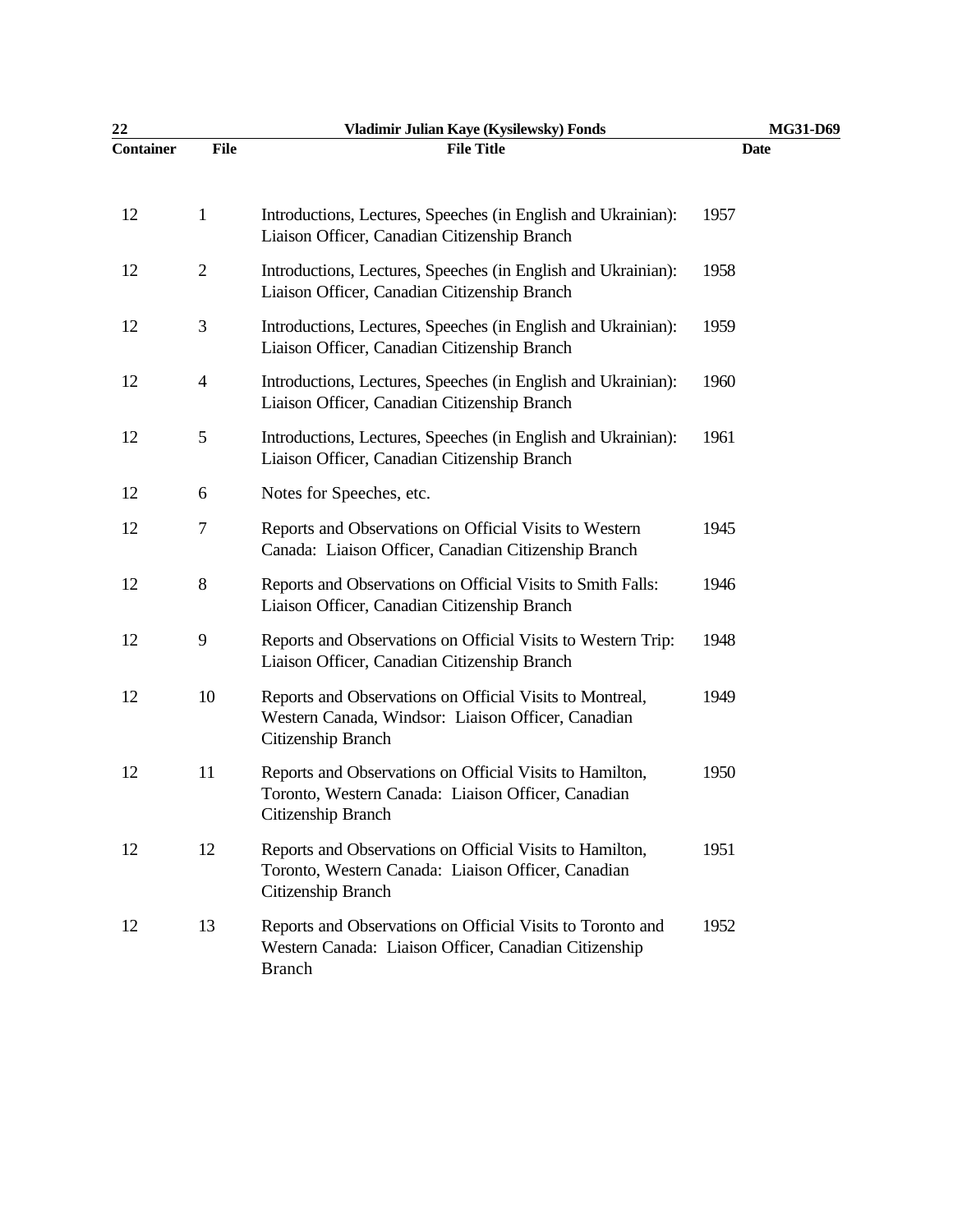| Container | File | File Title | Date |
|---|---|---|---|
| 12 | 1 | Introductions, Lectures, Speeches (in English and Ukrainian): Liaison Officer, Canadian Citizenship Branch | 1957 |
| 12 | 2 | Introductions, Lectures, Speeches (in English and Ukrainian): Liaison Officer, Canadian Citizenship Branch | 1958 |
| 12 | 3 | Introductions, Lectures, Speeches (in English and Ukrainian): Liaison Officer, Canadian Citizenship Branch | 1959 |
| 12 | 4 | Introductions, Lectures, Speeches (in English and Ukrainian): Liaison Officer, Canadian Citizenship Branch | 1960 |
| 12 | 5 | Introductions, Lectures, Speeches (in English and Ukrainian): Liaison Officer, Canadian Citizenship Branch | 1961 |
| 12 | 6 | Notes for Speeches, etc. | |
| 12 | 7 | Reports and Observations on Official Visits to Western Canada: Liaison Officer, Canadian Citizenship Branch | 1945 |
| 12 | 8 | Reports and Observations on Official Visits to Smith Falls: Liaison Officer, Canadian Citizenship Branch | 1946 |
| 12 | 9 | Reports and Observations on Official Visits to Western Trip: Liaison Officer, Canadian Citizenship Branch | 1948 |
| 12 | 10 | Reports and Observations on Official Visits to Montreal, Western Canada, Windsor: Liaison Officer, Canadian Citizenship Branch | 1949 |
| 12 | 11 | Reports and Observations on Official Visits to Hamilton, Toronto, Western Canada: Liaison Officer, Canadian Citizenship Branch | 1950 |
| 12 | 12 | Reports and Observations on Official Visits to Hamilton, Toronto, Western Canada: Liaison Officer, Canadian Citizenship Branch | 1951 |
| 12 | 13 | Reports and Observations on Official Visits to Toronto and Western Canada: Liaison Officer, Canadian Citizenship Branch | 1952 |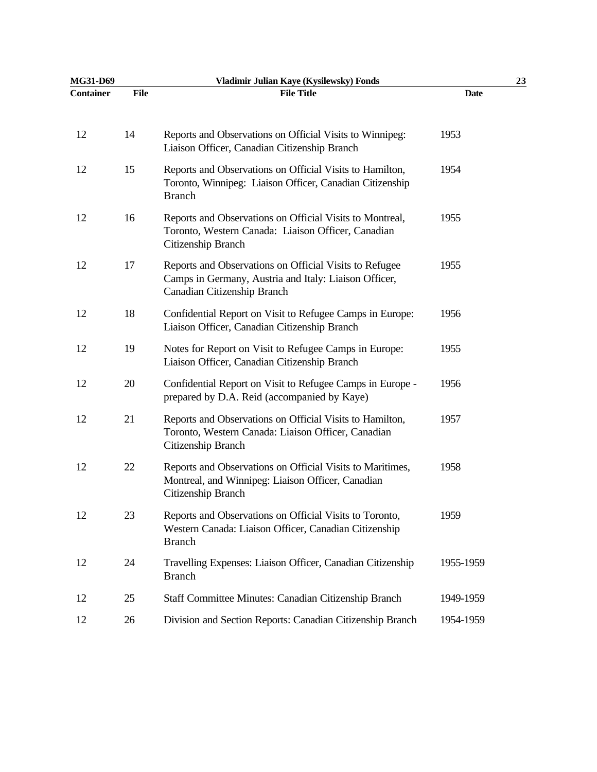| Container | File | File Title | Date |
|---|---|---|---|
| 12 | 14 | Reports and Observations on Official Visits to Winnipeg: Liaison Officer, Canadian Citizenship Branch | 1953 |
| 12 | 15 | Reports and Observations on Official Visits to Hamilton, Toronto, Winnipeg: Liaison Officer, Canadian Citizenship Branch | 1954 |
| 12 | 16 | Reports and Observations on Official Visits to Montreal, Toronto, Western Canada: Liaison Officer, Canadian Citizenship Branch | 1955 |
| 12 | 17 | Reports and Observations on Official Visits to Refugee Camps in Germany, Austria and Italy: Liaison Officer, Canadian Citizenship Branch | 1955 |
| 12 | 18 | Confidential Report on Visit to Refugee Camps in Europe: Liaison Officer, Canadian Citizenship Branch | 1956 |
| 12 | 19 | Notes for Report on Visit to Refugee Camps in Europe: Liaison Officer, Canadian Citizenship Branch | 1955 |
| 12 | 20 | Confidential Report on Visit to Refugee Camps in Europe - prepared by D.A. Reid (accompanied by Kaye) | 1956 |
| 12 | 21 | Reports and Observations on Official Visits to Hamilton, Toronto, Western Canada: Liaison Officer, Canadian Citizenship Branch | 1957 |
| 12 | 22 | Reports and Observations on Official Visits to Maritimes, Montreal, and Winnipeg: Liaison Officer, Canadian Citizenship Branch | 1958 |
| 12 | 23 | Reports and Observations on Official Visits to Toronto, Western Canada: Liaison Officer, Canadian Citizenship Branch | 1959 |
| 12 | 24 | Travelling Expenses: Liaison Officer, Canadian Citizenship Branch | 1955-1959 |
| 12 | 25 | Staff Committee Minutes: Canadian Citizenship Branch | 1949-1959 |
| 12 | 26 | Division and Section Reports: Canadian Citizenship Branch | 1954-1959 |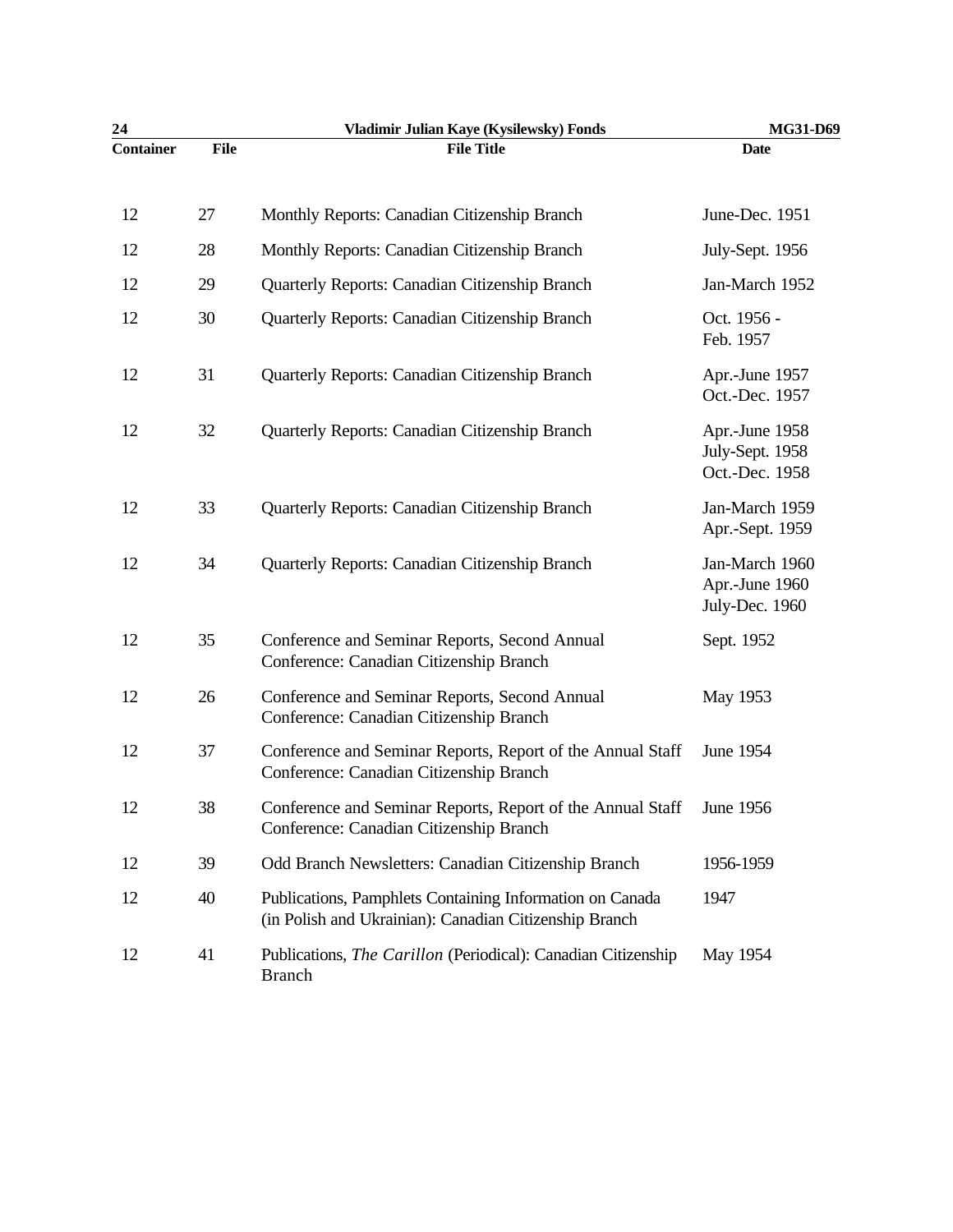| Container | File | File Title | Date |
|---|---|---|---|
| 12 | 27 | Monthly Reports: Canadian Citizenship Branch | June-Dec. 1951 |
| 12 | 28 | Monthly Reports: Canadian Citizenship Branch | July-Sept. 1956 |
| 12 | 29 | Quarterly Reports: Canadian Citizenship Branch | Jan-March 1952 |
| 12 | 30 | Quarterly Reports: Canadian Citizenship Branch | Oct. 1956 - Feb. 1957 |
| 12 | 31 | Quarterly Reports: Canadian Citizenship Branch | Apr.-June 1957 Oct.-Dec. 1957 |
| 12 | 32 | Quarterly Reports: Canadian Citizenship Branch | Apr.-June 1958 July-Sept. 1958 Oct.-Dec. 1958 |
| 12 | 33 | Quarterly Reports: Canadian Citizenship Branch | Jan-March 1959 Apr.-Sept. 1959 |
| 12 | 34 | Quarterly Reports: Canadian Citizenship Branch | Jan-March 1960 Apr.-June 1960 July-Dec. 1960 |
| 12 | 35 | Conference and Seminar Reports, Second Annual Conference: Canadian Citizenship Branch | Sept. 1952 |
| 12 | 26 | Conference and Seminar Reports, Second Annual Conference: Canadian Citizenship Branch | May 1953 |
| 12 | 37 | Conference and Seminar Reports, Report of the Annual Staff Conference: Canadian Citizenship Branch | June 1954 |
| 12 | 38 | Conference and Seminar Reports, Report of the Annual Staff Conference: Canadian Citizenship Branch | June 1956 |
| 12 | 39 | Odd Branch Newsletters: Canadian Citizenship Branch | 1956-1959 |
| 12 | 40 | Publications, Pamphlets Containing Information on Canada (in Polish and Ukrainian): Canadian Citizenship Branch | 1947 |
| 12 | 41 | Publications, *The Carillon* (Periodical): Canadian Citizenship Branch | May 1954 |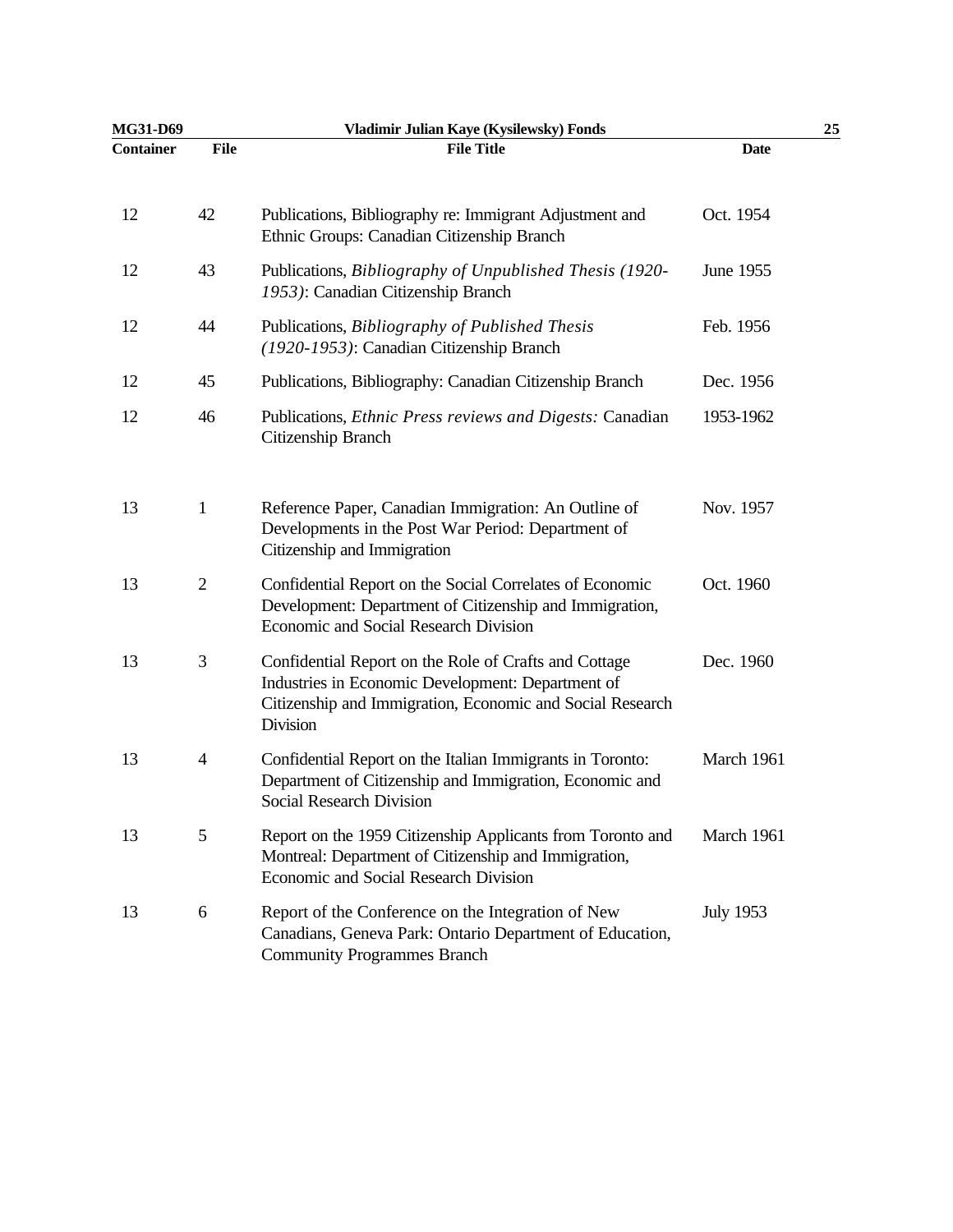| Container | File | File Title | Date |
|---|---|---|---|
| 12 | 42 | Publications, Bibliography re: Immigrant Adjustment and Ethnic Groups: Canadian Citizenship Branch | Oct. 1954 |
| 12 | 43 | Publications, *Bibliography of Unpublished Thesis (1920-1953)*: Canadian Citizenship Branch | June 1955 |
| 12 | 44 | Publications, *Bibliography of Published Thesis (1920-1953)*: Canadian Citizenship Branch | Feb. 1956 |
| 12 | 45 | Publications, Bibliography: Canadian Citizenship Branch | Dec. 1956 |
| 12 | 46 | Publications, *Ethnic Press reviews and Digests:* Canadian Citizenship Branch | 1953-1962 |
| 13 | 1 | Reference Paper, Canadian Immigration: An Outline of Developments in the Post War Period: Department of Citizenship and Immigration | Nov. 1957 |
| 13 | 2 | Confidential Report on the Social Correlates of Economic Development: Department of Citizenship and Immigration, Economic and Social Research Division | Oct. 1960 |
| 13 | 3 | Confidential Report on the Role of Crafts and Cottage Industries in Economic Development: Department of Citizenship and Immigration, Economic and Social Research Division | Dec. 1960 |
| 13 | 4 | Confidential Report on the Italian Immigrants in Toronto: Department of Citizenship and Immigration, Economic and Social Research Division | March 1961 |
| 13 | 5 | Report on the 1959 Citizenship Applicants from Toronto and Montreal: Department of Citizenship and Immigration, Economic and Social Research Division | March 1961 |
| 13 | 6 | Report of the Conference on the Integration of New Canadians, Geneva Park: Ontario Department of Education, Community Programmes Branch | July 1953 |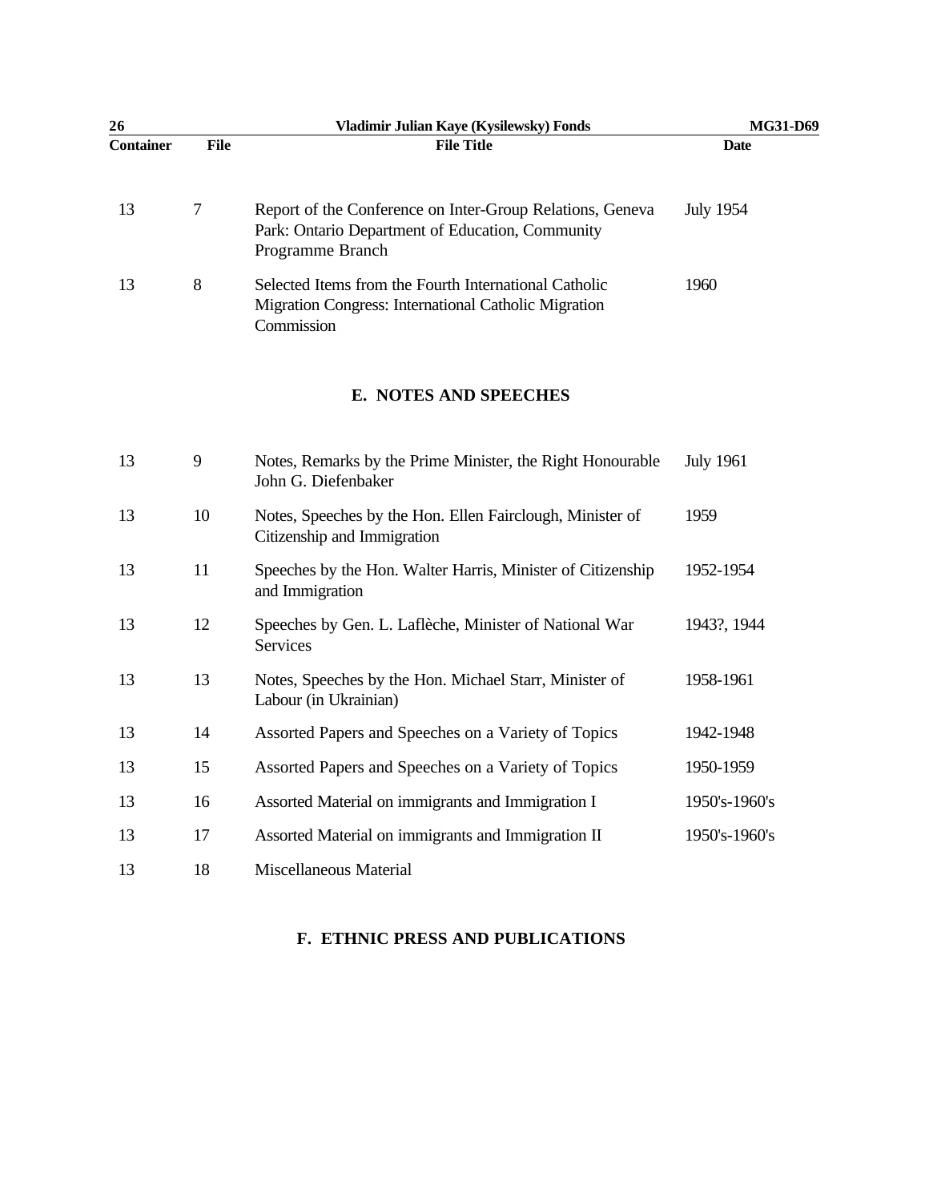| Container | File | File Title | Date |
|---|---|---|---|
| 13 | 7 | Report of the Conference on Inter-Group Relations, Geneva Park: Ontario Department of Education, Community Programme Branch | July 1954 |
| 13 | 8 | Selected Items from the Fourth International Catholic Migration Congress: International Catholic Migration Commission | 1960 |

## E. NOTES AND SPEECHES

| Container | File | File Title | Date |
|---|---|---|---|
| 13 | 9 | Notes, Remarks by the Prime Minister, the Right Honourable John G. Diefenbaker | July 1961 |
| 13 | 10 | Notes, Speeches by the Hon. Ellen Fairclough, Minister of Citizenship and Immigration | 1959 |
| 13 | 11 | Speeches by the Hon. Walter Harris, Minister of Citizenship and Immigration | 1952-1954 |
| 13 | 12 | Speeches by Gen. L. Laflèche, Minister of National War Services | 1943?, 1944 |
| 13 | 13 | Notes, Speeches by the Hon. Michael Starr, Minister of Labour (in Ukrainian) | 1958-1961 |
| 13 | 14 | Assorted Papers and Speeches on a Variety of Topics | 1942-1948 |
| 13 | 15 | Assorted Papers and Speeches on a Variety of Topics | 1950-1959 |
| 13 | 16 | Assorted Material on immigrants and Immigration I | 1950's-1960's |
| 13 | 17 | Assorted Material on immigrants and Immigration II | 1950's-1960's |
| 13 | 18 | Miscellaneous Material | |

## F. ETHNIC PRESS AND PUBLICATIONS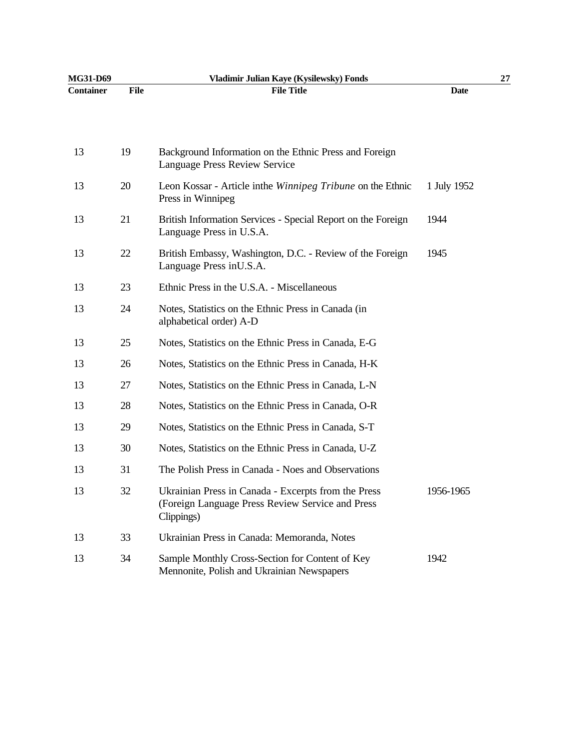| Container | File | File Title | Date |
|---|---|---|---|
| 13 | 19 | Background Information on the Ethnic Press and Foreign Language Press Review Service | |
| 13 | 20 | Leon Kossar - Article inthe *Winnipeg Tribune* on the Ethnic Press in Winnipeg | 1 July 1952 |
| 13 | 21 | British Information Services - Special Report on the Foreign Language Press in U.S.A. | 1944 |
| 13 | 22 | British Embassy, Washington, D.C. - Review of the Foreign Language Press inU.S.A. | 1945 |
| 13 | 23 | Ethnic Press in the U.S.A. - Miscellaneous | |
| 13 | 24 | Notes, Statistics on the Ethnic Press in Canada (in alphabetical order) A-D | |
| 13 | 25 | Notes, Statistics on the Ethnic Press in Canada, E-G | |
| 13 | 26 | Notes, Statistics on the Ethnic Press in Canada, H-K | |
| 13 | 27 | Notes, Statistics on the Ethnic Press in Canada, L-N | |
| 13 | 28 | Notes, Statistics on the Ethnic Press in Canada, O-R | |
| 13 | 29 | Notes, Statistics on the Ethnic Press in Canada, S-T | |
| 13 | 30 | Notes, Statistics on the Ethnic Press in Canada, U-Z | |
| 13 | 31 | The Polish Press in Canada - Noes and Observations | |
| 13 | 32 | Ukrainian Press in Canada - Excerpts from the Press (Foreign Language Press Review Service and Press Clippings) | 1956-1965 |
| 13 | 33 | Ukrainian Press in Canada: Memoranda, Notes | |
| 13 | 34 | Sample Monthly Cross-Section for Content of Key Mennonite, Polish and Ukrainian Newspapers | 1942 |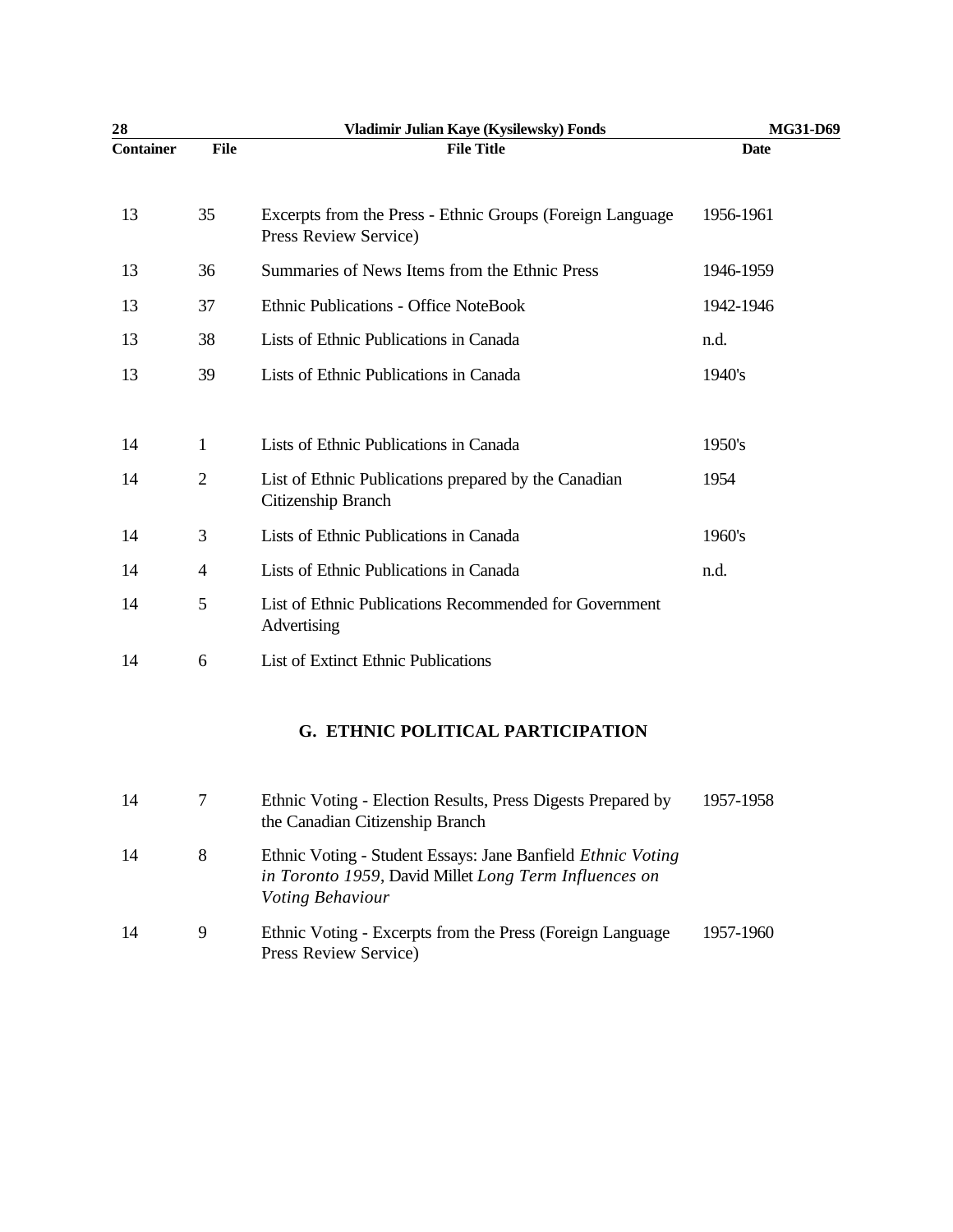| Container | File | File Title | Date |
|---|---|---|---|
| 13 | 35 | Excerpts from the Press - Ethnic Groups (Foreign Language Press Review Service) | 1956-1961 |
| 13 | 36 | Summaries of News Items from the Ethnic Press | 1946-1959 |
| 13 | 37 | Ethnic Publications - Office NoteBook | 1942-1946 |
| 13 | 38 | Lists of Ethnic Publications in Canada | n.d. |
| 13 | 39 | Lists of Ethnic Publications in Canada | 1940's |
| 14 | 1 | Lists of Ethnic Publications in Canada | 1950's |
| 14 | 2 | List of Ethnic Publications prepared by the Canadian Citizenship Branch | 1954 |
| 14 | 3 | Lists of Ethnic Publications in Canada | 1960's |
| 14 | 4 | Lists of Ethnic Publications in Canada | n.d. |
| 14 | 5 | List of Ethnic Publications Recommended for Government Advertising | |
| 14 | 6 | List of Extinct Ethnic Publications | |

## G. ETHNIC POLITICAL PARTICIPATION

| Container | File | File Title | Date |
|---|---|---|---|
| 14 | 7 | Ethnic Voting - Election Results, Press Digests Prepared by the Canadian Citizenship Branch | 1957-1958 |
| 14 | 8 | Ethnic Voting - Student Essays: Jane Banfield *Ethnic Voting in Toronto 1959*, David Millet *Long Term Influences on Voting Behaviour* | |
| 14 | 9 | Ethnic Voting - Excerpts from the Press (Foreign Language Press Review Service) | 1957-1960 |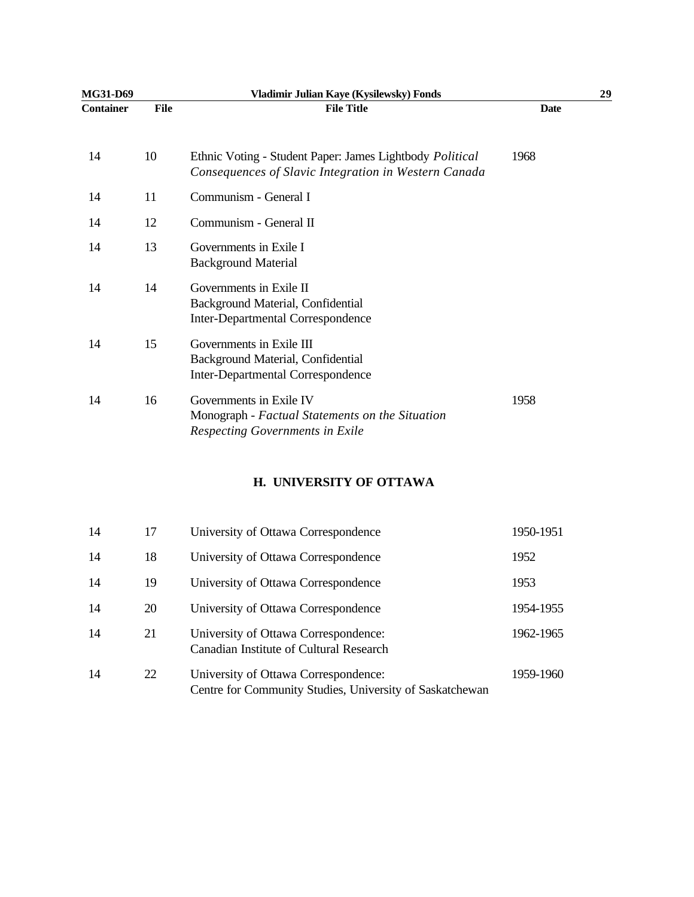| Container | File | File Title | Date |
|---|---|---|---|
| 14 | 10 | Ethnic Voting - Student Paper: James Lightbody *Political Consequences of Slavic Integration in Western Canada* | 1968 |
| 14 | 11 | Communism - General I | |
| 14 | 12 | Communism - General II | |
| 14 | 13 | Governments in Exile I<br>Background Material | |
| 14 | 14 | Governments in Exile II<br>Background Material, Confidential<br>Inter-Departmental Correspondence | |
| 14 | 15 | Governments in Exile III<br>Background Material, Confidential<br>Inter-Departmental Correspondence | |
| 14 | 16 | Governments in Exile IV<br>Monograph - *Factual Statements on the Situation Respecting Governments in Exile* | 1958 |

## H. UNIVERSITY OF OTTAWA

| Container | File | File Title | Date |
|---|---|---|---|
| 14 | 17 | University of Ottawa Correspondence | 1950-1951 |
| 14 | 18 | University of Ottawa Correspondence | 1952 |
| 14 | 19 | University of Ottawa Correspondence | 1953 |
| 14 | 20 | University of Ottawa Correspondence | 1954-1955 |
| 14 | 21 | University of Ottawa Correspondence:<br>Canadian Institute of Cultural Research | 1962-1965 |
| 14 | 22 | University of Ottawa Correspondence:<br>Centre for Community Studies, University of Saskatchewan | 1959-1960 |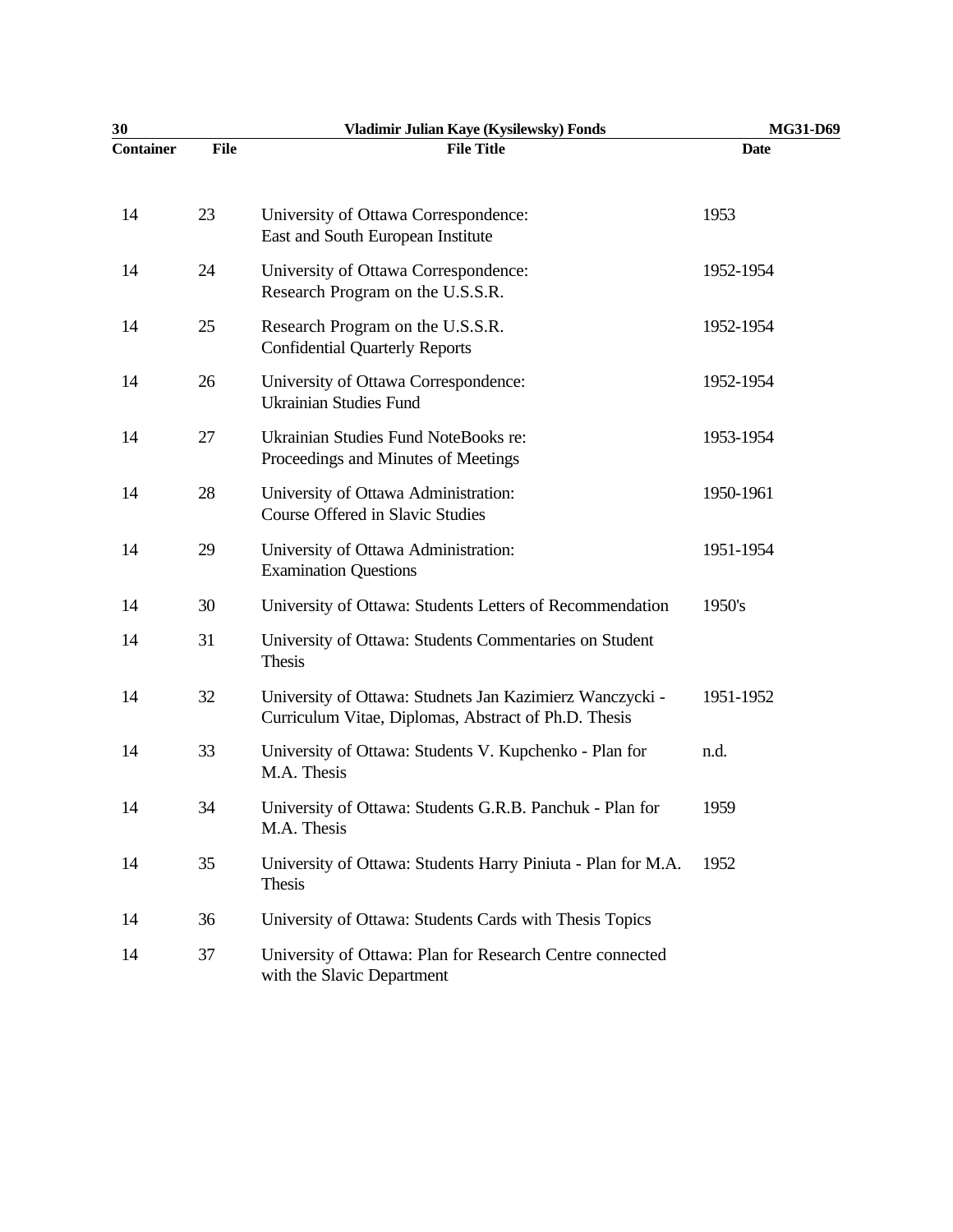| Container | File | File Title | Date |
|---|---|---|---|
| 14 | 23 | University of Ottawa Correspondence: East and South European Institute | 1953 |
| 14 | 24 | University of Ottawa Correspondence: Research Program on the U.S.S.R. | 1952-1954 |
| 14 | 25 | Research Program on the U.S.S.R. Confidential Quarterly Reports | 1952-1954 |
| 14 | 26 | University of Ottawa Correspondence: Ukrainian Studies Fund | 1952-1954 |
| 14 | 27 | Ukrainian Studies Fund NoteBooks re: Proceedings and Minutes of Meetings | 1953-1954 |
| 14 | 28 | University of Ottawa Administration: Course Offered in Slavic Studies | 1950-1961 |
| 14 | 29 | University of Ottawa Administration: Examination Questions | 1951-1954 |
| 14 | 30 | University of Ottawa: Students Letters of Recommendation | 1950's |
| 14 | 31 | University of Ottawa: Students Commentaries on Student Thesis | |
| 14 | 32 | University of Ottawa: Studnets Jan Kazimierz Wanczycki - Curriculum Vitae, Diplomas, Abstract of Ph.D. Thesis | 1951-1952 |
| 14 | 33 | University of Ottawa: Students V. Kupchenko - Plan for M.A. Thesis | n.d. |
| 14 | 34 | University of Ottawa: Students G.R.B. Panchuk - Plan for M.A. Thesis | 1959 |
| 14 | 35 | University of Ottawa: Students Harry Piniuta - Plan for M.A. Thesis | 1952 |
| 14 | 36 | University of Ottawa: Students Cards with Thesis Topics | |
| 14 | 37 | University of Ottawa: Plan for Research Centre connected with the Slavic Department | |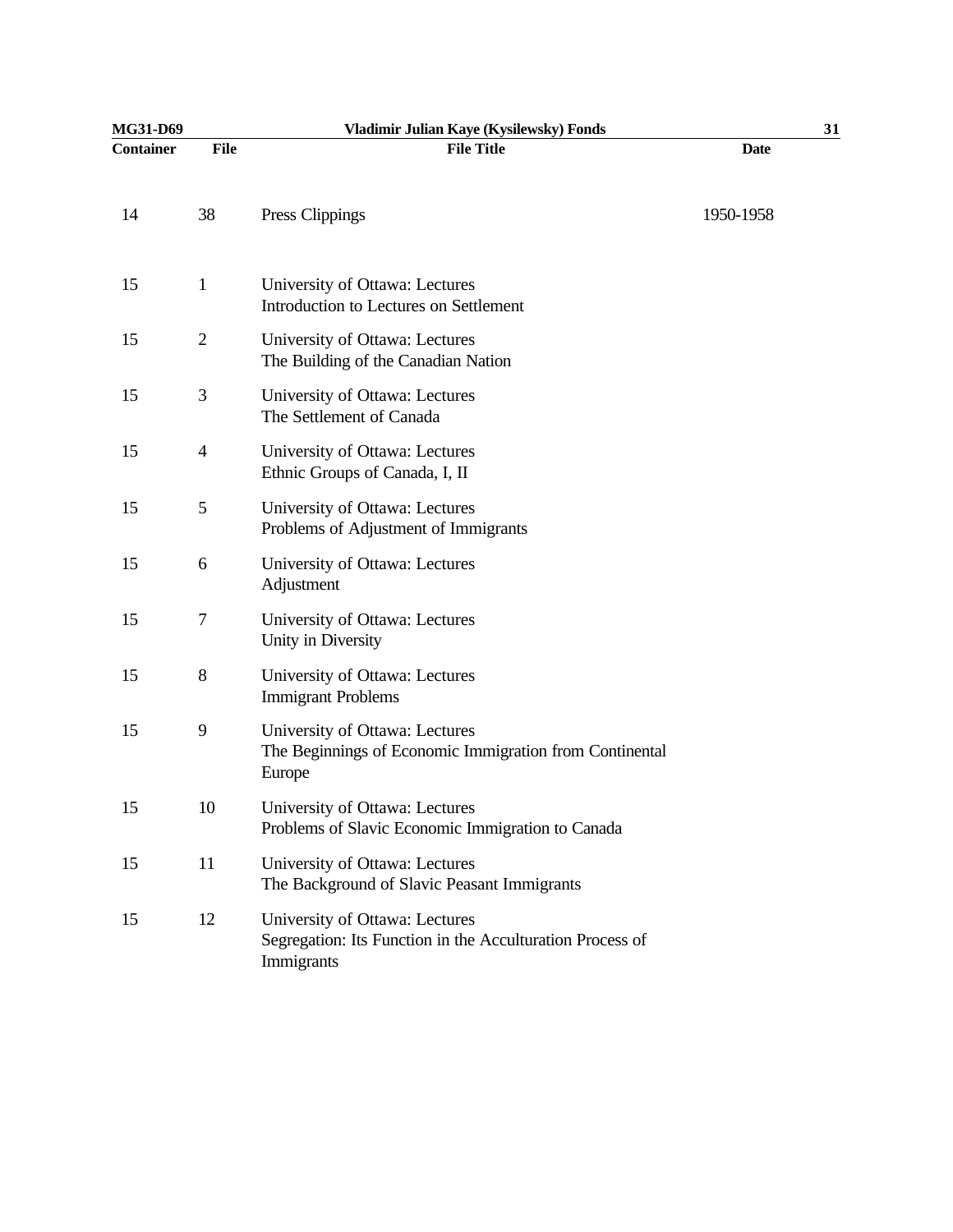| Container | File | File Title | Date |
|---|---|---|---|
| 14 | 38 | Press Clippings | 1950-1958 |
| 15 | 1 | University of Ottawa: Lectures<br>Introduction to Lectures on Settlement | |
| 15 | 2 | University of Ottawa: Lectures<br>The Building of the Canadian Nation | |
| 15 | 3 | University of Ottawa: Lectures<br>The Settlement of Canada | |
| 15 | 4 | University of Ottawa: Lectures<br>Ethnic Groups of Canada, I, II | |
| 15 | 5 | University of Ottawa: Lectures<br>Problems of Adjustment of Immigrants | |
| 15 | 6 | University of Ottawa: Lectures<br>Adjustment | |
| 15 | 7 | University of Ottawa: Lectures<br>Unity in Diversity | |
| 15 | 8 | University of Ottawa: Lectures<br>Immigrant Problems | |
| 15 | 9 | University of Ottawa: Lectures<br>The Beginnings of Economic Immigration from Continental Europe | |
| 15 | 10 | University of Ottawa: Lectures<br>Problems of Slavic Economic Immigration to Canada | |
| 15 | 11 | University of Ottawa: Lectures<br>The Background of Slavic Peasant Immigrants | |
| 15 | 12 | University of Ottawa: Lectures<br>Segregation: Its Function in the Acculturation Process of Immigrants | |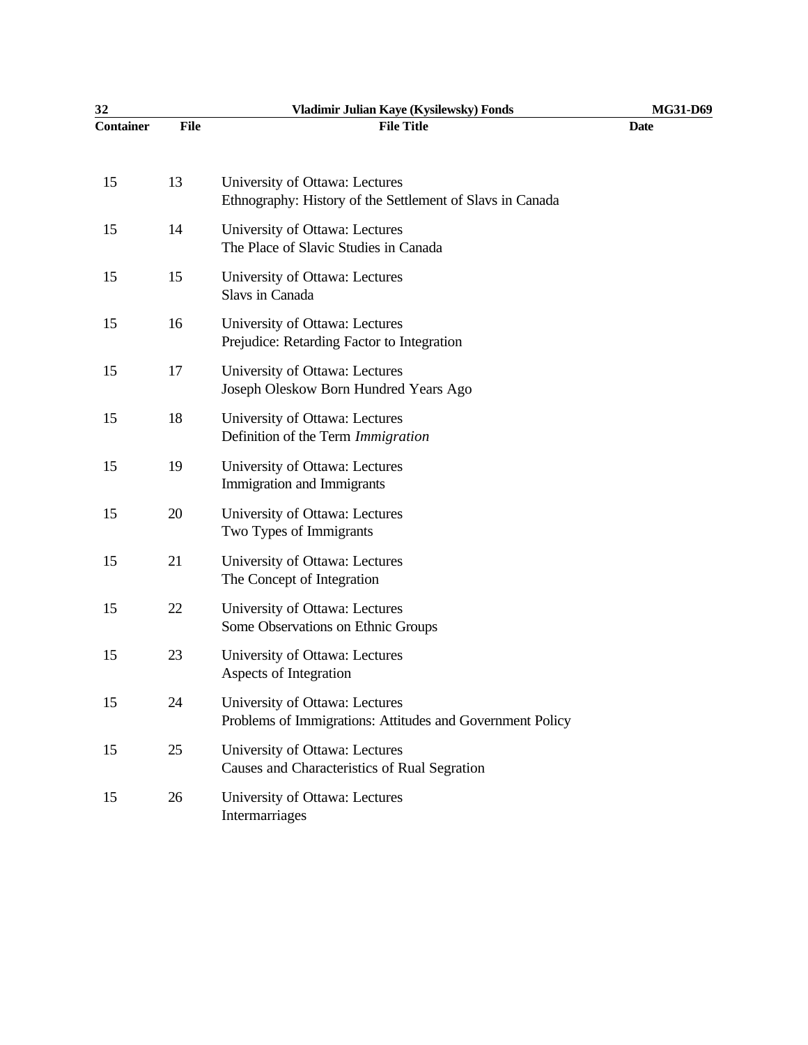| Container | File | File Title | Date |
|---|---|---|---|
| 15 | 13 | University of Ottawa: Lectures<br>Ethnography: History of the Settlement of Slavs in Canada | |
| 15 | 14 | University of Ottawa: Lectures<br>The Place of Slavic Studies in Canada | |
| 15 | 15 | University of Ottawa: Lectures<br>Slavs in Canada | |
| 15 | 16 | University of Ottawa: Lectures<br>Prejudice: Retarding Factor to Integration | |
| 15 | 17 | University of Ottawa: Lectures<br>Joseph Oleskow Born Hundred Years Ago | |
| 15 | 18 | University of Ottawa: Lectures<br>Definition of the Term *Immigration* | |
| 15 | 19 | University of Ottawa: Lectures<br>Immigration and Immigrants | |
| 15 | 20 | University of Ottawa: Lectures<br>Two Types of Immigrants | |
| 15 | 21 | University of Ottawa: Lectures<br>The Concept of Integration | |
| 15 | 22 | University of Ottawa: Lectures<br>Some Observations on Ethnic Groups | |
| 15 | 23 | University of Ottawa: Lectures<br>Aspects of Integration | |
| 15 | 24 | University of Ottawa: Lectures<br>Problems of Immigrations: Attitudes and Government Policy | |
| 15 | 25 | University of Ottawa: Lectures<br>Causes and Characteristics of Rual Segration | |
| 15 | 26 | University of Ottawa: Lectures<br>Intermarriages | |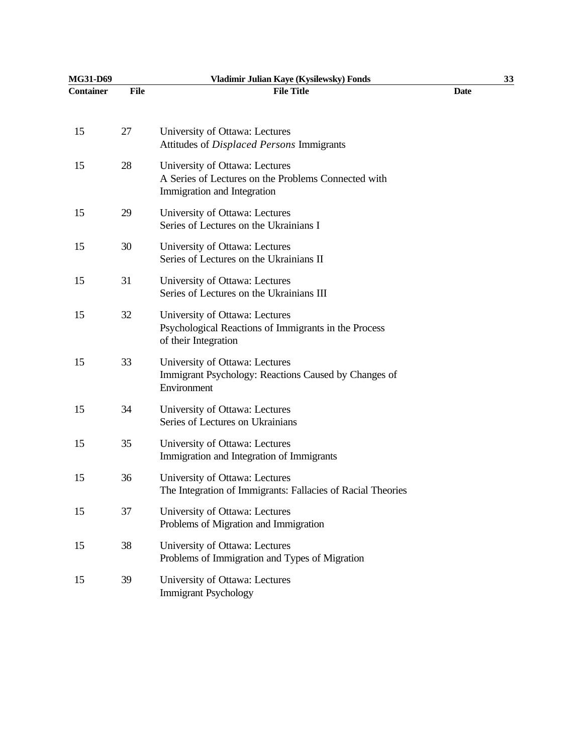| Container | File | File Title | Date |
|---|---|---|---|
| 15 | 27 | University of Ottawa: Lectures<br>Attitudes of *Displaced Persons* Immigrants | |
| 15 | 28 | University of Ottawa: Lectures<br>A Series of Lectures on the Problems Connected with Immigration and Integration | |
| 15 | 29 | University of Ottawa: Lectures<br>Series of Lectures on the Ukrainians I | |
| 15 | 30 | University of Ottawa: Lectures<br>Series of Lectures on the Ukrainians II | |
| 15 | 31 | University of Ottawa: Lectures<br>Series of Lectures on the Ukrainians III | |
| 15 | 32 | University of Ottawa: Lectures<br>Psychological Reactions of Immigrants in the Process of their Integration | |
| 15 | 33 | University of Ottawa: Lectures<br>Immigrant Psychology: Reactions Caused by Changes of Environment | |
| 15 | 34 | University of Ottawa: Lectures<br>Series of Lectures on Ukrainians | |
| 15 | 35 | University of Ottawa: Lectures<br>Immigration and Integration of Immigrants | |
| 15 | 36 | University of Ottawa: Lectures<br>The Integration of Immigrants: Fallacies of Racial Theories | |
| 15 | 37 | University of Ottawa: Lectures<br>Problems of Migration and Immigration | |
| 15 | 38 | University of Ottawa: Lectures<br>Problems of Immigration and Types of Migration | |
| 15 | 39 | University of Ottawa: Lectures<br>Immigrant Psychology | |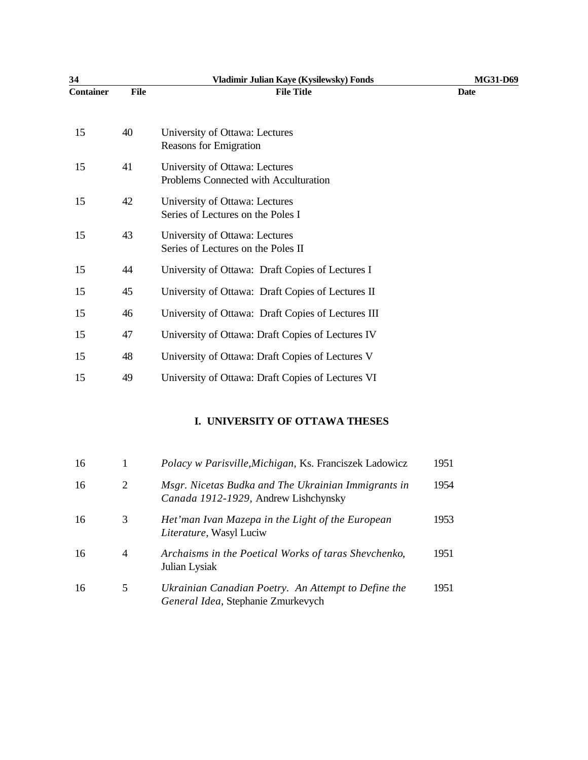| Container | File | File Title | Date |
|---|---|---|---|
| 15 | 40 | University of Ottawa: Lectures<br>Reasons for Emigration | |
| 15 | 41 | University of Ottawa: Lectures<br>Problems Connected with Acculturation | |
| 15 | 42 | University of Ottawa: Lectures<br>Series of Lectures on the Poles I | |
| 15 | 43 | University of Ottawa: Lectures<br>Series of Lectures on the Poles II | |
| 15 | 44 | University of Ottawa: Draft Copies of Lectures I | |
| 15 | 45 | University of Ottawa: Draft Copies of Lectures II | |
| 15 | 46 | University of Ottawa: Draft Copies of Lectures III | |
| 15 | 47 | University of Ottawa: Draft Copies of Lectures IV | |
| 15 | 48 | University of Ottawa: Draft Copies of Lectures V | |
| 15 | 49 | University of Ottawa: Draft Copies of Lectures VI | |

## I. UNIVERSITY OF OTTAWA THESES

| Container | File | File Title | Date |
|---|---|---|---|
| 16 | 1 | *Polacy w Parisville,Michigan*, Ks. Franciszek Ladowicz | 1951 |
| 16 | 2 | *Msgr. Nicetas Budka and The Ukrainian Immigrants in Canada 1912-1929*, Andrew Lishchynsky | 1954 |
| 16 | 3 | *Het'man Ivan Mazepa in the Light of the European Literature*, Wasyl Luciw | 1953 |
| 16 | 4 | *Archaisms in the Poetical Works of taras Shevchenko*, Julian Lysiak | 1951 |
| 16 | 5 | *Ukrainian Canadian Poetry. An Attempt to Define the General Idea*, Stephanie Zmurkevych | 1951 |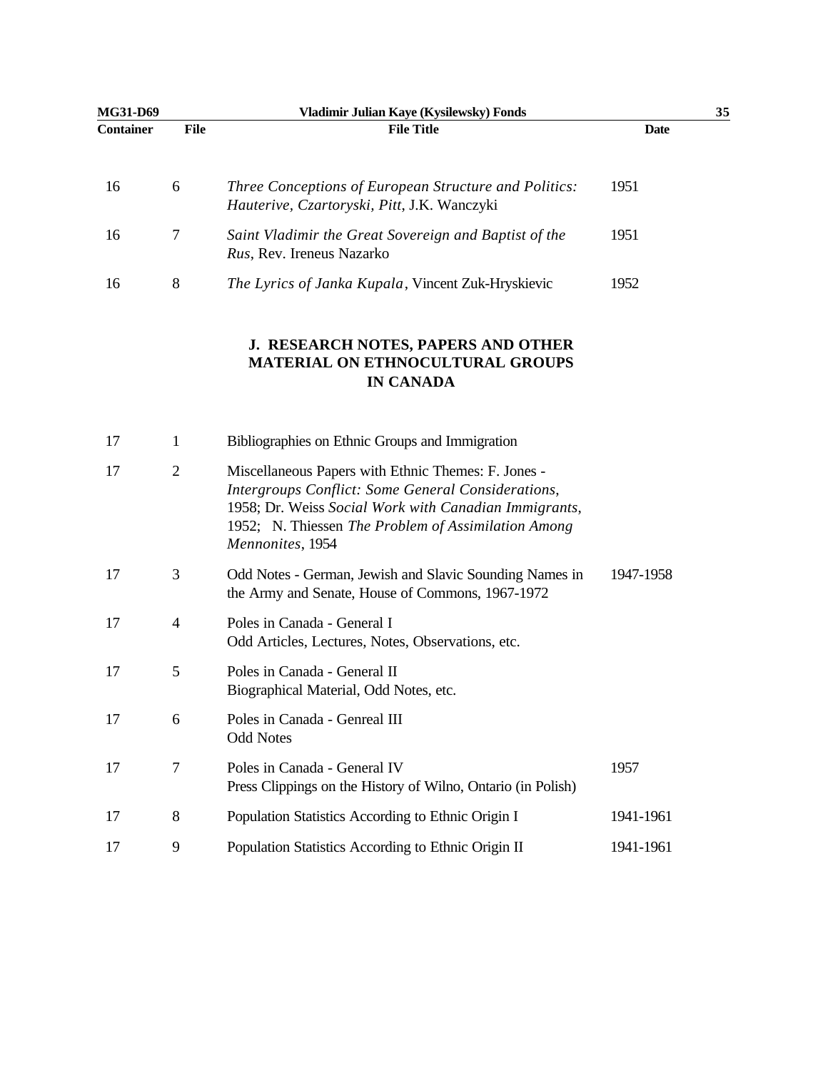| Container | File | File Title | Date |
|---|---|---|---|
| 16 | 6 | *Three Conceptions of European Structure and Politics: Hauterive, Czartoryski, Pitt*, J.K. Wanczyki | 1951 |
| 16 | 7 | *Saint Vladimir the Great Sovereign and Baptist of the Rus*, Rev. Ireneus Nazarko | 1951 |
| 16 | 8 | *The Lyrics of Janka Kupala*, Vincent Zuk-Hryskievic | 1952 |

## J. RESEARCH NOTES, PAPERS AND OTHER MATERIAL ON ETHNOCULTURAL GROUPS IN CANADA

| Container | File | File Title | Date |
|---|---|---|---|
| 17 | 1 | Bibliographies on Ethnic Groups and Immigration | |
| 17 | 2 | Miscellaneous Papers with Ethnic Themes: F. Jones - *Intergroups Conflict: Some General Considerations*, 1958; Dr. Weiss *Social Work with Canadian Immigrants*, 1952; N. Thiessen *The Problem of Assimilation Among Mennonites*, 1954 | |
| 17 | 3 | Odd Notes - German, Jewish and Slavic Sounding Names in the Army and Senate, House of Commons, 1967-1972 | 1947-1958 |
| 17 | 4 | Poles in Canada - General I<br>Odd Articles, Lectures, Notes, Observations, etc. | |
| 17 | 5 | Poles in Canada - General II<br>Biographical Material, Odd Notes, etc. | |
| 17 | 6 | Poles in Canada - Genreal III<br>Odd Notes | |
| 17 | 7 | Poles in Canada - General IV<br>Press Clippings on the History of Wilno, Ontario (in Polish) | 1957 |
| 17 | 8 | Population Statistics According to Ethnic Origin I | 1941-1961 |
| 17 | 9 | Population Statistics According to Ethnic Origin II | 1941-1961 |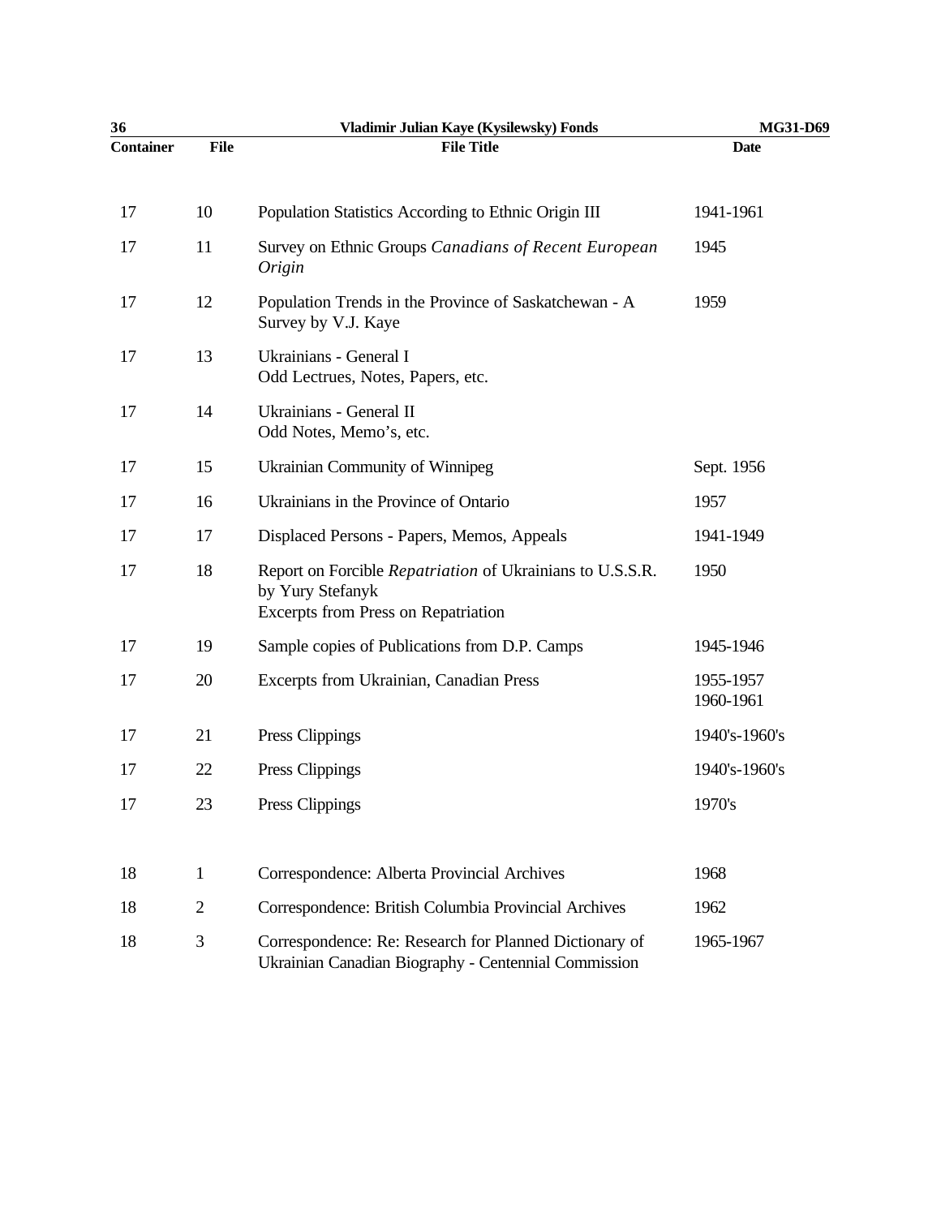| Container | File | File Title | Date |
|---|---|---|---|
| 17 | 10 | Population Statistics According to Ethnic Origin III | 1941-1961 |
| 17 | 11 | Survey on Ethnic Groups *Canadians of Recent European Origin* | 1945 |
| 17 | 12 | Population Trends in the Province of Saskatchewan - A Survey by V.J. Kaye | 1959 |
| 17 | 13 | Ukrainians - General I<br>Odd Lectrues, Notes, Papers, etc. | |
| 17 | 14 | Ukrainians - General II<br>Odd Notes, Memo's, etc. | |
| 17 | 15 | Ukrainian Community of Winnipeg | Sept. 1956 |
| 17 | 16 | Ukrainians in the Province of Ontario | 1957 |
| 17 | 17 | Displaced Persons - Papers, Memos, Appeals | 1941-1949 |
| 17 | 18 | Report on Forcible *Repatriation* of Ukrainians to U.S.S.R. by Yury Stefanyk<br>Excerpts from Press on Repatriation | 1950 |
| 17 | 19 | Sample copies of Publications from D.P. Camps | 1945-1946 |
| 17 | 20 | Excerpts from Ukrainian, Canadian Press | 1955-1957<br>1960-1961 |
| 17 | 21 | Press Clippings | 1940's-1960's |
| 17 | 22 | Press Clippings | 1940's-1960's |
| 17 | 23 | Press Clippings | 1970's |
| 18 | 1 | Correspondence: Alberta Provincial Archives | 1968 |
| 18 | 2 | Correspondence: British Columbia Provincial Archives | 1962 |
| 18 | 3 | Correspondence: Re: Research for Planned Dictionary of Ukrainian Canadian Biography - Centennial Commission | 1965-1967 |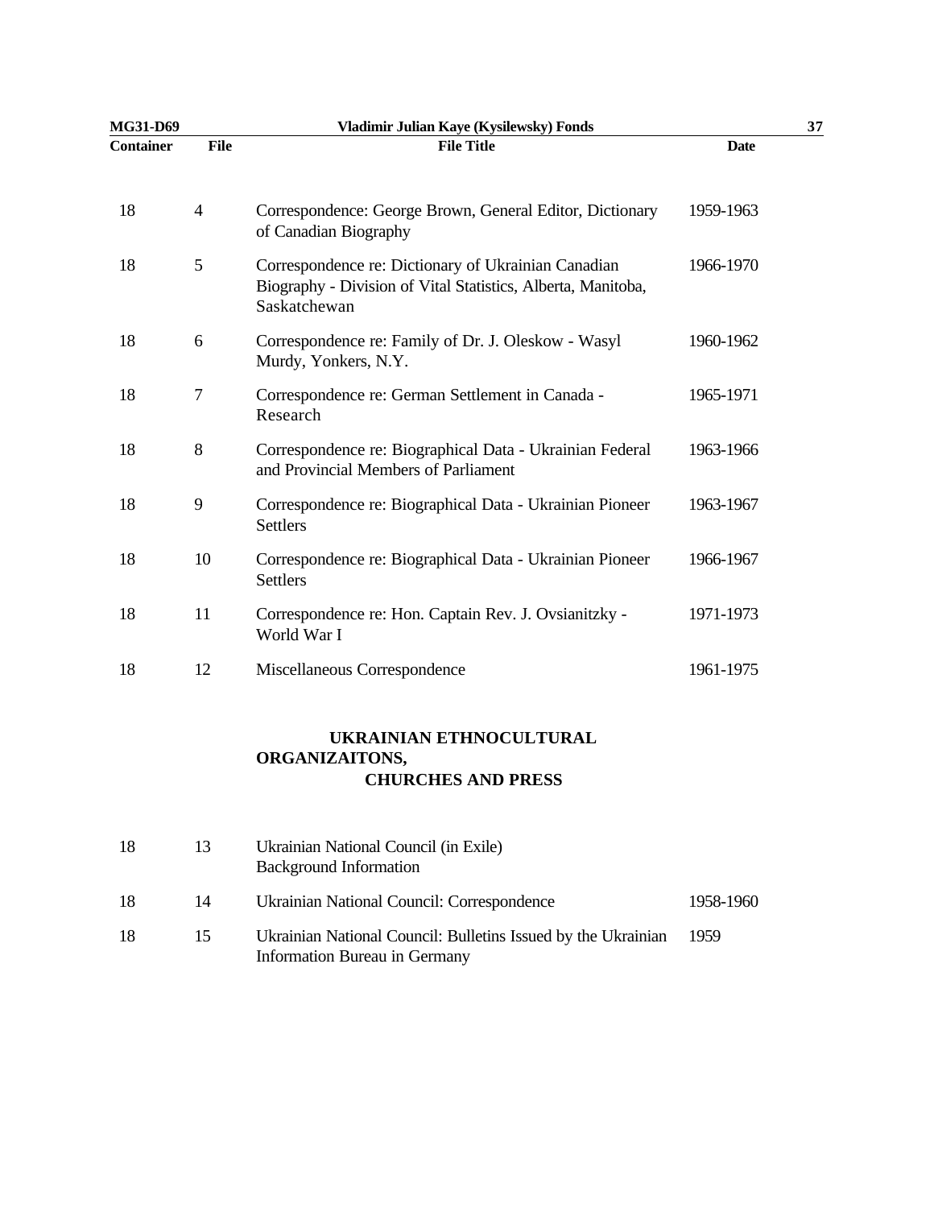| Container | File | File Title | Date |
|---|---|---|---|
| 18 | 4 | Correspondence: George Brown, General Editor, Dictionary of Canadian Biography | 1959-1963 |
| 18 | 5 | Correspondence re: Dictionary of Ukrainian Canadian Biography - Division of Vital Statistics, Alberta, Manitoba, Saskatchewan | 1966-1970 |
| 18 | 6 | Correspondence re: Family of Dr. J. Oleskow - Wasyl Murdy, Yonkers, N.Y. | 1960-1962 |
| 18 | 7 | Correspondence re: German Settlement in Canada - Research | 1965-1971 |
| 18 | 8 | Correspondence re: Biographical Data - Ukrainian Federal and Provincial Members of Parliament | 1963-1966 |
| 18 | 9 | Correspondence re: Biographical Data - Ukrainian Pioneer Settlers | 1963-1967 |
| 18 | 10 | Correspondence re: Biographical Data - Ukrainian Pioneer Settlers | 1966-1967 |
| 18 | 11 | Correspondence re: Hon. Captain Rev. J. Ovsianitzky - World War I | 1971-1973 |
| 18 | 12 | Miscellaneous Correspondence | 1961-1975 |

## UKRAINIAN ETHNOCULTURAL ORGANIZAITONS, CHURCHES AND PRESS

| Container | File | File Title | Date |
|---|---|---|---|
| 18 | 13 | Ukrainian National Council (in Exile) Background Information | |
| 18 | 14 | Ukrainian National Council: Correspondence | 1958-1960 |
| 18 | 15 | Ukrainian National Council: Bulletins Issued by the Ukrainian Information Bureau in Germany | 1959 |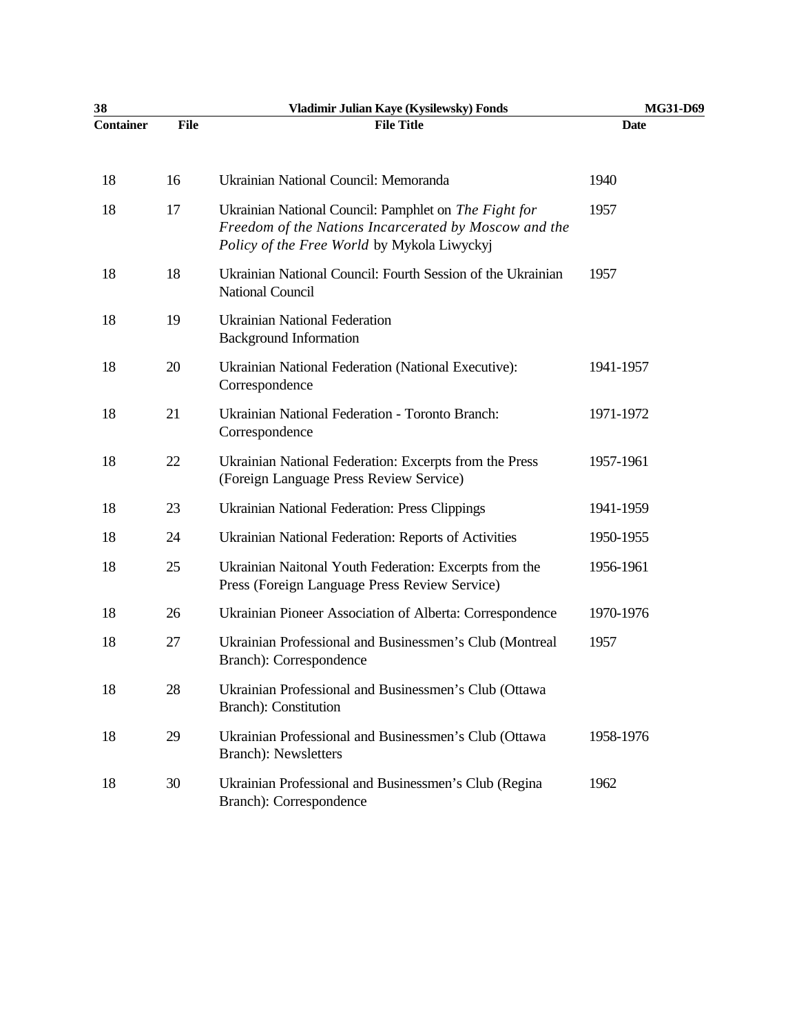| Container | File | File Title | Date |
|---|---|---|---|
| 18 | 16 | Ukrainian National Council: Memoranda | 1940 |
| 18 | 17 | Ukrainian National Council: Pamphlet on *The Fight for Freedom of the Nations Incarcerated by Moscow and the Policy of the Free World* by Mykola Liwyckyj | 1957 |
| 18 | 18 | Ukrainian National Council: Fourth Session of the Ukrainian National Council | 1957 |
| 18 | 19 | Ukrainian National Federation Background Information | |
| 18 | 20 | Ukrainian National Federation (National Executive): Correspondence | 1941-1957 |
| 18 | 21 | Ukrainian National Federation - Toronto Branch: Correspondence | 1971-1972 |
| 18 | 22 | Ukrainian National Federation: Excerpts from the Press (Foreign Language Press Review Service) | 1957-1961 |
| 18 | 23 | Ukrainian National Federation: Press Clippings | 1941-1959 |
| 18 | 24 | Ukrainian National Federation: Reports of Activities | 1950-1955 |
| 18 | 25 | Ukrainian Naitonal Youth Federation: Excerpts from the Press (Foreign Language Press Review Service) | 1956-1961 |
| 18 | 26 | Ukrainian Pioneer Association of Alberta: Correspondence | 1970-1976 |
| 18 | 27 | Ukrainian Professional and Businessmen's Club (Montreal Branch): Correspondence | 1957 |
| 18 | 28 | Ukrainian Professional and Businessmen's Club (Ottawa Branch): Constitution | |
| 18 | 29 | Ukrainian Professional and Businessmen's Club (Ottawa Branch): Newsletters | 1958-1976 |
| 18 | 30 | Ukrainian Professional and Businessmen's Club (Regina Branch): Correspondence | 1962 |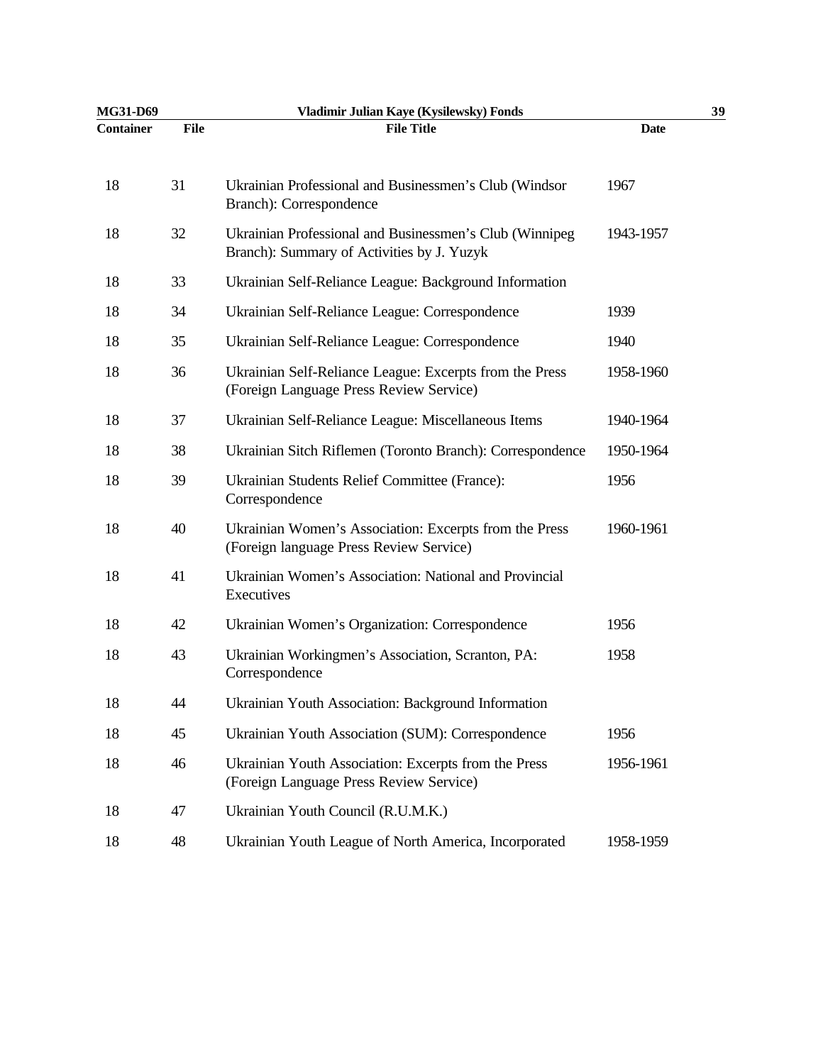| Container | File | File Title | Date |
|---|---|---|---|
| 18 | 31 | Ukrainian Professional and Businessmen’s Club (Windsor Branch): Correspondence | 1967 |
| 18 | 32 | Ukrainian Professional and Businessmen’s Club (Winnipeg Branch): Summary of Activities by J. Yuzyk | 1943-1957 |
| 18 | 33 | Ukrainian Self-Reliance League: Background Information | |
| 18 | 34 | Ukrainian Self-Reliance League: Correspondence | 1939 |
| 18 | 35 | Ukrainian Self-Reliance League: Correspondence | 1940 |
| 18 | 36 | Ukrainian Self-Reliance League: Excerpts from the Press (Foreign Language Press Review Service) | 1958-1960 |
| 18 | 37 | Ukrainian Self-Reliance League: Miscellaneous Items | 1940-1964 |
| 18 | 38 | Ukrainian Sitch Riflemen (Toronto Branch): Correspondence | 1950-1964 |
| 18 | 39 | Ukrainian Students Relief Committee (France): Correspondence | 1956 |
| 18 | 40 | Ukrainian Women’s Association: Excerpts from the Press (Foreign language Press Review Service) | 1960-1961 |
| 18 | 41 | Ukrainian Women’s Association: National and Provincial Executives | |
| 18 | 42 | Ukrainian Women’s Organization: Correspondence | 1956 |
| 18 | 43 | Ukrainian Workingmen’s Association, Scranton, PA: Correspondence | 1958 |
| 18 | 44 | Ukrainian Youth Association: Background Information | |
| 18 | 45 | Ukrainian Youth Association (SUM): Correspondence | 1956 |
| 18 | 46 | Ukrainian Youth Association: Excerpts from the Press (Foreign Language Press Review Service) | 1956-1961 |
| 18 | 47 | Ukrainian Youth Council (R.U.M.K.) | |
| 18 | 48 | Ukrainian Youth League of North America, Incorporated | 1958-1959 |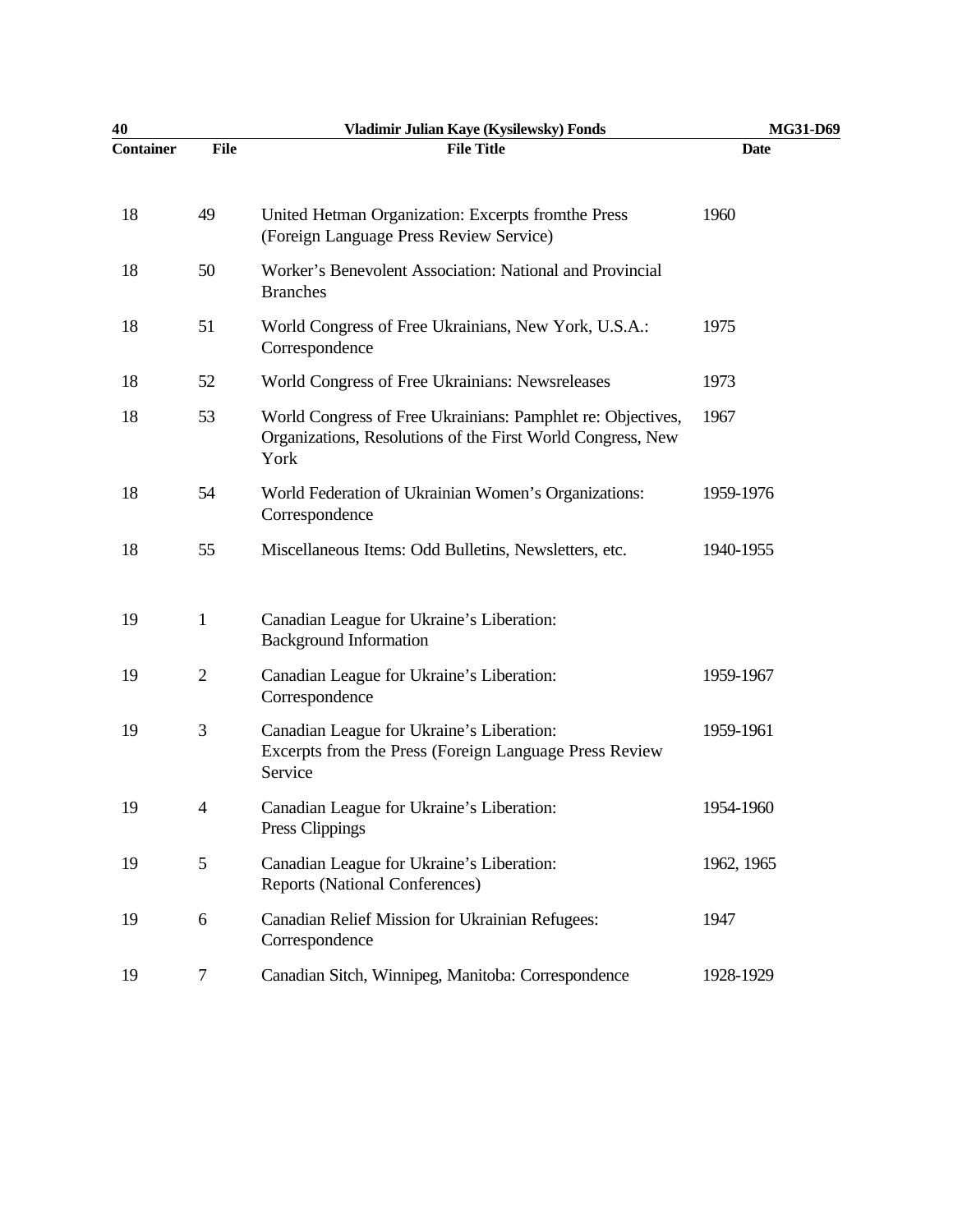| Container | File | File Title | Date |
|---|---|---|---|
| 18 | 49 | United Hetman Organization: Excerpts fromthe Press (Foreign Language Press Review Service) | 1960 |
| 18 | 50 | Worker's Benevolent Association: National and Provincial Branches | |
| 18 | 51 | World Congress of Free Ukrainians, New York, U.S.A.: Correspondence | 1975 |
| 18 | 52 | World Congress of Free Ukrainians: Newsreleases | 1973 |
| 18 | 53 | World Congress of Free Ukrainians: Pamphlet re: Objectives, Organizations, Resolutions of the First World Congress, New York | 1967 |
| 18 | 54 | World Federation of Ukrainian Women's Organizations: Correspondence | 1959-1976 |
| 18 | 55 | Miscellaneous Items: Odd Bulletins, Newsletters, etc. | 1940-1955 |
| 19 | 1 | Canadian League for Ukraine's Liberation: Background Information | |
| 19 | 2 | Canadian League for Ukraine's Liberation: Correspondence | 1959-1967 |
| 19 | 3 | Canadian League for Ukraine's Liberation: Excerpts from the Press (Foreign Language Press Review Service | 1959-1961 |
| 19 | 4 | Canadian League for Ukraine's Liberation: Press Clippings | 1954-1960 |
| 19 | 5 | Canadian League for Ukraine's Liberation: Reports (National Conferences) | 1962, 1965 |
| 19 | 6 | Canadian Relief Mission for Ukrainian Refugees: Correspondence | 1947 |
| 19 | 7 | Canadian Sitch, Winnipeg, Manitoba: Correspondence | 1928-1929 |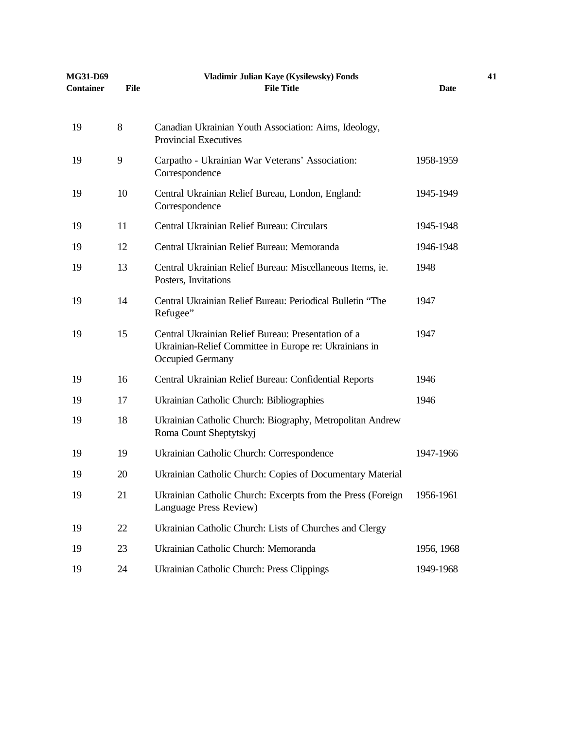| Container | File | File Title | Date |
|---|---|---|---|
| 19 | 8 | Canadian Ukrainian Youth Association: Aims, Ideology, Provincial Executives | |
| 19 | 9 | Carpatho - Ukrainian War Veterans' Association: Correspondence | 1958-1959 |
| 19 | 10 | Central Ukrainian Relief Bureau, London, England: Correspondence | 1945-1949 |
| 19 | 11 | Central Ukrainian Relief Bureau: Circulars | 1945-1948 |
| 19 | 12 | Central Ukrainian Relief Bureau: Memoranda | 1946-1948 |
| 19 | 13 | Central Ukrainian Relief Bureau: Miscellaneous Items, ie. Posters, Invitations | 1948 |
| 19 | 14 | Central Ukrainian Relief Bureau: Periodical Bulletin "The Refugee" | 1947 |
| 19 | 15 | Central Ukrainian Relief Bureau: Presentation of a Ukrainian-Relief Committee in Europe re: Ukrainians in Occupied Germany | 1947 |
| 19 | 16 | Central Ukrainian Relief Bureau: Confidential Reports | 1946 |
| 19 | 17 | Ukrainian Catholic Church: Bibliographies | 1946 |
| 19 | 18 | Ukrainian Catholic Church: Biography, Metropolitan Andrew Roma Count Sheptytskyj | |
| 19 | 19 | Ukrainian Catholic Church: Correspondence | 1947-1966 |
| 19 | 20 | Ukrainian Catholic Church: Copies of Documentary Material | |
| 19 | 21 | Ukrainian Catholic Church: Excerpts from the Press (Foreign Language Press Review) | 1956-1961 |
| 19 | 22 | Ukrainian Catholic Church: Lists of Churches and Clergy | |
| 19 | 23 | Ukrainian Catholic Church: Memoranda | 1956, 1968 |
| 19 | 24 | Ukrainian Catholic Church: Press Clippings | 1949-1968 |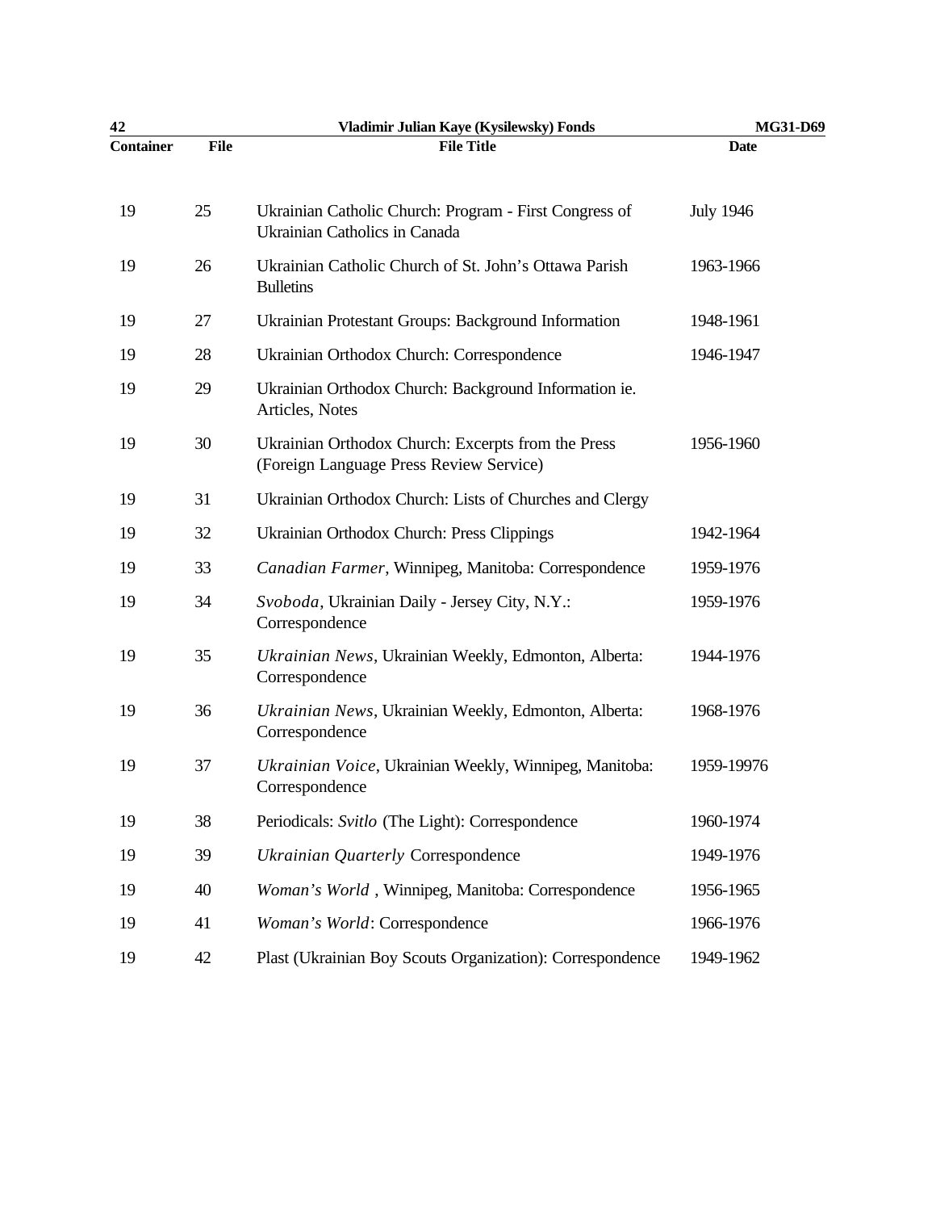| Container | File | File Title | Date |
|---|---|---|---|
| 19 | 25 | Ukrainian Catholic Church: Program - First Congress of Ukrainian Catholics in Canada | July 1946 |
| 19 | 26 | Ukrainian Catholic Church of St. John's Ottawa Parish Bulletins | 1963-1966 |
| 19 | 27 | Ukrainian Protestant Groups: Background Information | 1948-1961 |
| 19 | 28 | Ukrainian Orthodox Church: Correspondence | 1946-1947 |
| 19 | 29 | Ukrainian Orthodox Church: Background Information ie. Articles, Notes | |
| 19 | 30 | Ukrainian Orthodox Church: Excerpts from the Press (Foreign Language Press Review Service) | 1956-1960 |
| 19 | 31 | Ukrainian Orthodox Church: Lists of Churches and Clergy | |
| 19 | 32 | Ukrainian Orthodox Church: Press Clippings | 1942-1964 |
| 19 | 33 | *Canadian Farmer*, Winnipeg, Manitoba: Correspondence | 1959-1976 |
| 19 | 34 | *Svoboda*, Ukrainian Daily - Jersey City, N.Y.: Correspondence | 1959-1976 |
| 19 | 35 | *Ukrainian News*, Ukrainian Weekly, Edmonton, Alberta: Correspondence | 1944-1976 |
| 19 | 36 | *Ukrainian News*, Ukrainian Weekly, Edmonton, Alberta: Correspondence | 1968-1976 |
| 19 | 37 | *Ukrainian Voice*, Ukrainian Weekly, Winnipeg, Manitoba: Correspondence | 1959-19976 |
| 19 | 38 | Periodicals: *Svitlo* (The Light): Correspondence | 1960-1974 |
| 19 | 39 | *Ukrainian Quarterly* Correspondence | 1949-1976 |
| 19 | 40 | *Woman's World* , Winnipeg, Manitoba: Correspondence | 1956-1965 |
| 19 | 41 | *Woman's World*: Correspondence | 1966-1976 |
| 19 | 42 | Plast (Ukrainian Boy Scouts Organization): Correspondence | 1949-1962 |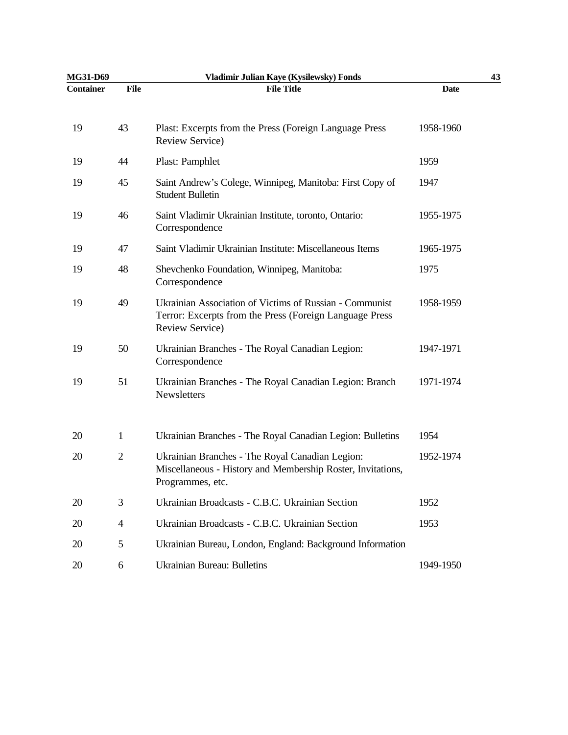| Container | File | File Title | Date |
|---|---|---|---|
| 19 | 43 | Plast: Excerpts from the Press (Foreign Language Press Review Service) | 1958-1960 |
| 19 | 44 | Plast: Pamphlet | 1959 |
| 19 | 45 | Saint Andrew's Colege, Winnipeg, Manitoba: First Copy of Student Bulletin | 1947 |
| 19 | 46 | Saint Vladimir Ukrainian Institute, toronto, Ontario: Correspondence | 1955-1975 |
| 19 | 47 | Saint Vladimir Ukrainian Institute: Miscellaneous Items | 1965-1975 |
| 19 | 48 | Shevchenko Foundation, Winnipeg, Manitoba: Correspondence | 1975 |
| 19 | 49 | Ukrainian Association of Victims of Russian - Communist Terror: Excerpts from the Press (Foreign Language Press Review Service) | 1958-1959 |
| 19 | 50 | Ukrainian Branches - The Royal Canadian Legion: Correspondence | 1947-1971 |
| 19 | 51 | Ukrainian Branches - The Royal Canadian Legion: Branch Newsletters | 1971-1974 |
| 20 | 1 | Ukrainian Branches - The Royal Canadian Legion: Bulletins | 1954 |
| 20 | 2 | Ukrainian Branches - The Royal Canadian Legion: Miscellaneous - History and Membership Roster, Invitations, Programmes, etc. | 1952-1974 |
| 20 | 3 | Ukrainian Broadcasts - C.B.C. Ukrainian Section | 1952 |
| 20 | 4 | Ukrainian Broadcasts - C.B.C. Ukrainian Section | 1953 |
| 20 | 5 | Ukrainian Bureau, London, England: Background Information | |
| 20 | 6 | Ukrainian Bureau: Bulletins | 1949-1950 |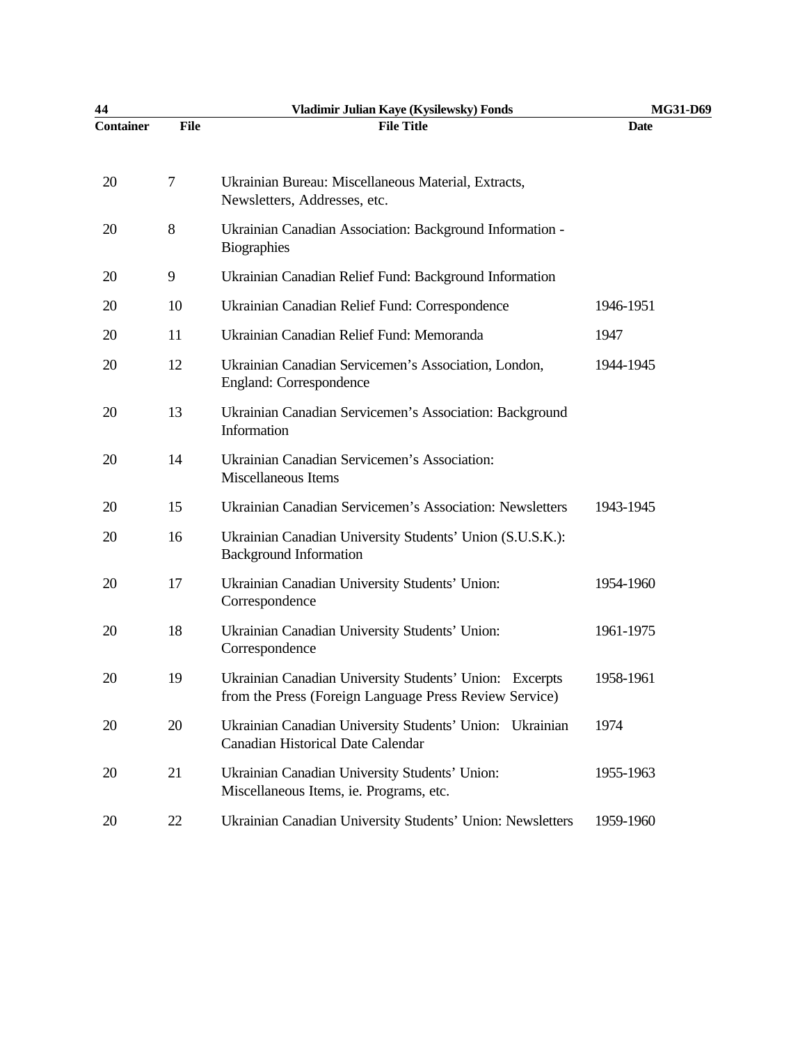| Container | File | File Title | Date |
|---|---|---|---|
| 20 | 7 | Ukrainian Bureau: Miscellaneous Material, Extracts, Newsletters, Addresses, etc. | |
| 20 | 8 | Ukrainian Canadian Association: Background Information - Biographies | |
| 20 | 9 | Ukrainian Canadian Relief Fund: Background Information | |
| 20 | 10 | Ukrainian Canadian Relief Fund: Correspondence | 1946-1951 |
| 20 | 11 | Ukrainian Canadian Relief Fund: Memoranda | 1947 |
| 20 | 12 | Ukrainian Canadian Servicemen's Association, London, England: Correspondence | 1944-1945 |
| 20 | 13 | Ukrainian Canadian Servicemen's Association: Background Information | |
| 20 | 14 | Ukrainian Canadian Servicemen's Association: Miscellaneous Items | |
| 20 | 15 | Ukrainian Canadian Servicemen's Association: Newsletters | 1943-1945 |
| 20 | 16 | Ukrainian Canadian University Students' Union (S.U.S.K.): Background Information | |
| 20 | 17 | Ukrainian Canadian University Students' Union: Correspondence | 1954-1960 |
| 20 | 18 | Ukrainian Canadian University Students' Union: Correspondence | 1961-1975 |
| 20 | 19 | Ukrainian Canadian University Students' Union: Excerpts from the Press (Foreign Language Press Review Service) | 1958-1961 |
| 20 | 20 | Ukrainian Canadian University Students' Union: Ukrainian Canadian Historical Date Calendar | 1974 |
| 20 | 21 | Ukrainian Canadian University Students' Union: Miscellaneous Items, ie. Programs, etc. | 1955-1963 |
| 20 | 22 | Ukrainian Canadian University Students' Union: Newsletters | 1959-1960 |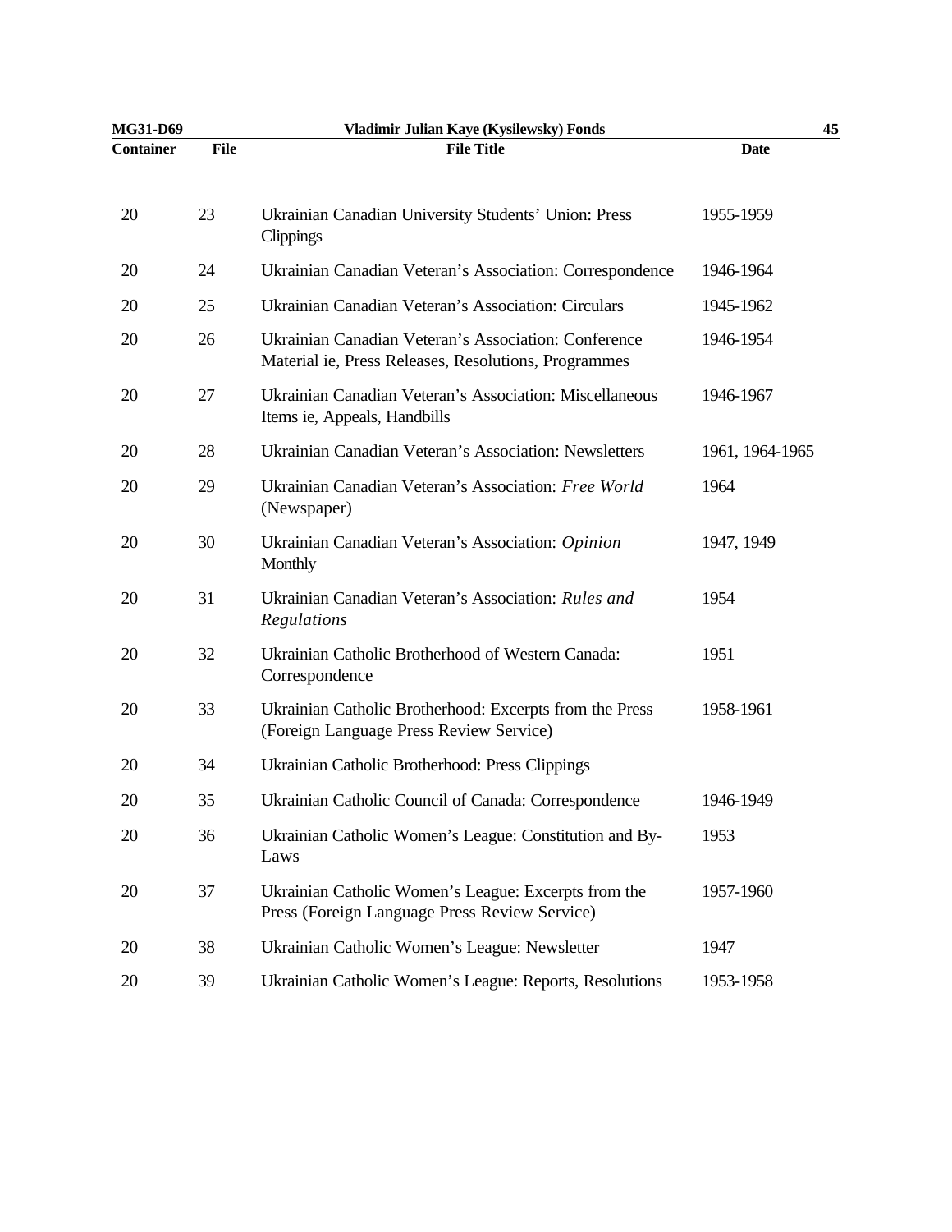| Container | File | File Title | Date |
|---|---|---|---|
| 20 | 23 | Ukrainian Canadian University Students' Union: Press Clippings | 1955-1959 |
| 20 | 24 | Ukrainian Canadian Veteran's Association: Correspondence | 1946-1964 |
| 20 | 25 | Ukrainian Canadian Veteran's Association: Circulars | 1945-1962 |
| 20 | 26 | Ukrainian Canadian Veteran's Association: Conference Material ie, Press Releases, Resolutions, Programmes | 1946-1954 |
| 20 | 27 | Ukrainian Canadian Veteran's Association: Miscellaneous Items ie, Appeals, Handbills | 1946-1967 |
| 20 | 28 | Ukrainian Canadian Veteran's Association: Newsletters | 1961, 1964-1965 |
| 20 | 29 | Ukrainian Canadian Veteran's Association: *Free World* (Newspaper) | 1964 |
| 20 | 30 | Ukrainian Canadian Veteran's Association: *Opinion* Monthly | 1947, 1949 |
| 20 | 31 | Ukrainian Canadian Veteran's Association: *Rules and Regulations* | 1954 |
| 20 | 32 | Ukrainian Catholic Brotherhood of Western Canada: Correspondence | 1951 |
| 20 | 33 | Ukrainian Catholic Brotherhood: Excerpts from the Press (Foreign Language Press Review Service) | 1958-1961 |
| 20 | 34 | Ukrainian Catholic Brotherhood: Press Clippings | |
| 20 | 35 | Ukrainian Catholic Council of Canada: Correspondence | 1946-1949 |
| 20 | 36 | Ukrainian Catholic Women's League: Constitution and By-Laws | 1953 |
| 20 | 37 | Ukrainian Catholic Women's League: Excerpts from the Press (Foreign Language Press Review Service) | 1957-1960 |
| 20 | 38 | Ukrainian Catholic Women's League: Newsletter | 1947 |
| 20 | 39 | Ukrainian Catholic Women's League: Reports, Resolutions | 1953-1958 |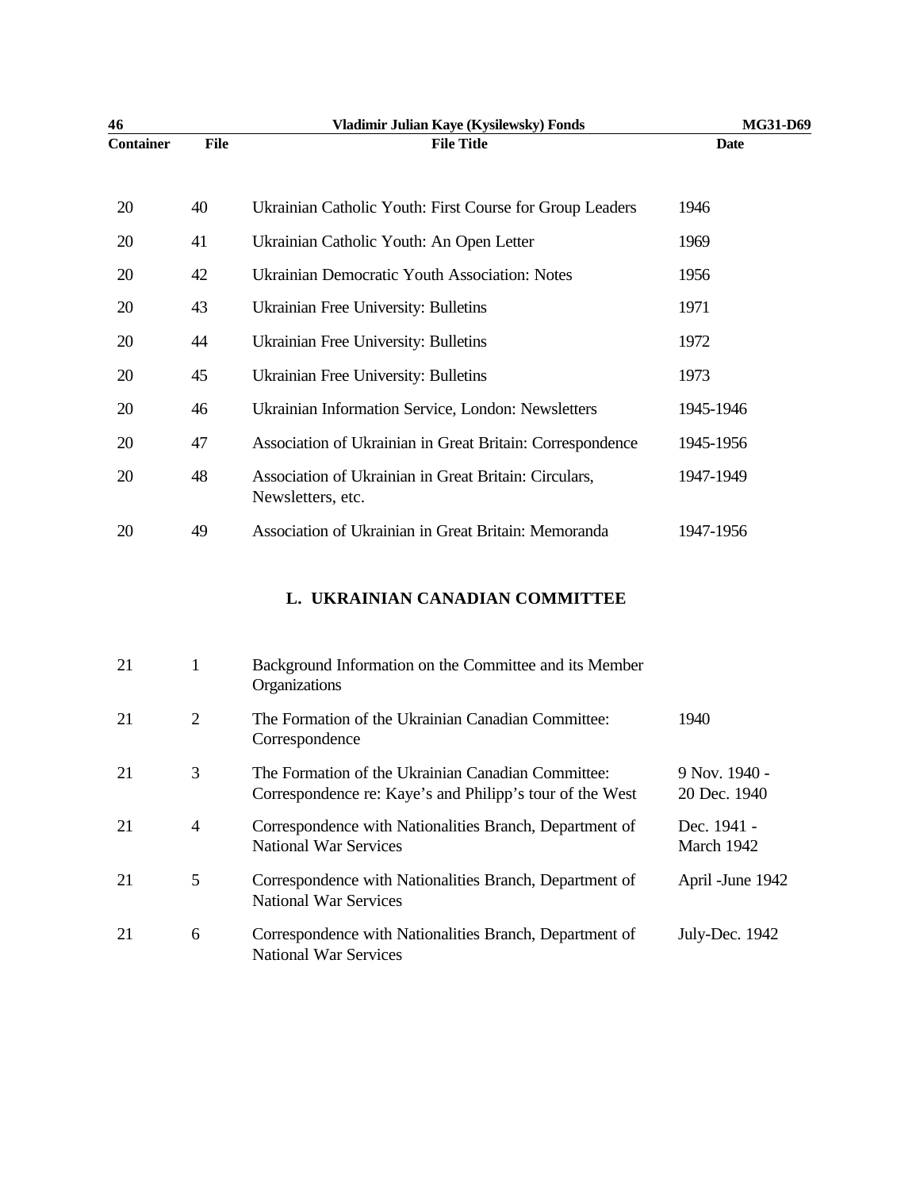| Container | File | File Title | Date |
|---|---|---|---|
| 20 | 40 | Ukrainian Catholic Youth: First Course for Group Leaders | 1946 |
| 20 | 41 | Ukrainian Catholic Youth: An Open Letter | 1969 |
| 20 | 42 | Ukrainian Democratic Youth Association: Notes | 1956 |
| 20 | 43 | Ukrainian Free University: Bulletins | 1971 |
| 20 | 44 | Ukrainian Free University: Bulletins | 1972 |
| 20 | 45 | Ukrainian Free University: Bulletins | 1973 |
| 20 | 46 | Ukrainian Information Service, London: Newsletters | 1945-1946 |
| 20 | 47 | Association of Ukrainian in Great Britain: Correspondence | 1945-1956 |
| 20 | 48 | Association of Ukrainian in Great Britain: Circulars, Newsletters, etc. | 1947-1949 |
| 20 | 49 | Association of Ukrainian in Great Britain: Memoranda | 1947-1956 |

## L. UKRAINIAN CANADIAN COMMITTEE

| Container | File | File Title | Date |
|---|---|---|---|
| 21 | 1 | Background Information on the Committee and its Member Organizations | |
| 21 | 2 | The Formation of the Ukrainian Canadian Committee: Correspondence | 1940 |
| 21 | 3 | The Formation of the Ukrainian Canadian Committee: Correspondence re: Kaye's and Philipp's tour of the West | 9 Nov. 1940 - 20 Dec. 1940 |
| 21 | 4 | Correspondence with Nationalities Branch, Department of National War Services | Dec. 1941 - March 1942 |
| 21 | 5 | Correspondence with Nationalities Branch, Department of National War Services | April -June 1942 |
| 21 | 6 | Correspondence with Nationalities Branch, Department of National War Services | July-Dec. 1942 |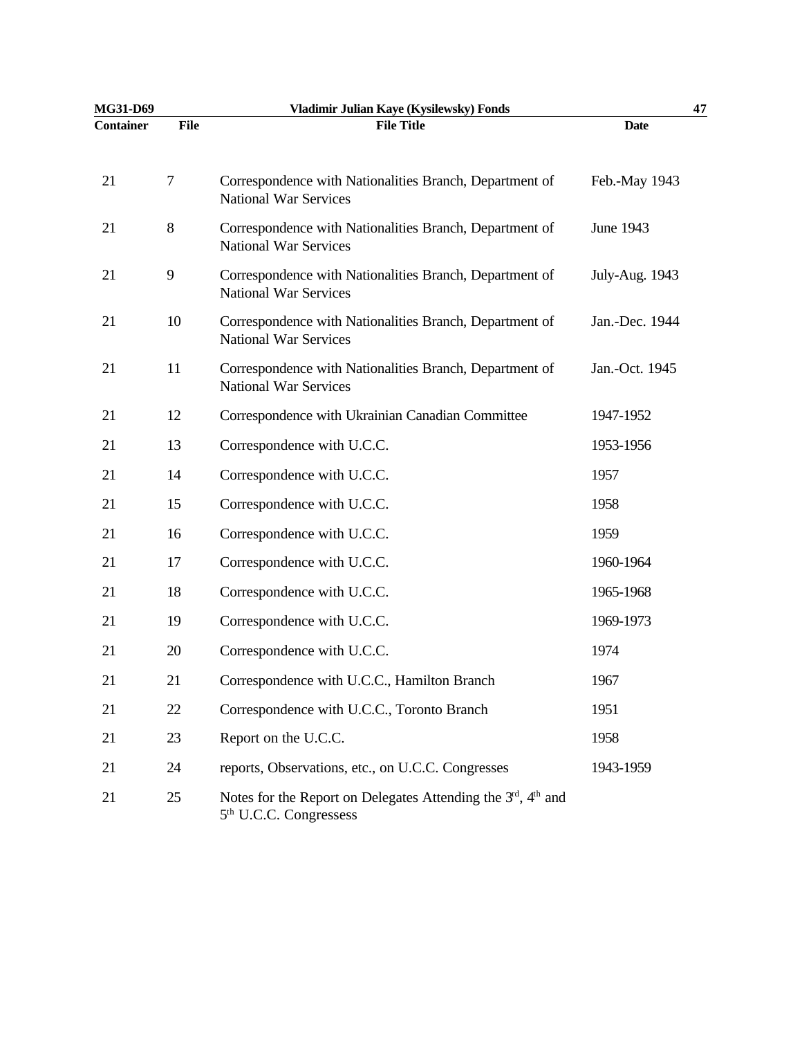| Container | File | File Title | Date |
|---|---|---|---|
| 21 | 7 | Correspondence with Nationalities Branch, Department of National War Services | Feb.-May 1943 |
| 21 | 8 | Correspondence with Nationalities Branch, Department of National War Services | June 1943 |
| 21 | 9 | Correspondence with Nationalities Branch, Department of National War Services | July-Aug. 1943 |
| 21 | 10 | Correspondence with Nationalities Branch, Department of National War Services | Jan.-Dec. 1944 |
| 21 | 11 | Correspondence with Nationalities Branch, Department of National War Services | Jan.-Oct. 1945 |
| 21 | 12 | Correspondence with Ukrainian Canadian Committee | 1947-1952 |
| 21 | 13 | Correspondence with U.C.C. | 1953-1956 |
| 21 | 14 | Correspondence with U.C.C. | 1957 |
| 21 | 15 | Correspondence with U.C.C. | 1958 |
| 21 | 16 | Correspondence with U.C.C. | 1959 |
| 21 | 17 | Correspondence with U.C.C. | 1960-1964 |
| 21 | 18 | Correspondence with U.C.C. | 1965-1968 |
| 21 | 19 | Correspondence with U.C.C. | 1969-1973 |
| 21 | 20 | Correspondence with U.C.C. | 1974 |
| 21 | 21 | Correspondence with U.C.C., Hamilton Branch | 1967 |
| 21 | 22 | Correspondence with U.C.C., Toronto Branch | 1951 |
| 21 | 23 | Report on the U.C.C. | 1958 |
| 21 | 24 | reports, Observations, etc., on U.C.C. Congresses | 1943-1959 |
| 21 | 25 | Notes for the Report on Delegates Attending the 3rd, 4th and 5th U.C.C. Congressess | |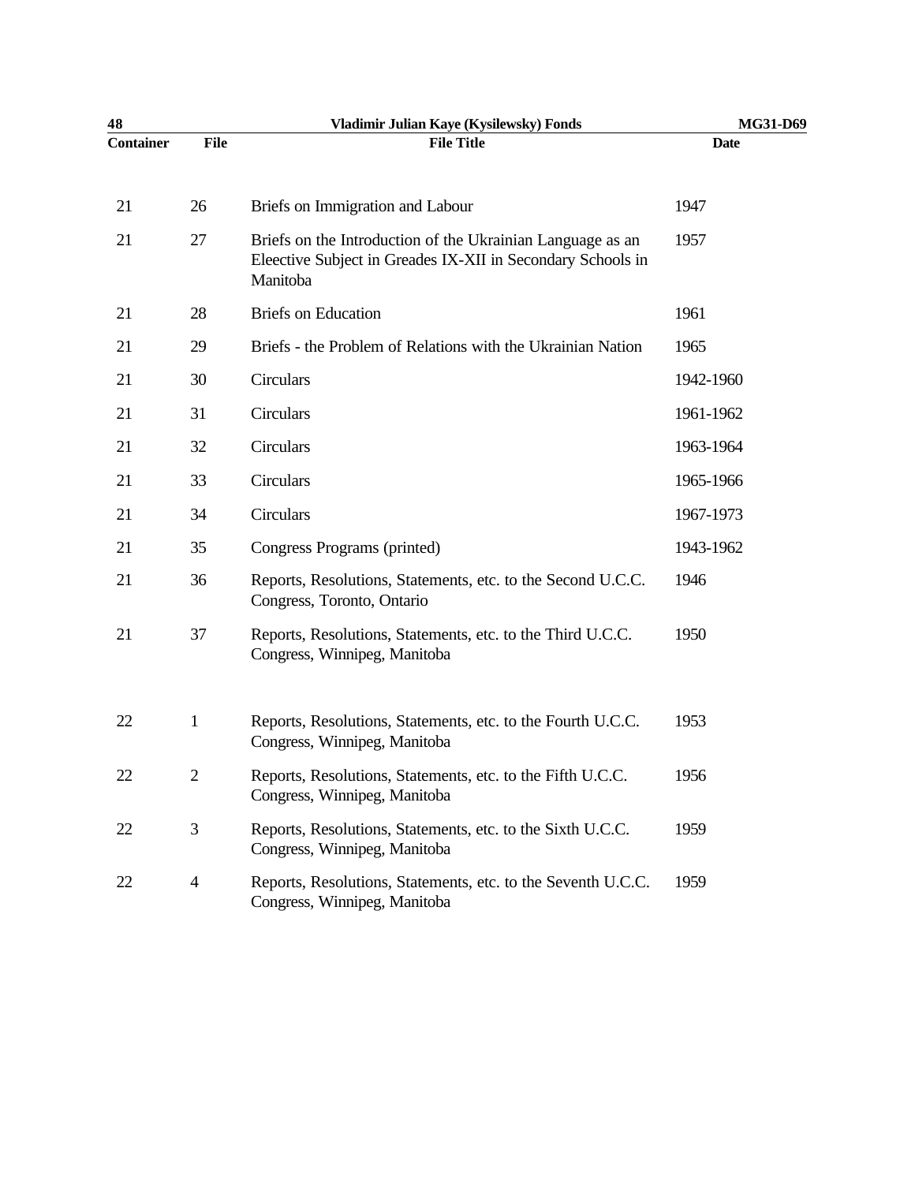| Container | File | File Title | Date |
|---|---|---|---|
| 21 | 26 | Briefs on Immigration and Labour | 1947 |
| 21 | 27 | Briefs on the Introduction of the Ukrainian Language as an Eleective Subject in Greades IX-XII in Secondary Schools in Manitoba | 1957 |
| 21 | 28 | Briefs on Education | 1961 |
| 21 | 29 | Briefs - the Problem of Relations with the Ukrainian Nation | 1965 |
| 21 | 30 | Circulars | 1942-1960 |
| 21 | 31 | Circulars | 1961-1962 |
| 21 | 32 | Circulars | 1963-1964 |
| 21 | 33 | Circulars | 1965-1966 |
| 21 | 34 | Circulars | 1967-1973 |
| 21 | 35 | Congress Programs (printed) | 1943-1962 |
| 21 | 36 | Reports, Resolutions, Statements, etc. to the Second U.C.C. Congress, Toronto, Ontario | 1946 |
| 21 | 37 | Reports, Resolutions, Statements, etc. to the Third U.C.C. Congress, Winnipeg, Manitoba | 1950 |
| 22 | 1 | Reports, Resolutions, Statements, etc. to the Fourth U.C.C. Congress, Winnipeg, Manitoba | 1953 |
| 22 | 2 | Reports, Resolutions, Statements, etc. to the Fifth U.C.C. Congress, Winnipeg, Manitoba | 1956 |
| 22 | 3 | Reports, Resolutions, Statements, etc. to the Sixth U.C.C. Congress, Winnipeg, Manitoba | 1959 |
| 22 | 4 | Reports, Resolutions, Statements, etc. to the Seventh U.C.C. Congress, Winnipeg, Manitoba | 1959 |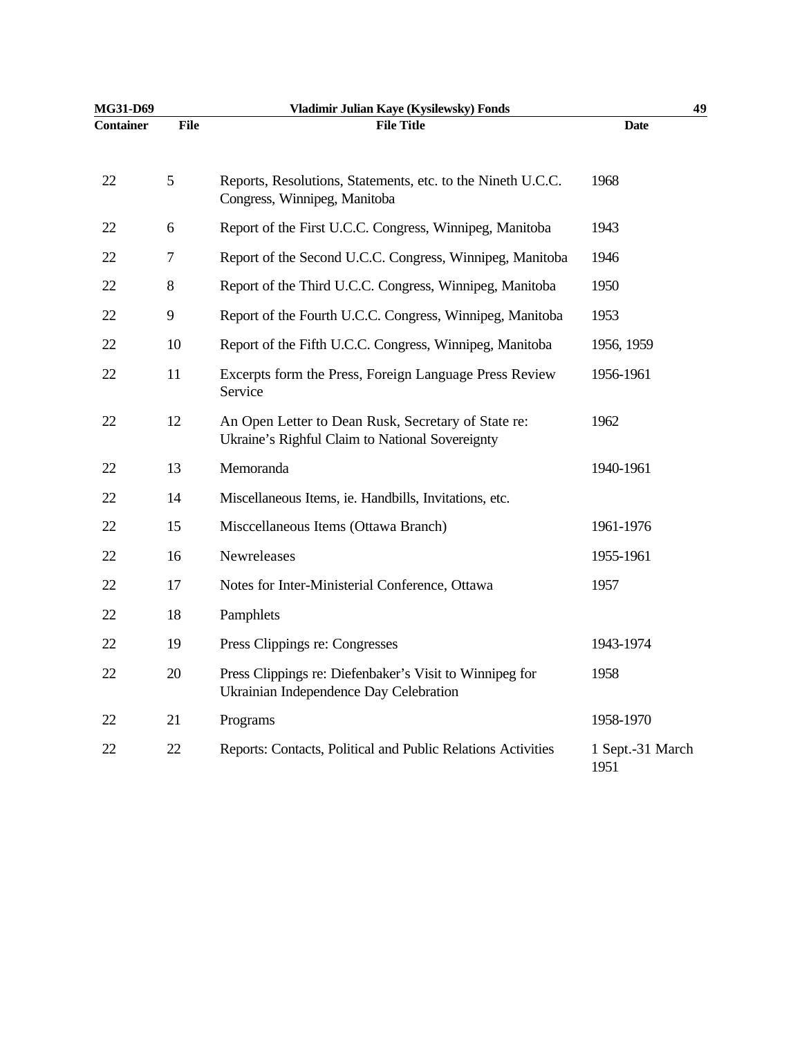| Container | File | File Title | Date |
|---|---|---|---|
| 22 | 5 | Reports, Resolutions, Statements, etc. to the Nineth U.C.C. Congress, Winnipeg, Manitoba | 1968 |
| 22 | 6 | Report of the First U.C.C. Congress, Winnipeg, Manitoba | 1943 |
| 22 | 7 | Report of the Second U.C.C. Congress, Winnipeg, Manitoba | 1946 |
| 22 | 8 | Report of the Third U.C.C. Congress, Winnipeg, Manitoba | 1950 |
| 22 | 9 | Report of the Fourth U.C.C. Congress, Winnipeg, Manitoba | 1953 |
| 22 | 10 | Report of the Fifth U.C.C. Congress, Winnipeg, Manitoba | 1956, 1959 |
| 22 | 11 | Excerpts form the Press, Foreign Language Press Review Service | 1956-1961 |
| 22 | 12 | An Open Letter to Dean Rusk, Secretary of State re: Ukraine's Righful Claim to National Sovereignty | 1962 |
| 22 | 13 | Memoranda | 1940-1961 |
| 22 | 14 | Miscellaneous Items, ie. Handbills, Invitations, etc. | |
| 22 | 15 | Misccellaneous Items (Ottawa Branch) | 1961-1976 |
| 22 | 16 | Newreleases | 1955-1961 |
| 22 | 17 | Notes for Inter-Ministerial Conference, Ottawa | 1957 |
| 22 | 18 | Pamphlets | |
| 22 | 19 | Press Clippings re: Congresses | 1943-1974 |
| 22 | 20 | Press Clippings re: Diefenbaker's Visit to Winnipeg for Ukrainian Independence Day Celebration | 1958 |
| 22 | 21 | Programs | 1958-1970 |
| 22 | 22 | Reports: Contacts, Political and Public Relations Activities | 1 Sept.-31 March 1951 |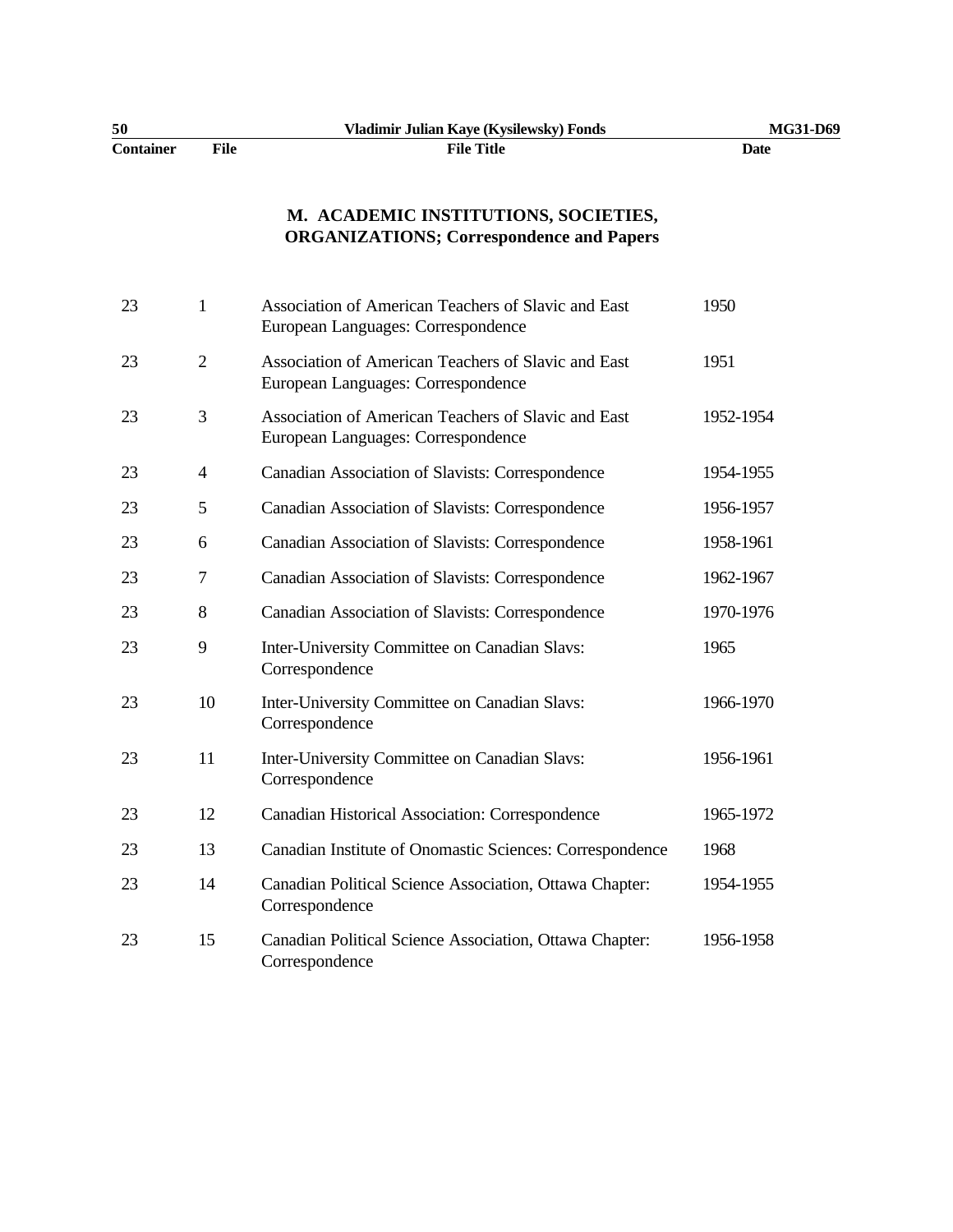## M. ACADEMIC INSTITUTIONS, SOCIETIES, ORGANIZATIONS; Correspondence and Papers

| Container | File | File Title | Date |
|---|---|---|---|
| 23 | 1 | Association of American Teachers of Slavic and East European Languages: Correspondence | 1950 |
| 23 | 2 | Association of American Teachers of Slavic and East European Languages: Correspondence | 1951 |
| 23 | 3 | Association of American Teachers of Slavic and East European Languages: Correspondence | 1952-1954 |
| 23 | 4 | Canadian Association of Slavists: Correspondence | 1954-1955 |
| 23 | 5 | Canadian Association of Slavists: Correspondence | 1956-1957 |
| 23 | 6 | Canadian Association of Slavists: Correspondence | 1958-1961 |
| 23 | 7 | Canadian Association of Slavists: Correspondence | 1962-1967 |
| 23 | 8 | Canadian Association of Slavists: Correspondence | 1970-1976 |
| 23 | 9 | Inter-University Committee on Canadian Slavs: Correspondence | 1965 |
| 23 | 10 | Inter-University Committee on Canadian Slavs: Correspondence | 1966-1970 |
| 23 | 11 | Inter-University Committee on Canadian Slavs: Correspondence | 1956-1961 |
| 23 | 12 | Canadian Historical Association: Correspondence | 1965-1972 |
| 23 | 13 | Canadian Institute of Onomastic Sciences: Correspondence | 1968 |
| 23 | 14 | Canadian Political Science Association, Ottawa Chapter: Correspondence | 1954-1955 |
| 23 | 15 | Canadian Political Science Association, Ottawa Chapter: Correspondence | 1956-1958 |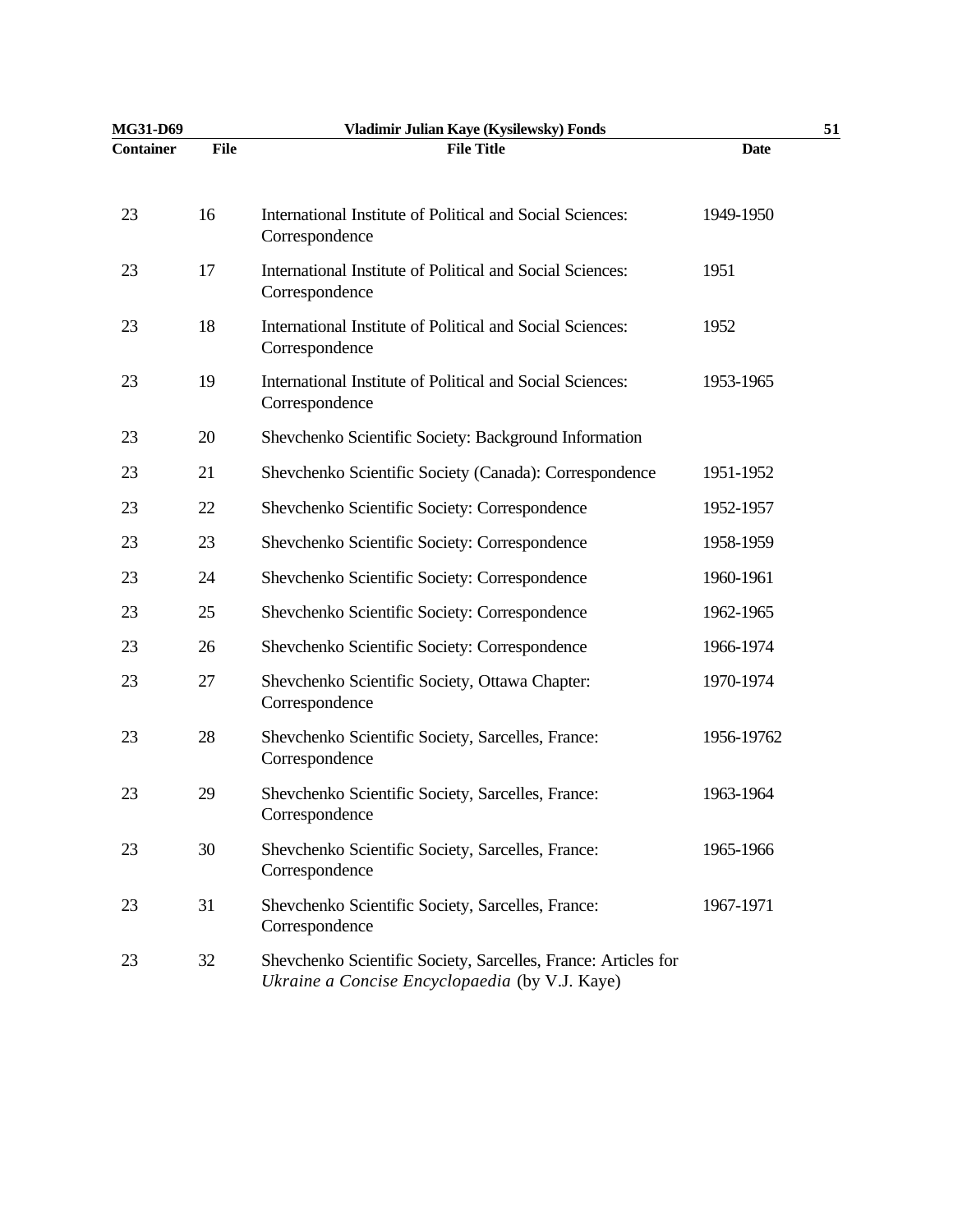| Container | File | File Title | Date |
|---|---|---|---|
| 23 | 16 | International Institute of Political and Social Sciences: Correspondence | 1949-1950 |
| 23 | 17 | International Institute of Political and Social Sciences: Correspondence | 1951 |
| 23 | 18 | International Institute of Political and Social Sciences: Correspondence | 1952 |
| 23 | 19 | International Institute of Political and Social Sciences: Correspondence | 1953-1965 |
| 23 | 20 | Shevchenko Scientific Society: Background Information | |
| 23 | 21 | Shevchenko Scientific Society (Canada): Correspondence | 1951-1952 |
| 23 | 22 | Shevchenko Scientific Society: Correspondence | 1952-1957 |
| 23 | 23 | Shevchenko Scientific Society: Correspondence | 1958-1959 |
| 23 | 24 | Shevchenko Scientific Society: Correspondence | 1960-1961 |
| 23 | 25 | Shevchenko Scientific Society: Correspondence | 1962-1965 |
| 23 | 26 | Shevchenko Scientific Society: Correspondence | 1966-1974 |
| 23 | 27 | Shevchenko Scientific Society, Ottawa Chapter: Correspondence | 1970-1974 |
| 23 | 28 | Shevchenko Scientific Society, Sarcelles, France: Correspondence | 1956-19762 |
| 23 | 29 | Shevchenko Scientific Society, Sarcelles, France: Correspondence | 1963-1964 |
| 23 | 30 | Shevchenko Scientific Society, Sarcelles, France: Correspondence | 1965-1966 |
| 23 | 31 | Shevchenko Scientific Society, Sarcelles, France: Correspondence | 1967-1971 |
| 23 | 32 | Shevchenko Scientific Society, Sarcelles, France: Articles for *Ukraine a Concise Encyclopaedia* (by V.J. Kaye) | |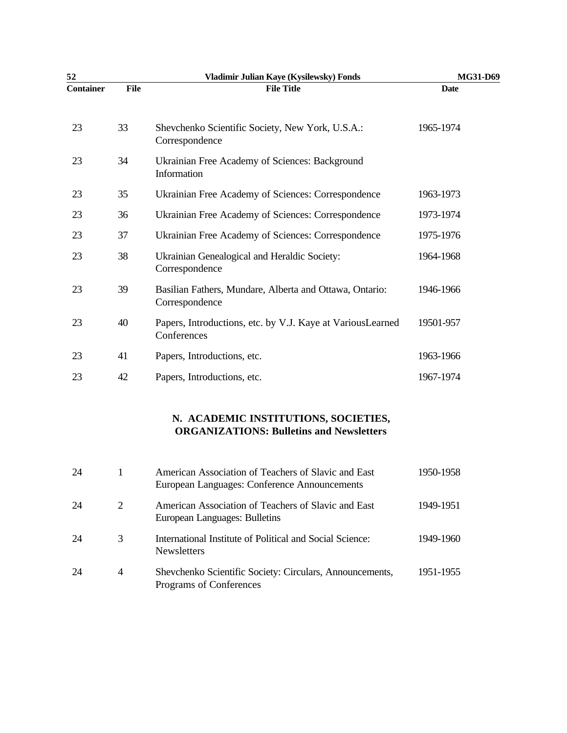| Container | File | File Title | Date |
|---|---|---|---|
| 23 | 33 | Shevchenko Scientific Society, New York, U.S.A.: Correspondence | 1965-1974 |
| 23 | 34 | Ukrainian Free Academy of Sciences: Background Information | |
| 23 | 35 | Ukrainian Free Academy of Sciences: Correspondence | 1963-1973 |
| 23 | 36 | Ukrainian Free Academy of Sciences: Correspondence | 1973-1974 |
| 23 | 37 | Ukrainian Free Academy of Sciences: Correspondence | 1975-1976 |
| 23 | 38 | Ukrainian Genealogical and Heraldic Society: Correspondence | 1964-1968 |
| 23 | 39 | Basilian Fathers, Mundare, Alberta and Ottawa, Ontario: Correspondence | 1946-1966 |
| 23 | 40 | Papers, Introductions, etc. by V.J. Kaye at VariousLearned Conferences | 19501-957 |
| 23 | 41 | Papers, Introductions, etc. | 1963-1966 |
| 23 | 42 | Papers, Introductions, etc. | 1967-1974 |

## N. ACADEMIC INSTITUTIONS, SOCIETIES, ORGANIZATIONS: Bulletins and Newsletters

| Container | File | File Title | Date |
|---|---|---|---|
| 24 | 1 | American Association of Teachers of Slavic and East European Languages: Conference Announcements | 1950-1958 |
| 24 | 2 | American Association of Teachers of Slavic and East European Languages: Bulletins | 1949-1951 |
| 24 | 3 | International Institute of Political and Social Science: Newsletters | 1949-1960 |
| 24 | 4 | Shevchenko Scientific Society: Circulars, Announcements, Programs of Conferences | 1951-1955 |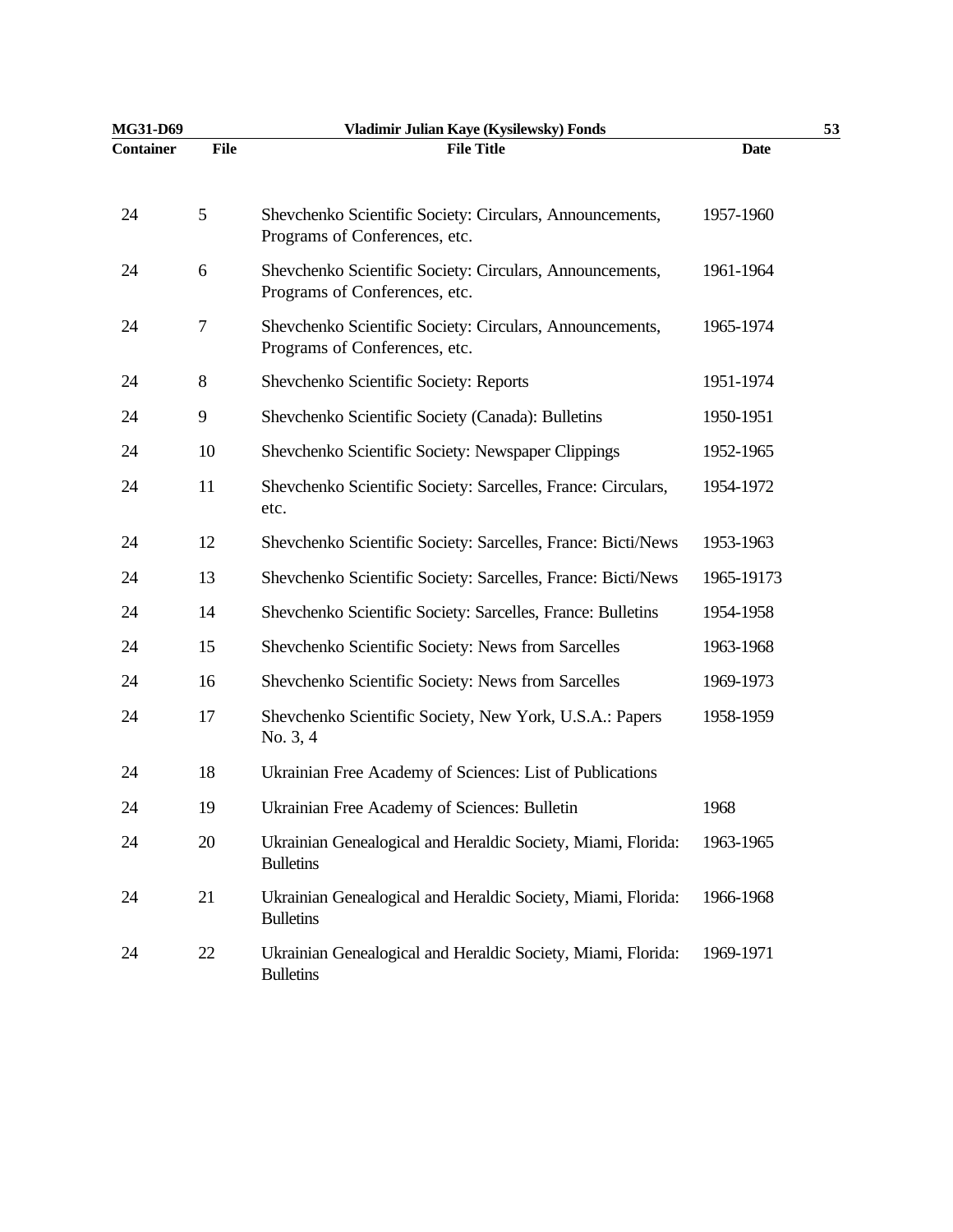| Container | File | File Title | Date |
|---|---|---|---|
| 24 | 5 | Shevchenko Scientific Society: Circulars, Announcements, Programs of Conferences, etc. | 1957-1960 |
| 24 | 6 | Shevchenko Scientific Society: Circulars, Announcements, Programs of Conferences, etc. | 1961-1964 |
| 24 | 7 | Shevchenko Scientific Society: Circulars, Announcements, Programs of Conferences, etc. | 1965-1974 |
| 24 | 8 | Shevchenko Scientific Society: Reports | 1951-1974 |
| 24 | 9 | Shevchenko Scientific Society (Canada): Bulletins | 1950-1951 |
| 24 | 10 | Shevchenko Scientific Society: Newspaper Clippings | 1952-1965 |
| 24 | 11 | Shevchenko Scientific Society: Sarcelles, France: Circulars, etc. | 1954-1972 |
| 24 | 12 | Shevchenko Scientific Society: Sarcelles, France: Bicti/News | 1953-1963 |
| 24 | 13 | Shevchenko Scientific Society: Sarcelles, France: Bicti/News | 1965-19173 |
| 24 | 14 | Shevchenko Scientific Society: Sarcelles, France: Bulletins | 1954-1958 |
| 24 | 15 | Shevchenko Scientific Society: News from Sarcelles | 1963-1968 |
| 24 | 16 | Shevchenko Scientific Society: News from Sarcelles | 1969-1973 |
| 24 | 17 | Shevchenko Scientific Society, New York, U.S.A.: Papers No. 3, 4 | 1958-1959 |
| 24 | 18 | Ukrainian Free Academy of Sciences: List of Publications | |
| 24 | 19 | Ukrainian Free Academy of Sciences: Bulletin | 1968 |
| 24 | 20 | Ukrainian Genealogical and Heraldic Society, Miami, Florida: Bulletins | 1963-1965 |
| 24 | 21 | Ukrainian Genealogical and Heraldic Society, Miami, Florida: Bulletins | 1966-1968 |
| 24 | 22 | Ukrainian Genealogical and Heraldic Society, Miami, Florida: Bulletins | 1969-1971 |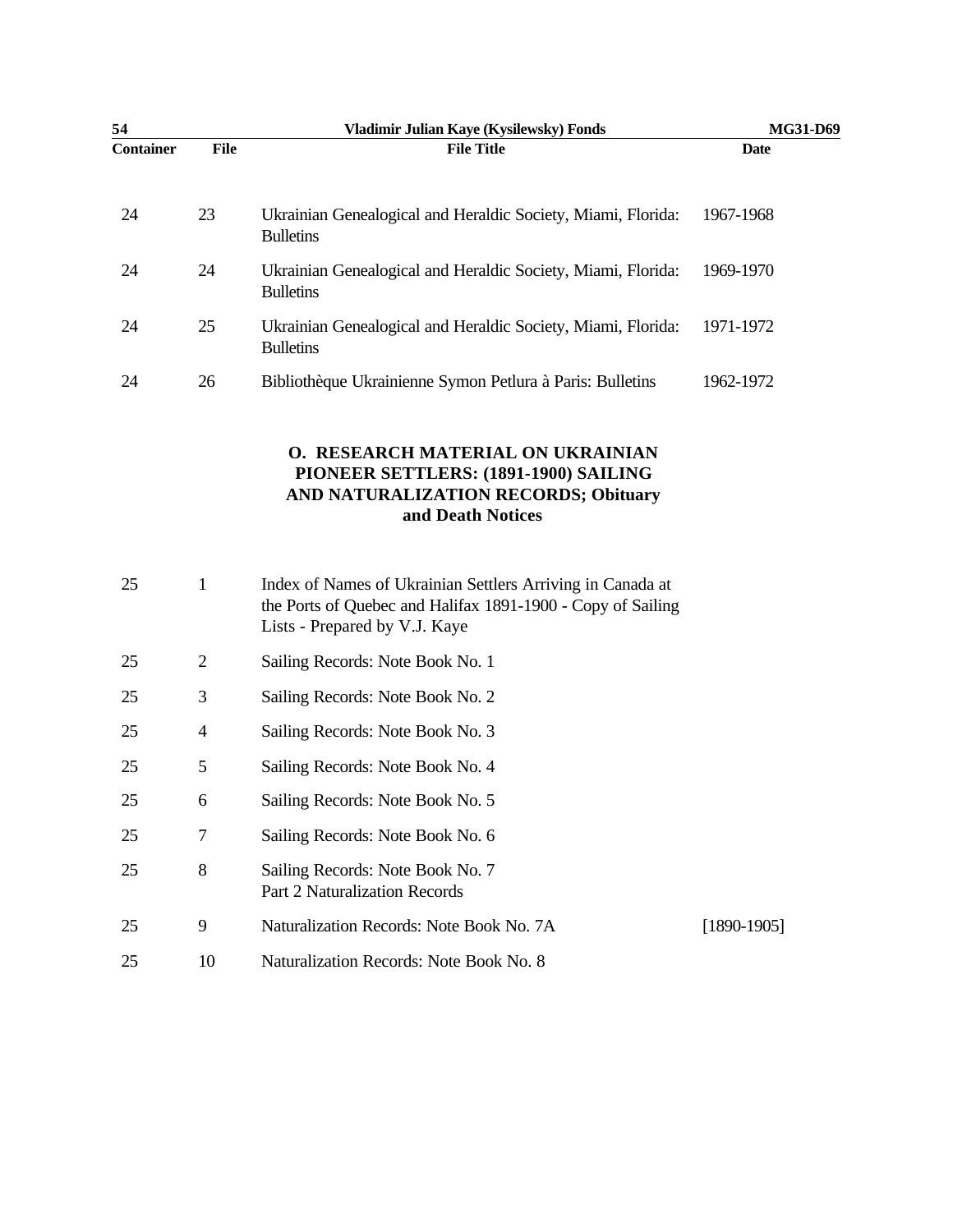| Container | File | File Title | Date |
|---|---|---|---|
| 24 | 23 | Ukrainian Genealogical and Heraldic Society, Miami, Florida: Bulletins | 1967-1968 |
| 24 | 24 | Ukrainian Genealogical and Heraldic Society, Miami, Florida: Bulletins | 1969-1970 |
| 24 | 25 | Ukrainian Genealogical and Heraldic Society, Miami, Florida: Bulletins | 1971-1972 |
| 24 | 26 | Bibliothèque Ukrainienne Symon Petlura à Paris: Bulletins | 1962-1972 |

## O. RESEARCH MATERIAL ON UKRAINIAN PIONEER SETTLERS: (1891-1900) SAILING AND NATURALIZATION RECORDS; Obituary and Death Notices

| Container | File | File Title | Date |
|---|---|---|---|
| 25 | 1 | Index of Names of Ukrainian Settlers Arriving in Canada at the Ports of Quebec and Halifax 1891-1900 - Copy of Sailing Lists - Prepared by V.J. Kaye | |
| 25 | 2 | Sailing Records: Note Book No. 1 | |
| 25 | 3 | Sailing Records: Note Book No. 2 | |
| 25 | 4 | Sailing Records: Note Book No. 3 | |
| 25 | 5 | Sailing Records: Note Book No. 4 | |
| 25 | 6 | Sailing Records: Note Book No. 5 | |
| 25 | 7 | Sailing Records: Note Book No. 6 | |
| 25 | 8 | Sailing Records: Note Book No. 7<br>Part 2 Naturalization Records | |
| 25 | 9 | Naturalization Records: Note Book No. 7A | [1890-1905] |
| 25 | 10 | Naturalization Records: Note Book No. 8 | |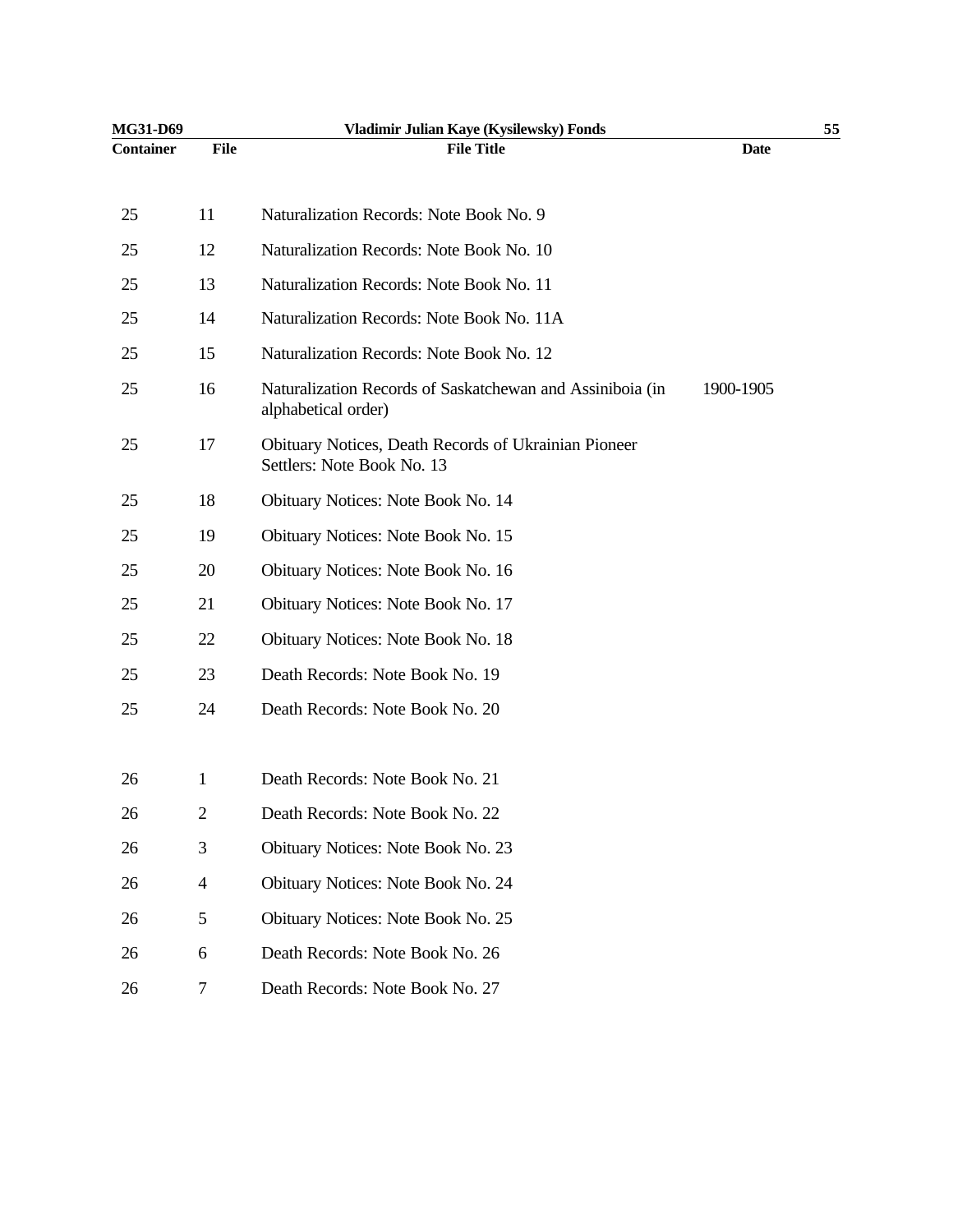| Container | File | File Title | Date |
|---|---|---|---|
| 25 | 11 | Naturalization Records: Note Book No. 9 | |
| 25 | 12 | Naturalization Records: Note Book No. 10 | |
| 25 | 13 | Naturalization Records: Note Book No. 11 | |
| 25 | 14 | Naturalization Records: Note Book No. 11A | |
| 25 | 15 | Naturalization Records: Note Book No. 12 | |
| 25 | 16 | Naturalization Records of Saskatchewan and Assiniboia (in alphabetical order) | 1900-1905 |
| 25 | 17 | Obituary Notices, Death Records of Ukrainian Pioneer Settlers: Note Book No. 13 | |
| 25 | 18 | Obituary Notices: Note Book No. 14 | |
| 25 | 19 | Obituary Notices: Note Book No. 15 | |
| 25 | 20 | Obituary Notices: Note Book No. 16 | |
| 25 | 21 | Obituary Notices: Note Book No. 17 | |
| 25 | 22 | Obituary Notices: Note Book No. 18 | |
| 25 | 23 | Death Records: Note Book No. 19 | |
| 25 | 24 | Death Records: Note Book No. 20 | |
| 26 | 1 | Death Records: Note Book No. 21 | |
| 26 | 2 | Death Records: Note Book No. 22 | |
| 26 | 3 | Obituary Notices: Note Book No. 23 | |
| 26 | 4 | Obituary Notices: Note Book No. 24 | |
| 26 | 5 | Obituary Notices: Note Book No. 25 | |
| 26 | 6 | Death Records: Note Book No. 26 | |
| 26 | 7 | Death Records: Note Book No. 27 | |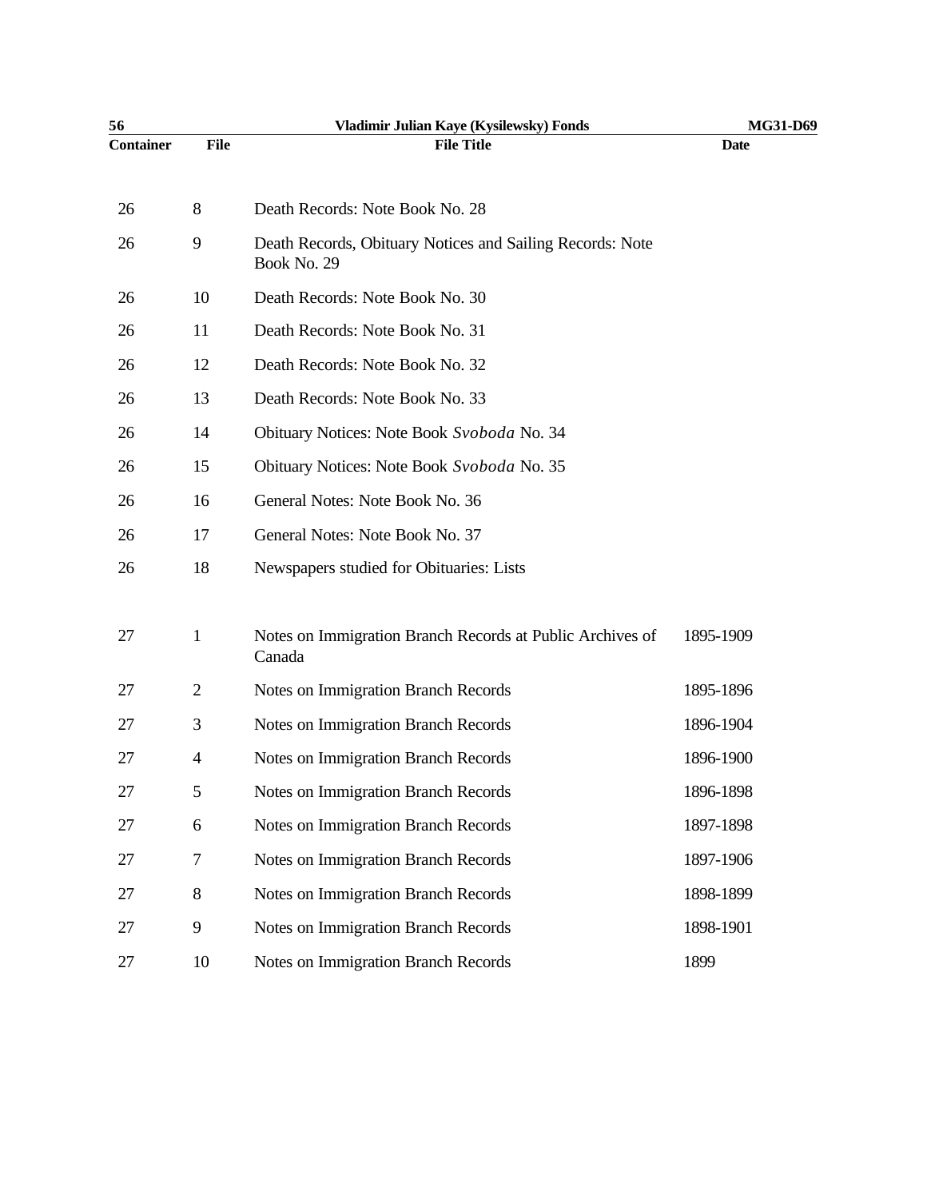| Container | File | File Title | Date |
|---|---|---|---|
| 26 | 8 | Death Records: Note Book No. 28 | |
| 26 | 9 | Death Records, Obituary Notices and Sailing Records: Note Book No. 29 | |
| 26 | 10 | Death Records: Note Book No. 30 | |
| 26 | 11 | Death Records: Note Book No. 31 | |
| 26 | 12 | Death Records: Note Book No. 32 | |
| 26 | 13 | Death Records: Note Book No. 33 | |
| 26 | 14 | Obituary Notices: Note Book *Svoboda* No. 34 | |
| 26 | 15 | Obituary Notices: Note Book *Svoboda* No. 35 | |
| 26 | 16 | General Notes: Note Book No. 36 | |
| 26 | 17 | General Notes: Note Book No. 37 | |
| 26 | 18 | Newspapers studied for Obituaries: Lists | |
| 27 | 1 | Notes on Immigration Branch Records at Public Archives of Canada | 1895-1909 |
| 27 | 2 | Notes on Immigration Branch Records | 1895-1896 |
| 27 | 3 | Notes on Immigration Branch Records | 1896-1904 |
| 27 | 4 | Notes on Immigration Branch Records | 1896-1900 |
| 27 | 5 | Notes on Immigration Branch Records | 1896-1898 |
| 27 | 6 | Notes on Immigration Branch Records | 1897-1898 |
| 27 | 7 | Notes on Immigration Branch Records | 1897-1906 |
| 27 | 8 | Notes on Immigration Branch Records | 1898-1899 |
| 27 | 9 | Notes on Immigration Branch Records | 1898-1901 |
| 27 | 10 | Notes on Immigration Branch Records | 1899 |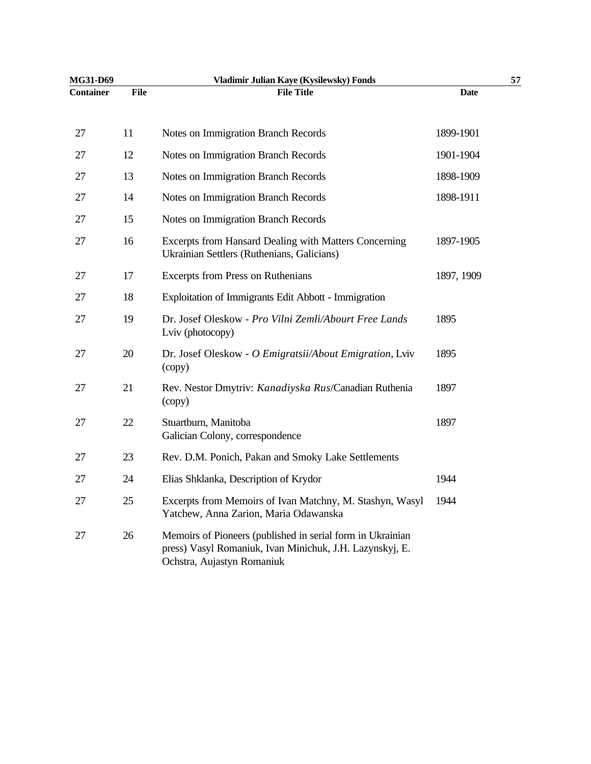| Container | File | File Title | Date |
|---|---|---|---|
| 27 | 11 | Notes on Immigration Branch Records | 1899-1901 |
| 27 | 12 | Notes on Immigration Branch Records | 1901-1904 |
| 27 | 13 | Notes on Immigration Branch Records | 1898-1909 |
| 27 | 14 | Notes on Immigration Branch Records | 1898-1911 |
| 27 | 15 | Notes on Immigration Branch Records | |
| 27 | 16 | Excerpts from Hansard Dealing with Matters Concerning Ukrainian Settlers (Ruthenians, Galicians) | 1897-1905 |
| 27 | 17 | Excerpts from Press on Ruthenians | 1897, 1909 |
| 27 | 18 | Exploitation of Immigrants Edit Abbott - Immigration | |
| 27 | 19 | Dr. Josef Oleskow - *Pro Vilni Zemli/Abourt Free Lands* Lviv (photocopy) | 1895 |
| 27 | 20 | Dr. Josef Oleskow - *O Emigratsii/About Emigration*, Lviv (copy) | 1895 |
| 27 | 21 | Rev. Nestor Dmytriv: *Kanadiyska Rus*/Canadian Ruthenia (copy) | 1897 |
| 27 | 22 | Stuartburn, Manitoba Galician Colony, correspondence | 1897 |
| 27 | 23 | Rev. D.M. Ponich, Pakan and Smoky Lake Settlements | |
| 27 | 24 | Elias Shklanka, Description of Krydor | 1944 |
| 27 | 25 | Excerpts from Memoirs of Ivan Matchny, M. Stashyn, Wasyl Yatchew, Anna Zarion, Maria Odawanska | 1944 |
| 27 | 26 | Memoirs of Pioneers (published in serial form in Ukrainian press) Vasyl Romaniuk, Ivan Minichuk, J.H. Lazynskyj, E. Ochstra, Aujastyn Romaniuk | |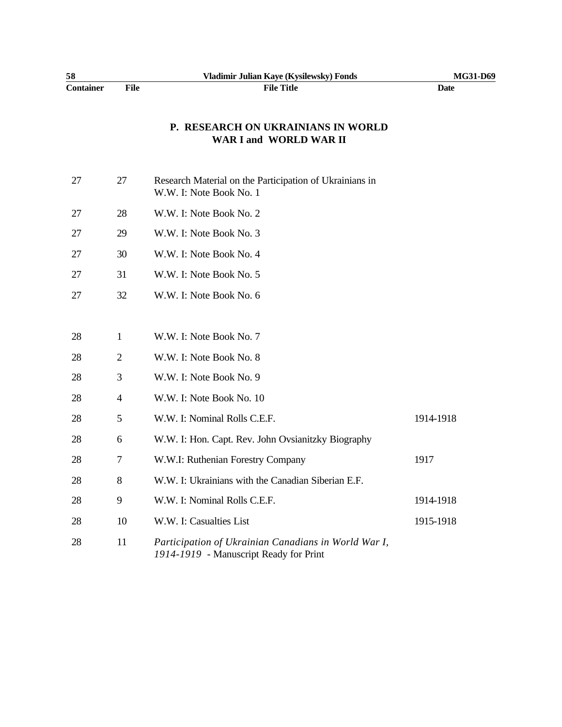## P. RESEARCH ON UKRAINIANS IN WORLD WAR I and WORLD WAR II

| Container | File | File Title | Date |
|---|---|---|---|
| 27 | 27 | Research Material on the Participation of Ukrainians in W.W. I: Note Book No. 1 | |
| 27 | 28 | W.W. I: Note Book No. 2 | |
| 27 | 29 | W.W. I: Note Book No. 3 | |
| 27 | 30 | W.W. I: Note Book No. 4 | |
| 27 | 31 | W.W. I: Note Book No. 5 | |
| 27 | 32 | W.W. I: Note Book No. 6 | |
| 28 | 1 | W.W. I: Note Book No. 7 | |
| 28 | 2 | W.W. I: Note Book No. 8 | |
| 28 | 3 | W.W. I: Note Book No. 9 | |
| 28 | 4 | W.W. I: Note Book No. 10 | |
| 28 | 5 | W.W. I: Nominal Rolls C.E.F. | 1914-1918 |
| 28 | 6 | W.W. I: Hon. Capt. Rev. John Ovsianitzky Biography | |
| 28 | 7 | W.W.I: Ruthenian Forestry Company | 1917 |
| 28 | 8 | W.W. I: Ukrainians with the Canadian Siberian E.F. | |
| 28 | 9 | W.W. I: Nominal Rolls C.E.F. | 1914-1918 |
| 28 | 10 | W.W. I: Casualties List | 1915-1918 |
| 28 | 11 | *Participation of Ukrainian Canadians in World War I, 1914-1919* - Manuscript Ready for Print | |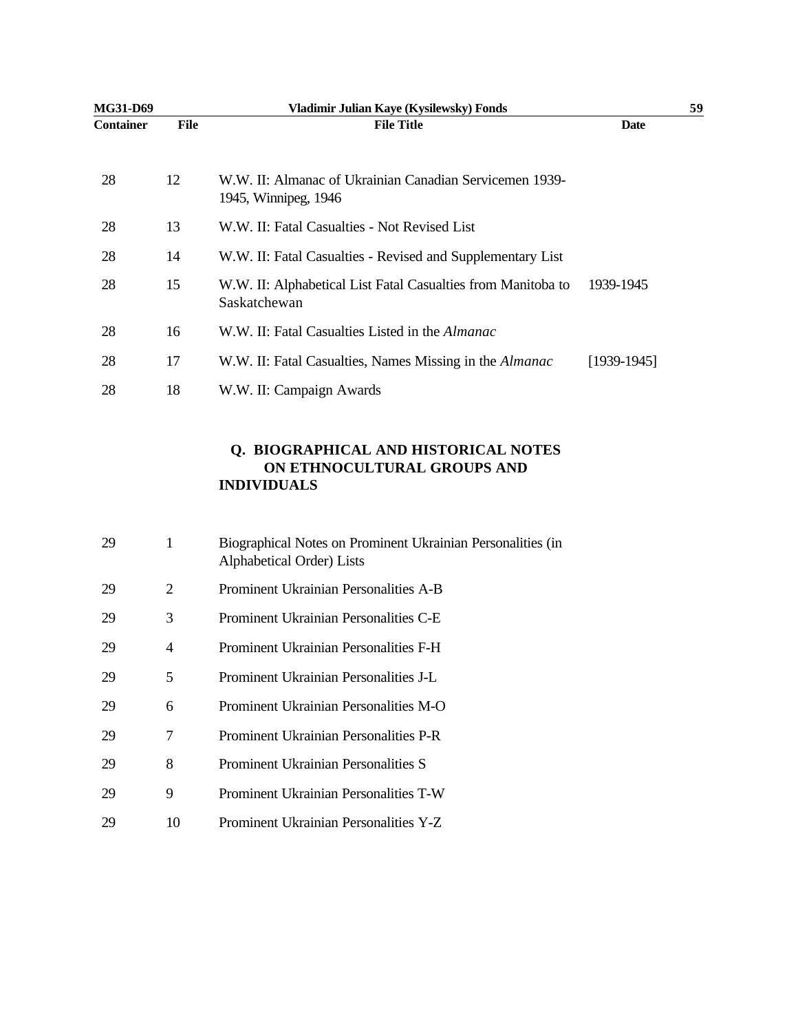| Container | File | File Title | Date |
|---|---|---|---|
| 28 | 12 | W.W. II: Almanac of Ukrainian Canadian Servicemen 1939-1945, Winnipeg, 1946 | |
| 28 | 13 | W.W. II: Fatal Casualties - Not Revised List | |
| 28 | 14 | W.W. II: Fatal Casualties - Revised and Supplementary List | |
| 28 | 15 | W.W. II: Alphabetical List Fatal Casualties from Manitoba to Saskatchewan | 1939-1945 |
| 28 | 16 | W.W. II: Fatal Casualties Listed in the *Almanac* | |
| 28 | 17 | W.W. II: Fatal Casualties, Names Missing in the *Almanac* | [1939-1945] |
| 28 | 18 | W.W. II: Campaign Awards | |

## Q. BIOGRAPHICAL AND HISTORICAL NOTES ON ETHNOCULTURAL GROUPS AND INDIVIDUALS

| Container | File | File Title | Date |
|---|---|---|---|
| 29 | 1 | Biographical Notes on Prominent Ukrainian Personalities (in Alphabetical Order) Lists | |
| 29 | 2 | Prominent Ukrainian Personalities A-B | |
| 29 | 3 | Prominent Ukrainian Personalities C-E | |
| 29 | 4 | Prominent Ukrainian Personalities F-H | |
| 29 | 5 | Prominent Ukrainian Personalities J-L | |
| 29 | 6 | Prominent Ukrainian Personalities M-O | |
| 29 | 7 | Prominent Ukrainian Personalities P-R | |
| 29 | 8 | Prominent Ukrainian Personalities S | |
| 29 | 9 | Prominent Ukrainian Personalities T-W | |
| 29 | 10 | Prominent Ukrainian Personalities Y-Z | |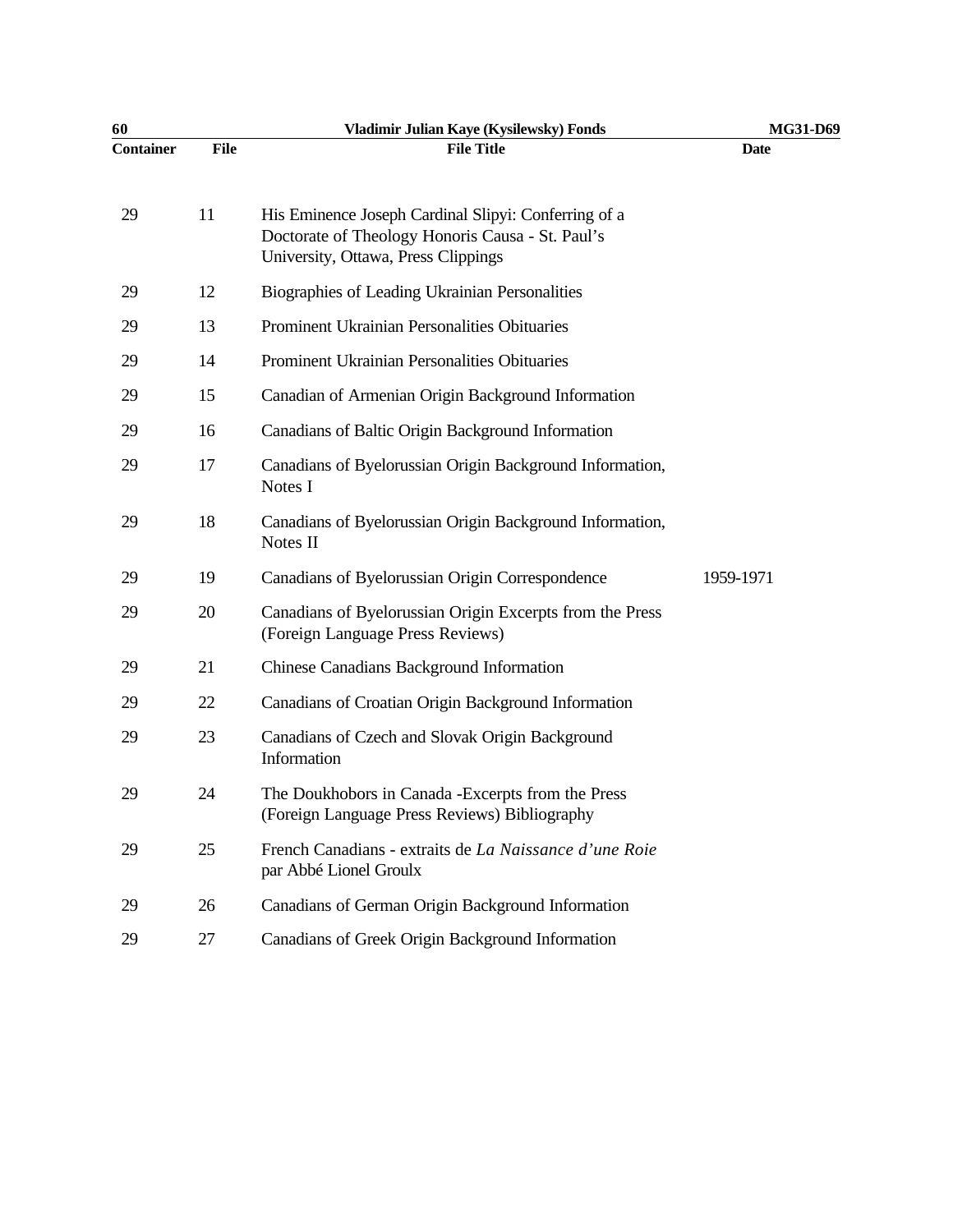| Container | File | File Title | Date |
|---|---|---|---|
| 29 | 11 | His Eminence Joseph Cardinal Slipyi: Conferring of a Doctorate of Theology Honoris Causa - St. Paul's University, Ottawa, Press Clippings | |
| 29 | 12 | Biographies of Leading Ukrainian Personalities | |
| 29 | 13 | Prominent Ukrainian Personalities Obituaries | |
| 29 | 14 | Prominent Ukrainian Personalities Obituaries | |
| 29 | 15 | Canadian of Armenian Origin Background Information | |
| 29 | 16 | Canadians of Baltic Origin Background Information | |
| 29 | 17 | Canadians of Byelorussian Origin Background Information, Notes I | |
| 29 | 18 | Canadians of Byelorussian Origin Background Information, Notes II | |
| 29 | 19 | Canadians of Byelorussian Origin Correspondence | 1959-1971 |
| 29 | 20 | Canadians of Byelorussian Origin Excerpts from the Press (Foreign Language Press Reviews) | |
| 29 | 21 | Chinese Canadians Background Information | |
| 29 | 22 | Canadians of Croatian Origin Background Information | |
| 29 | 23 | Canadians of Czech and Slovak Origin Background Information | |
| 29 | 24 | The Doukhobors in Canada -Excerpts from the Press (Foreign Language Press Reviews) Bibliography | |
| 29 | 25 | French Canadians - extraits de *La Naissance d'une Roie* par Abbé Lionel Groulx | |
| 29 | 26 | Canadians of German Origin Background Information | |
| 29 | 27 | Canadians of Greek Origin Background Information | |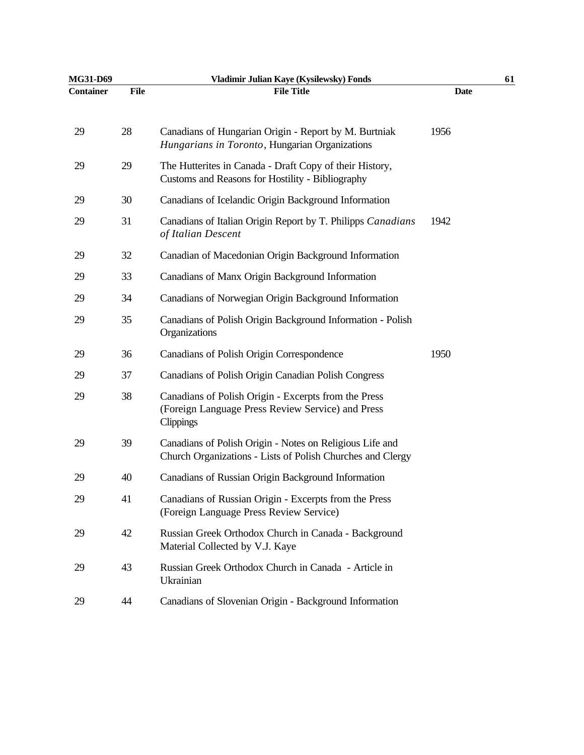| Container | File | File Title | Date |
|---|---|---|---|
| 29 | 28 | Canadians of Hungarian Origin - Report by M. Burtniak *Hungarians in Toronto*, Hungarian Organizations | 1956 |
| 29 | 29 | The Hutterites in Canada - Draft Copy of their History, Customs and Reasons for Hostility - Bibliography | |
| 29 | 30 | Canadians of Icelandic Origin Background Information | |
| 29 | 31 | Canadians of Italian Origin Report by T. Philipps *Canadians of Italian Descent* | 1942 |
| 29 | 32 | Canadian of Macedonian Origin Background Information | |
| 29 | 33 | Canadians of Manx Origin Background Information | |
| 29 | 34 | Canadians of Norwegian Origin Background Information | |
| 29 | 35 | Canadians of Polish Origin Background Information - Polish Organizations | |
| 29 | 36 | Canadians of Polish Origin Correspondence | 1950 |
| 29 | 37 | Canadians of Polish Origin Canadian Polish Congress | |
| 29 | 38 | Canadians of Polish Origin - Excerpts from the Press (Foreign Language Press Review Service) and Press Clippings | |
| 29 | 39 | Canadians of Polish Origin - Notes on Religious Life and Church Organizations - Lists of Polish Churches and Clergy | |
| 29 | 40 | Canadians of Russian Origin Background Information | |
| 29 | 41 | Canadians of Russian Origin - Excerpts from the Press (Foreign Language Press Review Service) | |
| 29 | 42 | Russian Greek Orthodox Church in Canada - Background Material Collected by V.J. Kaye | |
| 29 | 43 | Russian Greek Orthodox Church in Canada - Article in Ukrainian | |
| 29 | 44 | Canadians of Slovenian Origin - Background Information | |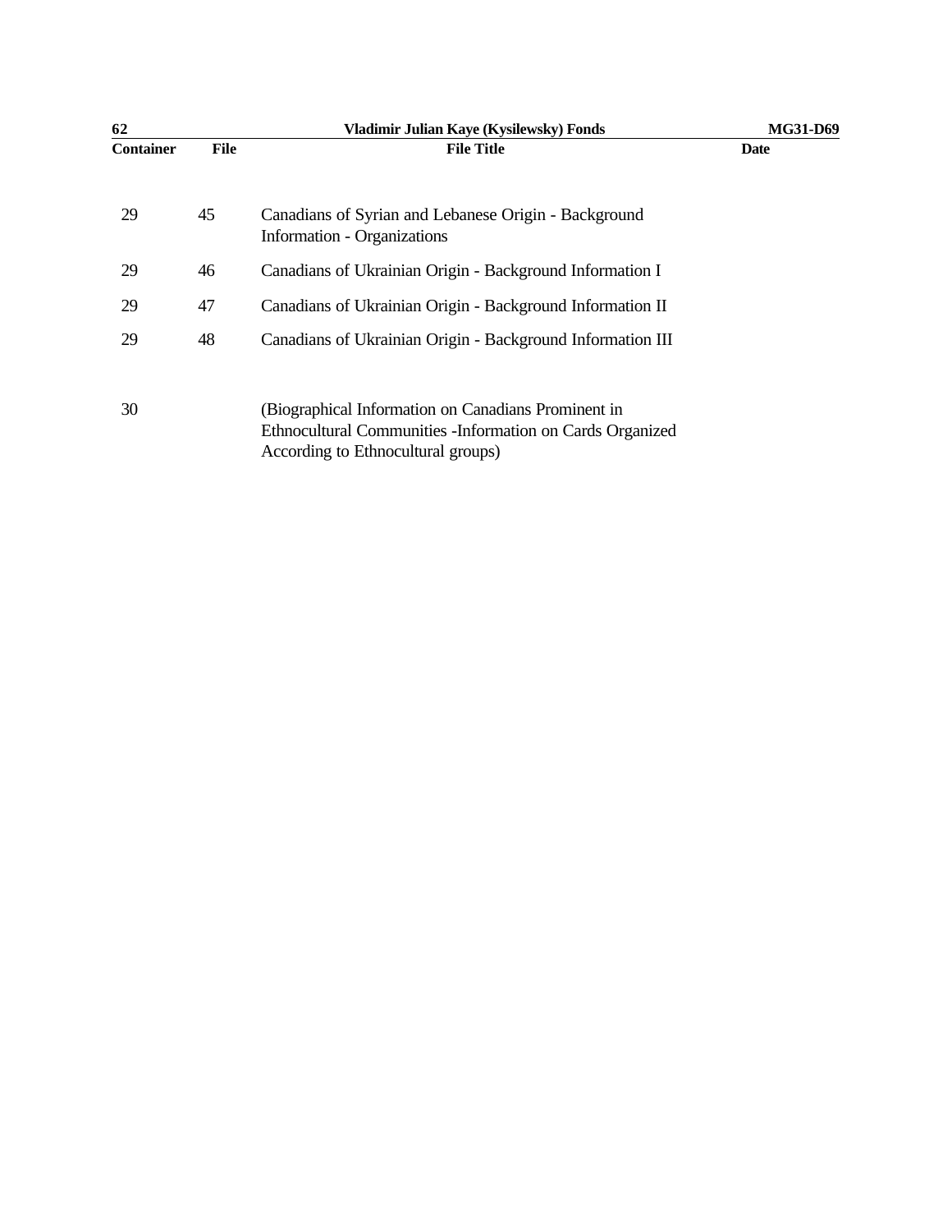| Container | File | File Title | Date |
| --- | --- | --- | --- |
| 29 | 45 | Canadians of Syrian and Lebanese Origin - Background Information - Organizations | |
| 29 | 46 | Canadians of Ukrainian Origin - Background Information I | |
| 29 | 47 | Canadians of Ukrainian Origin - Background Information II | |
| 29 | 48 | Canadians of Ukrainian Origin - Background Information III | |
| 30 | | (Biographical Information on Canadians Prominent in Ethnocultural Communities -Information on Cards Organized According to Ethnocultural groups) | |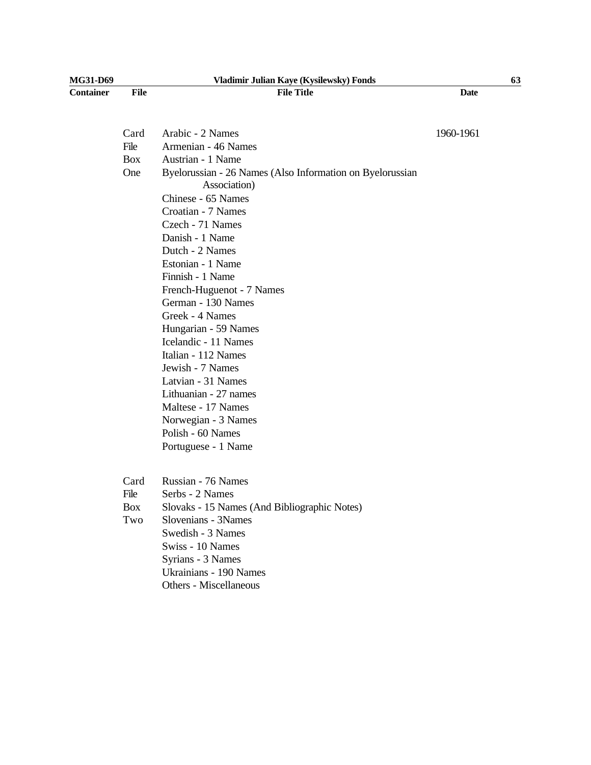| Container | File | File Title | Date |
|---|---|---|---|
| | Card File Box One | Arabic - 2 Names | 1960-1961 |
| | | Armenian - 46 Names | |
| | | Austrian - 1 Name | |
| | | Byelorussian - 26 Names (Also Information on Byelorussian Association) | |
| | | Chinese - 65 Names | |
| | | Croatian - 7 Names | |
| | | Czech - 71 Names | |
| | | Danish - 1 Name | |
| | | Dutch - 2 Names | |
| | | Estonian - 1 Name | |
| | | Finnish - 1 Name | |
| | | French-Huguenot - 7 Names | |
| | | German - 130 Names | |
| | | Greek - 4 Names | |
| | | Hungarian - 59 Names | |
| | | Icelandic - 11 Names | |
| | | Italian - 112 Names | |
| | | Jewish - 7 Names | |
| | | Latvian - 31 Names | |
| | | Lithuanian - 27 names | |
| | | Maltese - 17 Names | |
| | | Norwegian - 3 Names | |
| | | Polish - 60 Names | |
| | | Portuguese - 1 Name | |
| | Card File Box Two | Russian - 76 Names | |
| | | Serbs - 2 Names | |
| | | Slovaks - 15 Names (And Bibliographic Notes) | |
| | | Slovenians - 3Names | |
| | | Swedish - 3 Names | |
| | | Swiss - 10 Names | |
| | | Syrians - 3 Names | |
| | | Ukrainians - 190 Names | |
| | | Others - Miscellaneous | |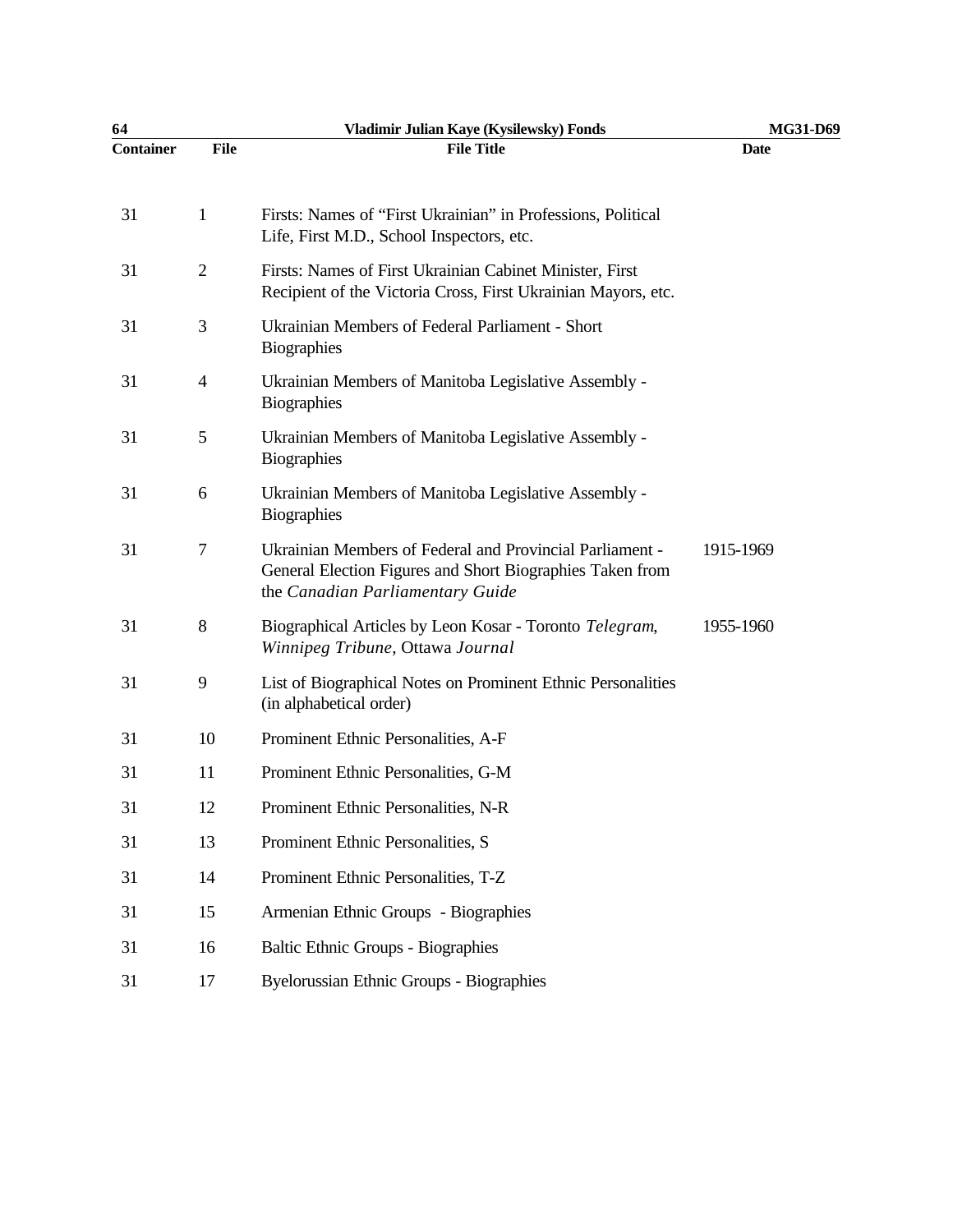| Container | File | File Title | Date |
| --- | --- | --- | --- |
| 31 | 1 | Firsts: Names of "First Ukrainian" in Professions, Political Life, First M.D., School Inspectors, etc. | |
| 31 | 2 | Firsts: Names of First Ukrainian Cabinet Minister, First Recipient of the Victoria Cross, First Ukrainian Mayors, etc. | |
| 31 | 3 | Ukrainian Members of Federal Parliament - Short Biographies | |
| 31 | 4 | Ukrainian Members of Manitoba Legislative Assembly - Biographies | |
| 31 | 5 | Ukrainian Members of Manitoba Legislative Assembly - Biographies | |
| 31 | 6 | Ukrainian Members of Manitoba Legislative Assembly - Biographies | |
| 31 | 7 | Ukrainian Members of Federal and Provincial Parliament - General Election Figures and Short Biographies Taken from the *Canadian Parliamentary Guide* | 1915-1969 |
| 31 | 8 | Biographical Articles by Leon Kosar - Toronto *Telegram*, *Winnipeg Tribune*, Ottawa *Journal* | 1955-1960 |
| 31 | 9 | List of Biographical Notes on Prominent Ethnic Personalities (in alphabetical order) | |
| 31 | 10 | Prominent Ethnic Personalities, A-F | |
| 31 | 11 | Prominent Ethnic Personalities, G-M | |
| 31 | 12 | Prominent Ethnic Personalities, N-R | |
| 31 | 13 | Prominent Ethnic Personalities, S | |
| 31 | 14 | Prominent Ethnic Personalities, T-Z | |
| 31 | 15 | Armenian Ethnic Groups - Biographies | |
| 31 | 16 | Baltic Ethnic Groups - Biographies | |
| 31 | 17 | Byelorussian Ethnic Groups - Biographies | |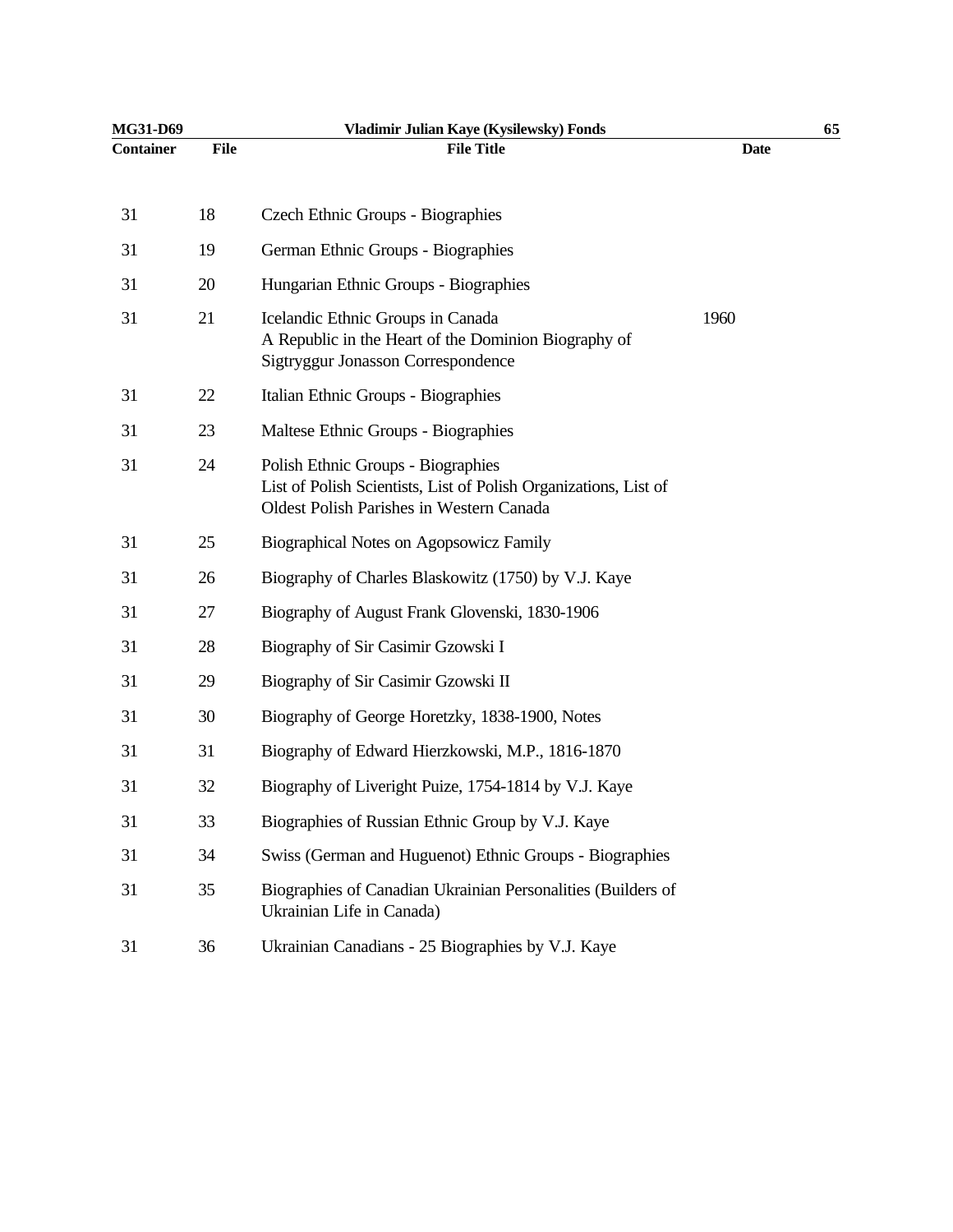| Container | File | File Title | Date |
|---|---|---|---|
| 31 | 18 | Czech Ethnic Groups - Biographies | |
| 31 | 19 | German Ethnic Groups - Biographies | |
| 31 | 20 | Hungarian Ethnic Groups - Biographies | |
| 31 | 21 | Icelandic Ethnic Groups in Canada<br>A Republic in the Heart of the Dominion Biography of Sigtryggur Jonasson Correspondence | 1960 |
| 31 | 22 | Italian Ethnic Groups - Biographies | |
| 31 | 23 | Maltese Ethnic Groups - Biographies | |
| 31 | 24 | Polish Ethnic Groups - Biographies<br>List of Polish Scientists, List of Polish Organizations, List of Oldest Polish Parishes in Western Canada | |
| 31 | 25 | Biographical Notes on Agopsowicz Family | |
| 31 | 26 | Biography of Charles Blaskowitz (1750) by V.J. Kaye | |
| 31 | 27 | Biography of August Frank Glovenski, 1830-1906 | |
| 31 | 28 | Biography of Sir Casimir Gzowski I | |
| 31 | 29 | Biography of Sir Casimir Gzowski II | |
| 31 | 30 | Biography of George Horetzky, 1838-1900, Notes | |
| 31 | 31 | Biography of Edward Hierzkowski, M.P., 1816-1870 | |
| 31 | 32 | Biography of Liveright Puize, 1754-1814 by V.J. Kaye | |
| 31 | 33 | Biographies of Russian Ethnic Group by V.J. Kaye | |
| 31 | 34 | Swiss (German and Huguenot) Ethnic Groups - Biographies | |
| 31 | 35 | Biographies of Canadian Ukrainian Personalities (Builders of Ukrainian Life in Canada) | |
| 31 | 36 | Ukrainian Canadians - 25 Biographies by V.J. Kaye | |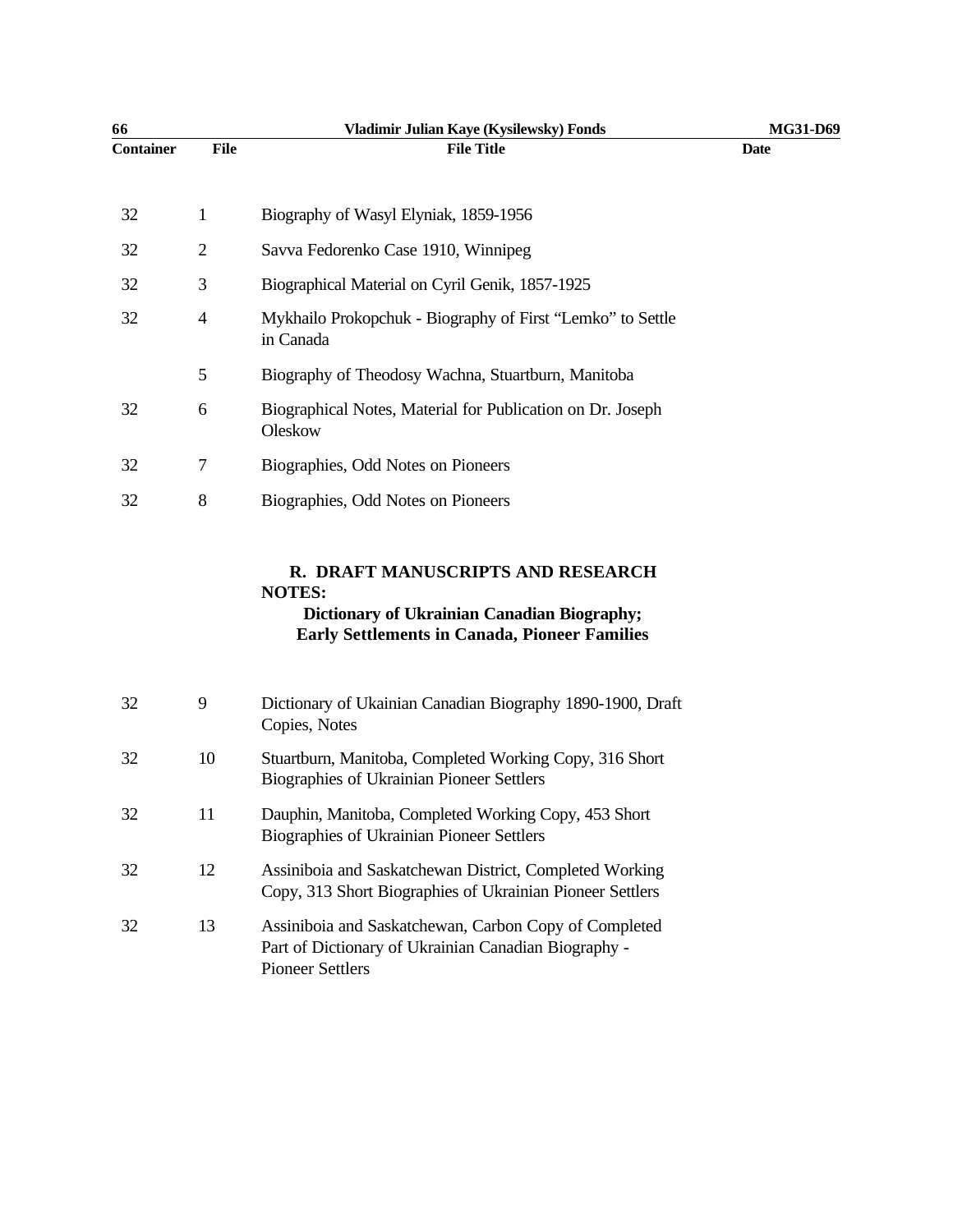| Container | File | File Title | Date |
|---|---|---|---|
| 32 | 1 | Biography of Wasyl Elyniak, 1859-1956 | |
| 32 | 2 | Savva Fedorenko Case 1910, Winnipeg | |
| 32 | 3 | Biographical Material on Cyril Genik, 1857-1925 | |
| 32 | 4 | Mykhailo Prokopchuk - Biography of First “Lemko” to Settle in Canada | |
| | 5 | Biography of Theodosy Wachna, Stuartburn, Manitoba | |
| 32 | 6 | Biographical Notes, Material for Publication on Dr. Joseph Oleskow | |
| 32 | 7 | Biographies, Odd Notes on Pioneers | |
| 32 | 8 | Biographies, Odd Notes on Pioneers | |

## R. DRAFT MANUSCRIPTS AND RESEARCH NOTES:

### Dictionary of Ukrainian Canadian Biography; Early Settlements in Canada, Pioneer Families

| Container | File | File Title | Date |
|---|---|---|---|
| 32 | 9 | Dictionary of Ukainian Canadian Biography 1890-1900, Draft Copies, Notes | |
| 32 | 10 | Stuartburn, Manitoba, Completed Working Copy, 316 Short Biographies of Ukrainian Pioneer Settlers | |
| 32 | 11 | Dauphin, Manitoba, Completed Working Copy, 453 Short Biographies of Ukrainian Pioneer Settlers | |
| 32 | 12 | Assiniboia and Saskatchewan District, Completed Working Copy, 313 Short Biographies of Ukrainian Pioneer Settlers | |
| 32 | 13 | Assiniboia and Saskatchewan, Carbon Copy of Completed Part of Dictionary of Ukrainian Canadian Biography - Pioneer Settlers | |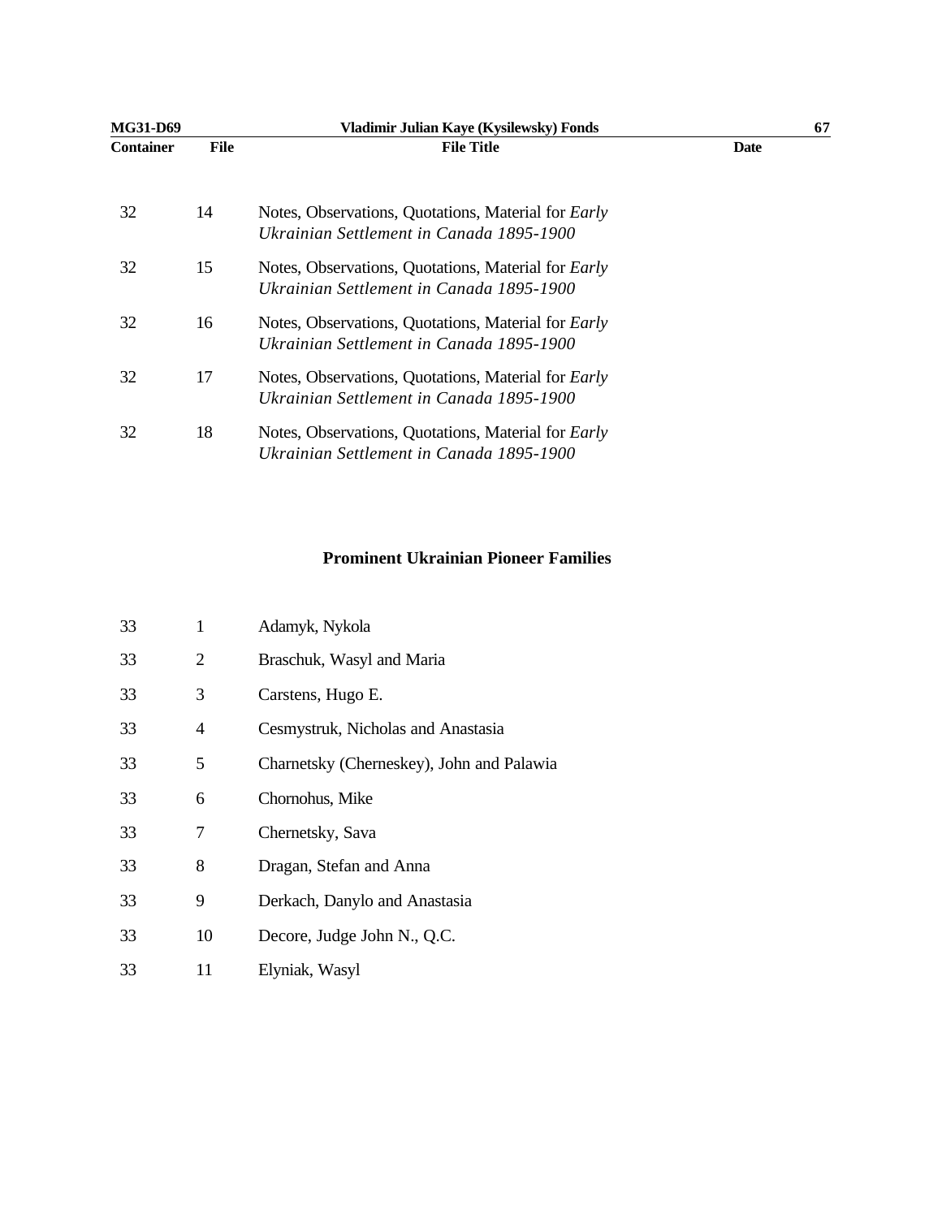| Container | File | File Title | Date |
|---|---|---|---|
| 32 | 14 | Notes, Observations, Quotations, Material for *Early Ukrainian Settlement in Canada 1895-1900* | |
| 32 | 15 | Notes, Observations, Quotations, Material for *Early Ukrainian Settlement in Canada 1895-1900* | |
| 32 | 16 | Notes, Observations, Quotations, Material for *Early Ukrainian Settlement in Canada 1895-1900* | |
| 32 | 17 | Notes, Observations, Quotations, Material for *Early Ukrainian Settlement in Canada 1895-1900* | |
| 32 | 18 | Notes, Observations, Quotations, Material for *Early Ukrainian Settlement in Canada 1895-1900* | |

## Prominent Ukrainian Pioneer Families

| Container | File | File Title | Date |
|---|---|---|---|
| 33 | 1 | Adamyk, Nykola | |
| 33 | 2 | Braschuk, Wasyl and Maria | |
| 33 | 3 | Carstens, Hugo E. | |
| 33 | 4 | Cesmystruk, Nicholas and Anastasia | |
| 33 | 5 | Charnetsky (Cherneskey), John and Palawia | |
| 33 | 6 | Chornohus, Mike | |
| 33 | 7 | Chernetsky, Sava | |
| 33 | 8 | Dragan, Stefan and Anna | |
| 33 | 9 | Derkach, Danylo and Anastasia | |
| 33 | 10 | Decore, Judge John N., Q.C. | |
| 33 | 11 | Elyniak, Wasyl | |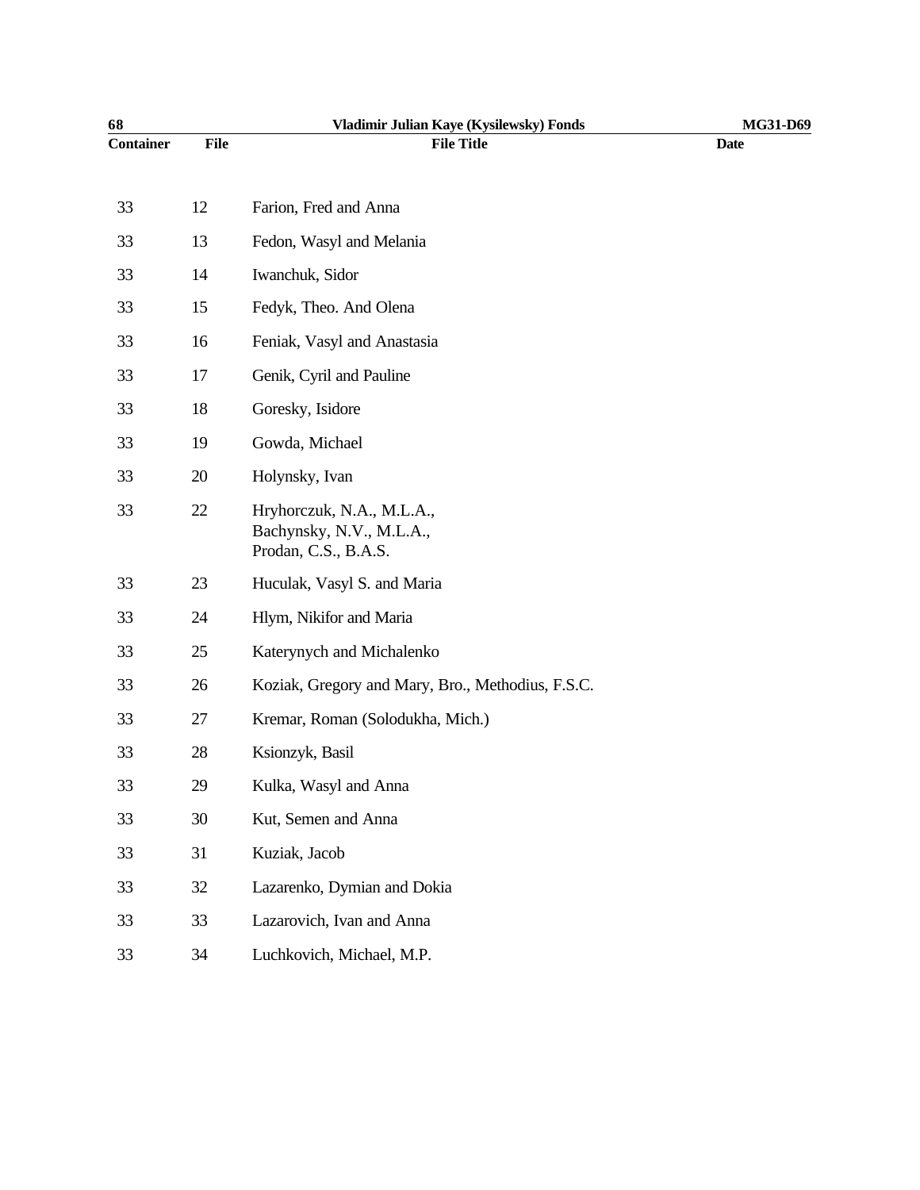| Container | File | File Title | Date |
|---|---|---|---|
| 33 | 12 | Farion, Fred and Anna | |
| 33 | 13 | Fedon, Wasyl and Melania | |
| 33 | 14 | Iwanchuk, Sidor | |
| 33 | 15 | Fedyk, Theo. And Olena | |
| 33 | 16 | Feniak, Vasyl and Anastasia | |
| 33 | 17 | Genik, Cyril and Pauline | |
| 33 | 18 | Goresky, Isidore | |
| 33 | 19 | Gowda, Michael | |
| 33 | 20 | Holynsky, Ivan | |
| 33 | 22 | Hryhorczuk, N.A., M.L.A., Bachynsky, N.V., M.L.A., Prodan, C.S., B.A.S. | |
| 33 | 23 | Huculak, Vasyl S. and Maria | |
| 33 | 24 | Hlym, Nikifor and Maria | |
| 33 | 25 | Katerynych and Michalenko | |
| 33 | 26 | Koziak, Gregory and Mary, Bro., Methodius, F.S.C. | |
| 33 | 27 | Kremar, Roman (Solodukha, Mich.) | |
| 33 | 28 | Ksionzyk, Basil | |
| 33 | 29 | Kulka, Wasyl and Anna | |
| 33 | 30 | Kut, Semen and Anna | |
| 33 | 31 | Kuziak, Jacob | |
| 33 | 32 | Lazarenko, Dymian and Dokia | |
| 33 | 33 | Lazarovich, Ivan and Anna | |
| 33 | 34 | Luchkovich, Michael, M.P. | |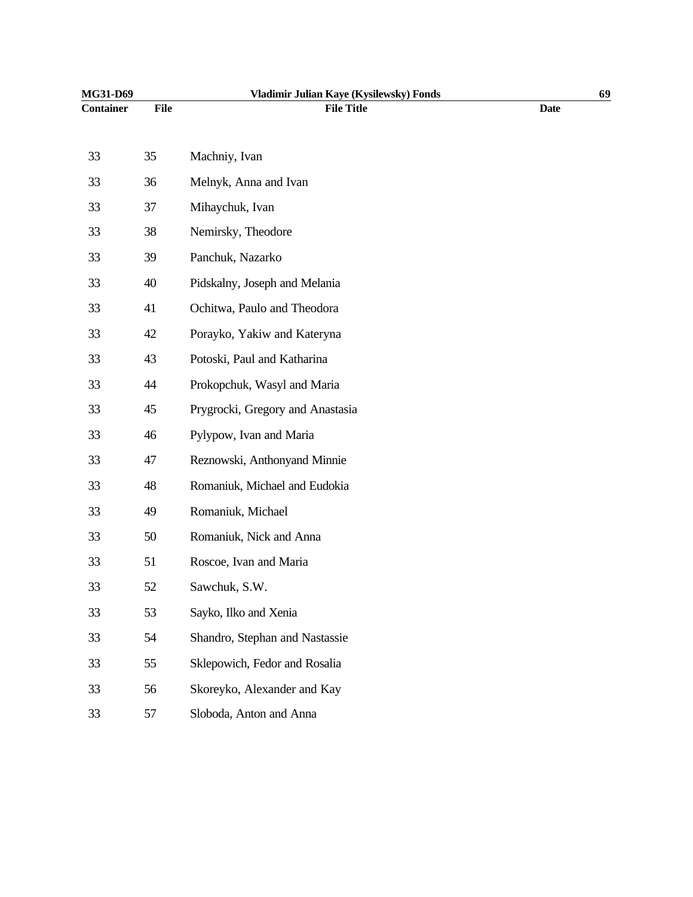| Container | File | File Title | Date |
| --- | --- | --- | --- |
| 33 | 35 | Machniy, Ivan | |
| 33 | 36 | Melnyk, Anna and Ivan | |
| 33 | 37 | Mihaychuk, Ivan | |
| 33 | 38 | Nemirsky, Theodore | |
| 33 | 39 | Panchuk, Nazarko | |
| 33 | 40 | Pidskalny, Joseph and Melania | |
| 33 | 41 | Ochitwa, Paulo and Theodora | |
| 33 | 42 | Porayko, Yakiw and Kateryna | |
| 33 | 43 | Potoski, Paul and Katharina | |
| 33 | 44 | Prokopchuk, Wasyl and Maria | |
| 33 | 45 | Prygrocki, Gregory and Anastasia | |
| 33 | 46 | Pylypow, Ivan and Maria | |
| 33 | 47 | Reznowski, Anthonyand Minnie | |
| 33 | 48 | Romaniuk, Michael and Eudokia | |
| 33 | 49 | Romaniuk, Michael | |
| 33 | 50 | Romaniuk, Nick and Anna | |
| 33 | 51 | Roscoe, Ivan and Maria | |
| 33 | 52 | Sawchuk, S.W. | |
| 33 | 53 | Sayko, Ilko and Xenia | |
| 33 | 54 | Shandro, Stephan and Nastassie | |
| 33 | 55 | Sklepowich, Fedor and Rosalia | |
| 33 | 56 | Skoreyko, Alexander and Kay | |
| 33 | 57 | Sloboda, Anton and Anna | |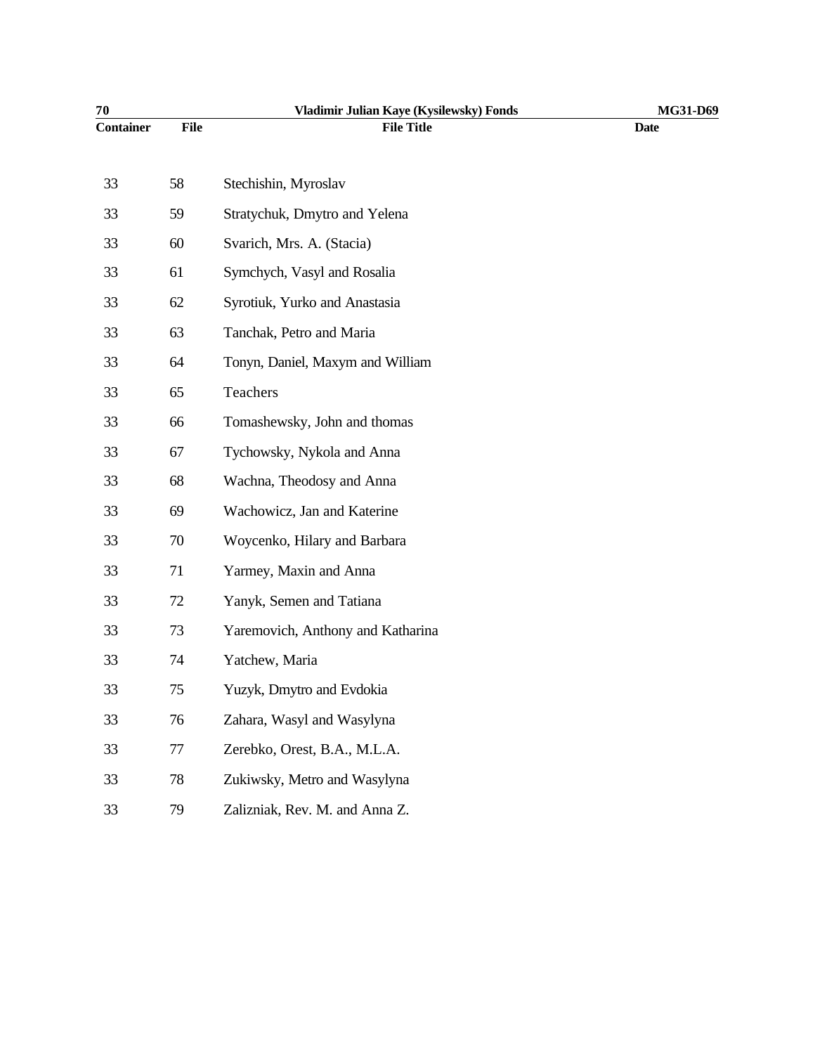| Container | File | File Title | Date |
|---|---|---|---|
| 33 | 58 | Stechishin, Myroslav | |
| 33 | 59 | Stratychuk, Dmytro and Yelena | |
| 33 | 60 | Svarich, Mrs. A. (Stacia) | |
| 33 | 61 | Symchych, Vasyl and Rosalia | |
| 33 | 62 | Syrotiuk, Yurko and Anastasia | |
| 33 | 63 | Tanchak, Petro and Maria | |
| 33 | 64 | Tonyn, Daniel, Maxym and William | |
| 33 | 65 | Teachers | |
| 33 | 66 | Tomashewsky, John and thomas | |
| 33 | 67 | Tychowsky, Nykola and Anna | |
| 33 | 68 | Wachna, Theodosy and Anna | |
| 33 | 69 | Wachowicz, Jan and Katerine | |
| 33 | 70 | Woycenko, Hilary and Barbara | |
| 33 | 71 | Yarmey, Maxin and Anna | |
| 33 | 72 | Yanyk, Semen and Tatiana | |
| 33 | 73 | Yaremovich, Anthony and Katharina | |
| 33 | 74 | Yatchew, Maria | |
| 33 | 75 | Yuzyk, Dmytro and Evdokia | |
| 33 | 76 | Zahara, Wasyl and Wasylyna | |
| 33 | 77 | Zerebko, Orest, B.A., M.L.A. | |
| 33 | 78 | Zukiwsky, Metro and Wasylyna | |
| 33 | 79 | Zalizniak, Rev. M. and Anna Z. | |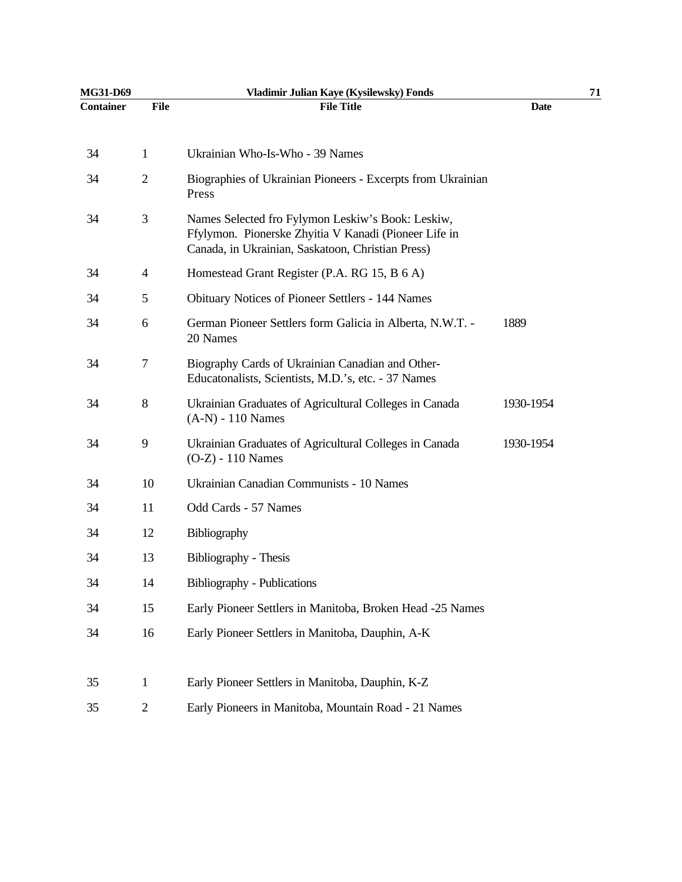| Container | File | File Title | Date |
|---|---|---|---|
| 34 | 1 | Ukrainian Who-Is-Who - 39 Names | |
| 34 | 2 | Biographies of Ukrainian Pioneers - Excerpts from Ukrainian Press | |
| 34 | 3 | Names Selected fro Fylymon Leskiw's Book: Leskiw, Ffylymon. Pionerske Zhyitia V Kanadi (Pioneer Life in Canada, in Ukrainian, Saskatoon, Christian Press) | |
| 34 | 4 | Homestead Grant Register (P.A. RG 15, B 6 A) | |
| 34 | 5 | Obituary Notices of Pioneer Settlers - 144 Names | |
| 34 | 6 | German Pioneer Settlers form Galicia in Alberta, N.W.T. - 20 Names | 1889 |
| 34 | 7 | Biography Cards of Ukrainian Canadian and Other-Educatonalists, Scientists, M.D.'s, etc. - 37 Names | |
| 34 | 8 | Ukrainian Graduates of Agricultural Colleges in Canada (A-N) - 110 Names | 1930-1954 |
| 34 | 9 | Ukrainian Graduates of Agricultural Colleges in Canada (O-Z) - 110 Names | 1930-1954 |
| 34 | 10 | Ukrainian Canadian Communists - 10 Names | |
| 34 | 11 | Odd Cards - 57 Names | |
| 34 | 12 | Bibliography | |
| 34 | 13 | Bibliography - Thesis | |
| 34 | 14 | Bibliography - Publications | |
| 34 | 15 | Early Pioneer Settlers in Manitoba, Broken Head -25 Names | |
| 34 | 16 | Early Pioneer Settlers in Manitoba, Dauphin, A-K | |
| 35 | 1 | Early Pioneer Settlers in Manitoba, Dauphin, K-Z | |
| 35 | 2 | Early Pioneers in Manitoba, Mountain Road - 21 Names | |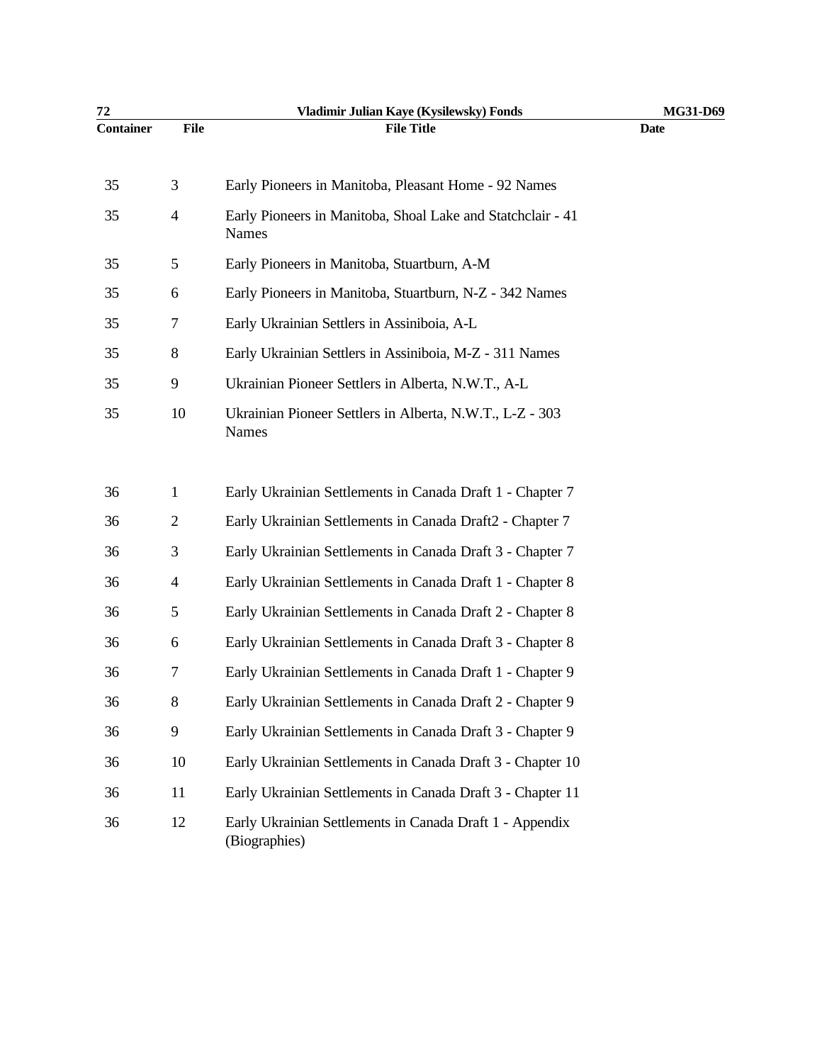| Container | File | File Title | Date |
|---|---|---|---|
| 35 | 3 | Early Pioneers in Manitoba, Pleasant Home - 92 Names | |
| 35 | 4 | Early Pioneers in Manitoba, Shoal Lake and Statchclair - 41 Names | |
| 35 | 5 | Early Pioneers in Manitoba, Stuartburn, A-M | |
| 35 | 6 | Early Pioneers in Manitoba, Stuartburn, N-Z - 342 Names | |
| 35 | 7 | Early Ukrainian Settlers in Assiniboia, A-L | |
| 35 | 8 | Early Ukrainian Settlers in Assiniboia, M-Z - 311 Names | |
| 35 | 9 | Ukrainian Pioneer Settlers in Alberta, N.W.T., A-L | |
| 35 | 10 | Ukrainian Pioneer Settlers in Alberta, N.W.T., L-Z - 303 Names | |
| 36 | 1 | Early Ukrainian Settlements in Canada Draft 1 - Chapter 7 | |
| 36 | 2 | Early Ukrainian Settlements in Canada Draft2 - Chapter 7 | |
| 36 | 3 | Early Ukrainian Settlements in Canada Draft 3 - Chapter 7 | |
| 36 | 4 | Early Ukrainian Settlements in Canada Draft 1 - Chapter 8 | |
| 36 | 5 | Early Ukrainian Settlements in Canada Draft 2 - Chapter 8 | |
| 36 | 6 | Early Ukrainian Settlements in Canada Draft 3 - Chapter 8 | |
| 36 | 7 | Early Ukrainian Settlements in Canada Draft 1 - Chapter 9 | |
| 36 | 8 | Early Ukrainian Settlements in Canada Draft 2 - Chapter 9 | |
| 36 | 9 | Early Ukrainian Settlements in Canada Draft 3 - Chapter 9 | |
| 36 | 10 | Early Ukrainian Settlements in Canada Draft 3 - Chapter 10 | |
| 36 | 11 | Early Ukrainian Settlements in Canada Draft 3 - Chapter 11 | |
| 36 | 12 | Early Ukrainian Settlements in Canada Draft 1 - Appendix (Biographies) | |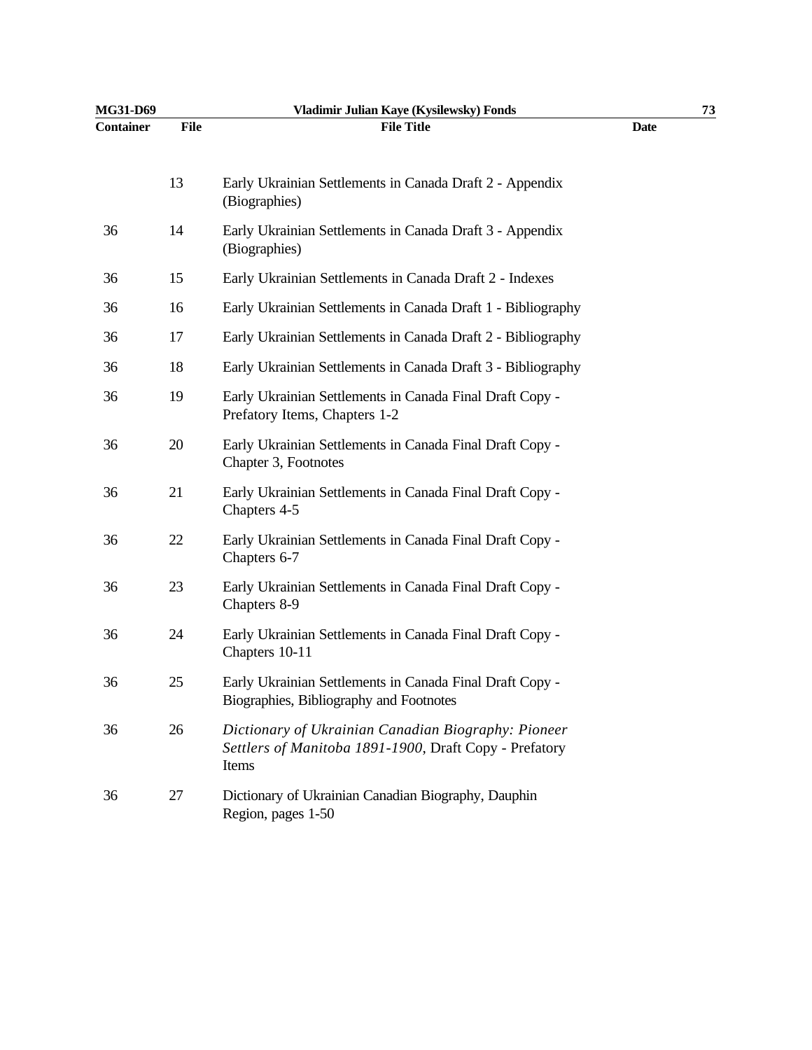| Container | File | File Title | Date |
|---|---|---|---|
| | 13 | Early Ukrainian Settlements in Canada Draft 2 - Appendix (Biographies) | |
| 36 | 14 | Early Ukrainian Settlements in Canada Draft 3 - Appendix (Biographies) | |
| 36 | 15 | Early Ukrainian Settlements in Canada Draft 2 - Indexes | |
| 36 | 16 | Early Ukrainian Settlements in Canada Draft 1 - Bibliography | |
| 36 | 17 | Early Ukrainian Settlements in Canada Draft 2 - Bibliography | |
| 36 | 18 | Early Ukrainian Settlements in Canada Draft 3 - Bibliography | |
| 36 | 19 | Early Ukrainian Settlements in Canada Final Draft Copy - Prefatory Items, Chapters 1-2 | |
| 36 | 20 | Early Ukrainian Settlements in Canada Final Draft Copy - Chapter 3, Footnotes | |
| 36 | 21 | Early Ukrainian Settlements in Canada Final Draft Copy - Chapters 4-5 | |
| 36 | 22 | Early Ukrainian Settlements in Canada Final Draft Copy - Chapters 6-7 | |
| 36 | 23 | Early Ukrainian Settlements in Canada Final Draft Copy - Chapters 8-9 | |
| 36 | 24 | Early Ukrainian Settlements in Canada Final Draft Copy - Chapters 10-11 | |
| 36 | 25 | Early Ukrainian Settlements in Canada Final Draft Copy - Biographies, Bibliography and Footnotes | |
| 36 | 26 | *Dictionary of Ukrainian Canadian Biography: Pioneer Settlers of Manitoba 1891-1900*, Draft Copy - Prefatory Items | |
| 36 | 27 | Dictionary of Ukrainian Canadian Biography, Dauphin Region, pages 1-50 | |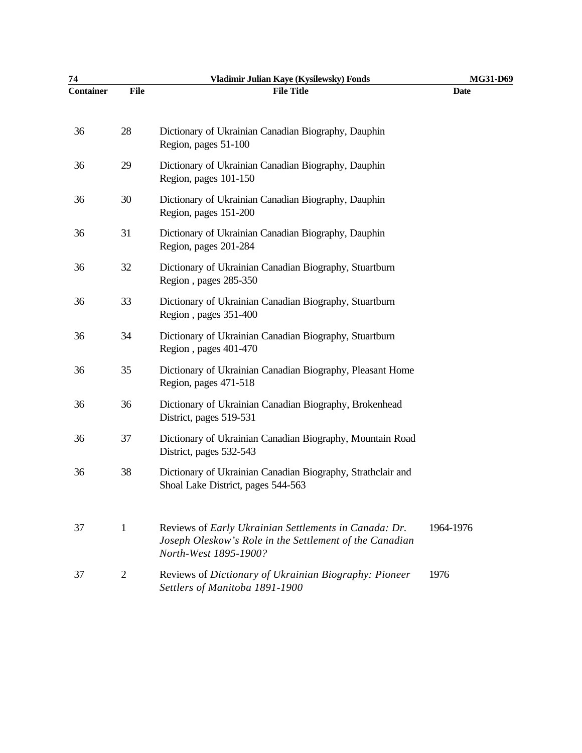| Container | File | File Title | Date |
|---|---|---|---|
| 36 | 28 | Dictionary of Ukrainian Canadian Biography, Dauphin Region, pages 51-100 | |
| 36 | 29 | Dictionary of Ukrainian Canadian Biography, Dauphin Region, pages 101-150 | |
| 36 | 30 | Dictionary of Ukrainian Canadian Biography, Dauphin Region, pages 151-200 | |
| 36 | 31 | Dictionary of Ukrainian Canadian Biography, Dauphin Region, pages 201-284 | |
| 36 | 32 | Dictionary of Ukrainian Canadian Biography, Stuartburn Region , pages 285-350 | |
| 36 | 33 | Dictionary of Ukrainian Canadian Biography, Stuartburn Region , pages 351-400 | |
| 36 | 34 | Dictionary of Ukrainian Canadian Biography, Stuartburn Region , pages 401-470 | |
| 36 | 35 | Dictionary of Ukrainian Canadian Biography, Pleasant Home Region, pages 471-518 | |
| 36 | 36 | Dictionary of Ukrainian Canadian Biography, Brokenhead District, pages 519-531 | |
| 36 | 37 | Dictionary of Ukrainian Canadian Biography, Mountain Road District, pages 532-543 | |
| 36 | 38 | Dictionary of Ukrainian Canadian Biography, Strathclair and Shoal Lake District, pages 544-563 | |
| 37 | 1 | Reviews of *Early Ukrainian Settlements in Canada: Dr. Joseph Oleskow's Role in the Settlement of the Canadian North-West 1895-1900?* | 1964-1976 |
| 37 | 2 | Reviews of *Dictionary of Ukrainian Biography: Pioneer Settlers of Manitoba 1891-1900* | 1976 |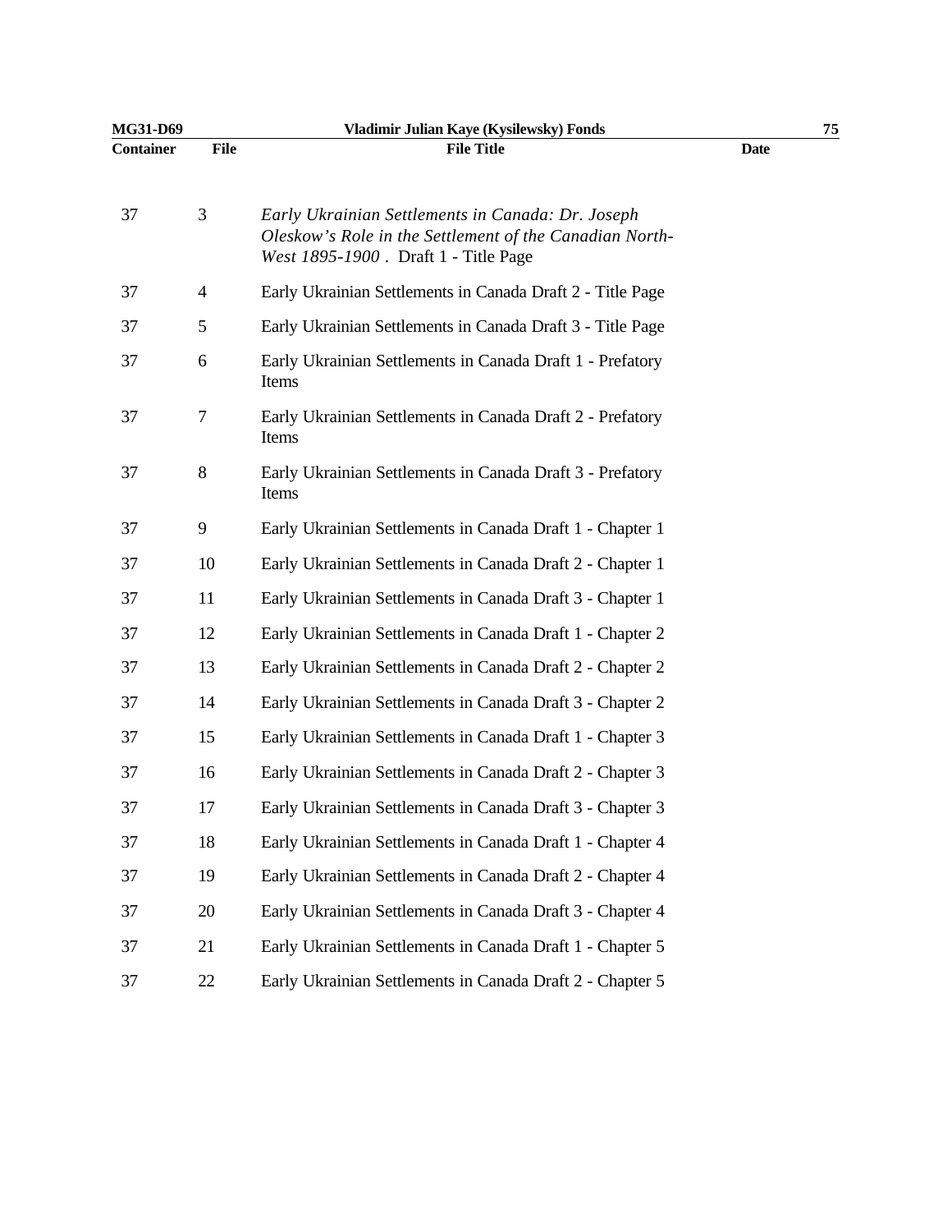| Container | File | File Title | Date |
|---|---|---|---|
| 37 | 3 | *Early Ukrainian Settlements in Canada: Dr. Joseph Oleskow's Role in the Settlement of the Canadian North-West 1895-1900* . Draft 1 - Title Page | |
| 37 | 4 | Early Ukrainian Settlements in Canada Draft 2 - Title Page | |
| 37 | 5 | Early Ukrainian Settlements in Canada Draft 3 - Title Page | |
| 37 | 6 | Early Ukrainian Settlements in Canada Draft 1 - Prefatory Items | |
| 37 | 7 | Early Ukrainian Settlements in Canada Draft 2 - Prefatory Items | |
| 37 | 8 | Early Ukrainian Settlements in Canada Draft 3 - Prefatory Items | |
| 37 | 9 | Early Ukrainian Settlements in Canada Draft 1 - Chapter 1 | |
| 37 | 10 | Early Ukrainian Settlements in Canada Draft 2 - Chapter 1 | |
| 37 | 11 | Early Ukrainian Settlements in Canada Draft 3 - Chapter 1 | |
| 37 | 12 | Early Ukrainian Settlements in Canada Draft 1 - Chapter 2 | |
| 37 | 13 | Early Ukrainian Settlements in Canada Draft 2 - Chapter 2 | |
| 37 | 14 | Early Ukrainian Settlements in Canada Draft 3 - Chapter 2 | |
| 37 | 15 | Early Ukrainian Settlements in Canada Draft 1 - Chapter 3 | |
| 37 | 16 | Early Ukrainian Settlements in Canada Draft 2 - Chapter 3 | |
| 37 | 17 | Early Ukrainian Settlements in Canada Draft 3 - Chapter 3 | |
| 37 | 18 | Early Ukrainian Settlements in Canada Draft 1 - Chapter 4 | |
| 37 | 19 | Early Ukrainian Settlements in Canada Draft 2 - Chapter 4 | |
| 37 | 20 | Early Ukrainian Settlements in Canada Draft 3 - Chapter 4 | |
| 37 | 21 | Early Ukrainian Settlements in Canada Draft 1 - Chapter 5 | |
| 37 | 22 | Early Ukrainian Settlements in Canada Draft 2 - Chapter 5 | |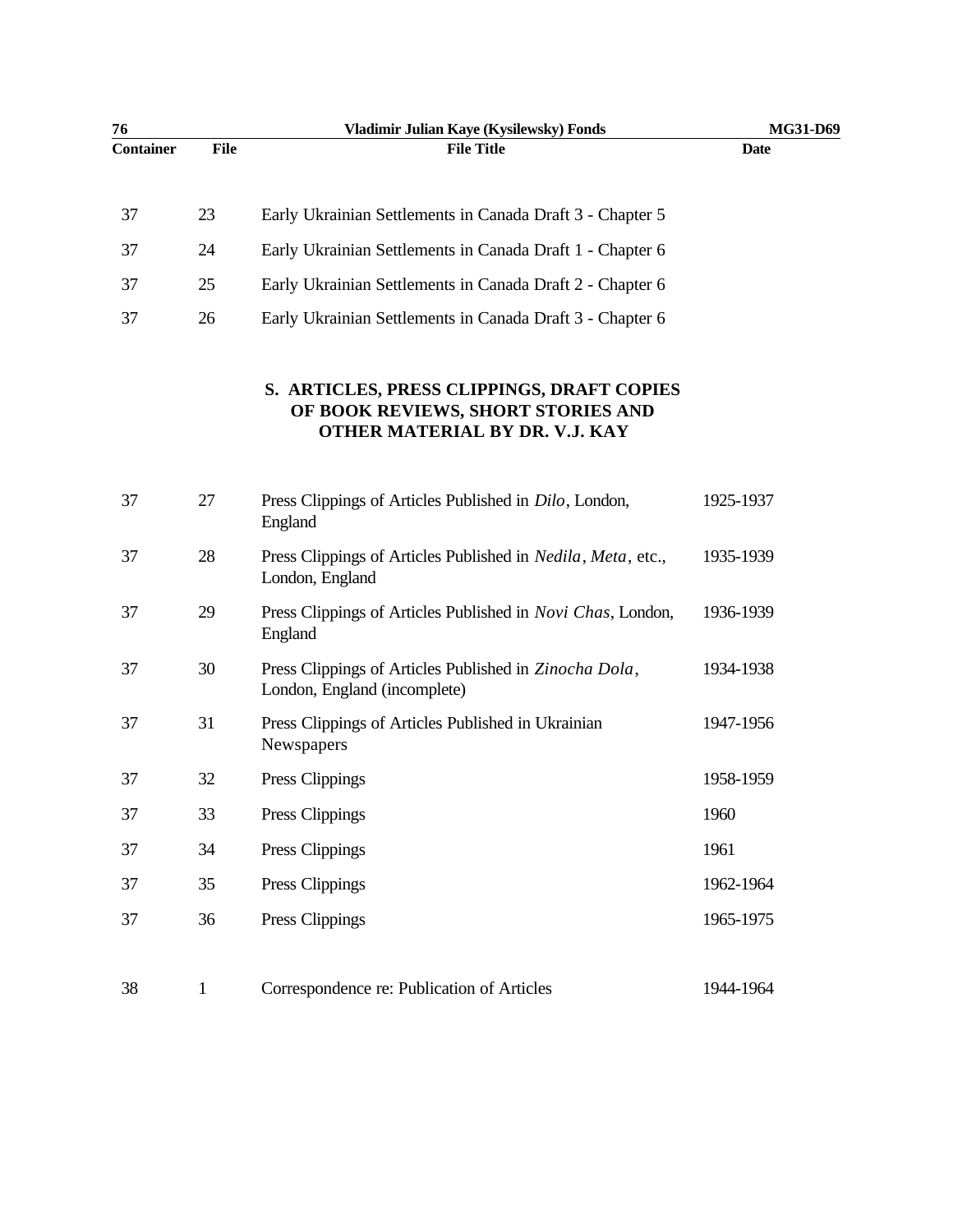| Container | File | File Title | Date |
|---|---|---|---|
| 37 | 23 | Early Ukrainian Settlements in Canada Draft 3 - Chapter 5 | |
| 37 | 24 | Early Ukrainian Settlements in Canada Draft 1 - Chapter 6 | |
| 37 | 25 | Early Ukrainian Settlements in Canada Draft 2 - Chapter 6 | |
| 37 | 26 | Early Ukrainian Settlements in Canada Draft 3 - Chapter 6 | |

## S. ARTICLES, PRESS CLIPPINGS, DRAFT COPIES OF BOOK REVIEWS, SHORT STORIES AND OTHER MATERIAL BY DR. V.J. KAY

| Container | File | File Title | Date |
|---|---|---|---|
| 37 | 27 | Press Clippings of Articles Published in *Dilo*, London, England | 1925-1937 |
| 37 | 28 | Press Clippings of Articles Published in *Nedila*, *Meta*, etc., London, England | 1935-1939 |
| 37 | 29 | Press Clippings of Articles Published in *Novi Chas*, London, England | 1936-1939 |
| 37 | 30 | Press Clippings of Articles Published in *Zinocha Dola*, London, England (incomplete) | 1934-1938 |
| 37 | 31 | Press Clippings of Articles Published in Ukrainian Newspapers | 1947-1956 |
| 37 | 32 | Press Clippings | 1958-1959 |
| 37 | 33 | Press Clippings | 1960 |
| 37 | 34 | Press Clippings | 1961 |
| 37 | 35 | Press Clippings | 1962-1964 |
| 37 | 36 | Press Clippings | 1965-1975 |
| 38 | 1 | Correspondence re: Publication of Articles | 1944-1964 |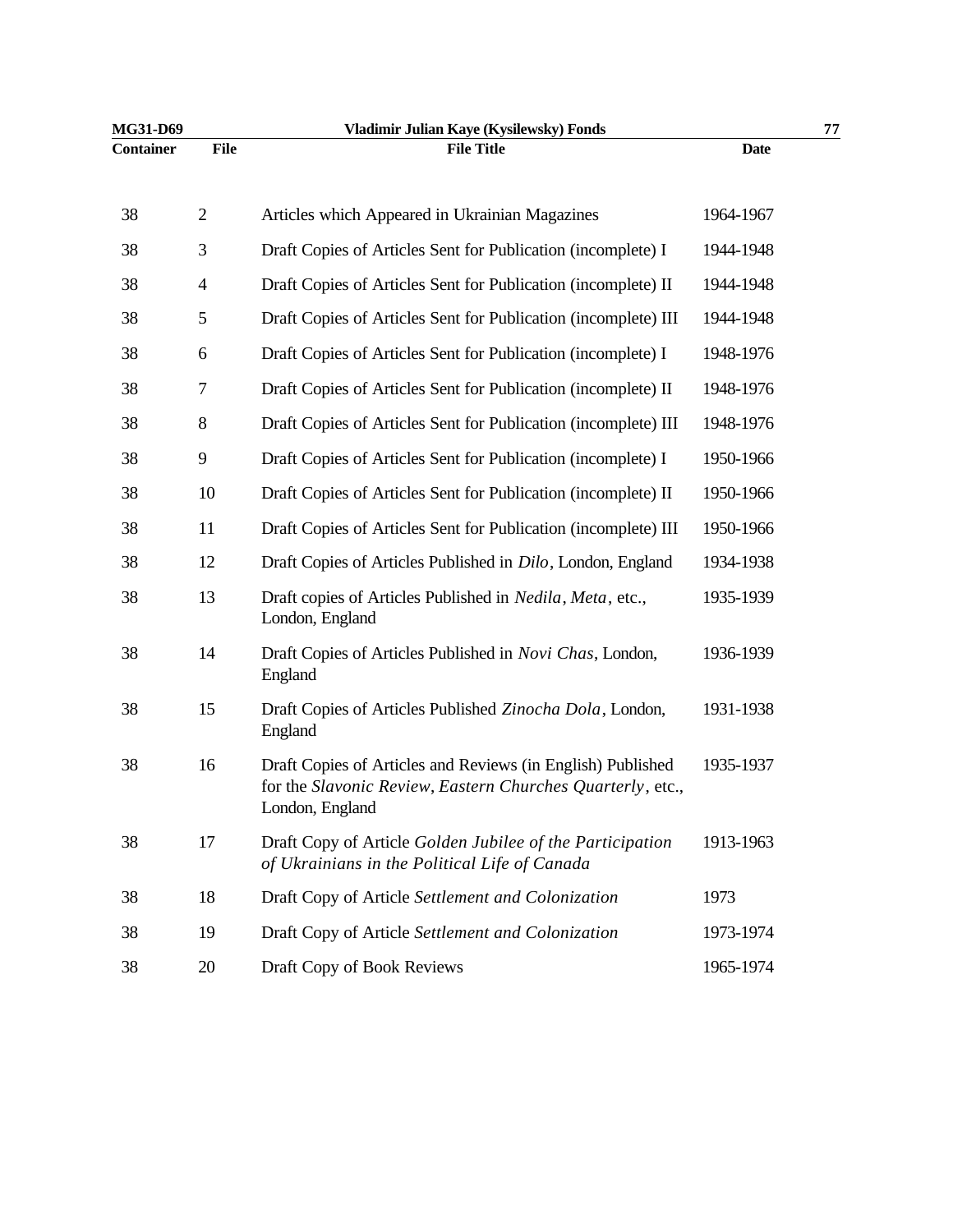| Container | File | File Title | Date |
|---|---|---|---|
| 38 | 2 | Articles which Appeared in Ukrainian Magazines | 1964-1967 |
| 38 | 3 | Draft Copies of Articles Sent for Publication (incomplete) I | 1944-1948 |
| 38 | 4 | Draft Copies of Articles Sent for Publication (incomplete) II | 1944-1948 |
| 38 | 5 | Draft Copies of Articles Sent for Publication (incomplete) III | 1944-1948 |
| 38 | 6 | Draft Copies of Articles Sent for Publication (incomplete) I | 1948-1976 |
| 38 | 7 | Draft Copies of Articles Sent for Publication (incomplete) II | 1948-1976 |
| 38 | 8 | Draft Copies of Articles Sent for Publication (incomplete) III | 1948-1976 |
| 38 | 9 | Draft Copies of Articles Sent for Publication (incomplete) I | 1950-1966 |
| 38 | 10 | Draft Copies of Articles Sent for Publication (incomplete) II | 1950-1966 |
| 38 | 11 | Draft Copies of Articles Sent for Publication (incomplete) III | 1950-1966 |
| 38 | 12 | Draft Copies of Articles Published in *Dilo*, London, England | 1934-1938 |
| 38 | 13 | Draft copies of Articles Published in *Nedila*, *Meta*, etc., London, England | 1935-1939 |
| 38 | 14 | Draft Copies of Articles Published in *Novi Chas*, London, England | 1936-1939 |
| 38 | 15 | Draft Copies of Articles Published *Zinocha Dola*, London, England | 1931-1938 |
| 38 | 16 | Draft Copies of Articles and Reviews (in English) Published for the *Slavonic Review*, *Eastern Churches Quarterly*, etc., London, England | 1935-1937 |
| 38 | 17 | Draft Copy of Article *Golden Jubilee of the Participation of Ukrainians in the Political Life of Canada* | 1913-1963 |
| 38 | 18 | Draft Copy of Article *Settlement and Colonization* | 1973 |
| 38 | 19 | Draft Copy of Article *Settlement and Colonization* | 1973-1974 |
| 38 | 20 | Draft Copy of Book Reviews | 1965-1974 |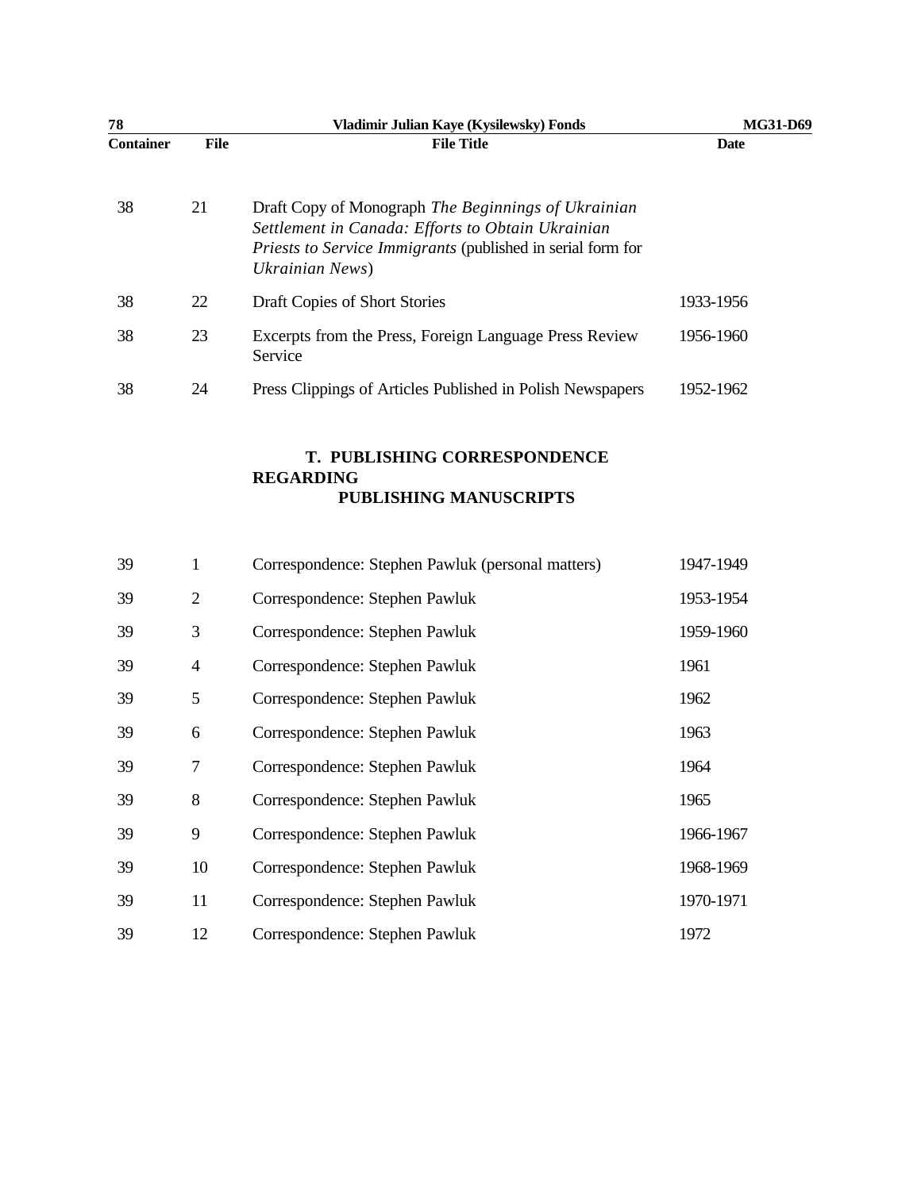| Container | File | File Title | Date |
|---|---|---|---|
| 38 | 21 | Draft Copy of Monograph *The Beginnings of Ukrainian Settlement in Canada: Efforts to Obtain Ukrainian Priests to Service Immigrants* (published in serial form for *Ukrainian News*) | |
| 38 | 22 | Draft Copies of Short Stories | 1933-1956 |
| 38 | 23 | Excerpts from the Press, Foreign Language Press Review Service | 1956-1960 |
| 38 | 24 | Press Clippings of Articles Published in Polish Newspapers | 1952-1962 |

## T. PUBLISHING CORRESPONDENCE REGARDING PUBLISHING MANUSCRIPTS

| Container | File | File Title | Date |
|---|---|---|---|
| 39 | 1 | Correspondence: Stephen Pawluk (personal matters) | 1947-1949 |
| 39 | 2 | Correspondence: Stephen Pawluk | 1953-1954 |
| 39 | 3 | Correspondence: Stephen Pawluk | 1959-1960 |
| 39 | 4 | Correspondence: Stephen Pawluk | 1961 |
| 39 | 5 | Correspondence: Stephen Pawluk | 1962 |
| 39 | 6 | Correspondence: Stephen Pawluk | 1963 |
| 39 | 7 | Correspondence: Stephen Pawluk | 1964 |
| 39 | 8 | Correspondence: Stephen Pawluk | 1965 |
| 39 | 9 | Correspondence: Stephen Pawluk | 1966-1967 |
| 39 | 10 | Correspondence: Stephen Pawluk | 1968-1969 |
| 39 | 11 | Correspondence: Stephen Pawluk | 1970-1971 |
| 39 | 12 | Correspondence: Stephen Pawluk | 1972 |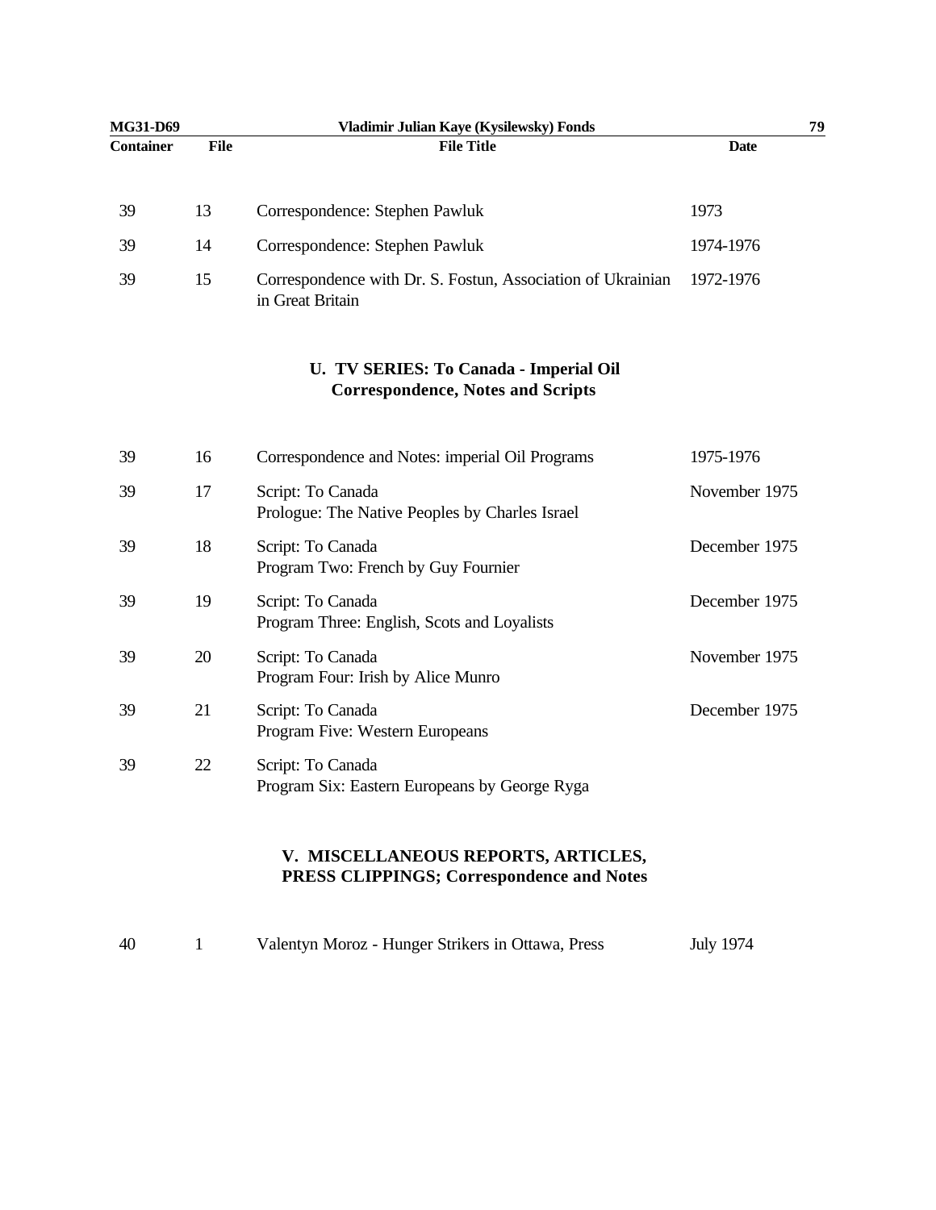| Container | File | File Title | Date |
|---|---|---|---|
| 39 | 13 | Correspondence: Stephen Pawluk | 1973 |
| 39 | 14 | Correspondence: Stephen Pawluk | 1974-1976 |
| 39 | 15 | Correspondence with Dr. S. Fostun, Association of Ukrainian in Great Britain | 1972-1976 |

## U. TV SERIES: To Canada - Imperial Oil Correspondence, Notes and Scripts

| Container | File | File Title | Date |
|---|---|---|---|
| 39 | 16 | Correspondence and Notes: imperial Oil Programs | 1975-1976 |
| 39 | 17 | Script: To Canada<br>Prologue: The Native Peoples by Charles Israel | November 1975 |
| 39 | 18 | Script: To Canada<br>Program Two: French by Guy Fournier | December 1975 |
| 39 | 19 | Script: To Canada<br>Program Three: English, Scots and Loyalists | December 1975 |
| 39 | 20 | Script: To Canada<br>Program Four: Irish by Alice Munro | November 1975 |
| 39 | 21 | Script: To Canada<br>Program Five: Western Europeans | December 1975 |
| 39 | 22 | Script: To Canada<br>Program Six: Eastern Europeans by George Ryga | |

## V. MISCELLANEOUS REPORTS, ARTICLES, PRESS CLIPPINGS; Correspondence and Notes

| Container | File | File Title | Date |
|---|---|---|---|
| 40 | 1 | Valentyn Moroz - Hunger Strikers in Ottawa, Press | July 1974 |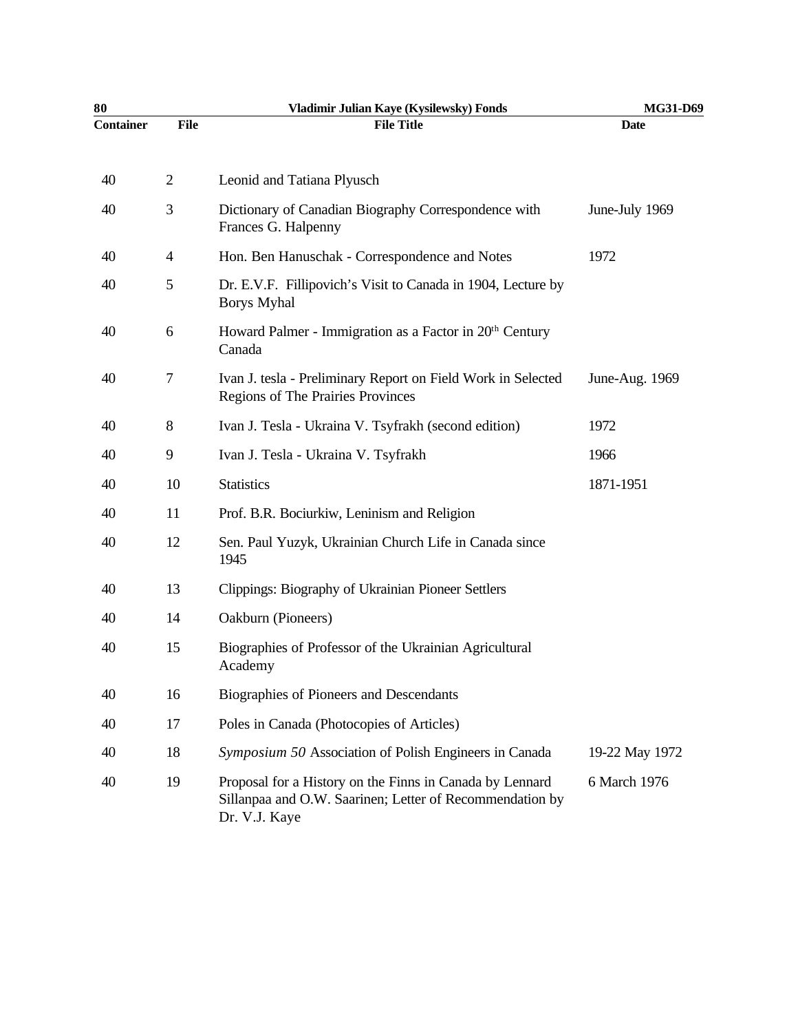| Container | File | File Title | Date |
|---|---|---|---|
| 40 | 2 | Leonid and Tatiana Plyusch | |
| 40 | 3 | Dictionary of Canadian Biography Correspondence with Frances G. Halpenny | June-July 1969 |
| 40 | 4 | Hon. Ben Hanuschak - Correspondence and Notes | 1972 |
| 40 | 5 | Dr. E.V.F. Fillipovich's Visit to Canada in 1904, Lecture by Borys Myhal | |
| 40 | 6 | Howard Palmer - Immigration as a Factor in 20th Century Canada | |
| 40 | 7 | Ivan J. tesla - Preliminary Report on Field Work in Selected Regions of The Prairies Provinces | June-Aug. 1969 |
| 40 | 8 | Ivan J. Tesla - Ukraina V. Tsyfrakh (second edition) | 1972 |
| 40 | 9 | Ivan J. Tesla - Ukraina V. Tsyfrakh | 1966 |
| 40 | 10 | Statistics | 1871-1951 |
| 40 | 11 | Prof. B.R. Bociurkiw, Leninism and Religion | |
| 40 | 12 | Sen. Paul Yuzyk, Ukrainian Church Life in Canada since 1945 | |
| 40 | 13 | Clippings: Biography of Ukrainian Pioneer Settlers | |
| 40 | 14 | Oakburn (Pioneers) | |
| 40 | 15 | Biographies of Professor of the Ukrainian Agricultural Academy | |
| 40 | 16 | Biographies of Pioneers and Descendants | |
| 40 | 17 | Poles in Canada (Photocopies of Articles) | |
| 40 | 18 | *Symposium 50* Association of Polish Engineers in Canada | 19-22 May 1972 |
| 40 | 19 | Proposal for a History on the Finns in Canada by Lennard Sillanpaa and O.W. Saarinen; Letter of Recommendation by Dr. V.J. Kaye | 6 March 1976 |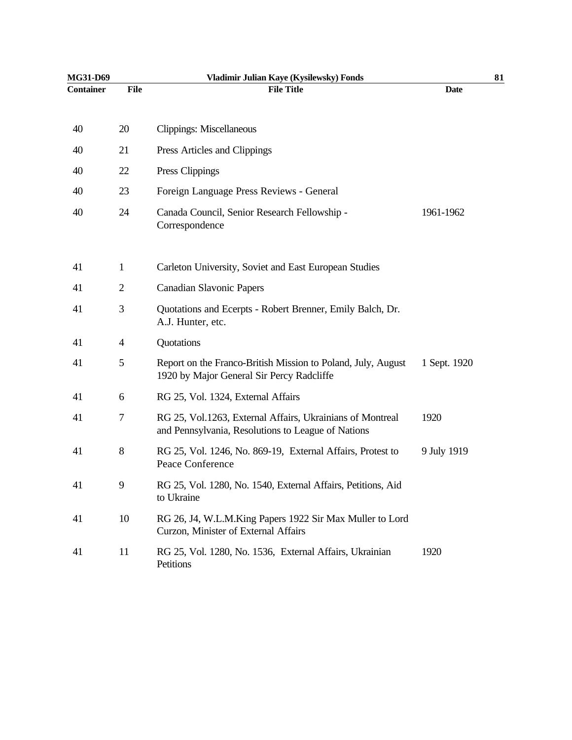| Container | File | File Title | Date |
|---|---|---|---|
| 40 | 20 | Clippings: Miscellaneous | |
| 40 | 21 | Press Articles and Clippings | |
| 40 | 22 | Press Clippings | |
| 40 | 23 | Foreign Language Press Reviews - General | |
| 40 | 24 | Canada Council, Senior Research Fellowship - Correspondence | 1961-1962 |
| 41 | 1 | Carleton University, Soviet and East European Studies | |
| 41 | 2 | Canadian Slavonic Papers | |
| 41 | 3 | Quotations and Ecerpts - Robert Brenner, Emily Balch, Dr. A.J. Hunter, etc. | |
| 41 | 4 | Quotations | |
| 41 | 5 | Report on the Franco-British Mission to Poland, July, August 1920 by Major General Sir Percy Radcliffe | 1 Sept. 1920 |
| 41 | 6 | RG 25, Vol. 1324, External Affairs | |
| 41 | 7 | RG 25, Vol.1263, External Affairs, Ukrainians of Montreal and Pennsylvania, Resolutions to League of Nations | 1920 |
| 41 | 8 | RG 25, Vol. 1246, No. 869-19, External Affairs, Protest to Peace Conference | 9 July 1919 |
| 41 | 9 | RG 25, Vol. 1280, No. 1540, External Affairs, Petitions, Aid to Ukraine | |
| 41 | 10 | RG 26, J4, W.L.M.King Papers 1922 Sir Max Muller to Lord Curzon, Minister of External Affairs | |
| 41 | 11 | RG 25, Vol. 1280, No. 1536, External Affairs, Ukrainian Petitions | 1920 |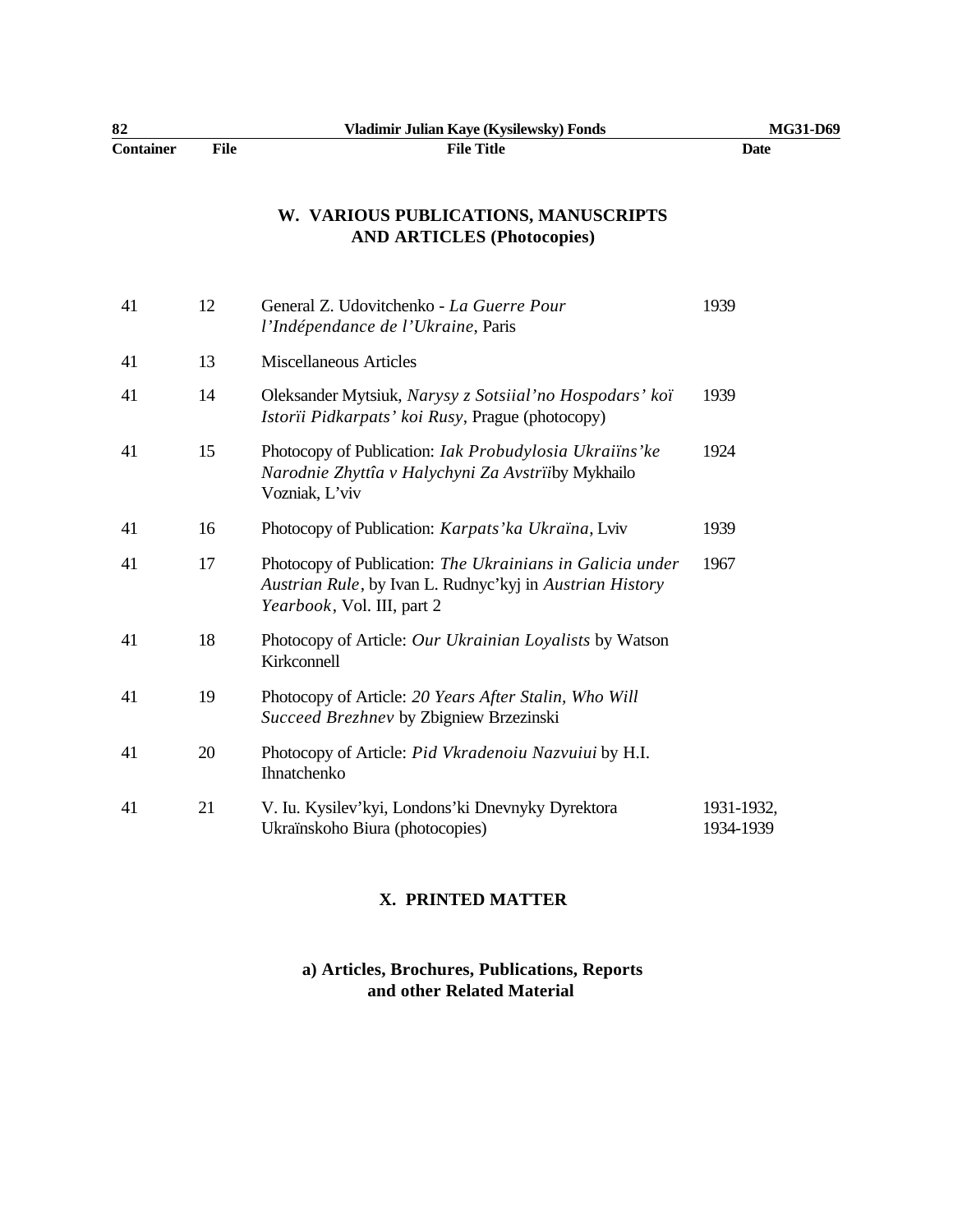## W. VARIOUS PUBLICATIONS, MANUSCRIPTS AND ARTICLES (Photocopies)

| Container | File | File Title | Date |
|---|---|---|---|
| 41 | 12 | General Z. Udovitchenko - *La Guerre Pour l'Indépendance de l'Ukraine*, Paris | 1939 |
| 41 | 13 | Miscellaneous Articles | |
| 41 | 14 | Oleksander Mytsiuk, *Narysy z Sotsiial'no Hospodars' koï Istorïi Pidkarpats' koi Rusy*, Prague (photocopy) | 1939 |
| 41 | 15 | Photocopy of Publication: *Iak Probudylosia Ukraiïns'ke Narodnie Zhyttîa v Halychyni Za Avstrïi*by Mykhailo Vozniak, L'viv | 1924 |
| 41 | 16 | Photocopy of Publication: *Karpats'ka Ukraïna*, Lviv | 1939 |
| 41 | 17 | Photocopy of Publication: *The Ukrainians in Galicia under Austrian Rule*, by Ivan L. Rudnyc'kyj in *Austrian History Yearbook*, Vol. III, part 2 | 1967 |
| 41 | 18 | Photocopy of Article: *Our Ukrainian Loyalists* by Watson Kirkconnell | |
| 41 | 19 | Photocopy of Article: *20 Years After Stalin, Who Will Succeed Brezhnev* by Zbigniew Brzezinski | |
| 41 | 20 | Photocopy of Article: *Pid Vkradenoiu Nazvuiui* by H.I. Ihnatchenko | |
| 41 | 21 | V. Iu. Kysilev'kyi, Londons'ki Dnevnyky Dyrektora Ukraïnskoho Biura (photocopies) | 1931-1932, 1934-1939 |

## X. PRINTED MATTER

### a) Articles, Brochures, Publications, Reports and other Related Material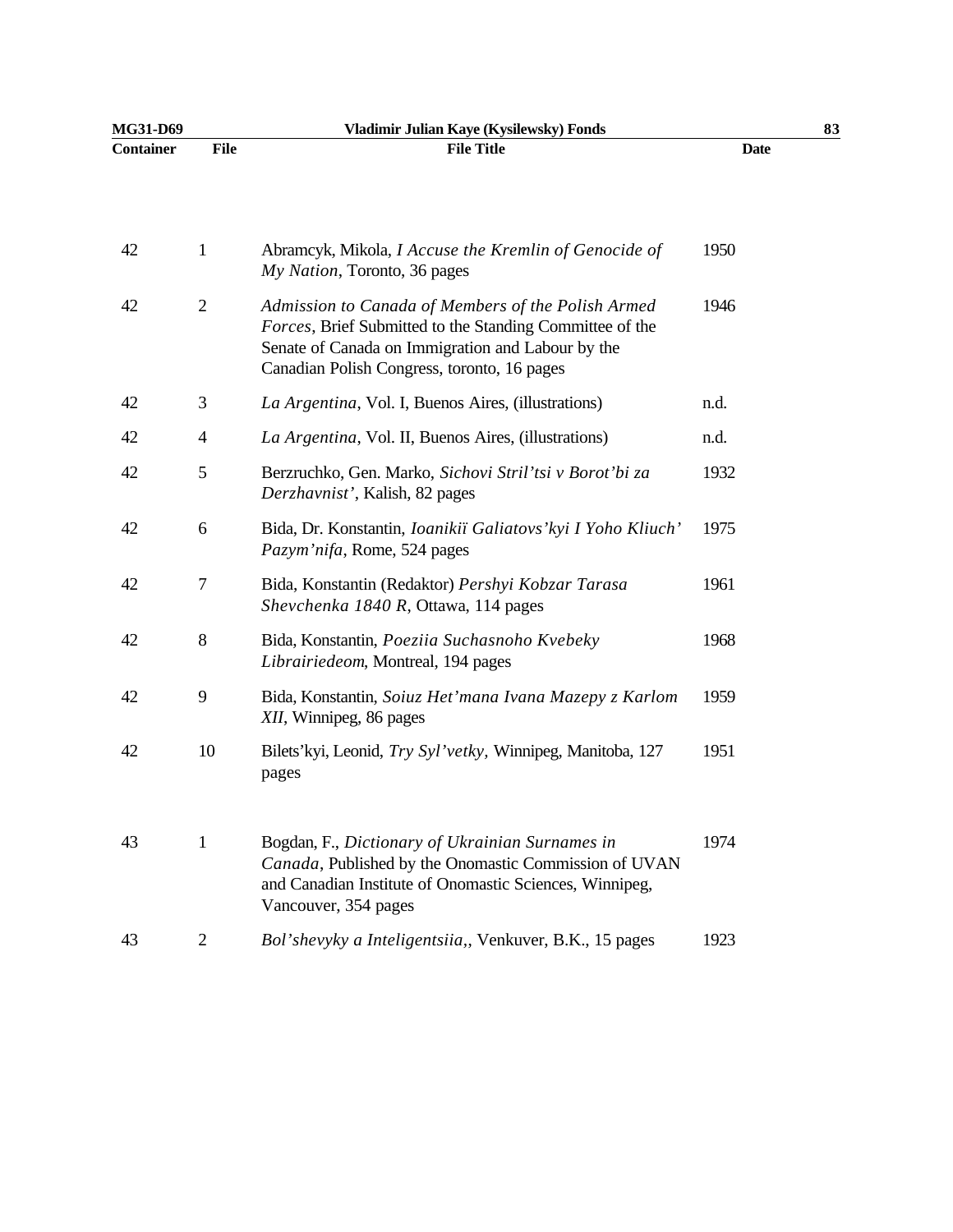| Container | File | File Title | Date |
|---|---|---|---|
| 42 | 1 | Abramcyk, Mikola, *I Accuse the Kremlin of Genocide of My Nation*, Toronto, 36 pages | 1950 |
| 42 | 2 | *Admission to Canada of Members of the Polish Armed Forces*, Brief Submitted to the Standing Committee of the Senate of Canada on Immigration and Labour by the Canadian Polish Congress, toronto, 16 pages | 1946 |
| 42 | 3 | *La Argentina*, Vol. I, Buenos Aires, (illustrations) | n.d. |
| 42 | 4 | *La Argentina*, Vol. II, Buenos Aires, (illustrations) | n.d. |
| 42 | 5 | Berzruchko, Gen. Marko, *Sichovi Stril'tsi v Borot'bi za Derzhavnist'*, Kalish, 82 pages | 1932 |
| 42 | 6 | Bida, Dr. Konstantin, *Ioanikiï Galiatovs'kyi I Yoho Kliuch' Pazym'nifa*, Rome, 524 pages | 1975 |
| 42 | 7 | Bida, Konstantin (Redaktor) *Pershyi Kobzar Tarasa Shevchenka 1840 R*, Ottawa, 114 pages | 1961 |
| 42 | 8 | Bida, Konstantin, *Poeziia Suchasnoho Kvebeky Librairiedeom*, Montreal, 194 pages | 1968 |
| 42 | 9 | Bida, Konstantin, *Soiuz Het'mana Ivana Mazepy z Karlom XII*, Winnipeg, 86 pages | 1959 |
| 42 | 10 | Bilets'kyi, Leonid, *Try Syl'vetky*, Winnipeg, Manitoba, 127 pages | 1951 |
| 43 | 1 | Bogdan, F., *Dictionary of Ukrainian Surnames in Canada*, Published by the Onomastic Commission of UVAN and Canadian Institute of Onomastic Sciences, Winnipeg, Vancouver, 354 pages | 1974 |
| 43 | 2 | *Bol'shevyky a Inteligentsiia*,, Venkuver, B.K., 15 pages | 1923 |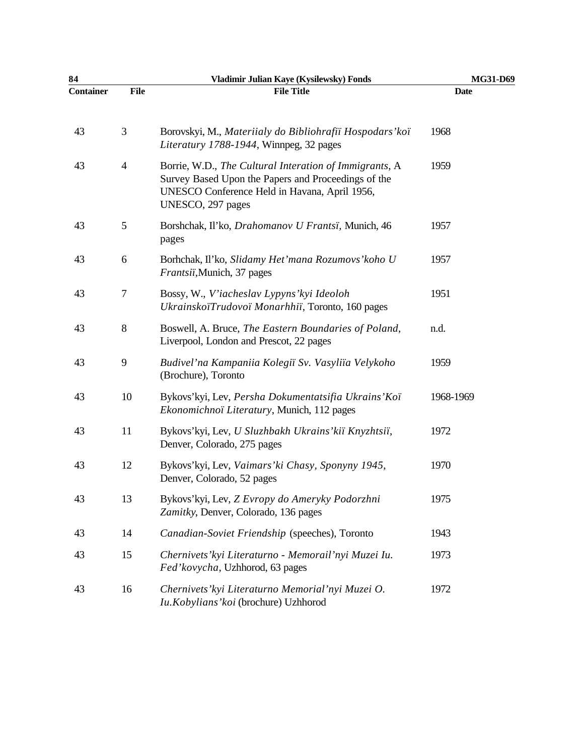| Container | File | File Title | Date |
|---|---|---|---|
| 43 | 3 | Borovskyi, M., *Materiialy do Bibliohrafiï Hospodars'koï Literatury 1788-1944*, Winnpeg, 32 pages | 1968 |
| 43 | 4 | Borrie, W.D., *The Cultural Interation of Immigrants*, A Survey Based Upon the Papers and Proceedings of the UNESCO Conference Held in Havana, April 1956, UNESCO, 297 pages | 1959 |
| 43 | 5 | Borshchak, Il'ko, *Drahomanov U Frantsi̇̈*, Munich, 46 pages | 1957 |
| 43 | 6 | Borhchak, Il'ko, *Slidamy Het'mana Rozumovs'koho U Frantsiï*,Munich, 37 pages | 1957 |
| 43 | 7 | Bossy, W., *V'iacheslav Lypyns'kyi Ideoloh UkrainskoïTrudovoï Monarhhiï*, Toronto, 160 pages | 1951 |
| 43 | 8 | Boswell, A. Bruce, *The Eastern Boundaries of Poland*, Liverpool, London and Prescot, 22 pages | n.d. |
| 43 | 9 | *Budivel'na Kampaniia Kolegiï Sv. Vasyliïa Velykoho* (Brochure), Toronto | 1959 |
| 43 | 10 | Bykovs'kyi, Lev, *Persha Dokumentatsifia Ukrains'Koï Ekonomichnoï Literatury*, Munich, 112 pages | 1968-1969 |
| 43 | 11 | Bykovs'kyi, Lev, *U Sluzhbakh Ukrains'kiï Knyzhtsiï*, Denver, Colorado, 275 pages | 1972 |
| 43 | 12 | Bykovs'kyi, Lev, *Vaimars'ki Chasy, Sponyny 1945*, Denver, Colorado, 52 pages | 1970 |
| 43 | 13 | Bykovs'kyi, Lev, *Z Evropy do Ameryky Podorzhni Zamitky*, Denver, Colorado, 136 pages | 1975 |
| 43 | 14 | *Canadian-Soviet Friendship* (speeches), Toronto | 1943 |
| 43 | 15 | *Chernivets'kyi Literaturno - Memorail'nyi Muzei Iu. Fed'kovycha*, Uzhhorod, 63 pages | 1973 |
| 43 | 16 | *Chernivets'kyi Literaturno Memorial'nyi Muzei O. Iu.Kobylians'koi* (brochure) Uzhhorod | 1972 |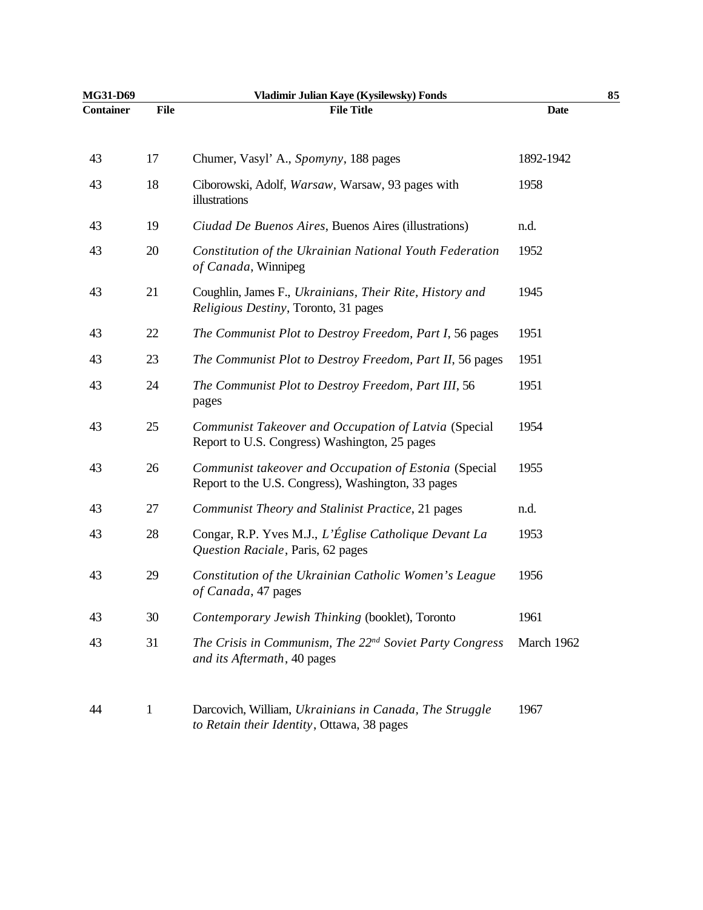| Container | File | File Title | Date |
|---|---|---|---|
| 43 | 17 | Chumer, Vasyl' A., *Spomyny*, 188 pages | 1892-1942 |
| 43 | 18 | Ciborowski, Adolf, *Warsaw*, Warsaw, 93 pages with illustrations | 1958 |
| 43 | 19 | *Ciudad De Buenos Aires*, Buenos Aires (illustrations) | n.d. |
| 43 | 20 | *Constitution of the Ukrainian National Youth Federation of Canada*, Winnipeg | 1952 |
| 43 | 21 | Coughlin, James F., *Ukrainians, Their Rite, History and Religious Destiny*, Toronto, 31 pages | 1945 |
| 43 | 22 | *The Communist Plot to Destroy Freedom, Part I*, 56 pages | 1951 |
| 43 | 23 | *The Communist Plot to Destroy Freedom, Part II*, 56 pages | 1951 |
| 43 | 24 | *The Communist Plot to Destroy Freedom, Part III*, 56 pages | 1951 |
| 43 | 25 | *Communist Takeover and Occupation of Latvia* (Special Report to U.S. Congress) Washington, 25 pages | 1954 |
| 43 | 26 | *Communist takeover and Occupation of Estonia* (Special Report to the U.S. Congress), Washington, 33 pages | 1955 |
| 43 | 27 | *Communist Theory and Stalinist Practice*, 21 pages | n.d. |
| 43 | 28 | Congar, R.P. Yves M.J., *L'Église Catholique Devant La Question Raciale*, Paris, 62 pages | 1953 |
| 43 | 29 | *Constitution of the Ukrainian Catholic Women's League of Canada*, 47 pages | 1956 |
| 43 | 30 | *Contemporary Jewish Thinking* (booklet), Toronto | 1961 |
| 43 | 31 | *The Crisis in Communism, The 22nd Soviet Party Congress and its Aftermath*, 40 pages | March 1962 |
| 44 | 1 | Darcovich, William, *Ukrainians in Canada, The Struggle to Retain their Identity*, Ottawa, 38 pages | 1967 |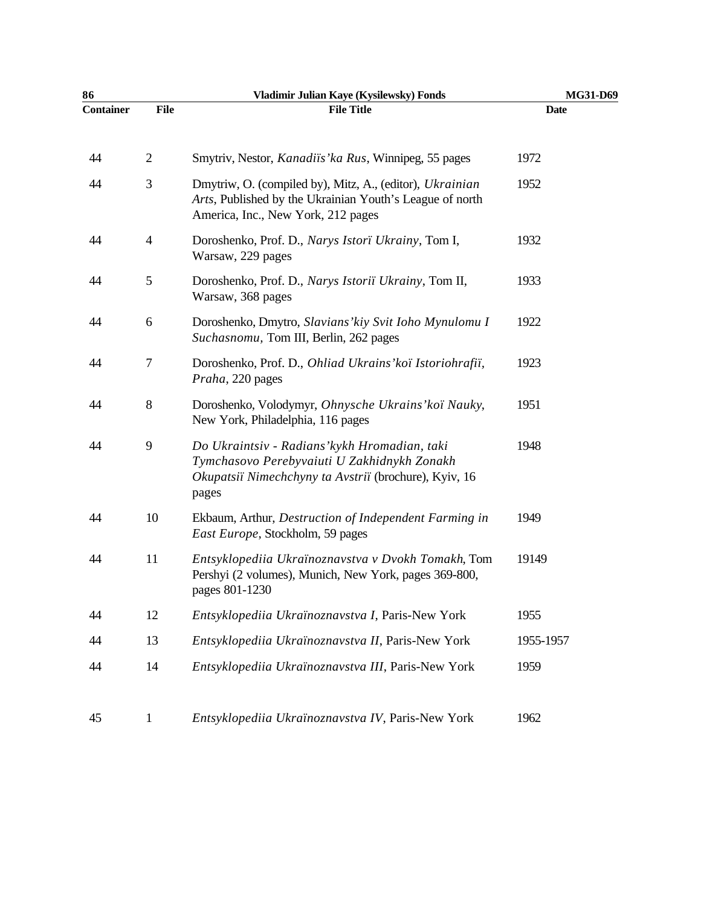| Container | File | File Title | Date |
|---|---|---|---|
| 44 | 2 | Smytriv, Nestor, *Kanadiïs'ka Rus*, Winnipeg, 55 pages | 1972 |
| 44 | 3 | Dmytriw, O. (compiled by), Mitz, A., (editor), *Ukrainian Arts*, Published by the Ukrainian Youth's League of north America, Inc., New York, 212 pages | 1952 |
| 44 | 4 | Doroshenko, Prof. D., *Narys Istorï Ukrainy*, Tom I, Warsaw, 229 pages | 1932 |
| 44 | 5 | Doroshenko, Prof. D., *Narys Istoriï Ukrainy*, Tom II, Warsaw, 368 pages | 1933 |
| 44 | 6 | Doroshenko, Dmytro, *Slavians'kiy Svit Ioho Mynulomu I Suchasnomu*, Tom III, Berlin, 262 pages | 1922 |
| 44 | 7 | Doroshenko, Prof. D., *Ohliad Ukrains'koï Istoriohrafiï, Praha*, 220 pages | 1923 |
| 44 | 8 | Doroshenko, Volodymyr, *Ohnysche Ukrains'koï Nauky*, New York, Philadelphia, 116 pages | 1951 |
| 44 | 9 | *Do Ukraintsiv - Radians'kykh Hromadian, taki Tymchasovo Perebyvaiuti U Zakhidnykh Zonakh Okupatsiï Nimechchyny ta Avstriï* (brochure), Kyiv, 16 pages | 1948 |
| 44 | 10 | Ekbaum, Arthur, *Destruction of Independent Farming in East Europe*, Stockholm, 59 pages | 1949 |
| 44 | 11 | *Entsyklopediia Ukraïnoznavstva v Dvokh Tomakh*, Tom Pershyi (2 volumes), Munich, New York, pages 369-800, pages 801-1230 | 19149 |
| 44 | 12 | *Entsyklopediia Ukraïnoznavstva I*, Paris-New York | 1955 |
| 44 | 13 | *Entsyklopediia Ukraïnoznavstva II*, Paris-New York | 1955-1957 |
| 44 | 14 | *Entsyklopediia Ukraïnoznavstva III*, Paris-New York | 1959 |
| 45 | 1 | *Entsyklopediia Ukraïnoznavstva IV*, Paris-New York | 1962 |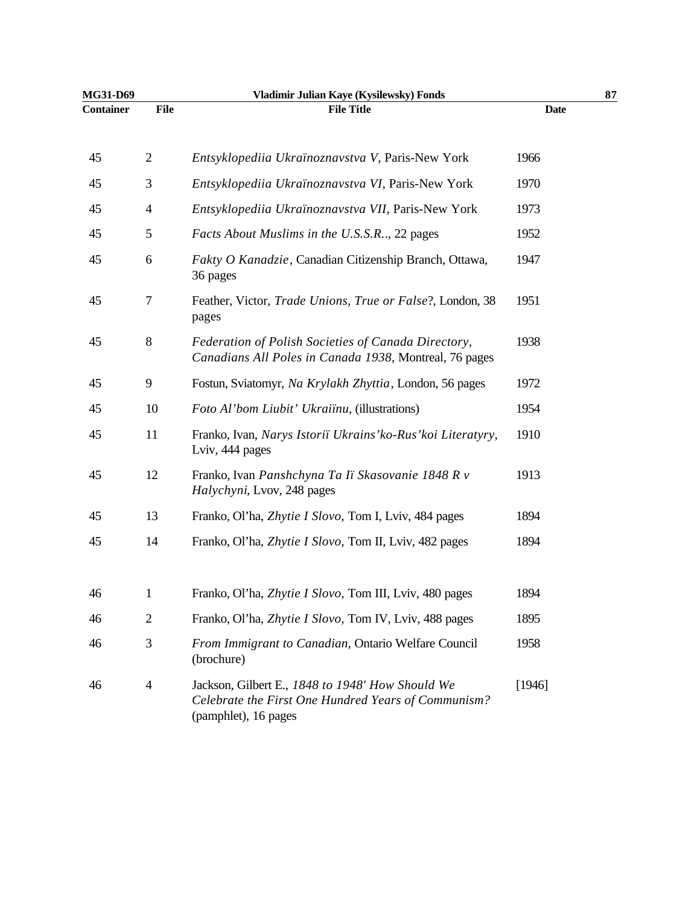| Container | File | File Title | Date |
|---|---|---|---|
| 45 | 2 | *Entsyklopediia Ukraïnoznavstva V*, Paris-New York | 1966 |
| 45 | 3 | *Entsyklopediia Ukraïnoznavstva VI*, Paris-New York | 1970 |
| 45 | 4 | *Entsyklopediia Ukraïnoznavstva VII*, Paris-New York | 1973 |
| 45 | 5 | *Facts About Muslims in the U.S.S.R..*, 22 pages | 1952 |
| 45 | 6 | *Fakty O Kanadzie*, Canadian Citizenship Branch, Ottawa, 36 pages | 1947 |
| 45 | 7 | Feather, Victor, *Trade Unions, True or False*?, London, 38 pages | 1951 |
| 45 | 8 | *Federation of Polish Societies of Canada Directory, Canadians All Poles in Canada 1938*, Montreal, 76 pages | 1938 |
| 45 | 9 | Fostun, Sviatomyr, *Na Krylakh Zhyttia*, London, 56 pages | 1972 |
| 45 | 10 | *Foto Al'bom Liubit' Ukraiïnu*, (illustrations) | 1954 |
| 45 | 11 | Franko, Ivan, *Narys Istoriï Ukrains'ko-Rus'koi Literatyry*, Lviv, 444 pages | 1910 |
| 45 | 12 | Franko, Ivan *Panshchyna Ta Iï Skasovanie 1848 R v Halychyni*, Lvov, 248 pages | 1913 |
| 45 | 13 | Franko, Ol'ha, *Zhytie I Slovo,* Tom I, Lviv, 484 pages | 1894 |
| 45 | 14 | Franko, Ol'ha, *Zhytie I Slovo,* Tom II, Lviv, 482 pages | 1894 |
| 46 | 1 | Franko, Ol'ha, *Zhytie I Slovo,* Tom III, Lviv, 480 pages | 1894 |
| 46 | 2 | Franko, Ol'ha, *Zhytie I Slovo,* Tom IV, Lviv, 488 pages | 1895 |
| 46 | 3 | *From Immigrant to Canadian*, Ontario Welfare Council (brochure) | 1958 |
| 46 | 4 | Jackson, Gilbert E., *1848 to 1948' How Should We Celebrate the First One Hundred Years of Communism?* (pamphlet), 16 pages | [1946] |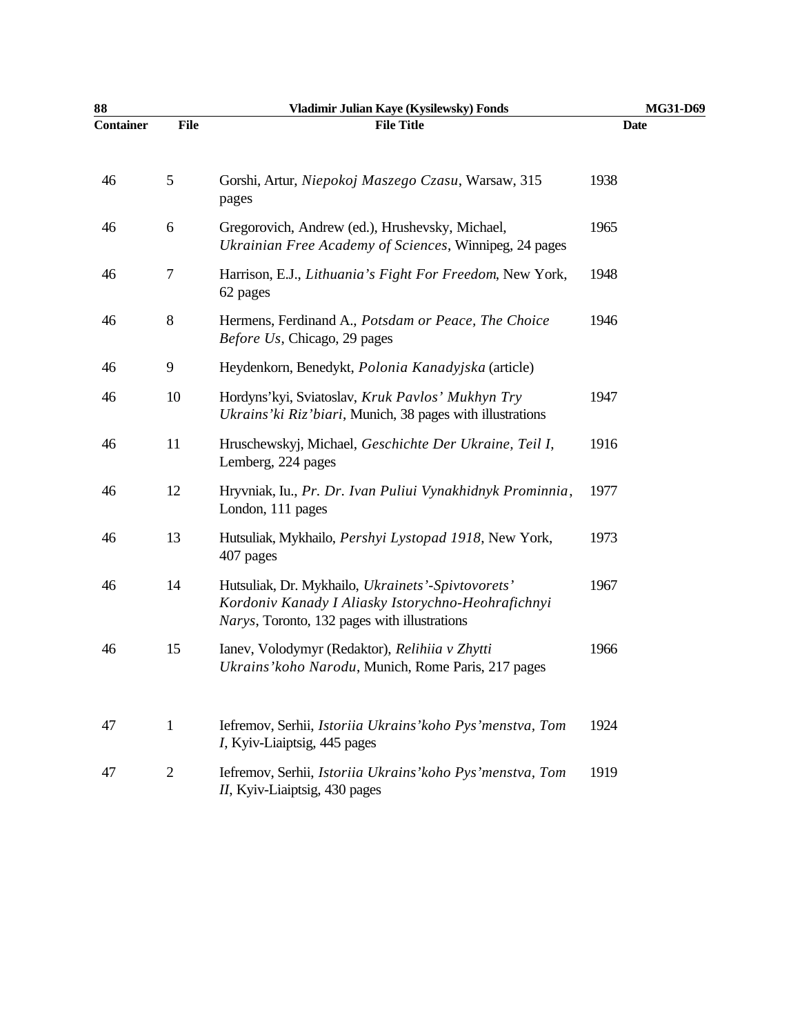| Container | File | File Title | Date |
|---|---|---|---|
| 46 | 5 | Gorshi, Artur, *Niepokoj Maszego Czasu*, Warsaw, 315 pages | 1938 |
| 46 | 6 | Gregorovich, Andrew (ed.), Hrushevsky, Michael, *Ukrainian Free Academy of Sciences*, Winnipeg, 24 pages | 1965 |
| 46 | 7 | Harrison, E.J., *Lithuania's Fight For Freedom*, New York, 62 pages | 1948 |
| 46 | 8 | Hermens, Ferdinand A., *Potsdam or Peace, The Choice Before Us*, Chicago, 29 pages | 1946 |
| 46 | 9 | Heydenkorn, Benedykt, *Polonia Kanadyjska* (article) | |
| 46 | 10 | Hordyns'kyi, Sviatoslav, *Kruk Pavlos' Mukhyn Try Ukrains'ki Riz'biari*, Munich, 38 pages with illustrations | 1947 |
| 46 | 11 | Hruschewskyj, Michael, *Geschichte Der Ukraine, Teil I*, Lemberg, 224 pages | 1916 |
| 46 | 12 | Hryvniak, Iu., *Pr. Dr. Ivan Puliui Vynakhidnyk Prominnia*, London, 111 pages | 1977 |
| 46 | 13 | Hutsuliak, Mykhailo, *Pershyi Lystopad 1918*, New York, 407 pages | 1973 |
| 46 | 14 | Hutsuliak, Dr. Mykhailo, *Ukrainets'-Spivtovorets' Kordoniv Kanady I Aliasky Istorychno-Heohrafichnyi Narys*, Toronto, 132 pages with illustrations | 1967 |
| 46 | 15 | Ianev, Volodymyr (Redaktor), *Relihiia v Zhytti Ukrains'koho Narodu*, Munich, Rome Paris, 217 pages | 1966 |
| 47 | 1 | Iefremov, Serhii, *Istoriia Ukrains'koho Pys'menstva, Tom I*, Kyiv-Liaiptsig, 445 pages | 1924 |
| 47 | 2 | Iefremov, Serhii, *Istoriia Ukrains'koho Pys'menstva, Tom II*, Kyiv-Liaiptsig, 430 pages | 1919 |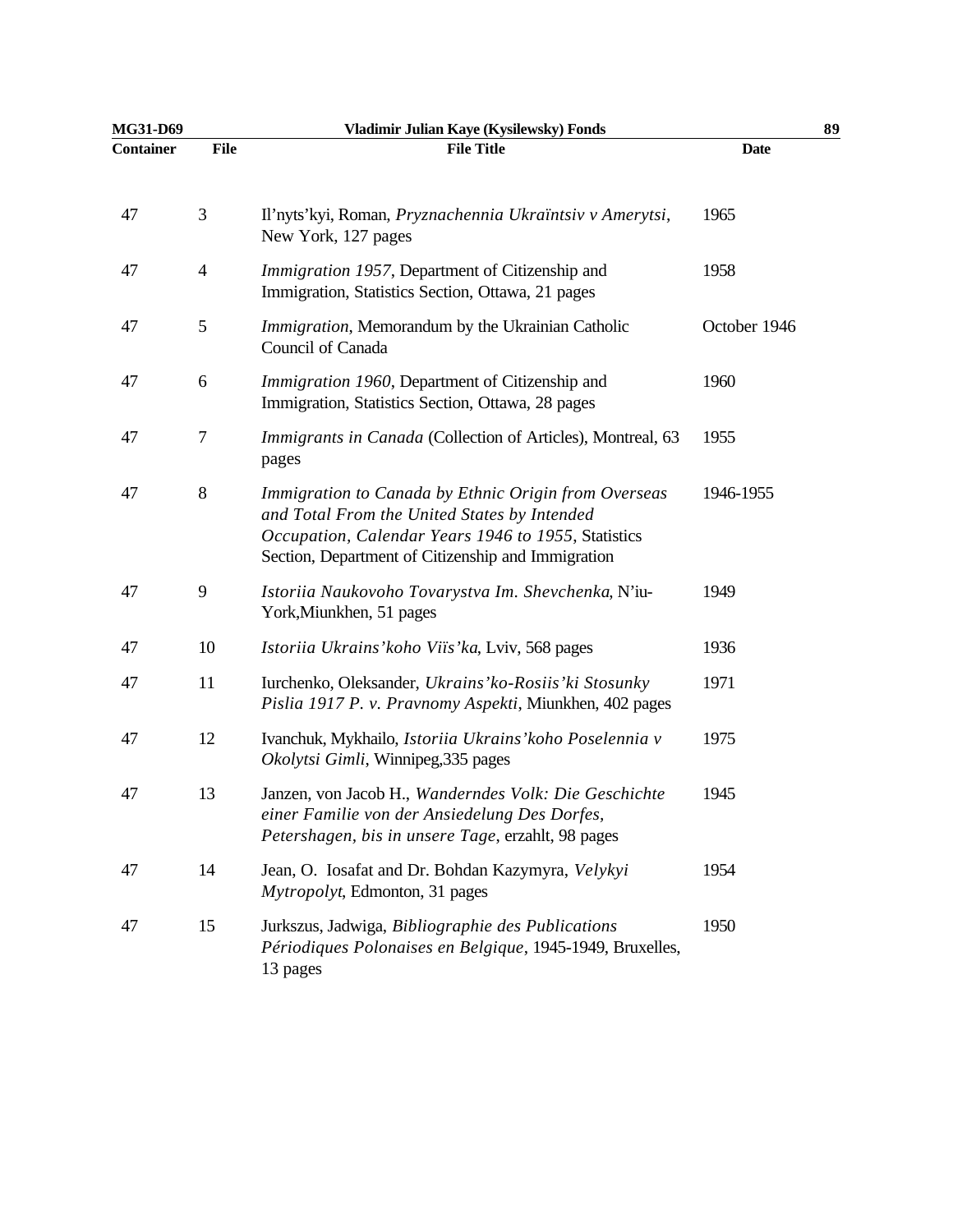| Container | File | File Title | Date |
|---|---|---|---|
| 47 | 3 | Il'nyts'kyi, Roman, *Pryznachennia Ukraïntsiv v Amerytsi*, New York, 127 pages | 1965 |
| 47 | 4 | *Immigration 1957*, Department of Citizenship and Immigration, Statistics Section, Ottawa, 21 pages | 1958 |
| 47 | 5 | *Immigration*, Memorandum by the Ukrainian Catholic Council of Canada | October 1946 |
| 47 | 6 | *Immigration 1960*, Department of Citizenship and Immigration, Statistics Section, Ottawa, 28 pages | 1960 |
| 47 | 7 | *Immigrants in Canada* (Collection of Articles), Montreal, 63 pages | 1955 |
| 47 | 8 | *Immigration to Canada by Ethnic Origin from Overseas and Total From the United States by Intended Occupation, Calendar Years 1946 to 1955*, Statistics Section, Department of Citizenship and Immigration | 1946-1955 |
| 47 | 9 | *Istoriia Naukovoho Tovarystva Im. Shevchenka*, N'iu-York,Miunkhen, 51 pages | 1949 |
| 47 | 10 | *Istoriia Ukrains'koho Viïs'ka*, Lviv, 568 pages | 1936 |
| 47 | 11 | Iurchenko, Oleksander, *Ukrains'ko-Rosiis'ki Stosunky Pislia 1917 P. v. Pravnomy Aspekti*, Miunkhen, 402 pages | 1971 |
| 47 | 12 | Ivanchuk, Mykhailo, *Istoriia Ukrains'koho Poselennia v Okolytsi Gimli*, Winnipeg,335 pages | 1975 |
| 47 | 13 | Janzen, von Jacob H., *Wanderndes Volk: Die Geschichte einer Familie von der Ansiedelung Des Dorfes, Petershagen, bis in unsere Tage*, erzahlt, 98 pages | 1945 |
| 47 | 14 | Jean, O. Iosafat and Dr. Bohdan Kazymyra, *Velykyi Mytropolyt*, Edmonton, 31 pages | 1954 |
| 47 | 15 | Jurkszus, Jadwiga, *Bibliographie des Publications Périodiques Polonaises en Belgique*, 1945-1949, Bruxelles, 13 pages | 1950 |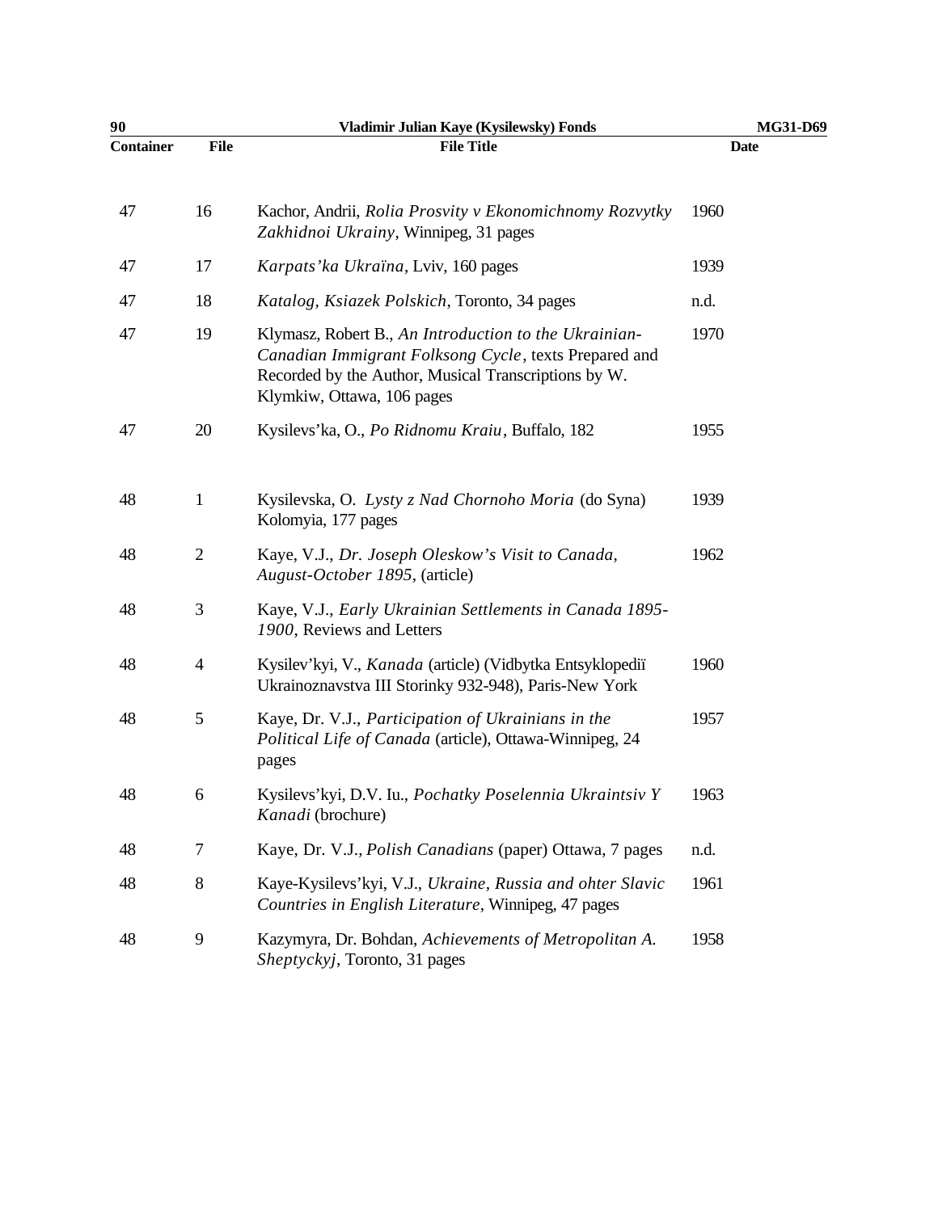| Container | File | File Title | Date |
|---|---|---|---|
| 47 | 16 | Kachor, Andrii, *Rolia Prosvity v Ekonomichnomy Rozvytky Zakhidnoi Ukrainy*, Winnipeg, 31 pages | 1960 |
| 47 | 17 | *Karpats'ka Ukraïna*, Lviv, 160 pages | 1939 |
| 47 | 18 | *Katalog, Ksiazek Polskich*, Toronto, 34 pages | n.d. |
| 47 | 19 | Klymasz, Robert B., *An Introduction to the Ukrainian-Canadian Immigrant Folksong Cycle*, texts Prepared and Recorded by the Author, Musical Transcriptions by W. Klymkiw, Ottawa, 106 pages | 1970 |
| 47 | 20 | Kysilevs'ka, O., *Po Ridnomu Kraiu*, Buffalo, 182 | 1955 |
| 48 | 1 | Kysilevska, O. *Lysty z Nad Chornoho Moria* (do Syna) Kolomyia, 177 pages | 1939 |
| 48 | 2 | Kaye, V.J., *Dr. Joseph Oleskow's Visit to Canada, August-October 1895*, (article) | 1962 |
| 48 | 3 | Kaye, V.J., *Early Ukrainian Settlements in Canada 1895-1900*, Reviews and Letters | |
| 48 | 4 | Kysilev'kyi, V., *Kanada* (article) (Vidbytka Entsyklopediï Ukrainoznavstva III Storinky 932-948), Paris-New York | 1960 |
| 48 | 5 | Kaye, Dr. V.J., *Participation of Ukrainians in the Political Life of Canada* (article), Ottawa-Winnipeg, 24 pages | 1957 |
| 48 | 6 | Kysilevs'kyi, D.V. Iu., *Pochatky Poselennia Ukraintsiv Y Kanadi* (brochure) | 1963 |
| 48 | 7 | Kaye, Dr. V.J., *Polish Canadians* (paper) Ottawa, 7 pages | n.d. |
| 48 | 8 | Kaye-Kysilevs'kyi, V.J., *Ukraine, Russia and ohter Slavic Countries in English Literature*, Winnipeg, 47 pages | 1961 |
| 48 | 9 | Kazymyra, Dr. Bohdan, *Achievements of Metropolitan A. Sheptyckyj*, Toronto, 31 pages | 1958 |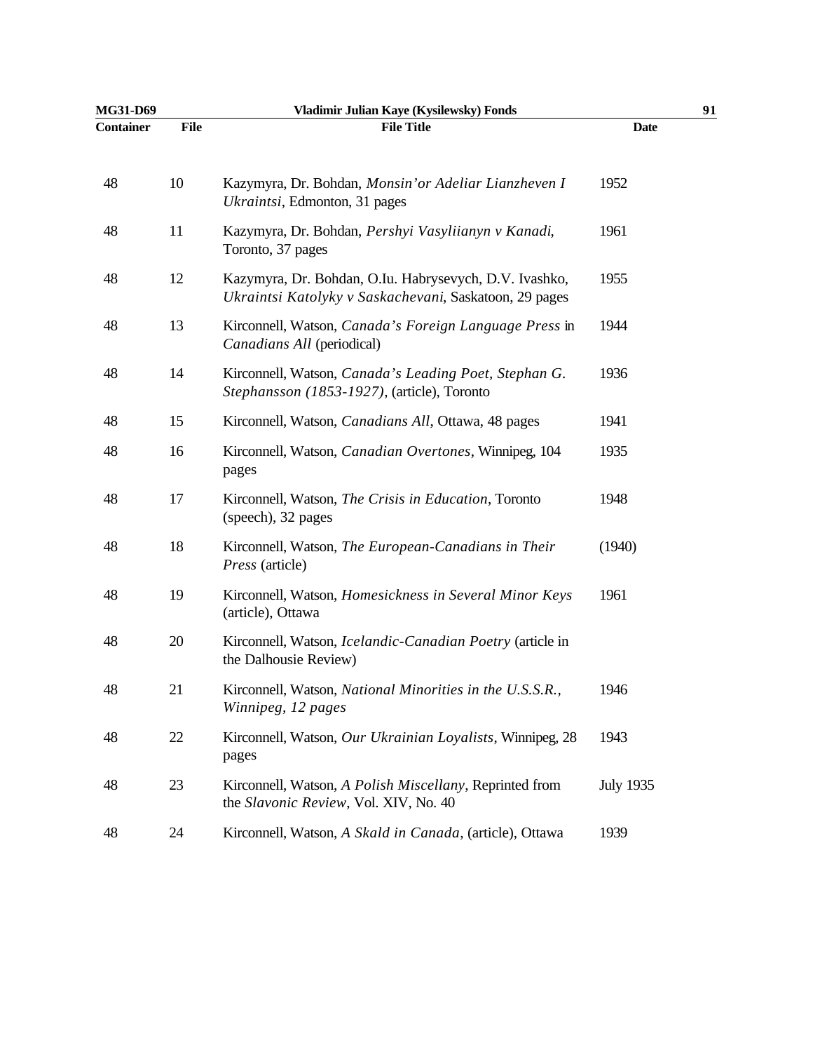| Container | File | File Title | Date |
|---|---|---|---|
| 48 | 10 | Kazymyra, Dr. Bohdan, *Monsin'or Adeliar Lianzheven I Ukraintsi*, Edmonton, 31 pages | 1952 |
| 48 | 11 | Kazymyra, Dr. Bohdan, *Pershyi Vasyliianyn v Kanadi*, Toronto, 37 pages | 1961 |
| 48 | 12 | Kazymyra, Dr. Bohdan, O.Iu. Habrysevych, D.V. Ivashko, *Ukraintsi Katolyky v Saskachevani*, Saskatoon, 29 pages | 1955 |
| 48 | 13 | Kirconnell, Watson, *Canada's Foreign Language Press* in *Canadians All* (periodical) | 1944 |
| 48 | 14 | Kirconnell, Watson, *Canada's Leading Poet, Stephan G. Stephansson (1853-1927)*, (article), Toronto | 1936 |
| 48 | 15 | Kirconnell, Watson, *Canadians All*, Ottawa, 48 pages | 1941 |
| 48 | 16 | Kirconnell, Watson, *Canadian Overtones*, Winnipeg, 104 pages | 1935 |
| 48 | 17 | Kirconnell, Watson, *The Crisis in Education*, Toronto (speech), 32 pages | 1948 |
| 48 | 18 | Kirconnell, Watson, *The European-Canadians in Their Press* (article) | (1940) |
| 48 | 19 | Kirconnell, Watson, *Homesickness in Several Minor Keys* (article), Ottawa | 1961 |
| 48 | 20 | Kirconnell, Watson, *Icelandic-Canadian Poetry* (article in the Dalhousie Review) | |
| 48 | 21 | Kirconnell, Watson, *National Minorities in the U.S.S.R., Winnipeg, 12 pages* | 1946 |
| 48 | 22 | Kirconnell, Watson, *Our Ukrainian Loyalists*, Winnipeg, 28 pages | 1943 |
| 48 | 23 | Kirconnell, Watson, *A Polish Miscellany*, Reprinted from the *Slavonic Review*, Vol. XIV, No. 40 | July 1935 |
| 48 | 24 | Kirconnell, Watson, *A Skald in Canada*, (article), Ottawa | 1939 |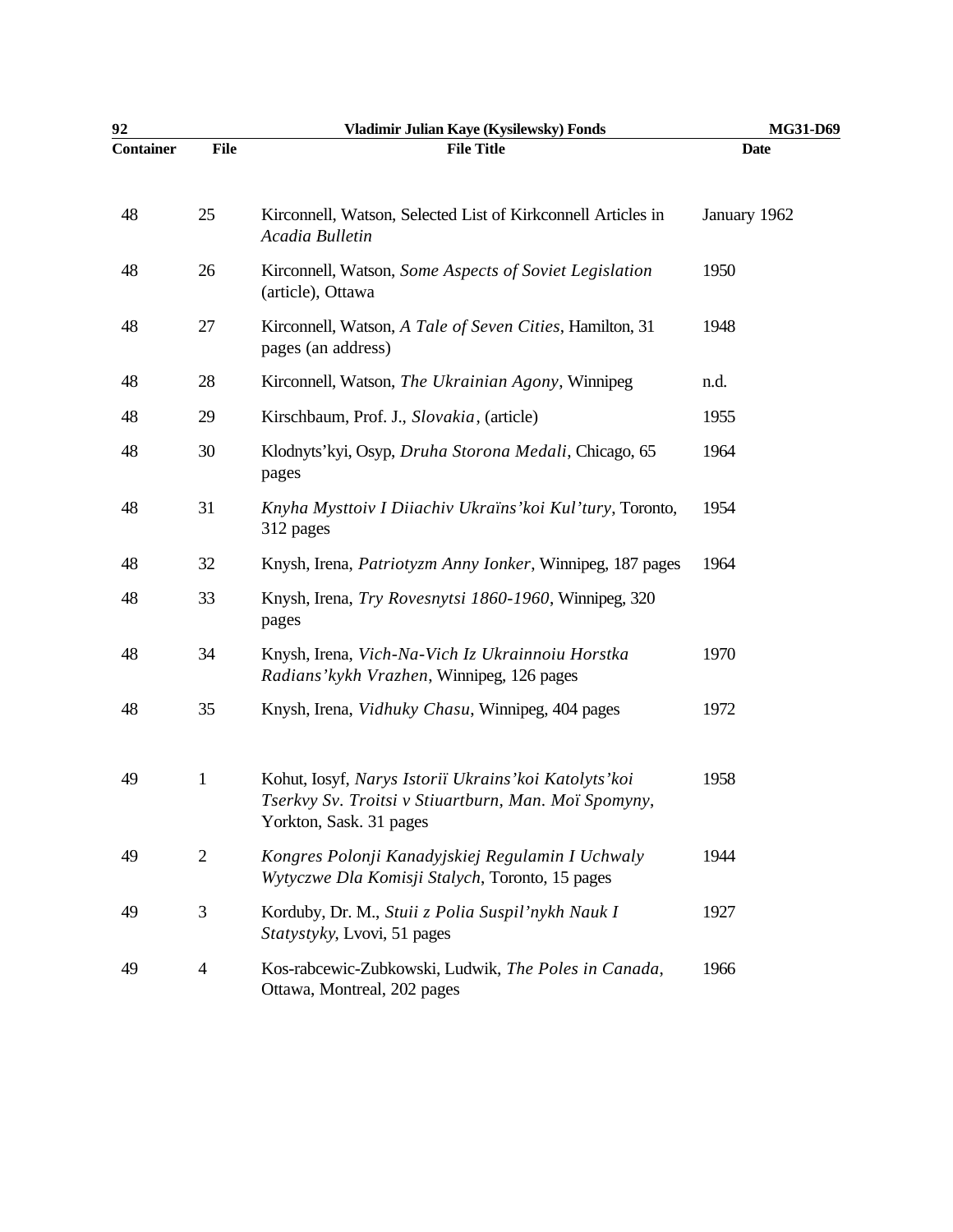| Container | File | File Title | Date |
|---|---|---|---|
| 48 | 25 | Kirconnell, Watson, Selected List of Kirkconnell Articles in *Acadia Bulletin* | January 1962 |
| 48 | 26 | Kirconnell, Watson, *Some Aspects of Soviet Legislation* (article), Ottawa | 1950 |
| 48 | 27 | Kirconnell, Watson, *A Tale of Seven Cities*, Hamilton, 31 pages (an address) | 1948 |
| 48 | 28 | Kirconnell, Watson, *The Ukrainian Agony*, Winnipeg | n.d. |
| 48 | 29 | Kirschbaum, Prof. J., *Slovakia*, (article) | 1955 |
| 48 | 30 | Klodnyts'kyi, Osyp, *Druha Storona Medali*, Chicago, 65 pages | 1964 |
| 48 | 31 | *Knyha Mysttoiv I Diiachiv Ukraïns'koi Kul'tury*, Toronto, 312 pages | 1954 |
| 48 | 32 | Knysh, Irena, *Patriotyzm Anny Ionker*, Winnipeg, 187 pages | 1964 |
| 48 | 33 | Knysh, Irena, *Try Rovesnytsi 1860-1960*, Winnipeg, 320 pages | |
| 48 | 34 | Knysh, Irena, *Vich-Na-Vich Iz Ukrainnoiu Horstka Radians'kykh Vrazhen*, Winnipeg, 126 pages | 1970 |
| 48 | 35 | Knysh, Irena, *Vidhuky Chasu*, Winnipeg, 404 pages | 1972 |
| 49 | 1 | Kohut, Iosyf, *Narys Istoriï Ukrains'koi Katolyts'koi Tserkvy Sv. Troitsi v Stiuartburn, Man. Moï Spomyny*, Yorkton, Sask. 31 pages | 1958 |
| 49 | 2 | *Kongres Polonji Kanadyjskiej Regulamin I Uchwaly Wytyczwe Dla Komisji Stalych*, Toronto, 15 pages | 1944 |
| 49 | 3 | Korduby, Dr. M., *Stuii z Polia Suspil'nykh Nauk I Statystyky*, Lvovi, 51 pages | 1927 |
| 49 | 4 | Kos-rabcewic-Zubkowski, Ludwik, *The Poles in Canada*, Ottawa, Montreal, 202 pages | 1966 |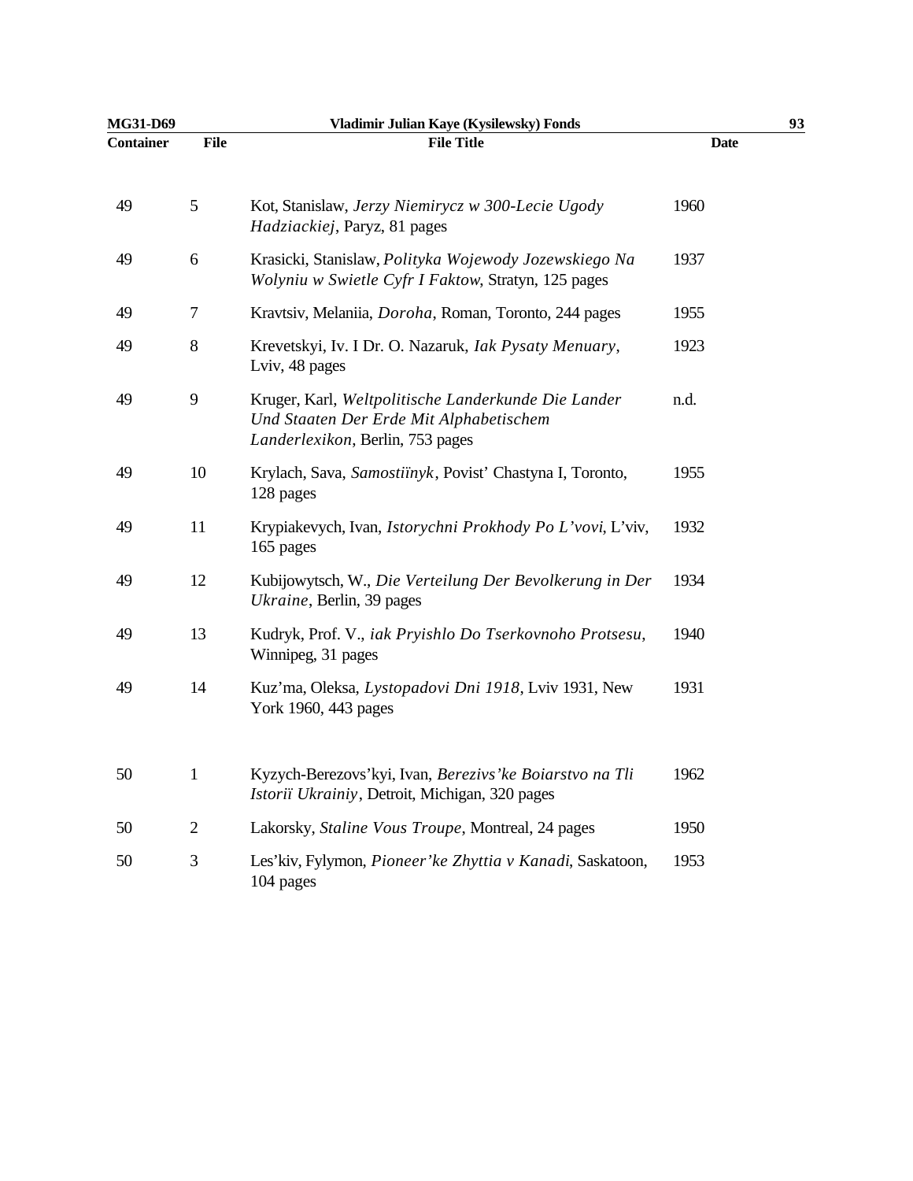| Container | File | File Title | Date |
|---|---|---|---|
| 49 | 5 | Kot, Stanislaw, *Jerzy Niemirycz w 300-Lecie Ugody Hadziackiej*, Paryz, 81 pages | 1960 |
| 49 | 6 | Krasicki, Stanislaw, *Polityka Wojewody Jozewskiego Na Wolyniu w Swietle Cyfr I Faktow*, Stratyn, 125 pages | 1937 |
| 49 | 7 | Kravtsiv, Melaniia, *Doroha*, Roman, Toronto, 244 pages | 1955 |
| 49 | 8 | Krevetskyi, Iv. I Dr. O. Nazaruk, *Iak Pysaty Menuary*, Lviv, 48 pages | 1923 |
| 49 | 9 | Kruger, Karl, *Weltpolitische Landerkunde Die Lander Und Staaten Der Erde Mit Alphabetischem Landerlexikon*, Berlin, 753 pages | n.d. |
| 49 | 10 | Krylach, Sava, *Samostiïnyk*, Povist' Chastyna I, Toronto, 128 pages | 1955 |
| 49 | 11 | Krypiakevych, Ivan, *Istorychni Prokhody Po L'vovi*, L'viv, 165 pages | 1932 |
| 49 | 12 | Kubijowytsch, W., *Die Verteilung Der Bevolkerung in Der Ukraine*, Berlin, 39 pages | 1934 |
| 49 | 13 | Kudryk, Prof. V., *iak Pryishlo Do Tserkovnoho Protsesu*, Winnipeg, 31 pages | 1940 |
| 49 | 14 | Kuz'ma, Oleksa, *Lystopadovi Dni 1918*, Lviv 1931, New York 1960, 443 pages | 1931 |
| 50 | 1 | Kyzych-Berezovs'kyi, Ivan, *Berezivs'ke Boiarstvo na Tli Istoriï Ukrainiy*, Detroit, Michigan, 320 pages | 1962 |
| 50 | 2 | Lakorsky, *Staline Vous Troupe*, Montreal, 24 pages | 1950 |
| 50 | 3 | Les'kiv, Fylymon, *Pioneer'ke Zhyttia v Kanadi*, Saskatoon, 104 pages | 1953 |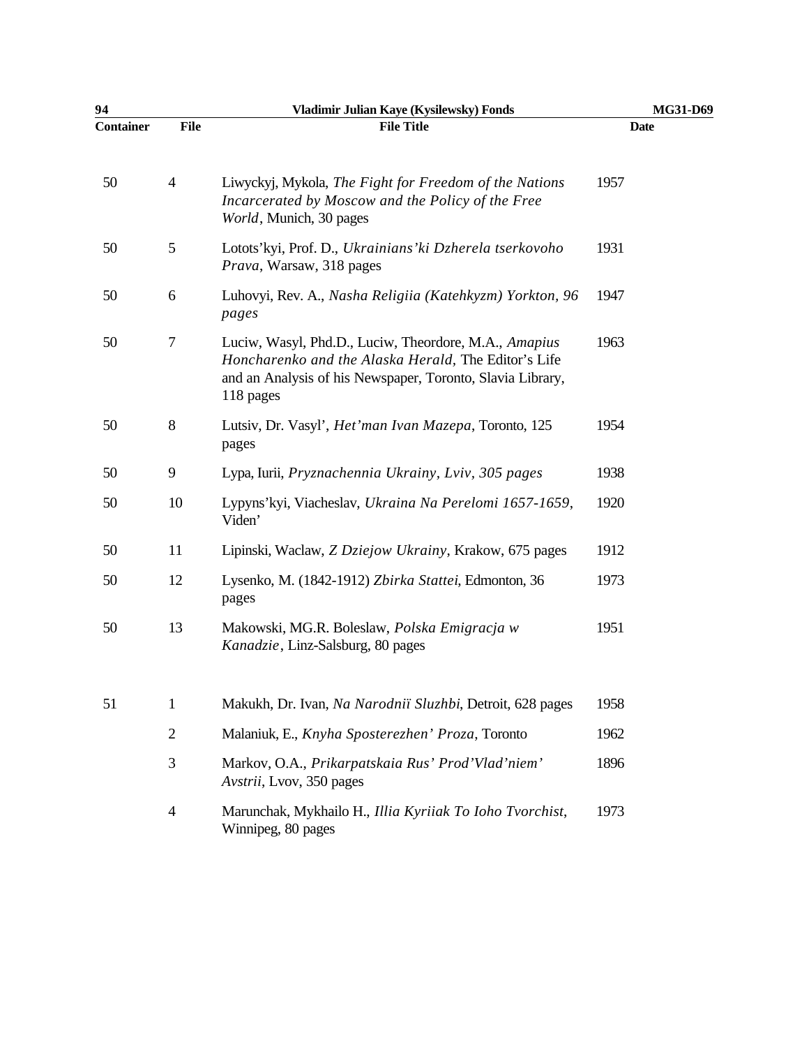| Container | File | File Title | Date |
|---|---|---|---|
| 50 | 4 | Liwyckyj, Mykola, *The Fight for Freedom of the Nations Incarcerated by Moscow and the Policy of the Free World*, Munich, 30 pages | 1957 |
| 50 | 5 | Lotots'kyi, Prof. D., *Ukrainians'ki Dzherela tserkovoho Prava*, Warsaw, 318 pages | 1931 |
| 50 | 6 | Luhovyi, Rev. A., *Nasha Religiia (Katehkyzm) Yorkton, 96 pages* | 1947 |
| 50 | 7 | Luciw, Wasyl, Phd.D., Luciw, Theordore, M.A., *Amapius Honcharenko and the Alaska Herald*, The Editor's Life and an Analysis of his Newspaper, Toronto, Slavia Library, 118 pages | 1963 |
| 50 | 8 | Lutsiv, Dr. Vasyl', *Het'man Ivan Mazepa*, Toronto, 125 pages | 1954 |
| 50 | 9 | Lypa, Iurii, *Pryznachennia Ukrainy, Lviv, 305 pages* | 1938 |
| 50 | 10 | Lypyns'kyi, Viacheslav, *Ukraina Na Perelomi 1657-1659*, Viden' | 1920 |
| 50 | 11 | Lipinski, Waclaw, *Z Dziejow Ukrainy*, Krakow, 675 pages | 1912 |
| 50 | 12 | Lysenko, M. (1842-1912) *Zbirka Stattei*, Edmonton, 36 pages | 1973 |
| 50 | 13 | Makowski, MG.R. Boleslaw, *Polska Emigracja w Kanadzie*, Linz-Salsburg, 80 pages | 1951 |
| 51 | 1 | Makukh, Dr. Ivan, *Na Narodniï Sluzhbi*, Detroit, 628 pages | 1958 |
| | 2 | Malaniuk, E., *Knyha Sposterezhen' Proza*, Toronto | 1962 |
| | 3 | Markov, O.A., *Prikarpatskaia Rus' Prod'Vlad'niem' Avstrii*, Lvov, 350 pages | 1896 |
| | 4 | Marunchak, Mykhailo H., *Illia Kyriiak To Ioho Tvorchist*, Winnipeg, 80 pages | 1973 |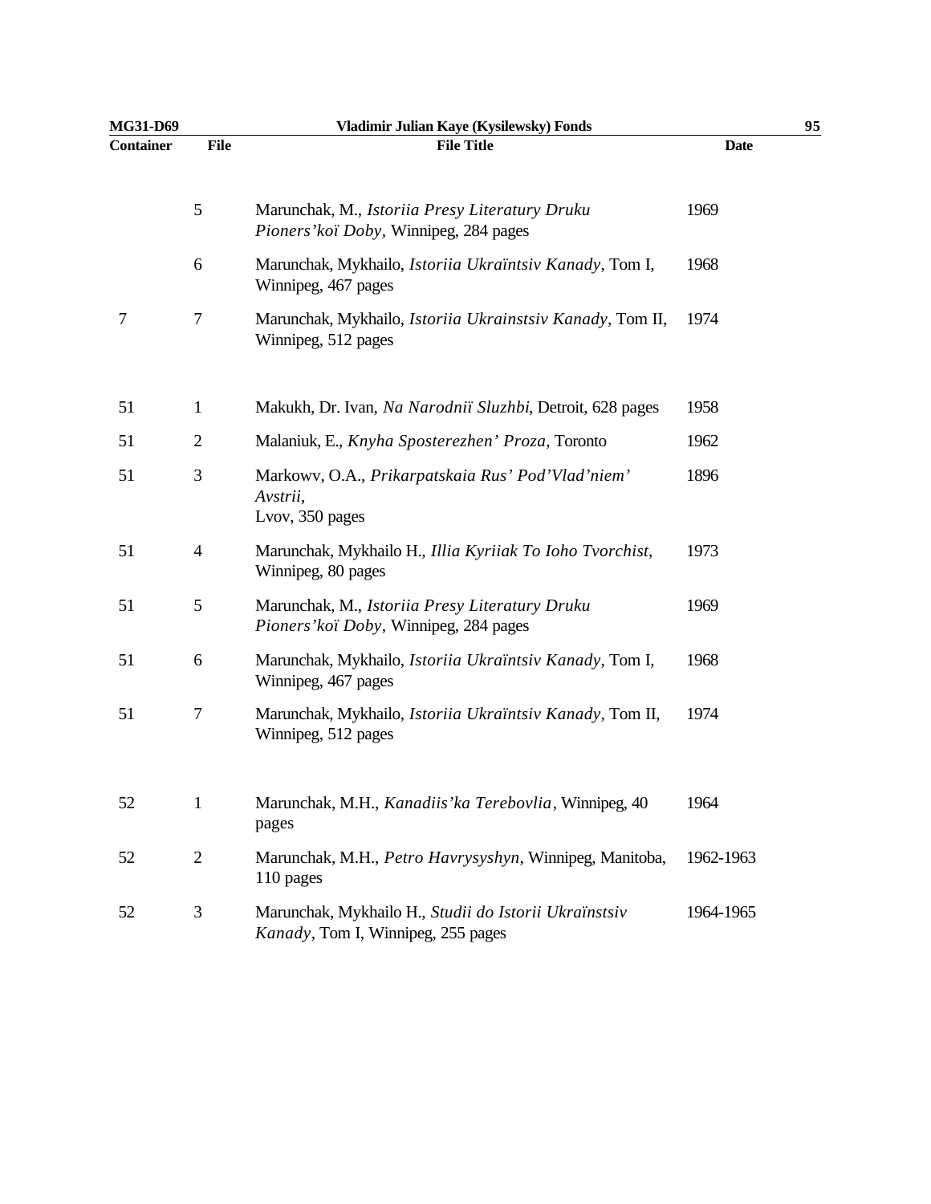| Container | File | File Title | Date |
|---|---|---|---|
| | 5 | Marunchak, M., *Istoriia Presy Literatury Druku Pioners'koï Doby*, Winnipeg, 284 pages | 1969 |
| | 6 | Marunchak, Mykhailo, *Istoriia Ukraïntsiv Kanady*, Tom I, Winnipeg, 467 pages | 1968 |
| 7 | 7 | Marunchak, Mykhailo, *Istoriia Ukrainstsiv Kanady*, Tom II, Winnipeg, 512 pages | 1974 |
| 51 | 1 | Makukh, Dr. Ivan, *Na Narodniï Sluzhbi*, Detroit, 628 pages | 1958 |
| 51 | 2 | Malaniuk, E., *Knyha Sposterezhen' Proza*, Toronto | 1962 |
| 51 | 3 | Markowv, O.A., *Prikarpatskaia Rus' Pod'Vlad'niem' Avstrii*, Lvov, 350 pages | 1896 |
| 51 | 4 | Marunchak, Mykhailo H., *Illia Kyriiak To Ioho Tvorchist*, Winnipeg, 80 pages | 1973 |
| 51 | 5 | Marunchak, M., *Istoriia Presy Literatury Druku Pioners'koï Doby*, Winnipeg, 284 pages | 1969 |
| 51 | 6 | Marunchak, Mykhailo, *Istoriia Ukraïntsiv Kanady*, Tom I, Winnipeg, 467 pages | 1968 |
| 51 | 7 | Marunchak, Mykhailo, *Istoriia Ukraïntsiv Kanady*, Tom II, Winnipeg, 512 pages | 1974 |
| 52 | 1 | Marunchak, M.H., *Kanadiis'ka Terebovlia*, Winnipeg, 40 pages | 1964 |
| 52 | 2 | Marunchak, M.H., *Petro Havrysyshyn*, Winnipeg, Manitoba, 110 pages | 1962-1963 |
| 52 | 3 | Marunchak, Mykhailo H., *Studii do Istorii Ukraïnstsiv Kanady*, Tom I, Winnipeg, 255 pages | 1964-1965 |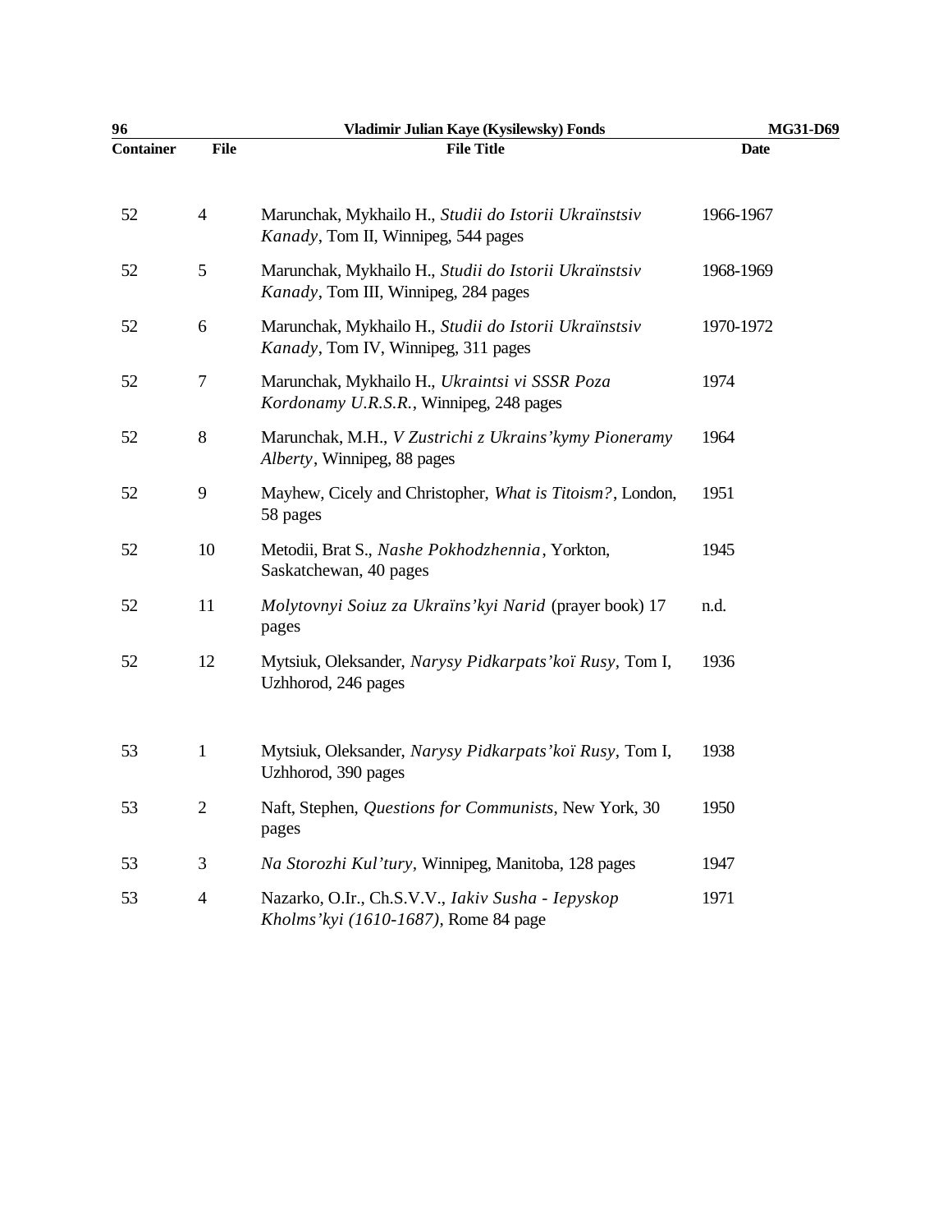| Container | File | File Title | Date |
|---|---|---|---|
| 52 | 4 | Marunchak, Mykhailo H., *Studii do Istorii Ukraïnstsiv Kanady*, Tom II, Winnipeg, 544 pages | 1966-1967 |
| 52 | 5 | Marunchak, Mykhailo H., *Studii do Istorii Ukraïnstsiv Kanady*, Tom III, Winnipeg, 284 pages | 1968-1969 |
| 52 | 6 | Marunchak, Mykhailo H., *Studii do Istorii Ukraïnstsiv Kanady*, Tom IV, Winnipeg, 311 pages | 1970-1972 |
| 52 | 7 | Marunchak, Mykhailo H., *Ukraintsi vi SSSR Poza Kordonamy U.R.S.R.*, Winnipeg, 248 pages | 1974 |
| 52 | 8 | Marunchak, M.H., *V Zustrichi z Ukrains'kymy Pioneramy Alberty*, Winnipeg, 88 pages | 1964 |
| 52 | 9 | Mayhew, Cicely and Christopher, *What is Titoism?*, London, 58 pages | 1951 |
| 52 | 10 | Metodii, Brat S., *Nashe Pokhodzhennia*, Yorkton, Saskatchewan, 40 pages | 1945 |
| 52 | 11 | *Molytovnyi Soiuz za Ukraïns'kyi Narid* (prayer book) 17 pages | n.d. |
| 52 | 12 | Mytsiuk, Oleksander, *Narysy Pidkarpats'koï Rusy*, Tom I, Uzhhorod, 246 pages | 1936 |
| 53 | 1 | Mytsiuk, Oleksander, *Narysy Pidkarpats'koï Rusy*, Tom I, Uzhhorod, 390 pages | 1938 |
| 53 | 2 | Naft, Stephen, *Questions for Communists*, New York, 30 pages | 1950 |
| 53 | 3 | *Na Storozhi Kul'tury*, Winnipeg, Manitoba, 128 pages | 1947 |
| 53 | 4 | Nazarko, O.Ir., Ch.S.V.V., *Iakiv Susha - Iepyskop Kholms'kyi (1610-1687)*, Rome 84 page | 1971 |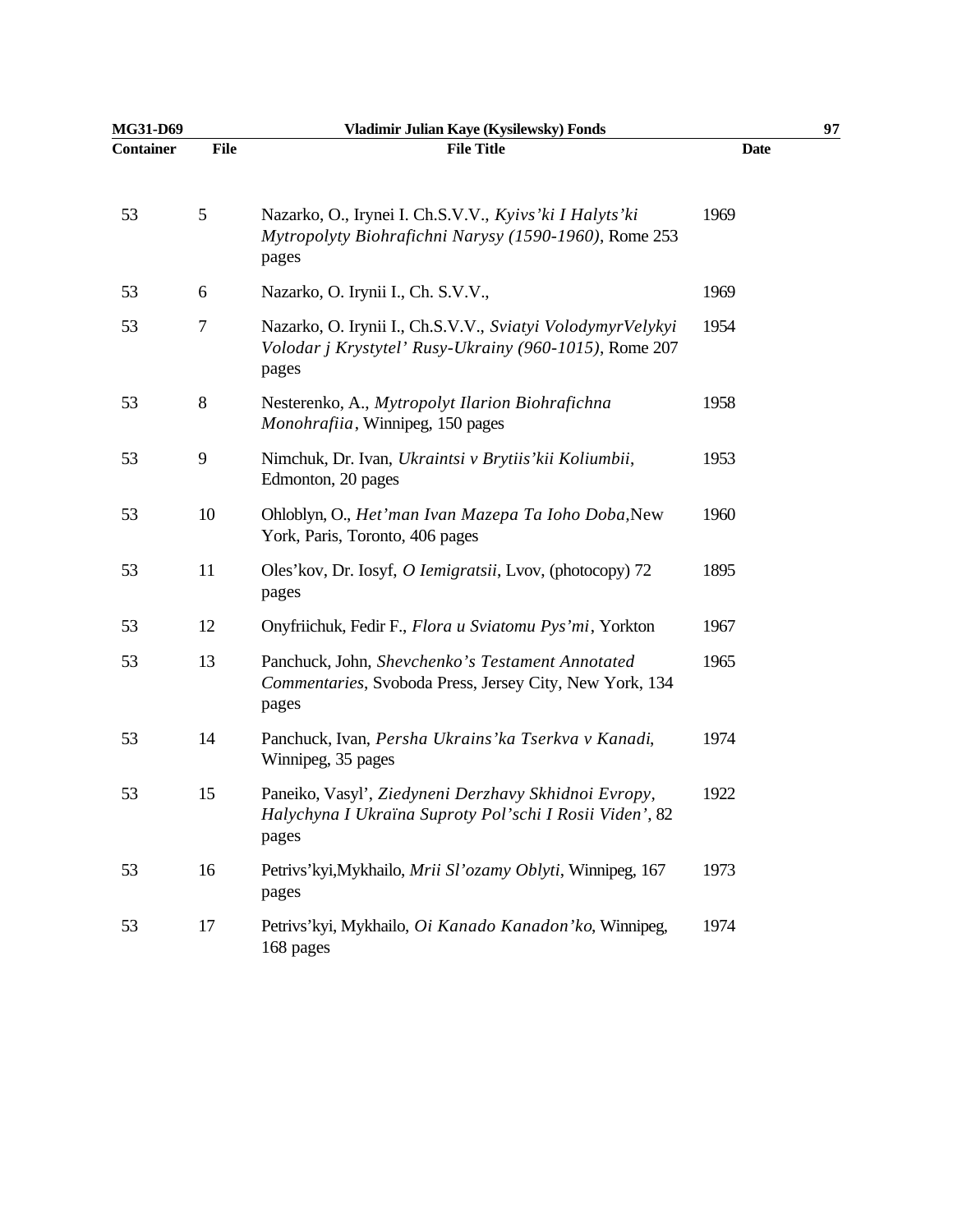| Container | File | File Title | Date |
|---|---|---|---|
| 53 | 5 | Nazarko, O., Irynei I. Ch.S.V.V., *Kyivs'ki I Halyts'ki Mytropolyty Biohrafichni Narysy (1590-1960)*, Rome 253 pages | 1969 |
| 53 | 6 | Nazarko, O. Irynii I., Ch. S.V.V., | 1969 |
| 53 | 7 | Nazarko, O. Irynii I., Ch.S.V.V., *Sviatyi VolodymyrVelykyi Volodar j Krystytel' Rusy-Ukrainy (960-1015)*, Rome 207 pages | 1954 |
| 53 | 8 | Nesterenko, A., *Mytropolyt Ilarion Biohrafichna Monohrafiia*, Winnipeg, 150 pages | 1958 |
| 53 | 9 | Nimchuk, Dr. Ivan, *Ukraintsi v Brytiis'kii Koliumbii*, Edmonton, 20 pages | 1953 |
| 53 | 10 | Ohloblyn, O., *Het'man Ivan Mazepa Ta Ioho Doba*,New York, Paris, Toronto, 406 pages | 1960 |
| 53 | 11 | Oles'kov, Dr. Iosyf, *O Iemigratsii*, Lvov, (photocopy) 72 pages | 1895 |
| 53 | 12 | Onyfriichuk, Fedir F., *Flora u Sviatomu Pys'mi*, Yorkton | 1967 |
| 53 | 13 | Panchuck, John, *Shevchenko's Testament Annotated Commentaries*, Svoboda Press, Jersey City, New York, 134 pages | 1965 |
| 53 | 14 | Panchuck, Ivan, *Persha Ukrains'ka Tserkva v Kanadi*, Winnipeg, 35 pages | 1974 |
| 53 | 15 | Paneiko, Vasyl', *Ziedyneni Derzhavy Skhidnoi Evropy, Halychyna I Ukraïna Suproty Pol'schi I Rosii Viden'*, 82 pages | 1922 |
| 53 | 16 | Petrivs'kyi,Mykhailo, *Mrii Sl'ozamy Oblyti*, Winnipeg, 167 pages | 1973 |
| 53 | 17 | Petrivs'kyi, Mykhailo, *Oi Kanado Kanadon'ko*, Winnipeg, 168 pages | 1974 |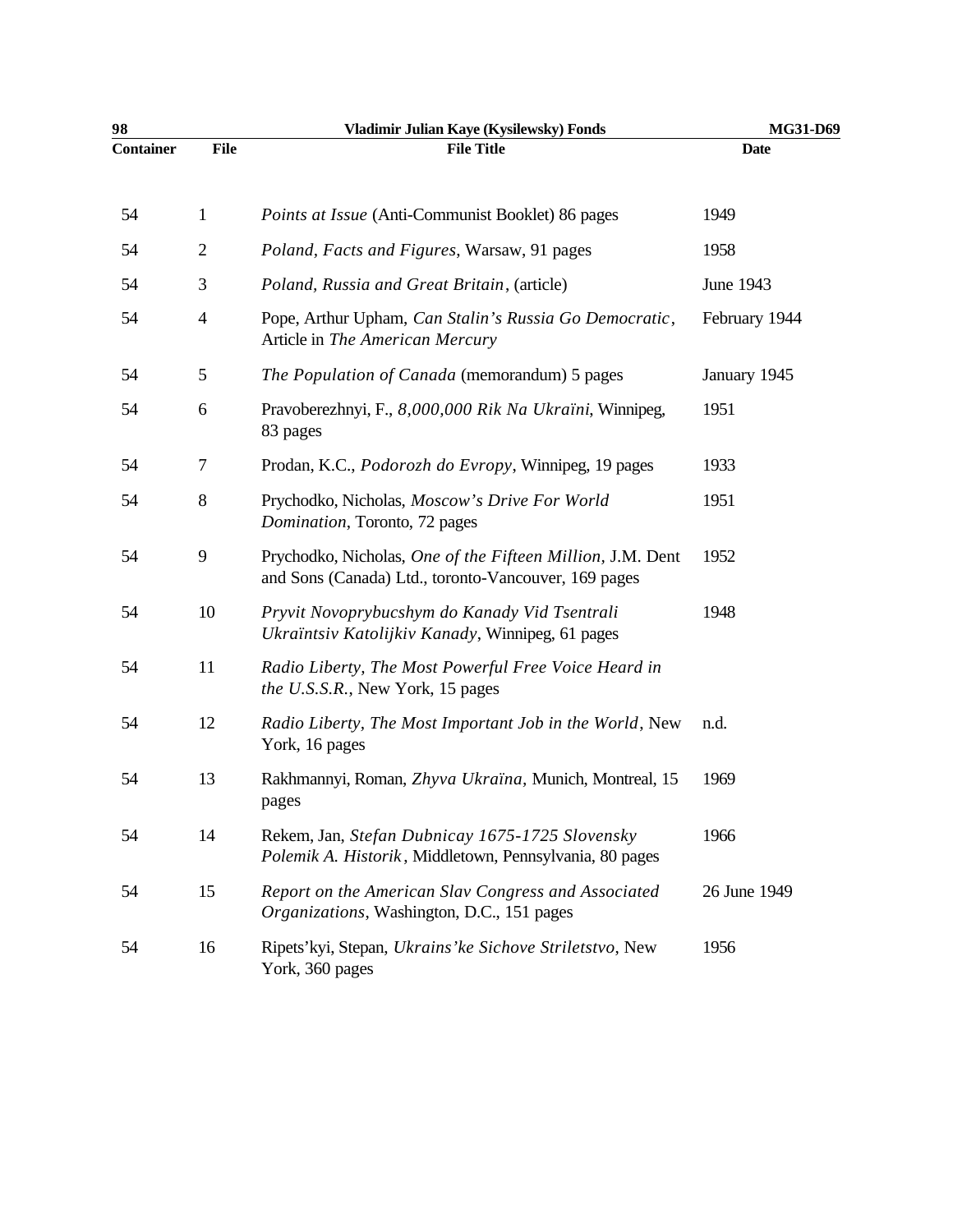| Container | File | File Title | Date |
|---|---|---|---|
| 54 | 1 | *Points at Issue* (Anti-Communist Booklet) 86 pages | 1949 |
| 54 | 2 | *Poland, Facts and Figures*, Warsaw, 91 pages | 1958 |
| 54 | 3 | *Poland, Russia and Great Britain*, (article) | June 1943 |
| 54 | 4 | Pope, Arthur Upham, *Can Stalin's Russia Go Democratic*, Article in *The American Mercury* | February 1944 |
| 54 | 5 | *The Population of Canada* (memorandum) 5 pages | January 1945 |
| 54 | 6 | Pravoberezhnyi, F., *8,000,000 Rik Na Ukraïni*, Winnipeg, 83 pages | 1951 |
| 54 | 7 | Prodan, K.C., *Podorozh do Evropy*, Winnipeg, 19 pages | 1933 |
| 54 | 8 | Prychodko, Nicholas, *Moscow's Drive For World Domination*, Toronto, 72 pages | 1951 |
| 54 | 9 | Prychodko, Nicholas, *One of the Fifteen Million*, J.M. Dent and Sons (Canada) Ltd., toronto-Vancouver, 169 pages | 1952 |
| 54 | 10 | *Pryvit Novoprybucshym do Kanady Vid Tsentrali Ukraïntsiv Katolijkiv Kanady*, Winnipeg, 61 pages | 1948 |
| 54 | 11 | *Radio Liberty, The Most Powerful Free Voice Heard in the U.S.S.R.*, New York, 15 pages | |
| 54 | 12 | *Radio Liberty, The Most Important Job in the World*, New York, 16 pages | n.d. |
| 54 | 13 | Rakhmannyi, Roman, *Zhyva Ukraïna*, Munich, Montreal, 15 pages | 1969 |
| 54 | 14 | Rekem, Jan, *Stefan Dubnicay 1675-1725 Slovensky Polemik A. Historik*, Middletown, Pennsylvania, 80 pages | 1966 |
| 54 | 15 | *Report on the American Slav Congress and Associated Organizations*, Washington, D.C., 151 pages | 26 June 1949 |
| 54 | 16 | Ripets'kyi, Stepan, *Ukrains'ke Sichove Striletstvo*, New York, 360 pages | 1956 |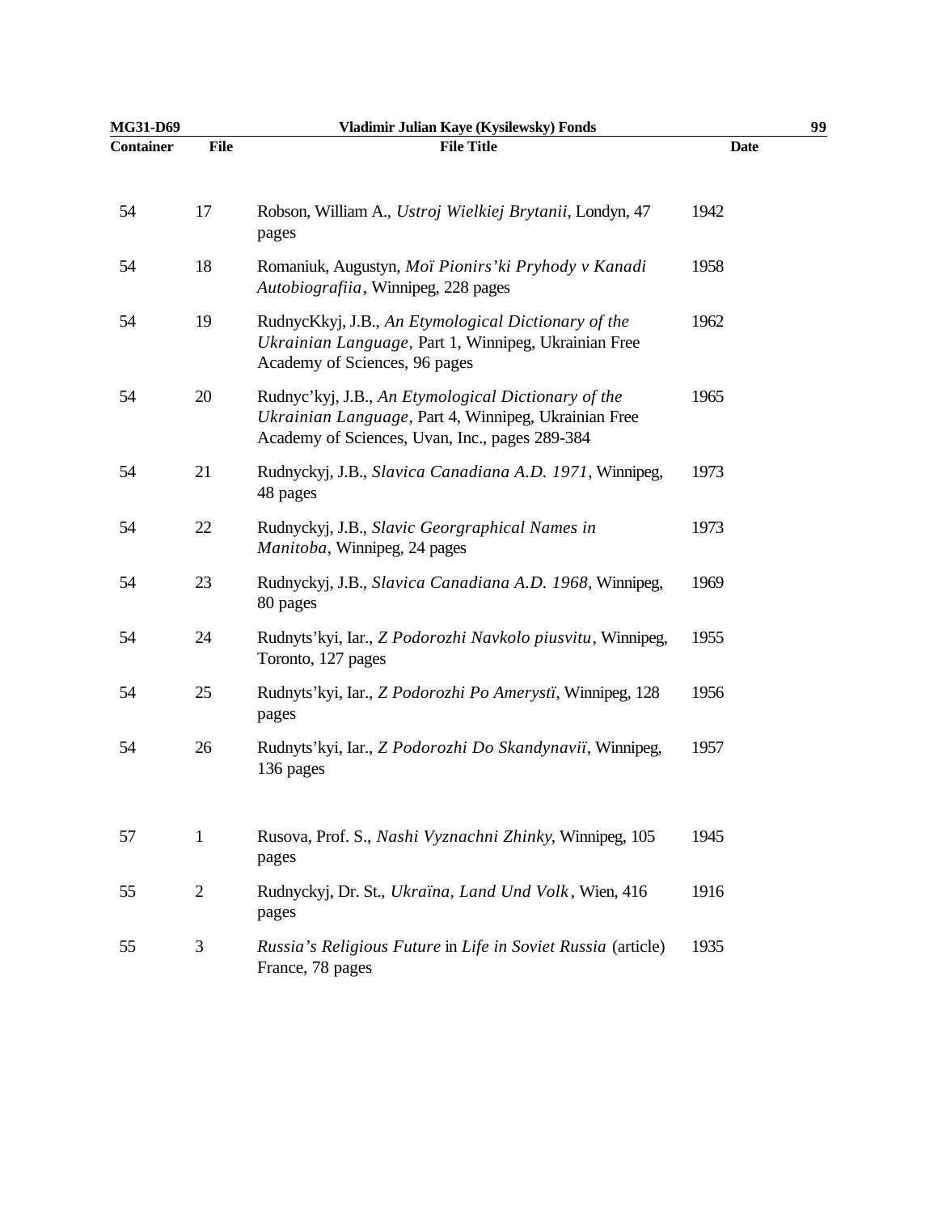| Container | File | File Title | Date |
|---|---|---|---|
| 54 | 17 | Robson, William A., *Ustroj Wielkiej Brytanii*, Londyn, 47 pages | 1942 |
| 54 | 18 | Romaniuk, Augustyn, *Moï Pionirs'ki Pryhody v Kanadi Autobiografiia*, Winnipeg, 228 pages | 1958 |
| 54 | 19 | RudnycKkyj, J.B., *An Etymological Dictionary of the Ukrainian Language*, Part 1, Winnipeg, Ukrainian Free Academy of Sciences, 96 pages | 1962 |
| 54 | 20 | Rudnyc'kyj, J.B., *An Etymological Dictionary of the Ukrainian Language*, Part 4, Winnipeg, Ukrainian Free Academy of Sciences, Uvan, Inc., pages 289-384 | 1965 |
| 54 | 21 | Rudnyckyj, J.B., *Slavica Canadiana A.D. 1971*, Winnipeg, 48 pages | 1973 |
| 54 | 22 | Rudnyckyj, J.B., *Slavic Georgraphical Names in Manitoba*, Winnipeg, 24 pages | 1973 |
| 54 | 23 | Rudnyckyj, J.B., *Slavica Canadiana A.D. 1968*, Winnipeg, 80 pages | 1969 |
| 54 | 24 | Rudnyts'kyi, Iar., *Z Podorozhi Navkolo piusvitu*, Winnipeg, Toronto, 127 pages | 1955 |
| 54 | 25 | Rudnyts'kyi, Iar., *Z Podorozhi Po Amerystï*, Winnipeg, 128 pages | 1956 |
| 54 | 26 | Rudnyts'kyi, Iar., *Z Podorozhi Do Skandynaviï*, Winnipeg, 136 pages | 1957 |
| 57 | 1 | Rusova, Prof. S., *Nashi Vyznachni Zhinky*, Winnipeg, 105 pages | 1945 |
| 55 | 2 | Rudnyckyj, Dr. St., *Ukraïna, Land Und Volk*, Wien, 416 pages | 1916 |
| 55 | 3 | *Russia's Religious Future* in *Life in Soviet Russia* (article) France, 78 pages | 1935 |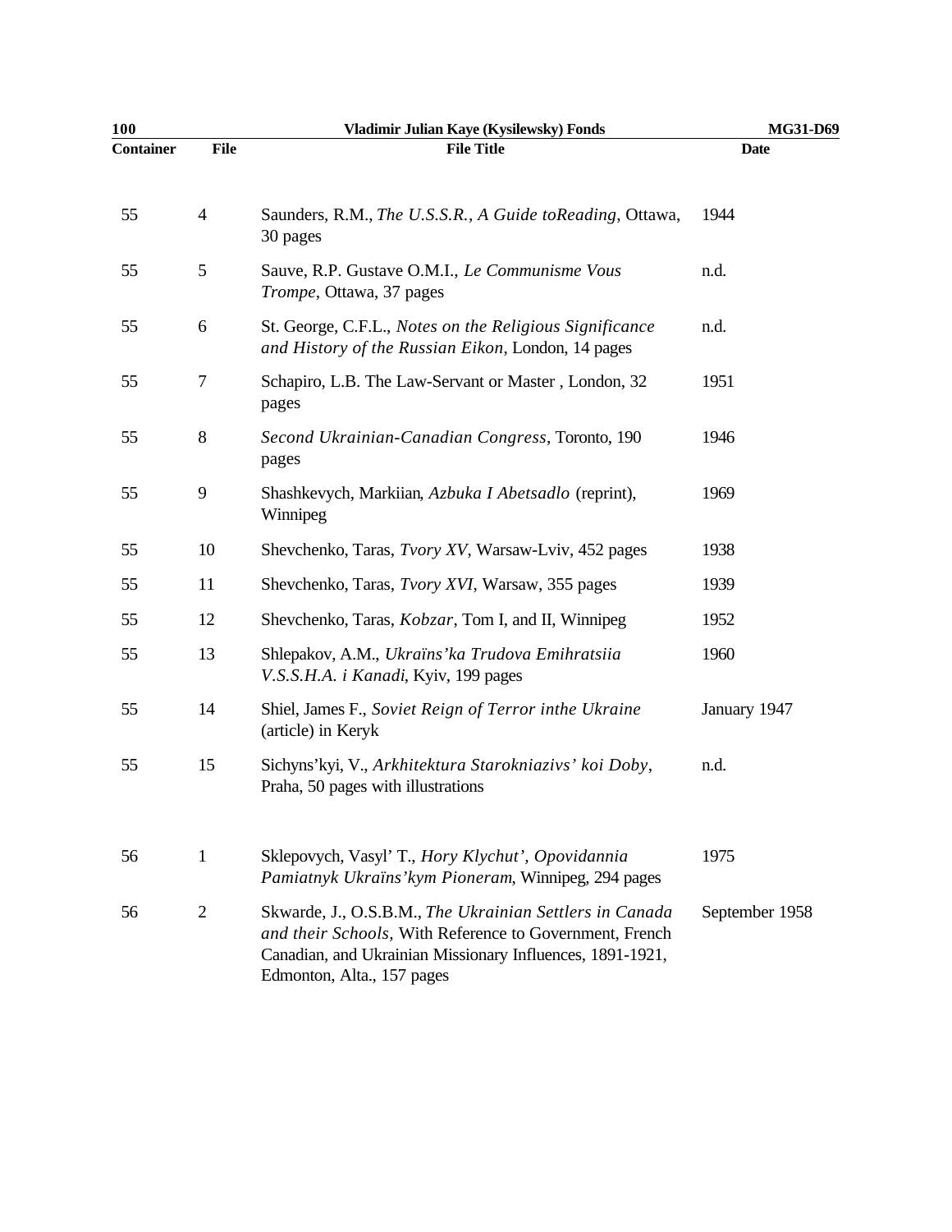| Container | File | File Title | Date |
|---|---|---|---|
| 55 | 4 | Saunders, R.M., *The U.S.S.R., A Guide toReading*, Ottawa, 30 pages | 1944 |
| 55 | 5 | Sauve, R.P. Gustave O.M.I., *Le Communisme Vous Trompe*, Ottawa, 37 pages | n.d. |
| 55 | 6 | St. George, C.F.L., *Notes on the Religious Significance and History of the Russian Eikon*, London, 14 pages | n.d. |
| 55 | 7 | Schapiro, L.B. The Law-Servant or Master , London, 32 pages | 1951 |
| 55 | 8 | *Second Ukrainian-Canadian Congress*, Toronto, 190 pages | 1946 |
| 55 | 9 | Shashkevych, Markiian, *Azbuka I Abetsadlo* (reprint), Winnipeg | 1969 |
| 55 | 10 | Shevchenko, Taras, *Tvory XV*, Warsaw-Lviv, 452 pages | 1938 |
| 55 | 11 | Shevchenko, Taras, *Tvory XVI*, Warsaw, 355 pages | 1939 |
| 55 | 12 | Shevchenko, Taras, *Kobzar*, Tom I, and II, Winnipeg | 1952 |
| 55 | 13 | Shlepakov, A.M., *Ukraïns'ka Trudova Emihratsiia V.S.S.H.A. i Kanadi*, Kyiv, 199 pages | 1960 |
| 55 | 14 | Shiel, James F., *Soviet Reign of Terror inthe Ukraine* (article) in Keryk | January 1947 |
| 55 | 15 | Sichyns'kyi, V., *Arkhitektura Starokniazivs' koi Doby*, Praha, 50 pages with illustrations | n.d. |
| 56 | 1 | Sklepovych, Vasyl' T., *Hory Klychut', Opovidannia Pamiatnyk Ukraïns'kym Pioneram*, Winnipeg, 294 pages | 1975 |
| 56 | 2 | Skwarde, J., O.S.B.M., *The Ukrainian Settlers in Canada and their Schools,* With Reference to Government, French Canadian, and Ukrainian Missionary Influences, 1891-1921, Edmonton, Alta., 157 pages | September 1958 |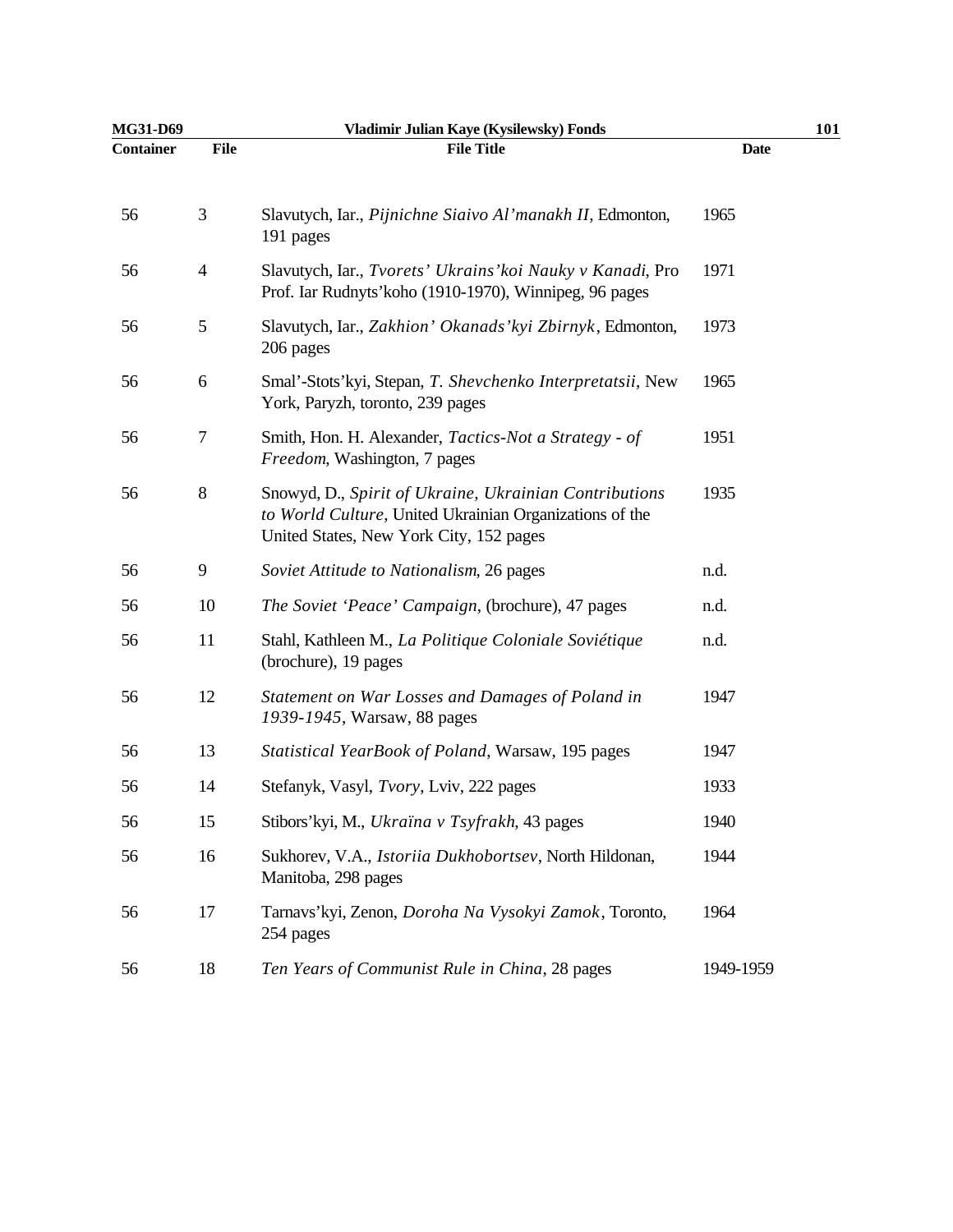| Container | File | File Title | Date |
|---|---|---|---|
| 56 | 3 | Slavutych, Iar., *Pijnichne Siaivo Al'manakh II*, Edmonton, 191 pages | 1965 |
| 56 | 4 | Slavutych, Iar., *Tvorets' Ukrains'koi Nauky v Kanadi*, Pro Prof. Iar Rudnyts'koho (1910-1970), Winnipeg, 96 pages | 1971 |
| 56 | 5 | Slavutych, Iar., *Zakhion' Okanads'kyi Zbirnyk*, Edmonton, 206 pages | 1973 |
| 56 | 6 | Smal'-Stots'kyi, Stepan, *T. Shevchenko Interpretatsii*, New York, Paryzh, toronto, 239 pages | 1965 |
| 56 | 7 | Smith, Hon. H. Alexander, *Tactics-Not a Strategy - of Freedom*, Washington, 7 pages | 1951 |
| 56 | 8 | Snowyd, D., *Spirit of Ukraine, Ukrainian Contributions to World Culture*, United Ukrainian Organizations of the United States, New York City, 152 pages | 1935 |
| 56 | 9 | *Soviet Attitude to Nationalism*, 26 pages | n.d. |
| 56 | 10 | *The Soviet 'Peace' Campaign*, (brochure), 47 pages | n.d. |
| 56 | 11 | Stahl, Kathleen M., *La Politique Coloniale Soviétique* (brochure), 19 pages | n.d. |
| 56 | 12 | *Statement on War Losses and Damages of Poland in 1939-1945*, Warsaw, 88 pages | 1947 |
| 56 | 13 | *Statistical YearBook of Poland*, Warsaw, 195 pages | 1947 |
| 56 | 14 | Stefanyk, Vasyl, *Tvory*, Lviv, 222 pages | 1933 |
| 56 | 15 | Stibors'kyi, M., *Ukraïna v Tsyfrakh*, 43 pages | 1940 |
| 56 | 16 | Sukhorev, V.A., *Istoriia Dukhobortsev*, North Hildonan, Manitoba, 298 pages | 1944 |
| 56 | 17 | Tarnavs'kyi, Zenon, *Doroha Na Vysokyi Zamok*, Toronto, 254 pages | 1964 |
| 56 | 18 | *Ten Years of Communist Rule in China*, 28 pages | 1949-1959 |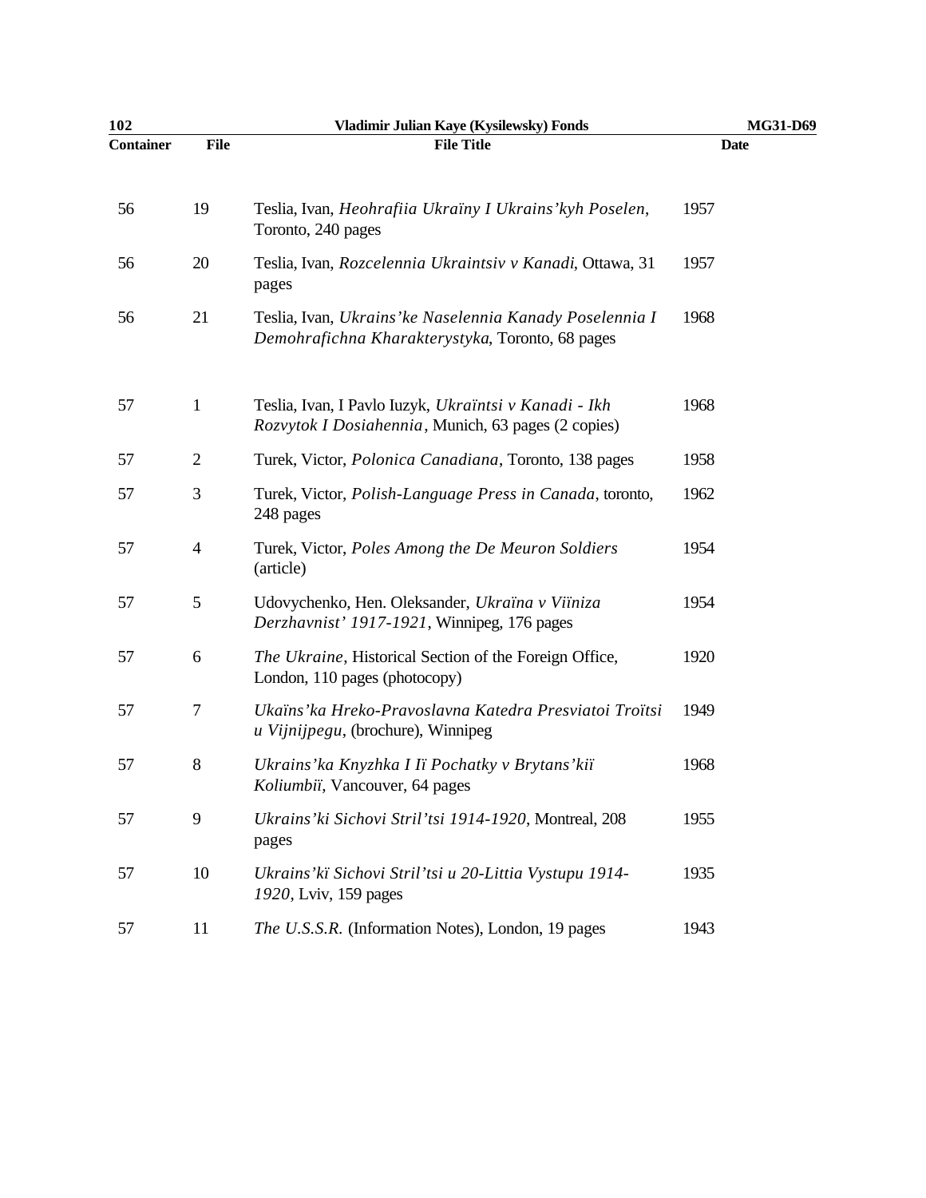| Container | File | File Title | Date |
|---|---|---|---|
| 56 | 19 | Teslia, Ivan, *Heohrafiia Ukraïny I Ukrains'kyh Poselen*, Toronto, 240 pages | 1957 |
| 56 | 20 | Teslia, Ivan, *Rozcelennia Ukraintsiv v Kanadi*, Ottawa, 31 pages | 1957 |
| 56 | 21 | Teslia, Ivan, *Ukrains'ke Naselennia Kanady Poselennia I Demohrafichna Kharakterystyka*, Toronto, 68 pages | 1968 |
| 57 | 1 | Teslia, Ivan, I Pavlo Iuzyk, *Ukraïntsi v Kanadi - Ikh Rozvytok I Dosiahennia*, Munich, 63 pages (2 copies) | 1968 |
| 57 | 2 | Turek, Victor, *Polonica Canadiana*, Toronto, 138 pages | 1958 |
| 57 | 3 | Turek, Victor, *Polish-Language Press in Canada*, toronto, 248 pages | 1962 |
| 57 | 4 | Turek, Victor, *Poles Among the De Meuron Soldiers* (article) | 1954 |
| 57 | 5 | Udovychenko, Hen. Oleksander, *Ukraïna v Viïniza Derzhavnist' 1917-1921*, Winnipeg, 176 pages | 1954 |
| 57 | 6 | *The Ukraine*, Historical Section of the Foreign Office, London, 110 pages (photocopy) | 1920 |
| 57 | 7 | *Ukaïns'ka Hreko-Pravoslavna Katedra Presviatoi Troïtsi u Vijnijpegu*, (brochure), Winnipeg | 1949 |
| 57 | 8 | *Ukrains'ka Knyzhka I Iï Pochatky v Brytans'kiï Koliumbiï*, Vancouver, 64 pages | 1968 |
| 57 | 9 | *Ukrains'ki Sichovi Stril'tsi 1914-1920*, Montreal, 208 pages | 1955 |
| 57 | 10 | *Ukrains'kï Sichovi Stril'tsi u 20-Littia Vystupu 1914-1920*, Lviv, 159 pages | 1935 |
| 57 | 11 | *The U.S.S.R.* (Information Notes), London, 19 pages | 1943 |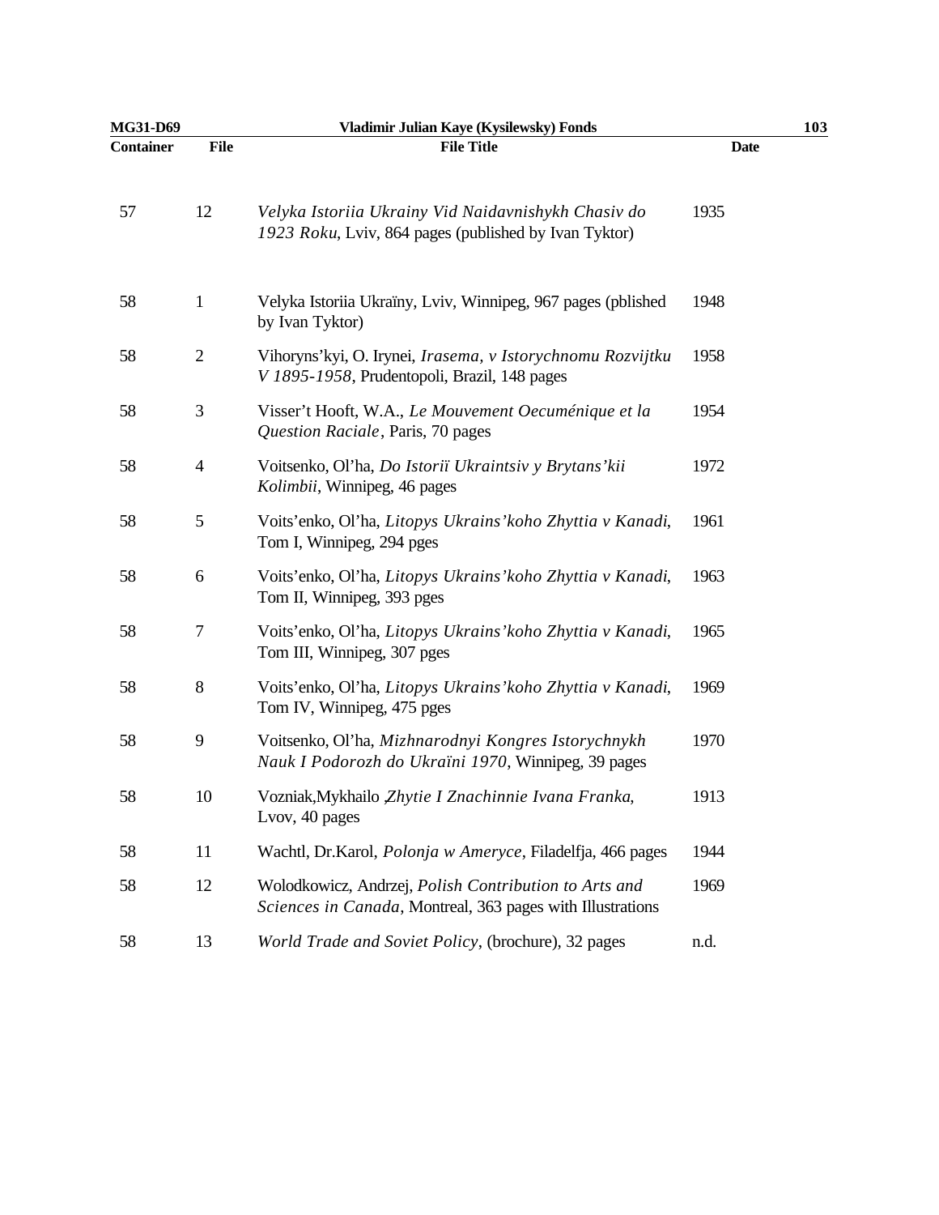| Container | File | File Title | Date |
|---|---|---|---|
| 57 | 12 | *Velyka Istoriia Ukrainy Vid Naidavnishykh Chasiv do 1923 Roku*, Lviv, 864 pages (published by Ivan Tyktor) | 1935 |
| 58 | 1 | Velyka Istoriia Ukraïny, Lviv, Winnipeg, 967 pages (pblished by Ivan Tyktor) | 1948 |
| 58 | 2 | Vihoryns'kyi, O. Irynei, *Irasema, v Istorychnomu Rozvijtku V 1895-1958*, Prudentopoli, Brazil, 148 pages | 1958 |
| 58 | 3 | Visser't Hooft, W.A., *Le Mouvement Oecuménique et la Question Raciale*, Paris, 70 pages | 1954 |
| 58 | 4 | Voitsenko, Ol'ha, *Do Istorii Ukraintsiv y Brytans'kii Kolimbii*, Winnipeg, 46 pages | 1972 |
| 58 | 5 | Voits'enko, Ol'ha, *Litopys Ukrains'koho Zhyttia v Kanadi*, Tom I, Winnipeg, 294 pges | 1961 |
| 58 | 6 | Voits'enko, Ol'ha, *Litopys Ukrains'koho Zhyttia v Kanadi*, Tom II, Winnipeg, 393 pges | 1963 |
| 58 | 7 | Voits'enko, Ol'ha, *Litopys Ukrains'koho Zhyttia v Kanadi*, Tom III, Winnipeg, 307 pges | 1965 |
| 58 | 8 | Voits'enko, Ol'ha, *Litopys Ukrains'koho Zhyttia v Kanadi*, Tom IV, Winnipeg, 475 pges | 1969 |
| 58 | 9 | Voitsenko, Ol'ha, *Mizhnarodnyi Kongres Istorychnykh Nauk I Podorozh do Ukraïni 1970*, Winnipeg, 39 pages | 1970 |
| 58 | 10 | Vozniak,Mykhailo ,*Zhytie I Znachinnie Ivana Franka*, Lvov, 40 pages | 1913 |
| 58 | 11 | Wachtl, Dr.Karol, *Polonja w Ameryce*, Filadelfja, 466 pages | 1944 |
| 58 | 12 | Wolodkowicz, Andrzej, *Polish Contribution to Arts and Sciences in Canada*, Montreal, 363 pages with Illustrations | 1969 |
| 58 | 13 | *World Trade and Soviet Policy*, (brochure), 32 pages | n.d. |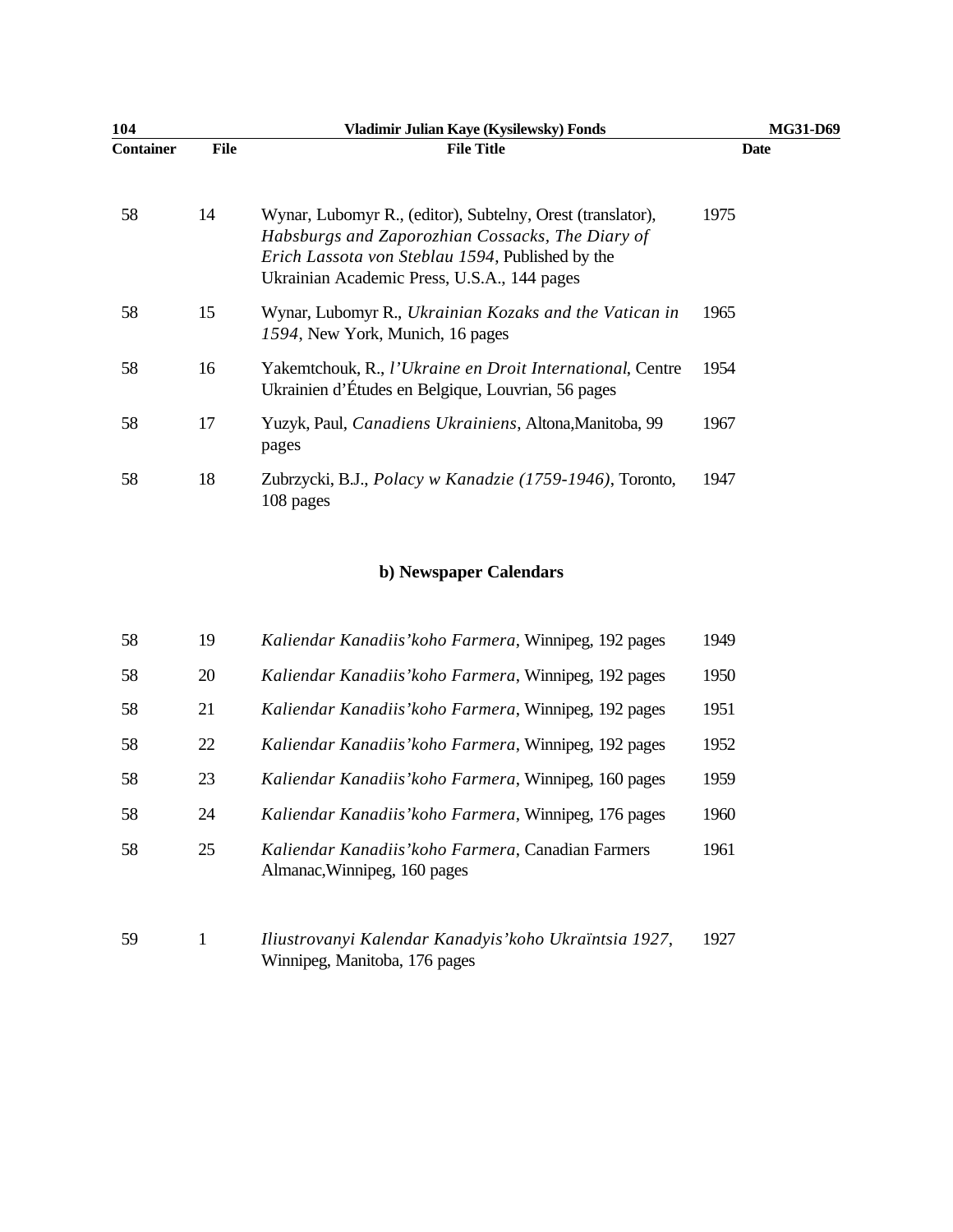| Container | File | File Title | Date |
|---|---|---|---|
| 58 | 14 | Wynar, Lubomyr R., (editor), Subtelny, Orest (translator), *Habsburgs and Zaporozhian Cossacks, The Diary of Erich Lassota von Steblau 1594*, Published by the Ukrainian Academic Press, U.S.A., 144 pages | 1975 |
| 58 | 15 | Wynar, Lubomyr R., *Ukrainian Kozaks and the Vatican in 1594*, New York, Munich, 16 pages | 1965 |
| 58 | 16 | Yakemtchouk, R., *l'Ukraine en Droit International*, Centre Ukrainien d'Études en Belgique, Louvrian, 56 pages | 1954 |
| 58 | 17 | Yuzyk, Paul, *Canadiens Ukrainiens*, Altona,Manitoba, 99 pages | 1967 |
| 58 | 18 | Zubrzycki, B.J., *Polacy w Kanadzie (1759-1946)*, Toronto, 108 pages | 1947 |

### b) Newspaper Calendars

| Container | File | File Title | Date |
|---|---|---|---|
| 58 | 19 | *Kaliendar Kanadiis'koho Farmera*, Winnipeg, 192 pages | 1949 |
| 58 | 20 | *Kaliendar Kanadiis'koho Farmera*, Winnipeg, 192 pages | 1950 |
| 58 | 21 | *Kaliendar Kanadiis'koho Farmera*, Winnipeg, 192 pages | 1951 |
| 58 | 22 | *Kaliendar Kanadiis'koho Farmera*, Winnipeg, 192 pages | 1952 |
| 58 | 23 | *Kaliendar Kanadiis'koho Farmera*, Winnipeg, 160 pages | 1959 |
| 58 | 24 | *Kaliendar Kanadiis'koho Farmera*, Winnipeg, 176 pages | 1960 |
| 58 | 25 | *Kaliendar Kanadiis'koho Farmera*, Canadian Farmers Almanac,Winnipeg, 160 pages | 1961 |
| 59 | 1 | *Iliustrovanyi Kalendar Kanadyis'koho Ukraïntsia 1927*, Winnipeg, Manitoba, 176 pages | 1927 |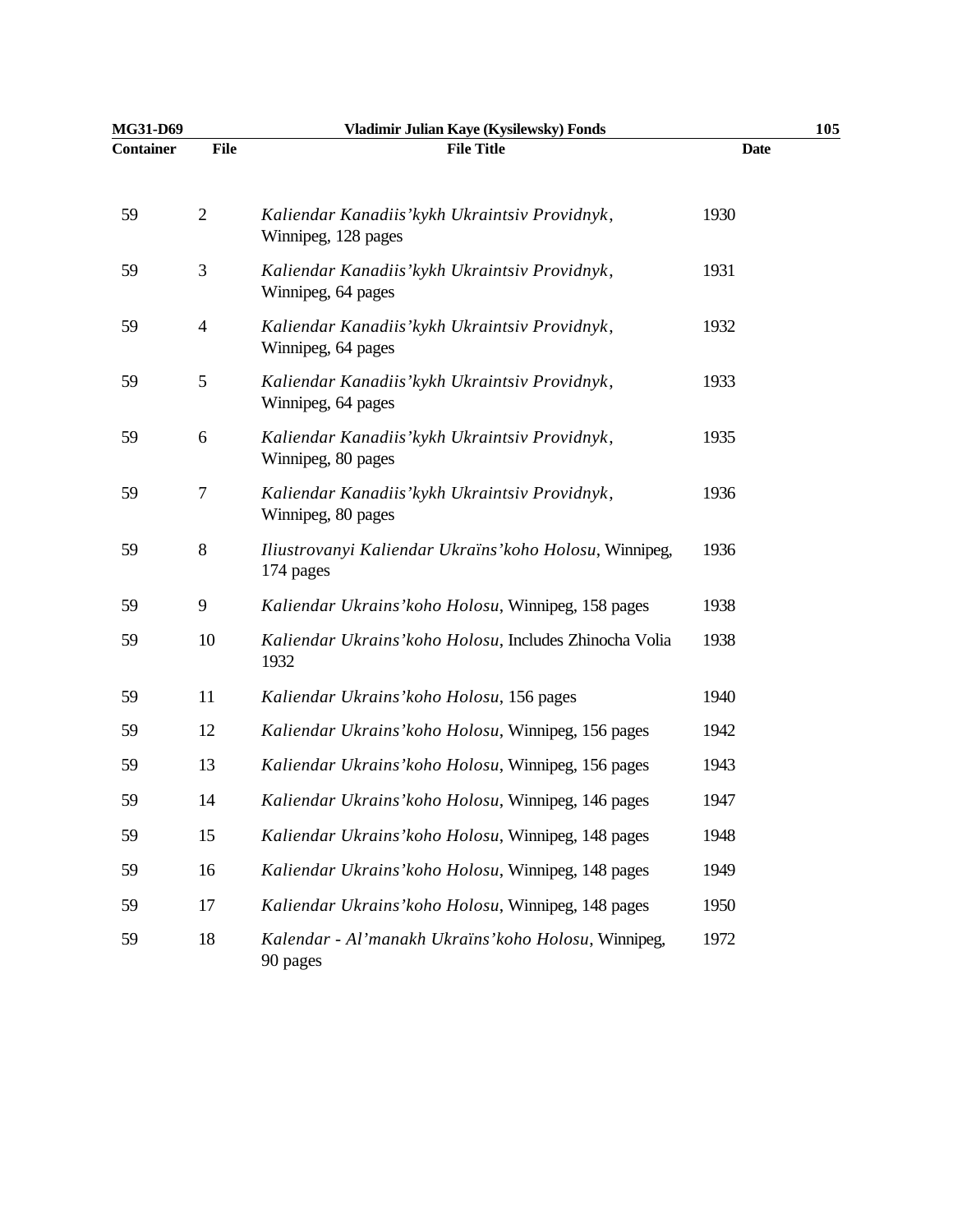| Container | File | File Title | Date |
|---|---|---|---|
| 59 | 2 | *Kaliendar Kanadiis'kykh Ukraintsiv Providnyk*, Winnipeg, 128 pages | 1930 |
| 59 | 3 | *Kaliendar Kanadiis'kykh Ukraintsiv Providnyk*, Winnipeg, 64 pages | 1931 |
| 59 | 4 | *Kaliendar Kanadiis'kykh Ukraintsiv Providnyk*, Winnipeg, 64 pages | 1932 |
| 59 | 5 | *Kaliendar Kanadiis'kykh Ukraintsiv Providnyk*, Winnipeg, 64 pages | 1933 |
| 59 | 6 | *Kaliendar Kanadiis'kykh Ukraintsiv Providnyk*, Winnipeg, 80 pages | 1935 |
| 59 | 7 | *Kaliendar Kanadiis'kykh Ukraintsiv Providnyk*, Winnipeg, 80 pages | 1936 |
| 59 | 8 | *Iliustrovanyi Kaliendar Ukraïns'koho Holosu*, Winnipeg, 174 pages | 1936 |
| 59 | 9 | *Kaliendar Ukrains'koho Holosu*, Winnipeg, 158 pages | 1938 |
| 59 | 10 | *Kaliendar Ukrains'koho Holosu*, Includes Zhinocha Volia 1932 | 1938 |
| 59 | 11 | *Kaliendar Ukrains'koho Holosu*, 156 pages | 1940 |
| 59 | 12 | *Kaliendar Ukrains'koho Holosu*, Winnipeg, 156 pages | 1942 |
| 59 | 13 | *Kaliendar Ukrains'koho Holosu*, Winnipeg, 156 pages | 1943 |
| 59 | 14 | *Kaliendar Ukrains'koho Holosu*, Winnipeg, 146 pages | 1947 |
| 59 | 15 | *Kaliendar Ukrains'koho Holosu*, Winnipeg, 148 pages | 1948 |
| 59 | 16 | *Kaliendar Ukrains'koho Holosu*, Winnipeg, 148 pages | 1949 |
| 59 | 17 | *Kaliendar Ukrains'koho Holosu*, Winnipeg, 148 pages | 1950 |
| 59 | 18 | *Kalendar - Al'manakh Ukraïns'koho Holosu*, Winnipeg, 90 pages | 1972 |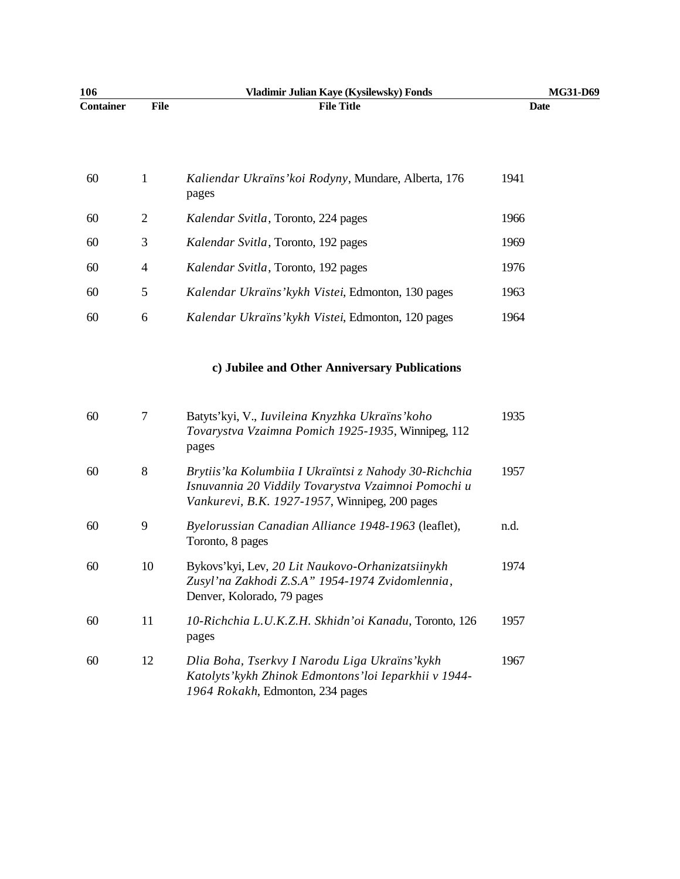| Container | File | File Title | Date |
|---|---|---|---|
| 60 | 1 | *Kaliendar Ukraïns'koi Rodyny*, Mundare, Alberta, 176 pages | 1941 |
| 60 | 2 | *Kalendar Svitla*, Toronto, 224 pages | 1966 |
| 60 | 3 | *Kalendar Svitla*, Toronto, 192 pages | 1969 |
| 60 | 4 | *Kalendar Svitla*, Toronto, 192 pages | 1976 |
| 60 | 5 | *Kalendar Ukraïns'kykh Vistei*, Edmonton, 130 pages | 1963 |
| 60 | 6 | *Kalendar Ukraïns'kykh Vistei*, Edmonton, 120 pages | 1964 |

### c) Jubilee and Other Anniversary Publications

| Container | File | File Title | Date |
|---|---|---|---|
| 60 | 7 | Batyts'kyi, V., *Iuvileina Knyzhka Ukraïns'koho Tovarystva Vzaimna Pomich 1925-1935*, Winnipeg, 112 pages | 1935 |
| 60 | 8 | *Brytiis'ka Kolumbiia I Ukraïntsi z Nahody 30-Richchia Isnuvannia 20 Viddily Tovarystva Vzaimnoi Pomochi u Vankurevi, B.K. 1927-1957*, Winnipeg, 200 pages | 1957 |
| 60 | 9 | *Byelorussian Canadian Alliance 1948-1963* (leaflet), Toronto, 8 pages | n.d. |
| 60 | 10 | Bykovs'kyi, Lev, *20 Lit Naukovo-Orhanizatsiinykh Zusyl'na Zakhodi Z.S.A" 1954-1974 Zvidomlennia*, Denver, Kolorado, 79 pages | 1974 |
| 60 | 11 | *10-Richchia L.U.K.Z.H. Skhidn'oi Kanadu*, Toronto, 126 pages | 1957 |
| 60 | 12 | *Dlia Boha, Tserkvy I Narodu Liga Ukraïns'kykh Katolyts'kykh Zhinok Edmontons'loi Ieparkhii v 1944-1964 Rokakh*, Edmonton, 234 pages | 1967 |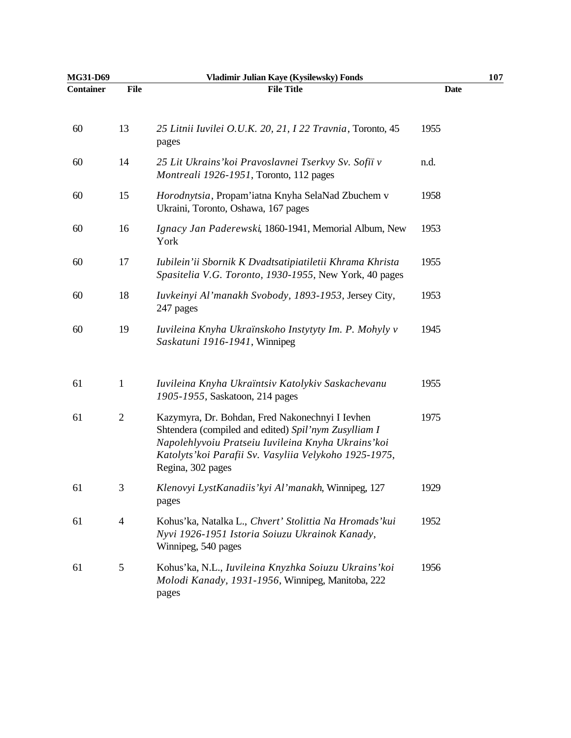| Container | File | File Title | Date |
|---|---|---|---|
| 60 | 13 | *25 Litnii Iuvilei O.U.K. 20, 21, I 22 Travnia*, Toronto, 45 pages | 1955 |
| 60 | 14 | *25 Lit Ukrains'koi Pravoslavnei Tserkvy Sv. Sofiï v Montreali 1926-1951*, Toronto, 112 pages | n.d. |
| 60 | 15 | *Horodnytsia*, Propam'iatna Knyha SelaNad Zbuchem v Ukraini, Toronto, Oshawa, 167 pages | 1958 |
| 60 | 16 | *Ignacy Jan Paderewski*, 1860-1941, Memorial Album, New York | 1953 |
| 60 | 17 | *Iubilein'ii Sbornik K Dvadtsatipiatiletii Khrama Khrista Spasitelia V.G. Toronto, 1930-1955*, New York, 40 pages | 1955 |
| 60 | 18 | *Iuvkeinyi Al'manakh Svobody, 1893-1953*, Jersey City, 247 pages | 1953 |
| 60 | 19 | *Iuvileina Knyha Ukraïnskoho Instytyty Im. P. Mohyly v Saskatuni 1916-1941*, Winnipeg | 1945 |
| 61 | 1 | *Iuvileina Knyha Ukraïntsiv Katolykiv Saskachevanu 1905-1955*, Saskatoon, 214 pages | 1955 |
| 61 | 2 | Kazymyra, Dr. Bohdan, Fred Nakonechnyi I Ievhen Shtendera (compiled and edited) *Spil'nym Zusylliam I Napolehlyvoiu Pratseiu Iuvileina Knyha Ukrains'koi Katolyts'koi Parafii Sv. Vasyliia Velykoho 1925-1975*, Regina, 302 pages | 1975 |
| 61 | 3 | *Klenovyi LystKanadiis'kyi Al'manakh*, Winnipeg, 127 pages | 1929 |
| 61 | 4 | Kohus'ka, Natalka L., *Chvert' Stolittia Na Hromads'kui Nyvi 1926-1951 Istoria Soiuzu Ukrainok Kanady*, Winnipeg, 540 pages | 1952 |
| 61 | 5 | Kohus'ka, N.L., *Iuvileina Knyzhka Soiuzu Ukrains'koi Molodi Kanady, 1931-1956*, Winnipeg, Manitoba, 222 pages | 1956 |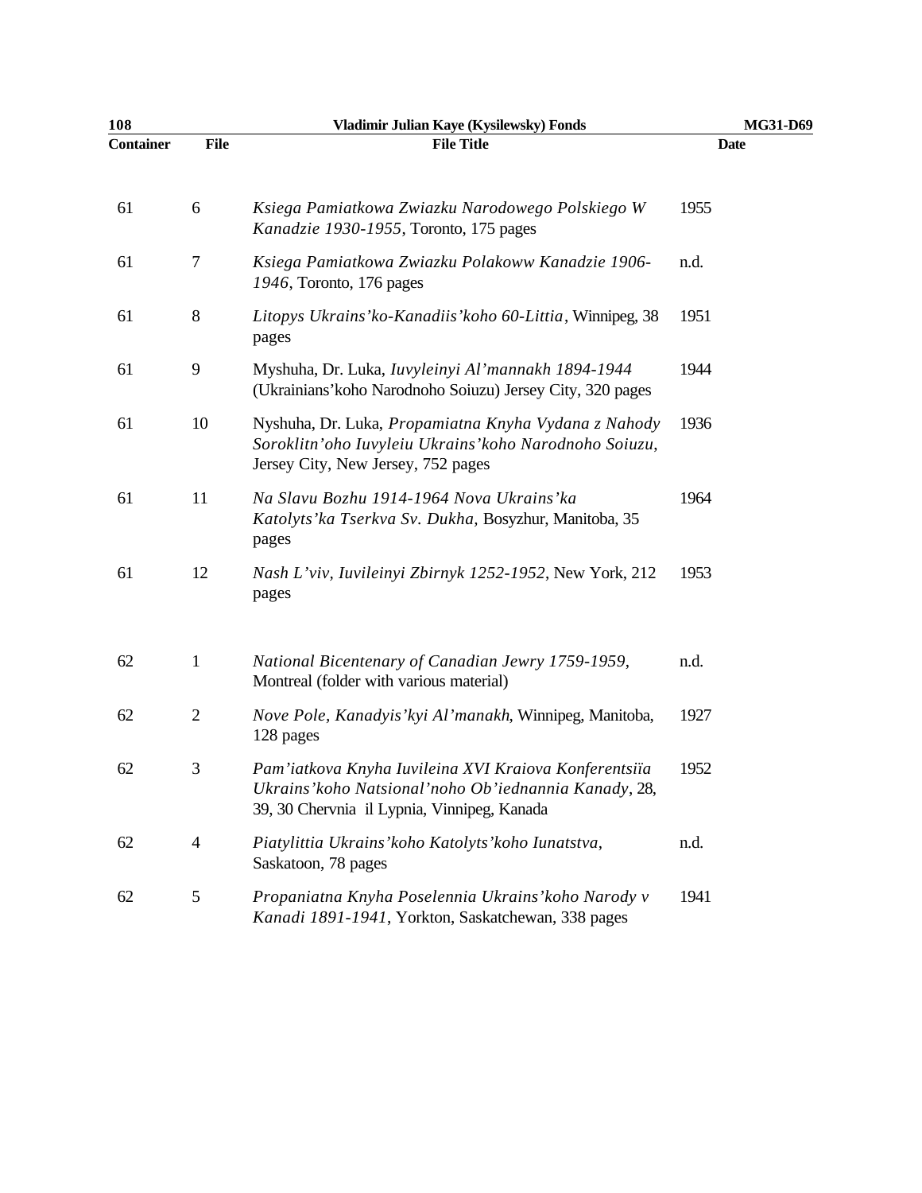| Container | File | File Title | Date |
|---|---|---|---|
| 61 | 6 | *Ksiega Pamiatkowa Zwiazku Narodowego Polskiego W Kanadzie 1930-1955*, Toronto, 175 pages | 1955 |
| 61 | 7 | *Ksiega Pamiatkowa Zwiazku Polakoww Kanadzie 1906-1946*, Toronto, 176 pages | n.d. |
| 61 | 8 | *Litopys Ukrains'ko-Kanadiis'koho 60-Littia*, Winnipeg, 38 pages | 1951 |
| 61 | 9 | Myshuha, Dr. Luka, *Iuvyleinyi Al'mannakh 1894-1944* (Ukrainians'koho Narodnoho Soiuzu) Jersey City, 320 pages | 1944 |
| 61 | 10 | Nyshuha, Dr. Luka, *Propamiatna Knyha Vydana z Nahody Soroklitn'oho Iuvyleiu Ukrains'koho Narodnoho Soiuzu*, Jersey City, New Jersey, 752 pages | 1936 |
| 61 | 11 | *Na Slavu Bozhu 1914-1964 Nova Ukrains'ka Katolyts'ka Tserkva Sv. Dukha*, Bosyzhur, Manitoba, 35 pages | 1964 |
| 61 | 12 | *Nash L'viv, Iuvileinyi Zbirnyk 1252-1952*, New York, 212 pages | 1953 |
| 62 | 1 | *National Bicentenary of Canadian Jewry 1759-1959*, Montreal (folder with various material) | n.d. |
| 62 | 2 | *Nove Pole, Kanadyis'kyi Al'manakh*, Winnipeg, Manitoba, 128 pages | 1927 |
| 62 | 3 | *Pam'iatkova Knyha Iuvileina XVI Kraiova Konferentsiïa Ukrains'koho Natsional'noho Ob'iednannia Kanady*, 28, 39, 30 Chervnia il Lypnia, Vinnipeg, Kanada | 1952 |
| 62 | 4 | *Piatylittia Ukrains'koho Katolyts'koho Iunatstva*, Saskatoon, 78 pages | n.d. |
| 62 | 5 | *Propaniatna Knyha Poselennia Ukrains'koho Narody v Kanadi 1891-1941*, Yorkton, Saskatchewan, 338 pages | 1941 |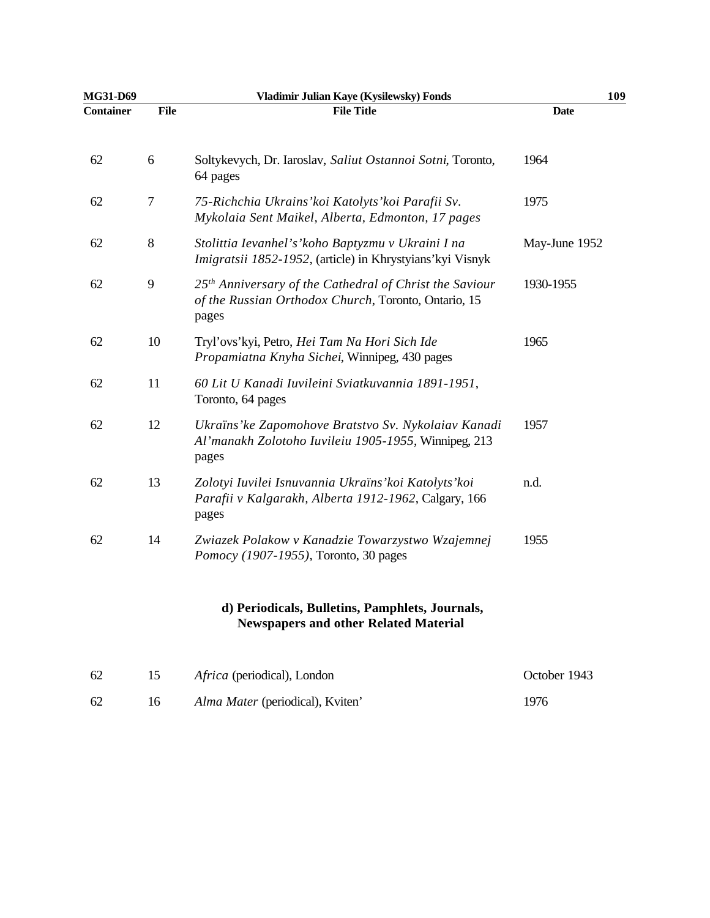| Container | File | File Title | Date |
|---|---|---|---|
| 62 | 6 | Soltykevych, Dr. Iaroslav, *Saliut Ostannoi Sotni*, Toronto, 64 pages | 1964 |
| 62 | 7 | *75-Richchia Ukrains'koi Katolyts'koi Parafii Sv. Mykolaia Sent Maikel, Alberta, Edmonton, 17 pages* | 1975 |
| 62 | 8 | *Stolittia Ievanhel's'koho Baptyzmu v Ukraini I na Imigratsii 1852-1952*, (article) in Khrystyians'kyi Visnyk | May-June 1952 |
| 62 | 9 | *25th Anniversary of the Cathedral of Christ the Saviour of the Russian Orthodox Church*, Toronto, Ontario, 15 pages | 1930-1955 |
| 62 | 10 | Tryl'ovs'kyi, Petro, *Hei Tam Na Hori Sich Ide Propamiatna Knyha Sichei*, Winnipeg, 430 pages | 1965 |
| 62 | 11 | *60 Lit U Kanadi Iuvileini Sviatkuvannia 1891-1951*, Toronto, 64 pages | |
| 62 | 12 | *Ukraïns'ke Zapomohove Bratstvo Sv. Nykolaiav Kanadi Al'manakh Zolotoho Iuvileiu 1905-1955*, Winnipeg, 213 pages | 1957 |
| 62 | 13 | *Zolotyi Iuvilei Isnuvannia Ukraïns'koi Katolyts'koi Parafii v Kalgarakh, Alberta 1912-1962*, Calgary, 166 pages | n.d. |
| 62 | 14 | *Zwiazek Polakow v Kanadzie Towarzystwo Wzajemnej Pomocy (1907-1955)*, Toronto, 30 pages | 1955 |

### d) Periodicals, Bulletins, Pamphlets, Journals, Newspapers and other Related Material

| Container | File | File Title | Date |
|---|---|---|---|
| 62 | 15 | *Africa* (periodical), London | October 1943 |
| 62 | 16 | *Alma Mater* (periodical), Kviten' | 1976 |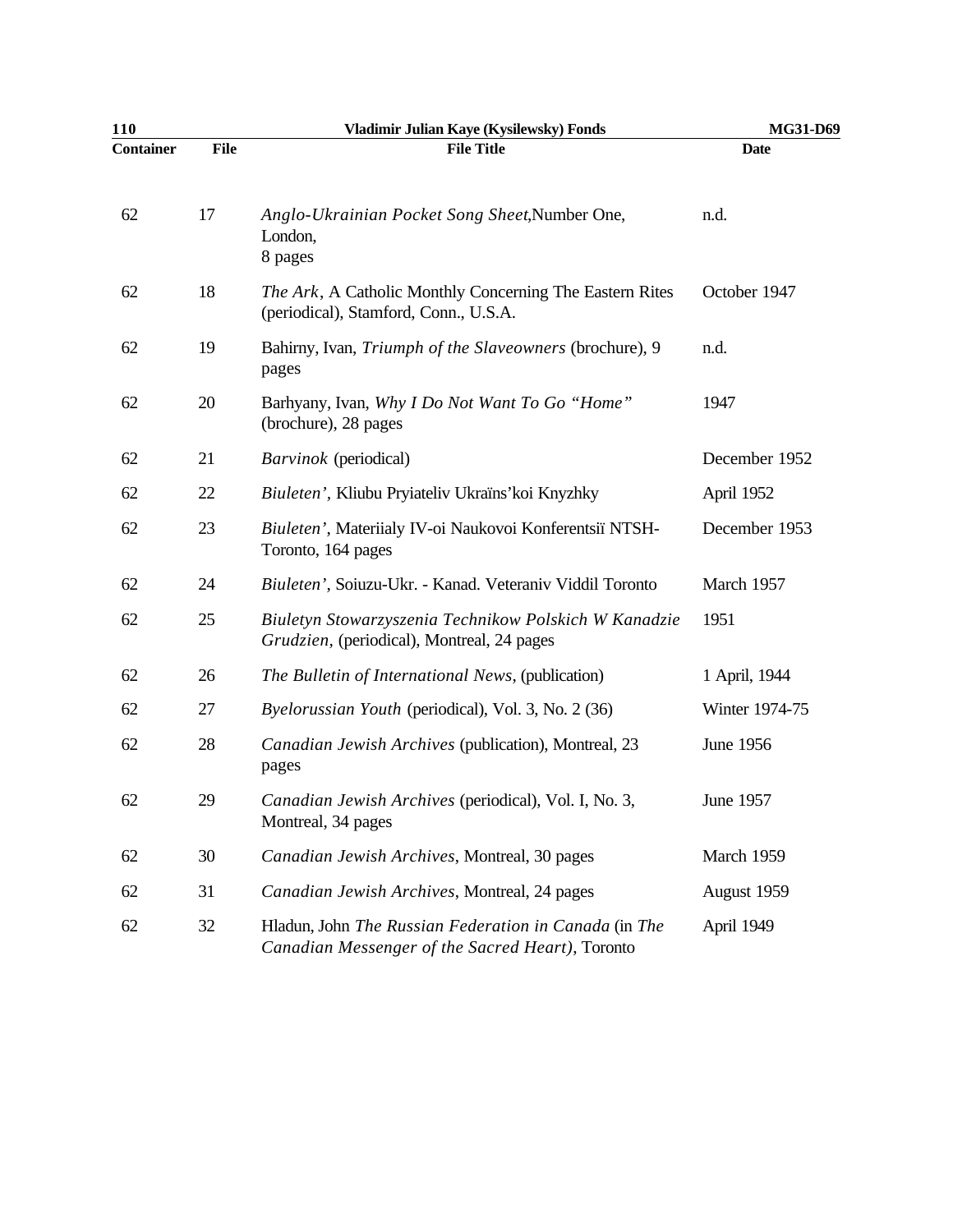| Container | File | File Title | Date |
|---|---|---|---|
| 62 | 17 | *Anglo-Ukrainian Pocket Song Sheet,*Number One, London, 8 pages | n.d. |
| 62 | 18 | *The Ark*, A Catholic Monthly Concerning The Eastern Rites (periodical), Stamford, Conn., U.S.A. | October 1947 |
| 62 | 19 | Bahirny, Ivan, *Triumph of the Slaveowners* (brochure), 9 pages | n.d. |
| 62 | 20 | Barhyany, Ivan, *Why I Do Not Want To Go "Home"* (brochure), 28 pages | 1947 |
| 62 | 21 | *Barvinok* (periodical) | December 1952 |
| 62 | 22 | *Biuleten'*, Kliubu Pryiateliv Ukraïns'koi Knyzhky | April 1952 |
| 62 | 23 | *Biuleten'*, Materiialy IV-oi Naukovoi Konferentsiï NTSH-Toronto, 164 pages | December 1953 |
| 62 | 24 | *Biuleten'*, Soiuzu-Ukr. - Kanad. Veteraniv Viddil Toronto | March 1957 |
| 62 | 25 | *Biuletyn Stowarzyszenia Technikow Polskich W Kanadzie Grudzien*, (periodical), Montreal, 24 pages | 1951 |
| 62 | 26 | *The Bulletin of International News*, (publication) | 1 April, 1944 |
| 62 | 27 | *Byelorussian Youth* (periodical), Vol. 3, No. 2 (36) | Winter 1974-75 |
| 62 | 28 | *Canadian Jewish Archives* (publication), Montreal, 23 pages | June 1956 |
| 62 | 29 | *Canadian Jewish Archives* (periodical), Vol. I, No. 3, Montreal, 34 pages | June 1957 |
| 62 | 30 | *Canadian Jewish Archives*, Montreal, 30 pages | March 1959 |
| 62 | 31 | *Canadian Jewish Archives*, Montreal, 24 pages | August 1959 |
| 62 | 32 | Hladun, John *The Russian Federation in Canada* (in *The Canadian Messenger of the Sacred Heart)*, Toronto | April 1949 |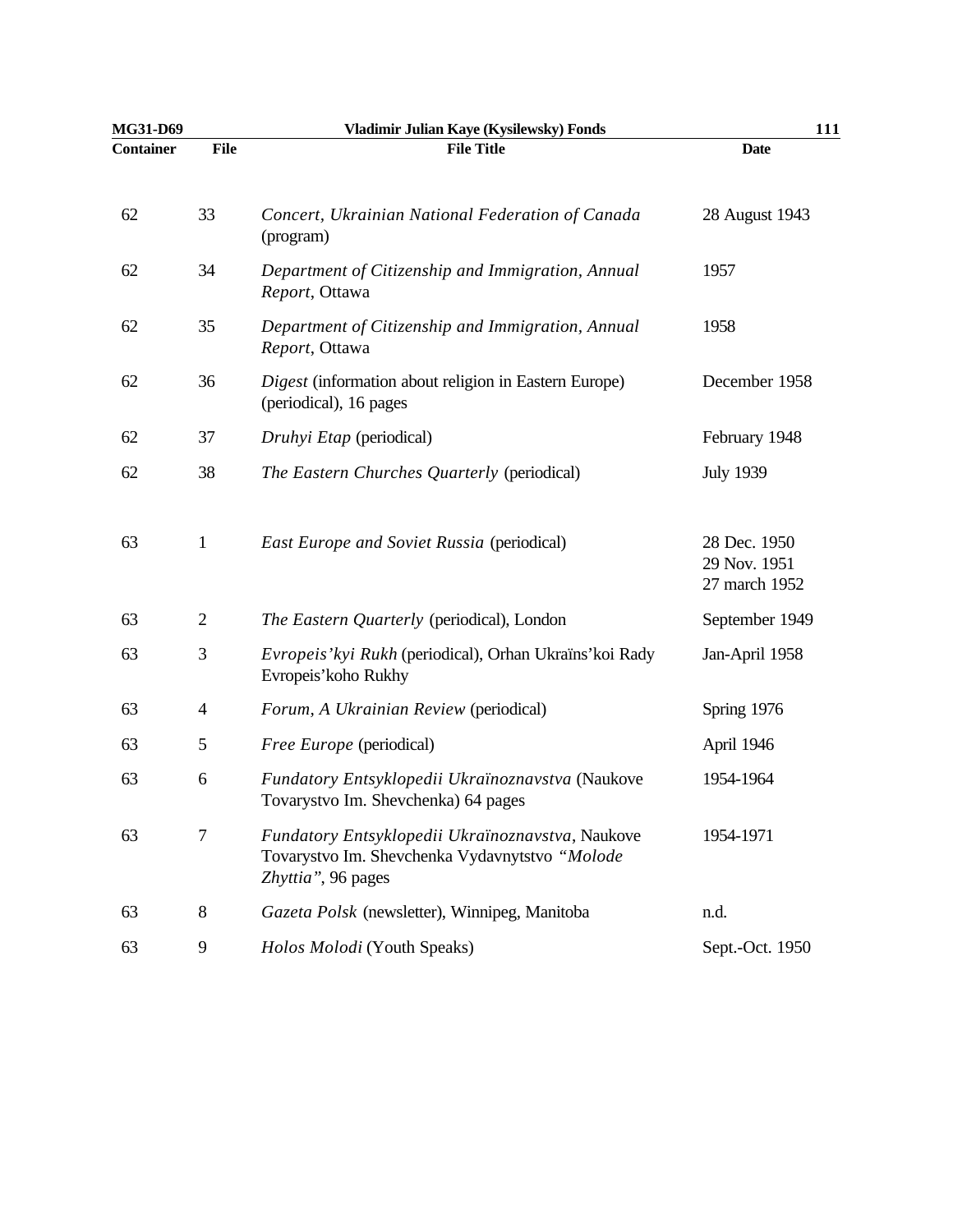| Container | File | File Title | Date |
|---|---|---|---|
| 62 | 33 | *Concert, Ukrainian National Federation of Canada* (program) | 28 August 1943 |
| 62 | 34 | *Department of Citizenship and Immigration, Annual Report*, Ottawa | 1957 |
| 62 | 35 | *Department of Citizenship and Immigration, Annual Report*, Ottawa | 1958 |
| 62 | 36 | *Digest* (information about religion in Eastern Europe) (periodical), 16 pages | December 1958 |
| 62 | 37 | *Druhyi Etap* (periodical) | February 1948 |
| 62 | 38 | *The Eastern Churches Quarterly* (periodical) | July 1939 |
| 63 | 1 | *East Europe and Soviet Russia* (periodical) | 28 Dec. 1950<br>29 Nov. 1951<br>27 march 1952 |
| 63 | 2 | *The Eastern Quarterly* (periodical), London | September 1949 |
| 63 | 3 | *Evropeis'kyi Rukh* (periodical), Orhan Ukraïns'koi Rady Evropeis'koho Rukhy | Jan-April 1958 |
| 63 | 4 | *Forum, A Ukrainian Review* (periodical) | Spring 1976 |
| 63 | 5 | *Free Europe* (periodical) | April 1946 |
| 63 | 6 | *Fundatory Entsyklopedii Ukraïnoznavstva* (Naukove Tovarystvo Im. Shevchenka) 64 pages | 1954-1964 |
| 63 | 7 | *Fundatory Entsyklopedii Ukraïnoznavstva*, Naukove Tovarystvo Im. Shevchenka Vydavnytstvo *"Molode Zhyttia"*, 96 pages | 1954-1971 |
| 63 | 8 | *Gazeta Polsk* (newsletter), Winnipeg, Manitoba | n.d. |
| 63 | 9 | *Holos Molodi* (Youth Speaks) | Sept.-Oct. 1950 |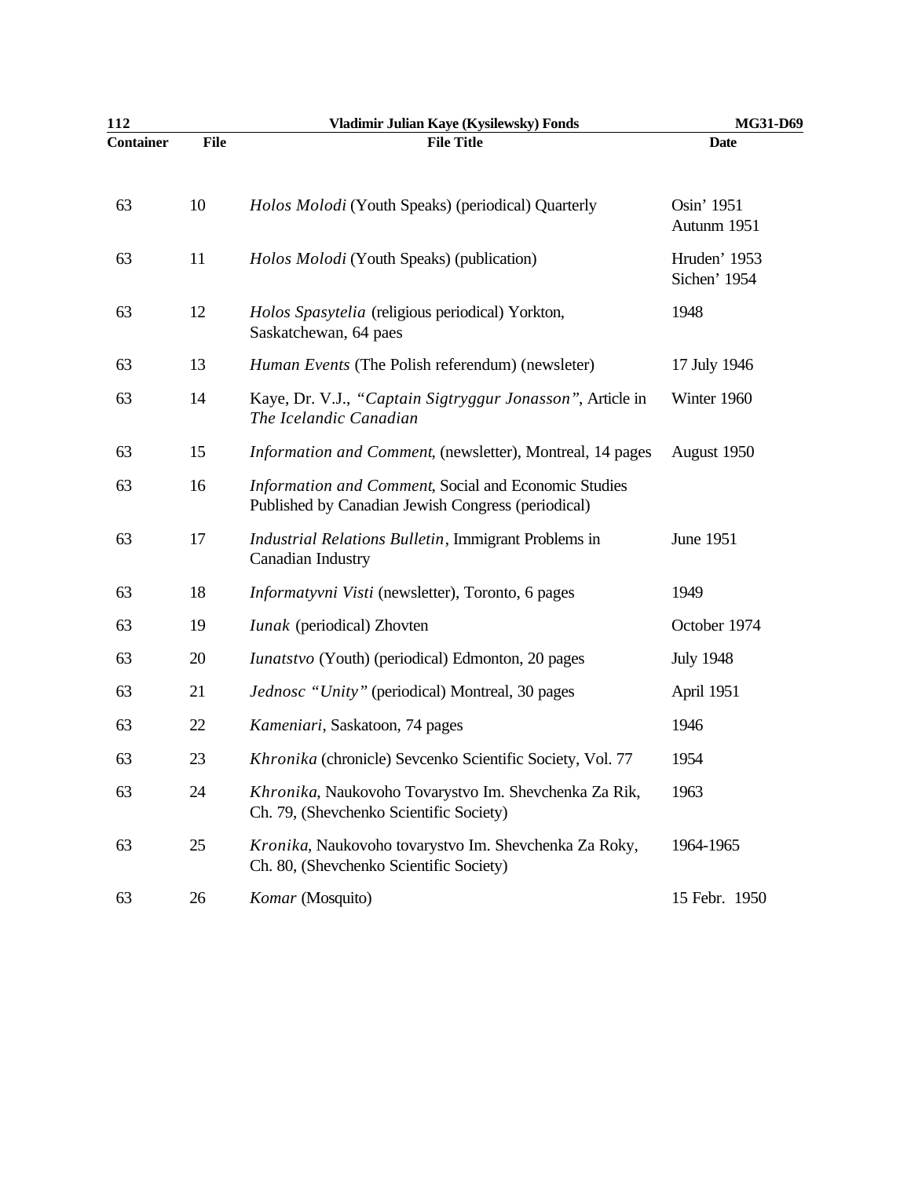| Container | File | File Title | Date |
|---|---|---|---|
| 63 | 10 | *Holos Molodi* (Youth Speaks) (periodical) Quarterly | Osin' 1951 Autunm 1951 |
| 63 | 11 | *Holos Molodi* (Youth Speaks) (publication) | Hruden' 1953 Sichen' 1954 |
| 63 | 12 | *Holos Spasytelia* (religious periodical) Yorkton, Saskatchewan, 64 paes | 1948 |
| 63 | 13 | *Human Events* (The Polish referendum) (newsleter) | 17 July 1946 |
| 63 | 14 | Kaye, Dr. V.J., *"Captain Sigtryggur Jonasson"*, Article in *The Icelandic Canadian* | Winter 1960 |
| 63 | 15 | *Information and Comment*, (newsletter), Montreal, 14 pages | August 1950 |
| 63 | 16 | *Information and Comment*, Social and Economic Studies Published by Canadian Jewish Congress (periodical) | |
| 63 | 17 | *Industrial Relations Bulletin*, Immigrant Problems in Canadian Industry | June 1951 |
| 63 | 18 | *Informatyvni Visti* (newsletter), Toronto, 6 pages | 1949 |
| 63 | 19 | *Iunak* (periodical) Zhovten | October 1974 |
| 63 | 20 | *Iunatstvo* (Youth) (periodical) Edmonton, 20 pages | July 1948 |
| 63 | 21 | *Jednosc "Unity"* (periodical) Montreal, 30 pages | April 1951 |
| 63 | 22 | *Kameniari*, Saskatoon, 74 pages | 1946 |
| 63 | 23 | *Khronika* (chronicle) Sevcenko Scientific Society, Vol. 77 | 1954 |
| 63 | 24 | *Khronika*, Naukovoho Tovarystvo Im. Shevchenka Za Rik, Ch. 79, (Shevchenko Scientific Society) | 1963 |
| 63 | 25 | *Kronika*, Naukovoho tovarystvo Im. Shevchenka Za Roky, Ch. 80, (Shevchenko Scientific Society) | 1964-1965 |
| 63 | 26 | *Komar* (Mosquito) | 15 Febr. 1950 |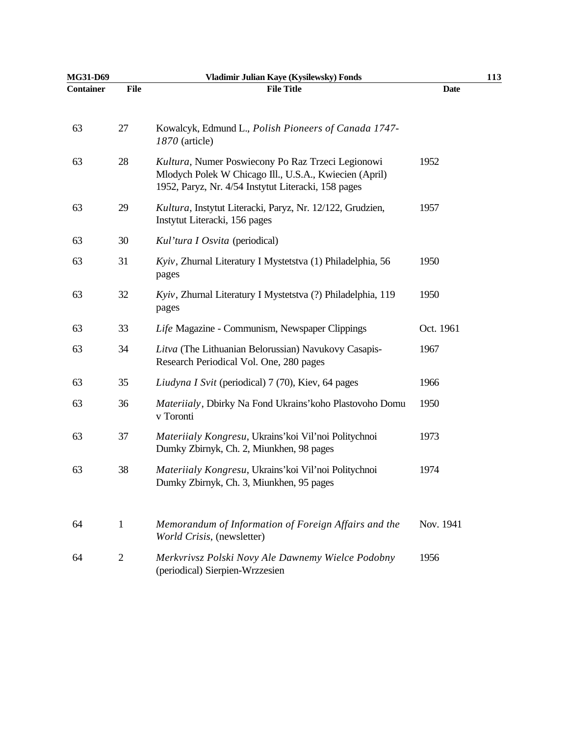| Container | File | File Title | Date |
|---|---|---|---|
| 63 | 27 | Kowalcyk, Edmund L., *Polish Pioneers of Canada 1747-1870* (article) | |
| 63 | 28 | *Kultura*, Numer Poswiecony Po Raz Trzeci Legionowi Mlodych Polek W Chicago Ill., U.S.A., Kwiecien (April) 1952, Paryz, Nr. 4/54 Instytut Literacki, 158 pages | 1952 |
| 63 | 29 | *Kultura*, Instytut Literacki, Paryz, Nr. 12/122, Grudzien, Instytut Literacki, 156 pages | 1957 |
| 63 | 30 | *Kul'tura I Osvita* (periodical) | |
| 63 | 31 | *Kyiv*, Zhurnal Literatury I Mystetstva (1) Philadelphia, 56 pages | 1950 |
| 63 | 32 | *Kyiv*, Zhurnal Literatury I Mystetstva (?) Philadelphia, 119 pages | 1950 |
| 63 | 33 | *Life* Magazine - Communism, Newspaper Clippings | Oct. 1961 |
| 63 | 34 | *Litva* (The Lithuanian Belorussian) Navukovy Casapis-Research Periodical Vol. One, 280 pages | 1967 |
| 63 | 35 | *Liudyna I Svit* (periodical) 7 (70), Kiev, 64 pages | 1966 |
| 63 | 36 | *Materiialy*, Dbirky Na Fond Ukrains'koho Plastovoho Domu v Toronti | 1950 |
| 63 | 37 | *Materiialy Kongresu*, Ukrains'koi Vil'noi Politychnoi Dumky Zbirnyk, Ch. 2, Miunkhen, 98 pages | 1973 |
| 63 | 38 | *Materiialy Kongresu*, Ukrains'koi Vil'noi Politychnoi Dumky Zbirnyk, Ch. 3, Miunkhen, 95 pages | 1974 |
| 64 | 1 | *Memorandum of Information of Foreign Affairs and the World Crisis*, (newsletter) | Nov. 1941 |
| 64 | 2 | *Merkvrivsz Polski Novy Ale Dawnemy Wielce Podobny* (periodical) Sierpien-Wrzzesien | 1956 |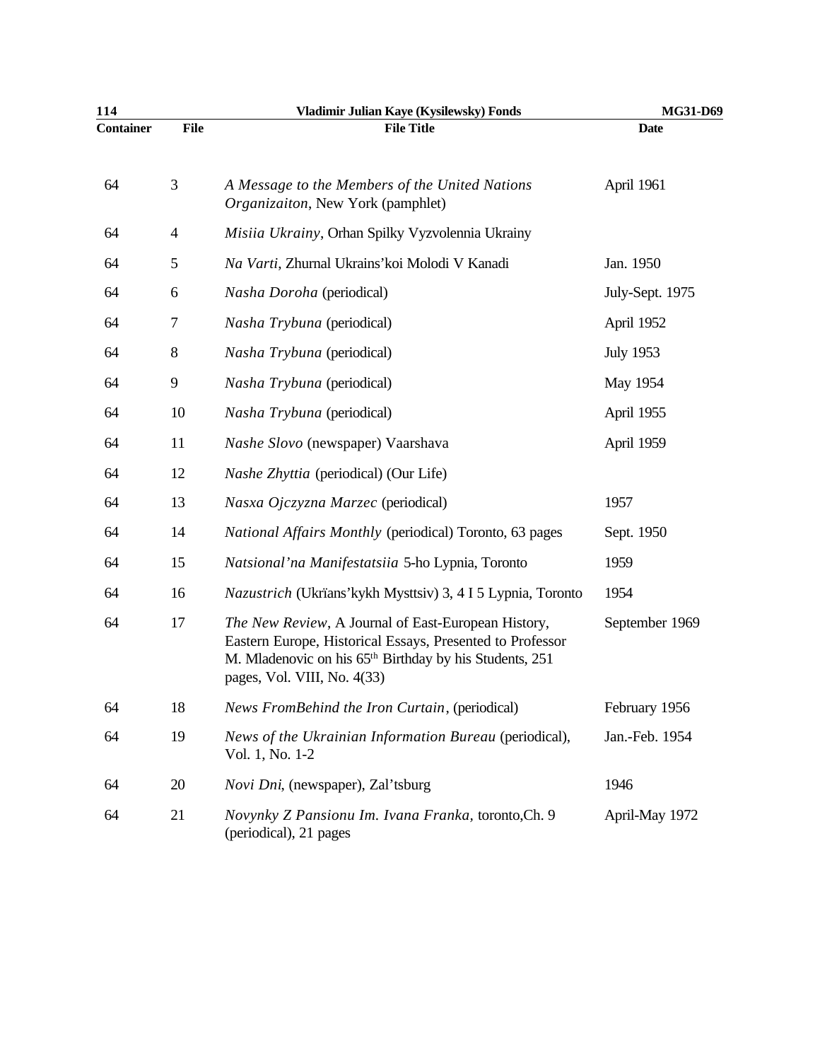| Container | File | File Title | Date |
|---|---|---|---|
| 64 | 3 | *A Message to the Members of the United Nations Organizaiton*, New York (pamphlet) | April 1961 |
| 64 | 4 | *Misiia Ukrainy*, Orhan Spilky Vyzvolennia Ukrainy | |
| 64 | 5 | *Na Varti*, Zhurnal Ukrains'koi Molodi V Kanadi | Jan. 1950 |
| 64 | 6 | *Nasha Doroha* (periodical) | July-Sept. 1975 |
| 64 | 7 | *Nasha Trybuna* (periodical) | April 1952 |
| 64 | 8 | *Nasha Trybuna* (periodical) | July 1953 |
| 64 | 9 | *Nasha Trybuna* (periodical) | May 1954 |
| 64 | 10 | *Nasha Trybuna* (periodical) | April 1955 |
| 64 | 11 | *Nashe Slovo* (newspaper) Vaarshava | April 1959 |
| 64 | 12 | *Nashe Zhyttia* (periodical) (Our Life) | |
| 64 | 13 | *Nasxa Ojczyzna Marzec* (periodical) | 1957 |
| 64 | 14 | *National Affairs Monthly* (periodical) Toronto, 63 pages | Sept. 1950 |
| 64 | 15 | *Natsional'na Manifestatsiia* 5-ho Lypnia, Toronto | 1959 |
| 64 | 16 | *Nazustrich* (Ukrïans'kykh Mysttsiv) 3, 4 I 5 Lypnia, Toronto | 1954 |
| 64 | 17 | *The New Review*, A Journal of East-European History, Eastern Europe, Historical Essays, Presented to Professor M. Mladenovic on his 65th Birthday by his Students, 251 pages, Vol. VIII, No. 4(33) | September 1969 |
| 64 | 18 | *News FromBehind the Iron Curtain*, (periodical) | February 1956 |
| 64 | 19 | *News of the Ukrainian Information Bureau* (periodical), Vol. 1, No. 1-2 | Jan.-Feb. 1954 |
| 64 | 20 | *Novi Dni*, (newspaper), Zal'tsburg | 1946 |
| 64 | 21 | *Novynky Z Pansionu Im. Ivana Franka*, toronto,Ch. 9 (periodical), 21 pages | April-May 1972 |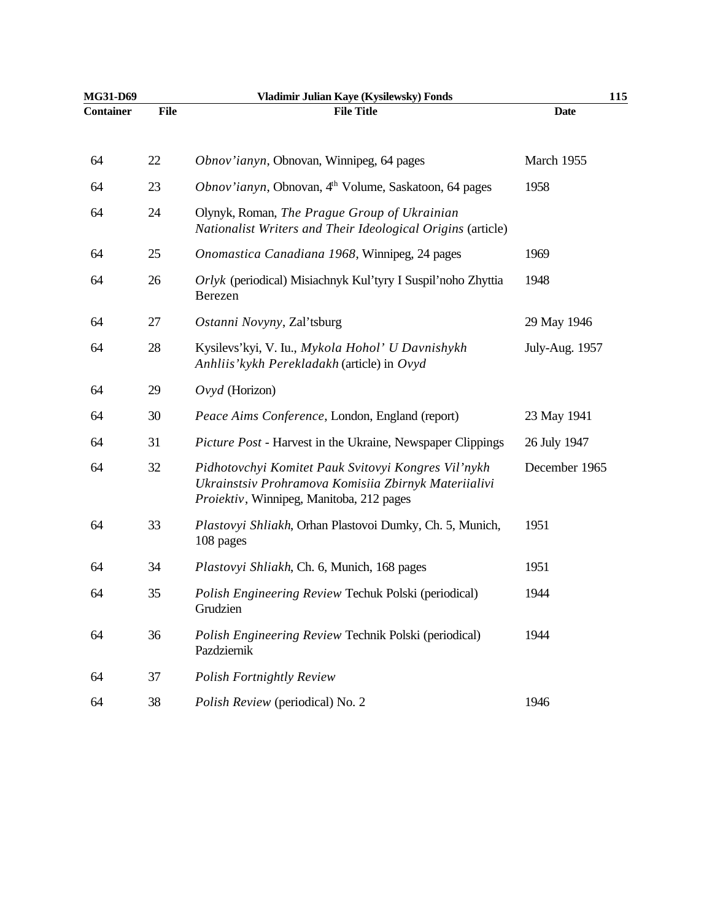| Container | File | File Title | Date |
|---|---|---|---|
| 64 | 22 | *Obnov'ianyn*, Obnovan, Winnipeg, 64 pages | March 1955 |
| 64 | 23 | *Obnov'ianyn*, Obnovan, 4th Volume, Saskatoon, 64 pages | 1958 |
| 64 | 24 | Olynyk, Roman, *The Prague Group of Ukrainian Nationalist Writers and Their Ideological Origins* (article) | |
| 64 | 25 | *Onomastica Canadiana 1968*, Winnipeg, 24 pages | 1969 |
| 64 | 26 | *Orlyk* (periodical) Misiachnyk Kul'tyry I Suspil'noho Zhyttia Berezen | 1948 |
| 64 | 27 | *Ostanni Novyny*, Zal'tsburg | 29 May 1946 |
| 64 | 28 | Kysilevs'kyi, V. Iu., *Mykola Hohol' U Davnishykh Anhliis'kykh Perekladakh* (article) in *Ovyd* | July-Aug. 1957 |
| 64 | 29 | *Ovyd* (Horizon) | |
| 64 | 30 | *Peace Aims Conference*, London, England (report) | 23 May 1941 |
| 64 | 31 | *Picture Post* - Harvest in the Ukraine, Newspaper Clippings | 26 July 1947 |
| 64 | 32 | *Pidhotovchyi Komitet Pauk Svitovyi Kongres Vil'nykh Ukrainstsiv Prohramova Komisiia Zbirnyk Materiialivi Proiektiv*, Winnipeg, Manitoba, 212 pages | December 1965 |
| 64 | 33 | *Plastovyi Shliakh*, Orhan Plastovoi Dumky, Ch. 5, Munich, 108 pages | 1951 |
| 64 | 34 | *Plastovyi Shliakh*, Ch. 6, Munich, 168 pages | 1951 |
| 64 | 35 | *Polish Engineering Review* Techuk Polski (periodical) Grudzien | 1944 |
| 64 | 36 | *Polish Engineering Review* Technik Polski (periodical) Pazdziernik | 1944 |
| 64 | 37 | *Polish Fortnightly Review* | |
| 64 | 38 | *Polish Review* (periodical) No. 2 | 1946 |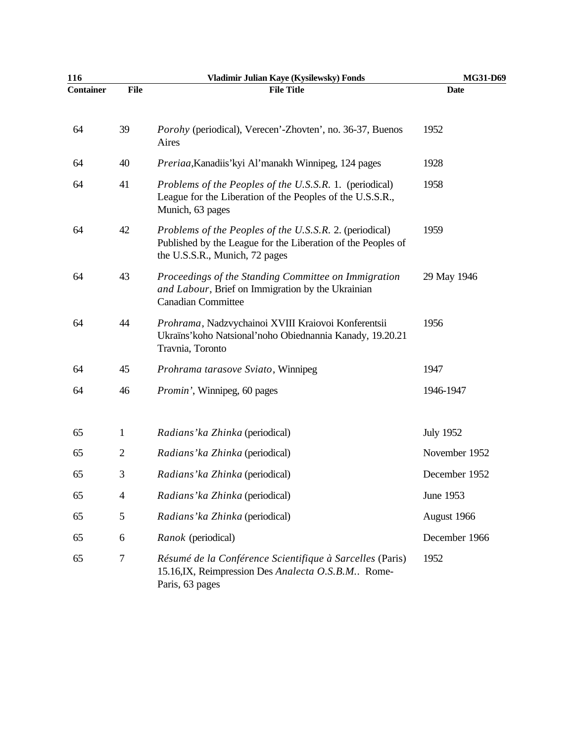| Container | File | File Title | Date |
|---|---|---|---|
| 64 | 39 | *Porohy* (periodical), Verecen'-Zhovten', no. 36-37, Buenos Aires | 1952 |
| 64 | 40 | *Preriaa*,Kanadiis'kyi Al'manakh Winnipeg, 124 pages | 1928 |
| 64 | 41 | *Problems of the Peoples of the U.S.S.R.* 1. (periodical) League for the Liberation of the Peoples of the U.S.S.R., Munich, 63 pages | 1958 |
| 64 | 42 | *Problems of the Peoples of the U.S.S.R.* 2. (periodical) Published by the League for the Liberation of the Peoples of the U.S.S.R., Munich, 72 pages | 1959 |
| 64 | 43 | *Proceedings of the Standing Committee on Immigration and Labour*, Brief on Immigration by the Ukrainian Canadian Committee | 29 May 1946 |
| 64 | 44 | *Prohrama*, Nadzvychainoi XVIII Kraiovoi Konferentsii Ukraïns'koho Natsional'noho Obiednannia Kanady, 19.20.21 Travnia, Toronto | 1956 |
| 64 | 45 | *Prohrama tarasove Sviato*, Winnipeg | 1947 |
| 64 | 46 | *Promin'*, Winnipeg, 60 pages | 1946-1947 |
| 65 | 1 | *Radians'ka Zhinka* (periodical) | July 1952 |
| 65 | 2 | *Radians'ka Zhinka* (periodical) | November 1952 |
| 65 | 3 | *Radians'ka Zhinka* (periodical) | December 1952 |
| 65 | 4 | *Radians'ka Zhinka* (periodical) | June 1953 |
| 65 | 5 | *Radians'ka Zhinka* (periodical) | August 1966 |
| 65 | 6 | *Ranok* (periodical) | December 1966 |
| 65 | 7 | *Résumé de la Conférence Scientifique à Sarcelles* (Paris) 15.16,IX, Reimpression Des *Analecta O.S.B.M.*. Rome-Paris, 63 pages | 1952 |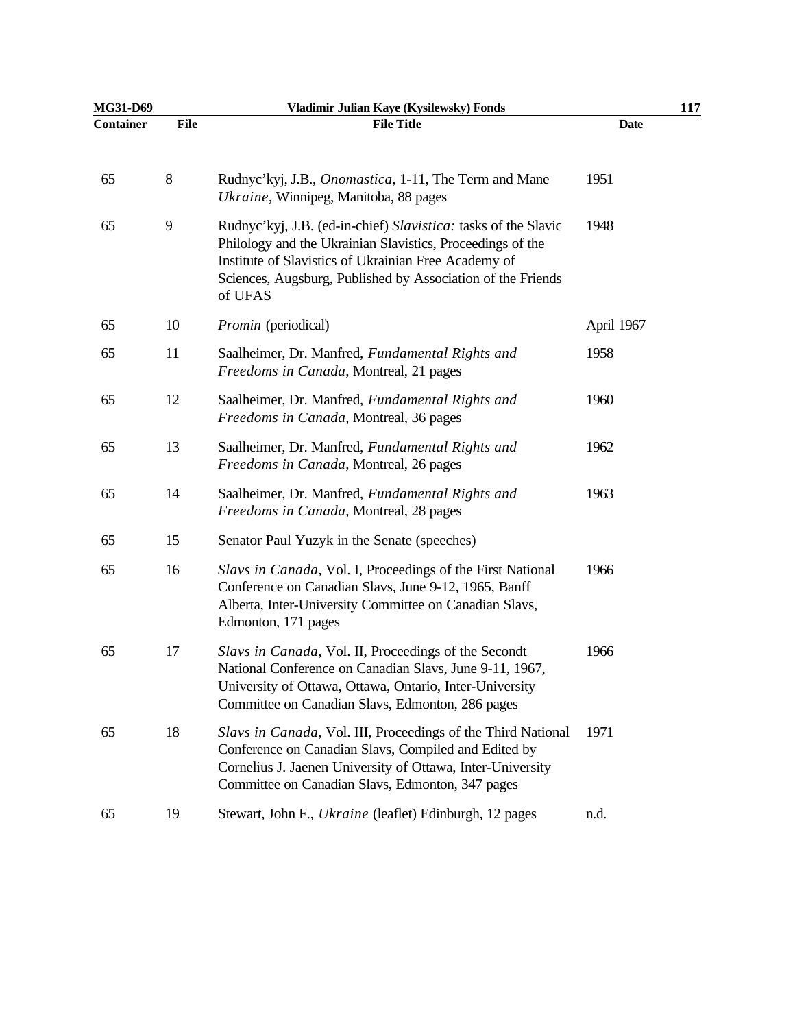| Container | File | File Title | Date |
|---|---|---|---|
| 65 | 8 | Rudnyc'kyj, J.B., *Onomastica*, 1-11, The Term and Mane *Ukraine*, Winnipeg, Manitoba, 88 pages | 1951 |
| 65 | 9 | Rudnyc'kyj, J.B. (ed-in-chief) *Slavistica:* tasks of the Slavic Philology and the Ukrainian Slavistics, Proceedings of the Institute of Slavistics of Ukrainian Free Academy of Sciences, Augsburg, Published by Association of the Friends of UFAS | 1948 |
| 65 | 10 | *Promin* (periodical) | April 1967 |
| 65 | 11 | Saalheimer, Dr. Manfred, *Fundamental Rights and Freedoms in Canada*, Montreal, 21 pages | 1958 |
| 65 | 12 | Saalheimer, Dr. Manfred, *Fundamental Rights and Freedoms in Canada*, Montreal, 36 pages | 1960 |
| 65 | 13 | Saalheimer, Dr. Manfred, *Fundamental Rights and Freedoms in Canada*, Montreal, 26 pages | 1962 |
| 65 | 14 | Saalheimer, Dr. Manfred, *Fundamental Rights and Freedoms in Canada*, Montreal, 28 pages | 1963 |
| 65 | 15 | Senator Paul Yuzyk in the Senate (speeches) | |
| 65 | 16 | *Slavs in Canada*, Vol. I, Proceedings of the First National Conference on Canadian Slavs, June 9-12, 1965, Banff Alberta, Inter-University Committee on Canadian Slavs, Edmonton, 171 pages | 1966 |
| 65 | 17 | *Slavs in Canada*, Vol. II, Proceedings of the Secondt National Conference on Canadian Slavs, June 9-11, 1967, University of Ottawa, Ottawa, Ontario, Inter-University Committee on Canadian Slavs, Edmonton, 286 pages | 1966 |
| 65 | 18 | *Slavs in Canada*, Vol. III, Proceedings of the Third National Conference on Canadian Slavs, Compiled and Edited by Cornelius J. Jaenen University of Ottawa, Inter-University Committee on Canadian Slavs, Edmonton, 347 pages | 1971 |
| 65 | 19 | Stewart, John F., *Ukraine* (leaflet) Edinburgh, 12 pages | n.d. |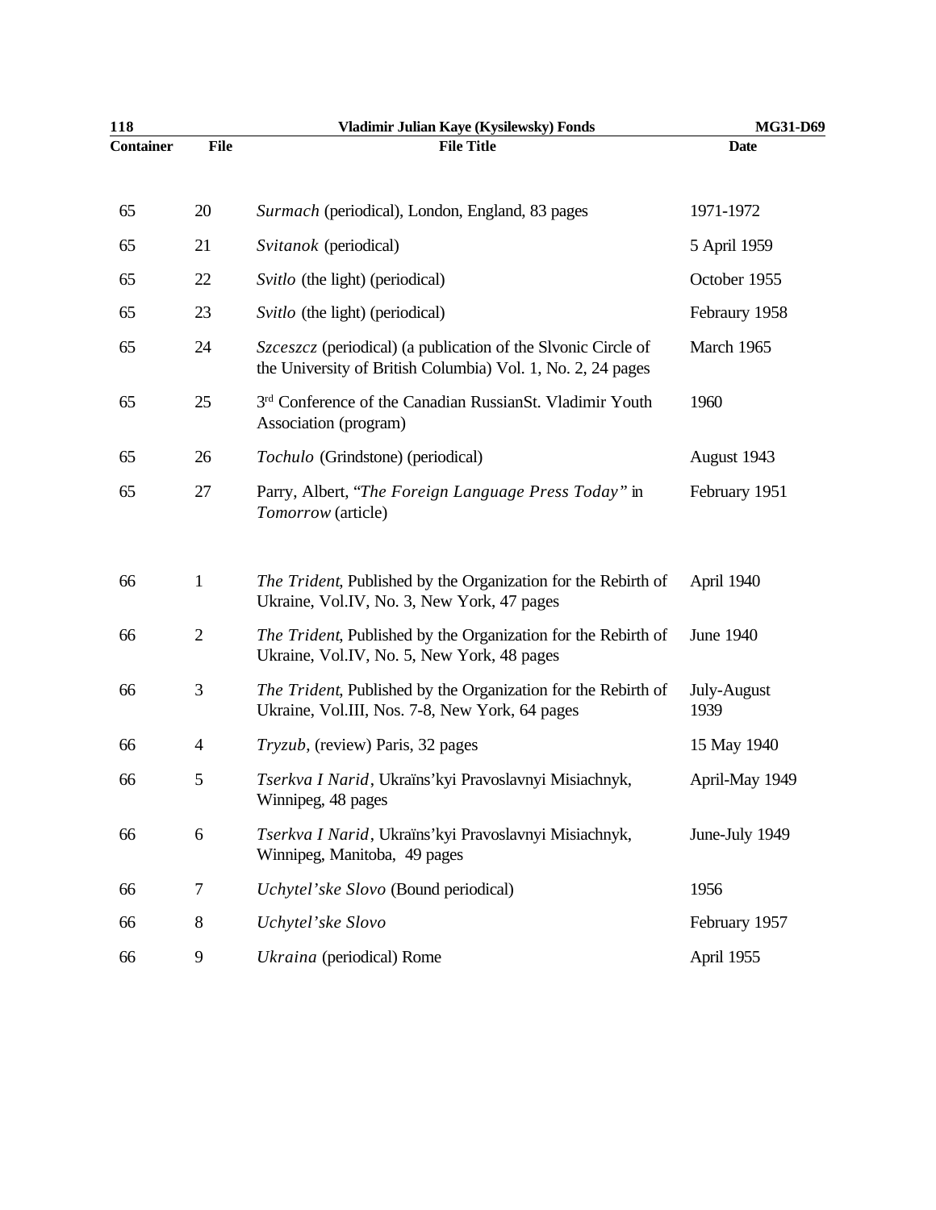| Container | File | File Title | Date |
|---|---|---|---|
| 65 | 20 | *Surmach* (periodical), London, England, 83 pages | 1971-1972 |
| 65 | 21 | *Svitanok* (periodical) | 5 April 1959 |
| 65 | 22 | *Svitlo* (the light) (periodical) | October 1955 |
| 65 | 23 | *Svitlo* (the light) (periodical) | Febraury 1958 |
| 65 | 24 | *Szceszcz* (periodical) (a publication of the Slvonic Circle of the University of British Columbia) Vol. 1, No. 2, 24 pages | March 1965 |
| 65 | 25 | 3rd Conference of the Canadian RussianSt. Vladimir Youth Association (program) | 1960 |
| 65 | 26 | *Tochulo* (Grindstone) (periodical) | August 1943 |
| 65 | 27 | Parry, Albert, "*The Foreign Language Press Today"* in *Tomorrow* (article) | February 1951 |
| 66 | 1 | *The Trident*, Published by the Organization for the Rebirth of Ukraine, Vol.IV, No. 3, New York, 47 pages | April 1940 |
| 66 | 2 | *The Trident*, Published by the Organization for the Rebirth of Ukraine, Vol.IV, No. 5, New York, 48 pages | June 1940 |
| 66 | 3 | *The Trident*, Published by the Organization for the Rebirth of Ukraine, Vol.III, Nos. 7-8, New York, 64 pages | July-August 1939 |
| 66 | 4 | *Tryzub*, (review) Paris, 32 pages | 15 May 1940 |
| 66 | 5 | *Tserkva I Narid*, Ukraïns'kyi Pravoslavnyi Misiachnyk, Winnipeg, 48 pages | April-May 1949 |
| 66 | 6 | *Tserkva I Narid*, Ukraïns'kyi Pravoslavnyi Misiachnyk, Winnipeg, Manitoba, 49 pages | June-July 1949 |
| 66 | 7 | *Uchytel'ske Slovo* (Bound periodical) | 1956 |
| 66 | 8 | *Uchytel'ske Slovo* | February 1957 |
| 66 | 9 | *Ukraina* (periodical) Rome | April 1955 |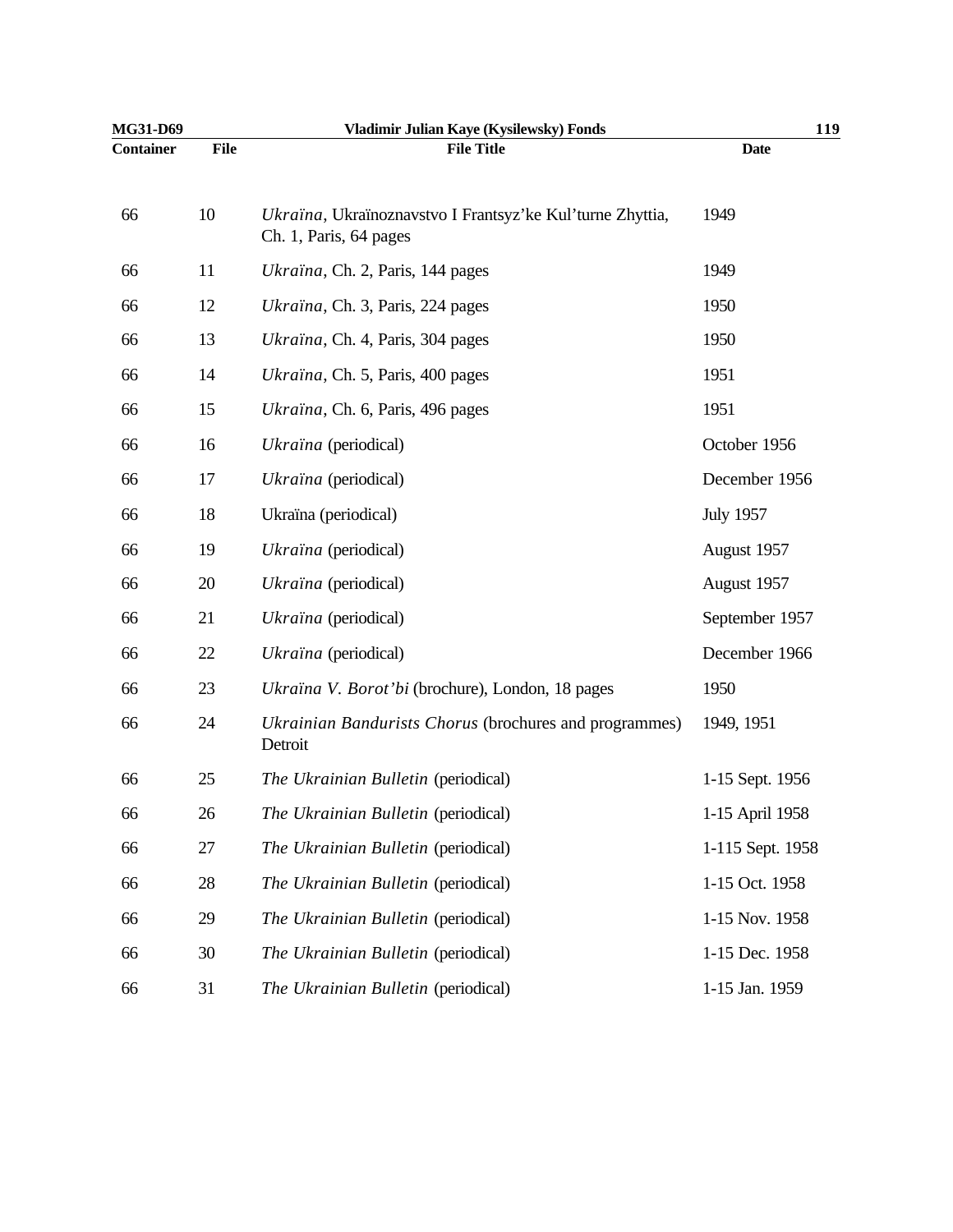| Container | File | File Title | Date |
|---|---|---|---|
| 66 | 10 | *Ukraïna*, Ukraïnoznavstvo I Frantsyz'ke Kul'turne Zhyttia, Ch. 1, Paris, 64 pages | 1949 |
| 66 | 11 | *Ukraïna*, Ch. 2, Paris, 144 pages | 1949 |
| 66 | 12 | *Ukraïna*, Ch. 3, Paris, 224 pages | 1950 |
| 66 | 13 | *Ukraïna*, Ch. 4, Paris, 304 pages | 1950 |
| 66 | 14 | *Ukraïna*, Ch. 5, Paris, 400 pages | 1951 |
| 66 | 15 | *Ukraïna*, Ch. 6, Paris, 496 pages | 1951 |
| 66 | 16 | *Ukraïna* (periodical) | October 1956 |
| 66 | 17 | *Ukraïna* (periodical) | December 1956 |
| 66 | 18 | Ukraïna (periodical) | July 1957 |
| 66 | 19 | *Ukraïna* (periodical) | August 1957 |
| 66 | 20 | *Ukraïna* (periodical) | August 1957 |
| 66 | 21 | *Ukraïna* (periodical) | September 1957 |
| 66 | 22 | *Ukraïna* (periodical) | December 1966 |
| 66 | 23 | *Ukraïna V. Borot'bi* (brochure), London, 18 pages | 1950 |
| 66 | 24 | *Ukrainian Bandurists Chorus* (brochures and programmes) Detroit | 1949, 1951 |
| 66 | 25 | *The Ukrainian Bulletin* (periodical) | 1-15 Sept. 1956 |
| 66 | 26 | *The Ukrainian Bulletin* (periodical) | 1-15 April 1958 |
| 66 | 27 | *The Ukrainian Bulletin* (periodical) | 1-115 Sept. 1958 |
| 66 | 28 | *The Ukrainian Bulletin* (periodical) | 1-15 Oct. 1958 |
| 66 | 29 | *The Ukrainian Bulletin* (periodical) | 1-15 Nov. 1958 |
| 66 | 30 | *The Ukrainian Bulletin* (periodical) | 1-15 Dec. 1958 |
| 66 | 31 | *The Ukrainian Bulletin* (periodical) | 1-15 Jan. 1959 |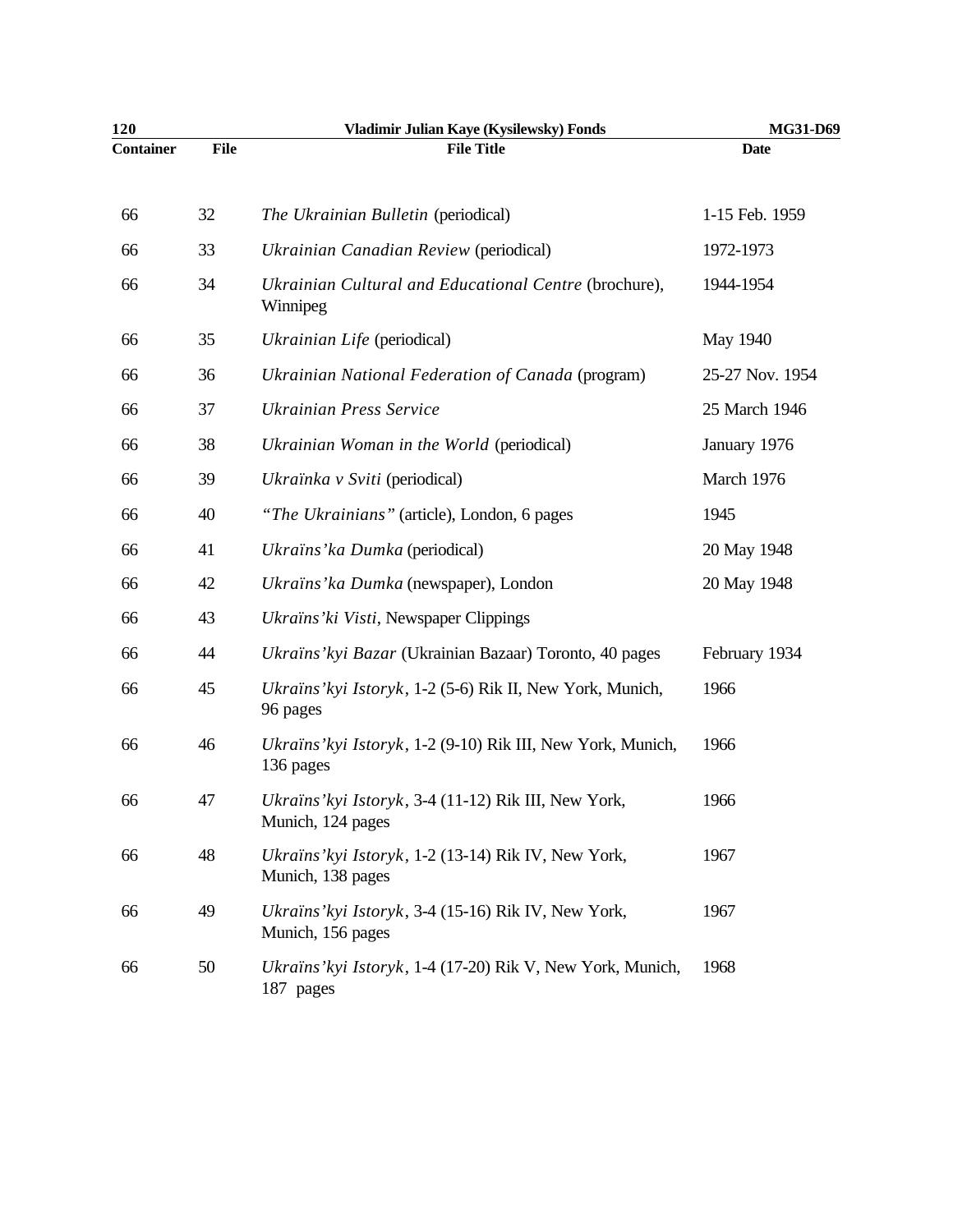| Container | File | File Title | Date |
|---|---|---|---|
| 66 | 32 | *The Ukrainian Bulletin* (periodical) | 1-15 Feb. 1959 |
| 66 | 33 | *Ukrainian Canadian Review* (periodical) | 1972-1973 |
| 66 | 34 | *Ukrainian Cultural and Educational Centre* (brochure), Winnipeg | 1944-1954 |
| 66 | 35 | *Ukrainian Life* (periodical) | May 1940 |
| 66 | 36 | *Ukrainian National Federation of Canada* (program) | 25-27 Nov. 1954 |
| 66 | 37 | *Ukrainian Press Service* | 25 March 1946 |
| 66 | 38 | *Ukrainian Woman in the World* (periodical) | January 1976 |
| 66 | 39 | *Ukraïnka v Sviti* (periodical) | March 1976 |
| 66 | 40 | *"The Ukrainians"* (article), London, 6 pages | 1945 |
| 66 | 41 | *Ukraïns'ka Dumka* (periodical) | 20 May 1948 |
| 66 | 42 | *Ukraïns'ka Dumka* (newspaper), London | 20 May 1948 |
| 66 | 43 | *Ukraïns'ki Visti*, Newspaper Clippings | |
| 66 | 44 | *Ukraïns'kyi Bazar* (Ukrainian Bazaar) Toronto, 40 pages | February 1934 |
| 66 | 45 | *Ukraïns'kyi Istoryk*, 1-2 (5-6) Rik II, New York, Munich, 96 pages | 1966 |
| 66 | 46 | *Ukraïns'kyi Istoryk*, 1-2 (9-10) Rik III, New York, Munich, 136 pages | 1966 |
| 66 | 47 | *Ukraïns'kyi Istoryk*, 3-4 (11-12) Rik III, New York, Munich, 124 pages | 1966 |
| 66 | 48 | *Ukraïns'kyi Istoryk*, 1-2 (13-14) Rik IV, New York, Munich, 138 pages | 1967 |
| 66 | 49 | *Ukraïns'kyi Istoryk*, 3-4 (15-16) Rik IV, New York, Munich, 156 pages | 1967 |
| 66 | 50 | *Ukraïns'kyi Istoryk*, 1-4 (17-20) Rik V, New York, Munich, 187 pages | 1968 |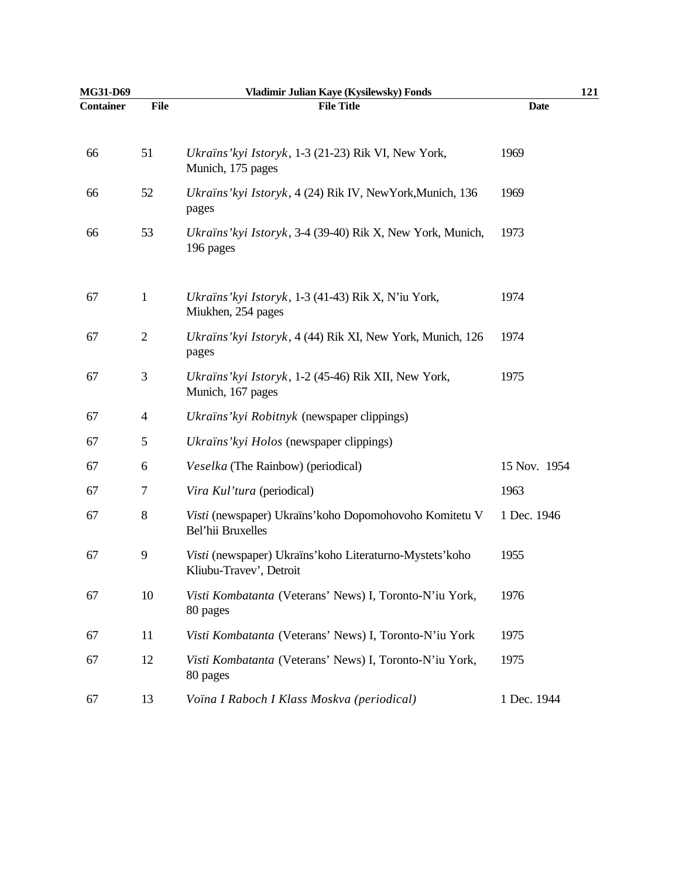| Container | File | File Title | Date |
|---|---|---|---|
| 66 | 51 | *Ukraïns'kyi Istoryk*, 1-3 (21-23) Rik VI, New York, Munich, 175 pages | 1969 |
| 66 | 52 | *Ukraïns'kyi Istoryk*, 4 (24) Rik IV, NewYork,Munich, 136 pages | 1969 |
| 66 | 53 | *Ukraïns'kyi Istoryk*, 3-4 (39-40) Rik X, New York, Munich, 196 pages | 1973 |
| 67 | 1 | *Ukraïns'kyi Istoryk*, 1-3 (41-43) Rik X, N'iu York, Miukhen, 254 pages | 1974 |
| 67 | 2 | *Ukraïns'kyi Istoryk*, 4 (44) Rik XI, New York, Munich, 126 pages | 1974 |
| 67 | 3 | *Ukraïns'kyi Istoryk*, 1-2 (45-46) Rik XII, New York, Munich, 167 pages | 1975 |
| 67 | 4 | *Ukraïns'kyi Robitnyk* (newspaper clippings) | |
| 67 | 5 | *Ukraïns'kyi Holos* (newspaper clippings) | |
| 67 | 6 | *Veselka* (The Rainbow) (periodical) | 15 Nov. 1954 |
| 67 | 7 | *Vira Kul'tura* (periodical) | 1963 |
| 67 | 8 | *Visti* (newspaper) Ukraïns'koho Dopomohovoho Komitetu V Bel'hii Bruxelles | 1 Dec. 1946 |
| 67 | 9 | *Visti* (newspaper) Ukraïns'koho Literaturno-Mystets'koho Kliubu-Travev', Detroit | 1955 |
| 67 | 10 | *Visti Kombatanta* (Veterans' News) I, Toronto-N'iu York, 80 pages | 1976 |
| 67 | 11 | *Visti Kombatanta* (Veterans' News) I, Toronto-N'iu York | 1975 |
| 67 | 12 | *Visti Kombatanta* (Veterans' News) I, Toronto-N'iu York, 80 pages | 1975 |
| 67 | 13 | *Voïna I Raboch I Klass Moskva (periodical)* | 1 Dec. 1944 |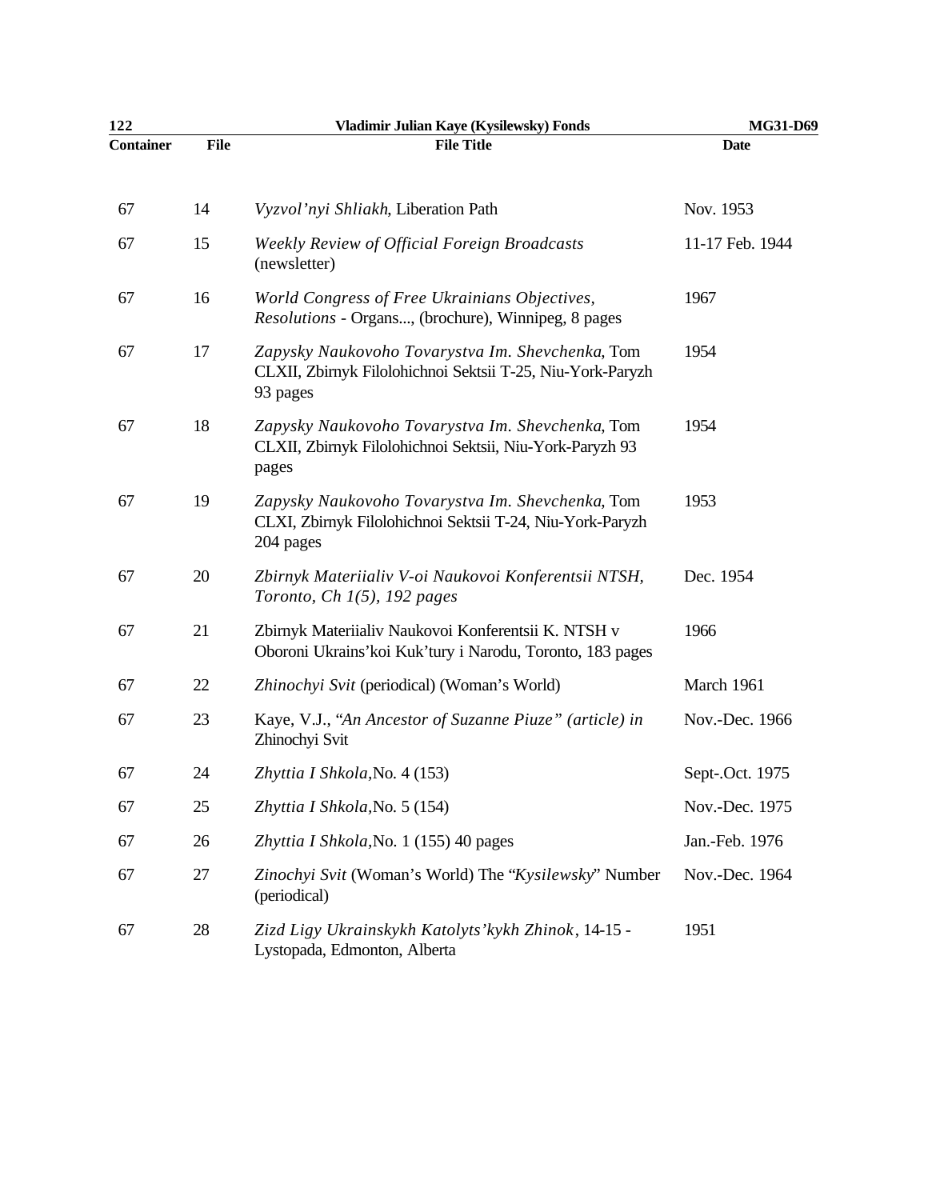| Container | File | File Title | Date |
|---|---|---|---|
| 67 | 14 | *Vyzvol'nyi Shliakh*, Liberation Path | Nov. 1953 |
| 67 | 15 | *Weekly Review of Official Foreign Broadcasts* (newsletter) | 11-17 Feb. 1944 |
| 67 | 16 | *World Congress of Free Ukrainians Objectives, Resolutions* - Organs..., (brochure), Winnipeg, 8 pages | 1967 |
| 67 | 17 | *Zapysky Naukovoho Tovarystva Im. Shevchenka*, Tom CLXII, Zbirnyk Filolohichnoi Sektsii T-25, Niu-York-Paryzh 93 pages | 1954 |
| 67 | 18 | *Zapysky Naukovoho Tovarystva Im. Shevchenka*, Tom CLXII, Zbirnyk Filolohichnoi Sektsii, Niu-York-Paryzh 93 pages | 1954 |
| 67 | 19 | *Zapysky Naukovoho Tovarystva Im. Shevchenka*, Tom CLXI, Zbirnyk Filolohichnoi Sektsii T-24, Niu-York-Paryzh 204 pages | 1953 |
| 67 | 20 | *Zbirnyk Materiialiv V-oi Naukovoi Konferentsii NTSH, Toronto, Ch 1(5), 192 pages* | Dec. 1954 |
| 67 | 21 | Zbirnyk Materiialiv Naukovoi Konferentsii K. NTSH v Oboroni Ukrains'koi Kuk'tury i Narodu, Toronto, 183 pages | 1966 |
| 67 | 22 | *Zhinochyi Svit* (periodical) (Woman's World) | March 1961 |
| 67 | 23 | Kaye, V.J., *"An Ancestor of Suzanne Piuze" (article) in* Zhinochyi Svit | Nov.-Dec. 1966 |
| 67 | 24 | *Zhyttia I Shkola,*No. 4 (153) | Sept-.Oct. 1975 |
| 67 | 25 | *Zhyttia I Shkola,*No. 5 (154) | Nov.-Dec. 1975 |
| 67 | 26 | *Zhyttia I Shkola,*No. 1 (155) 40 pages | Jan.-Feb. 1976 |
| 67 | 27 | *Zinochyi Svit* (Woman's World) The "*Kysilewsky*" Number (periodical) | Nov.-Dec. 1964 |
| 67 | 28 | *Zizd Ligy Ukrainskykh Katolyts'kykh Zhinok*, 14-15 - Lystopada, Edmonton, Alberta | 1951 |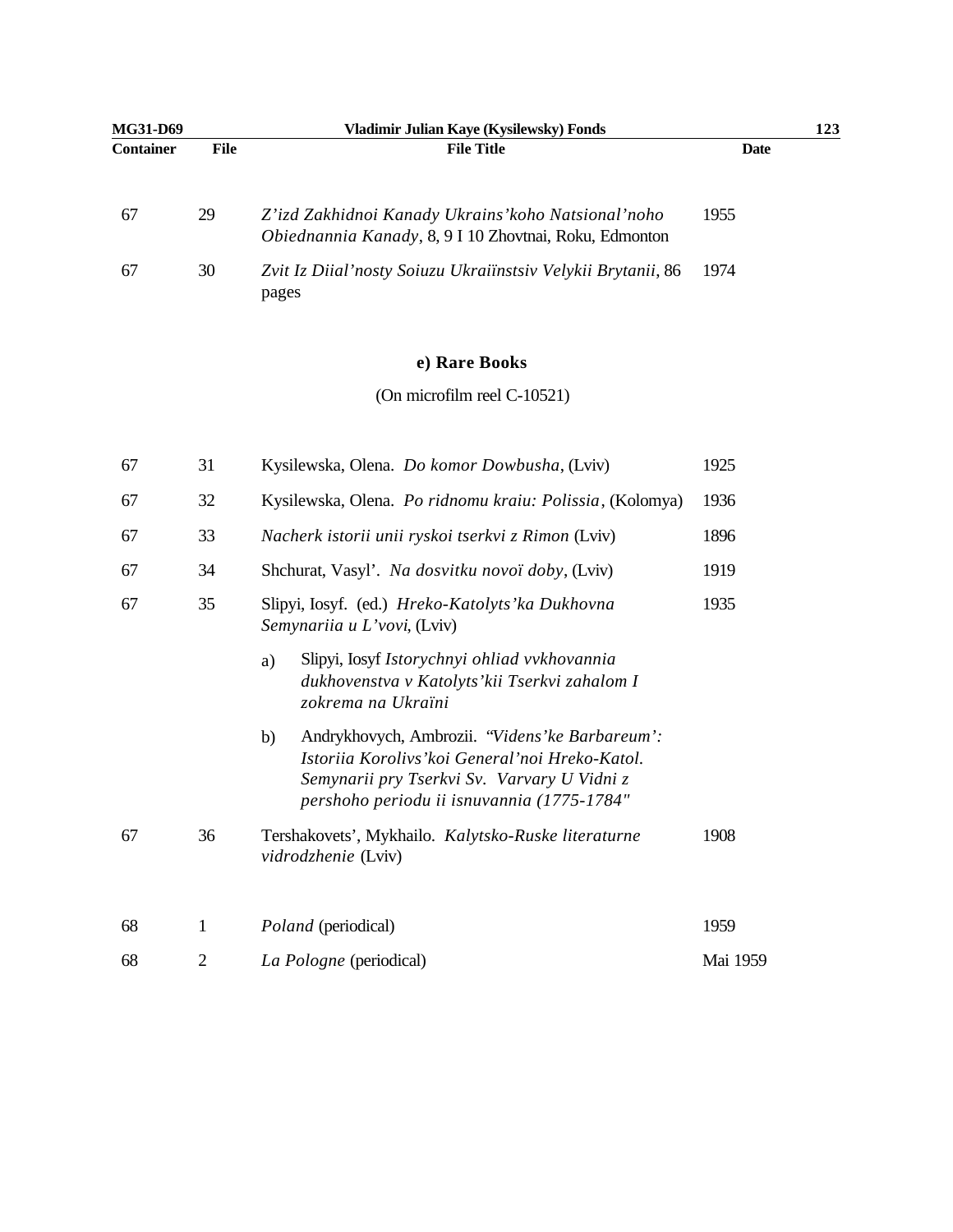| Container | File | File Title | Date |
|---|---|---|---|
| 67 | 29 | *Z'izd Zakhidnoi Kanady Ukrains'koho Natsional'noho Obiednannia Kanady*, 8, 9 I 10 Zhovtnai, Roku, Edmonton | 1955 |
| 67 | 30 | *Zvit Iz Diial'nosty Soiuzu Ukraïnstsiv Velykii Brytanii*, 86 pages | 1974 |

### e) Rare Books

(On microfilm reel C-10521)

| Container | File | File Title | Date |
|---|---|---|---|
| 67 | 31 | Kysilewska, Olena. *Do komor Dowbusha*, (Lviv) | 1925 |
| 67 | 32 | Kysilewska, Olena. *Po ridnomu kraiu: Polissia*, (Kolomya) | 1936 |
| 67 | 33 | *Nacherk istorii unii ryskoi tserkvi z Rimon* (Lviv) | 1896 |
| 67 | 34 | Shchurat, Vasyl'. *Na dosvitku novoï doby*, (Lviv) | 1919 |
| 67 | 35 | Slipyi, Iosyf. (ed.) *Hreko-Katolyts'ka Dukhovna Semynariia u L'vovi*, (Lviv) | 1935 |
| | | a) Slipyi, Iosyf *Istorychnyi ohliad vvkhovannia dukhovenstva v Katolyts'kii Tserkvi zahalom I zokrema na Ukraïni* | |
| | | b) Andrykhovych, Ambrozii. *"Videns'ke Barbareum': Istoriia Korolivs'koi General'noi Hreko-Katol. Semynarii pry Tserkvi Sv. Varvary U Vidni z pershoho periodu ii isnuvannia (1775-1784"* | |
| 67 | 36 | Tershakovets', Mykhailo. *Kalytsko-Ruske literaturne vidrodzhenie* (Lviv) | 1908 |
| 68 | 1 | *Poland* (periodical) | 1959 |
| 68 | 2 | *La Pologne* (periodical) | Mai 1959 |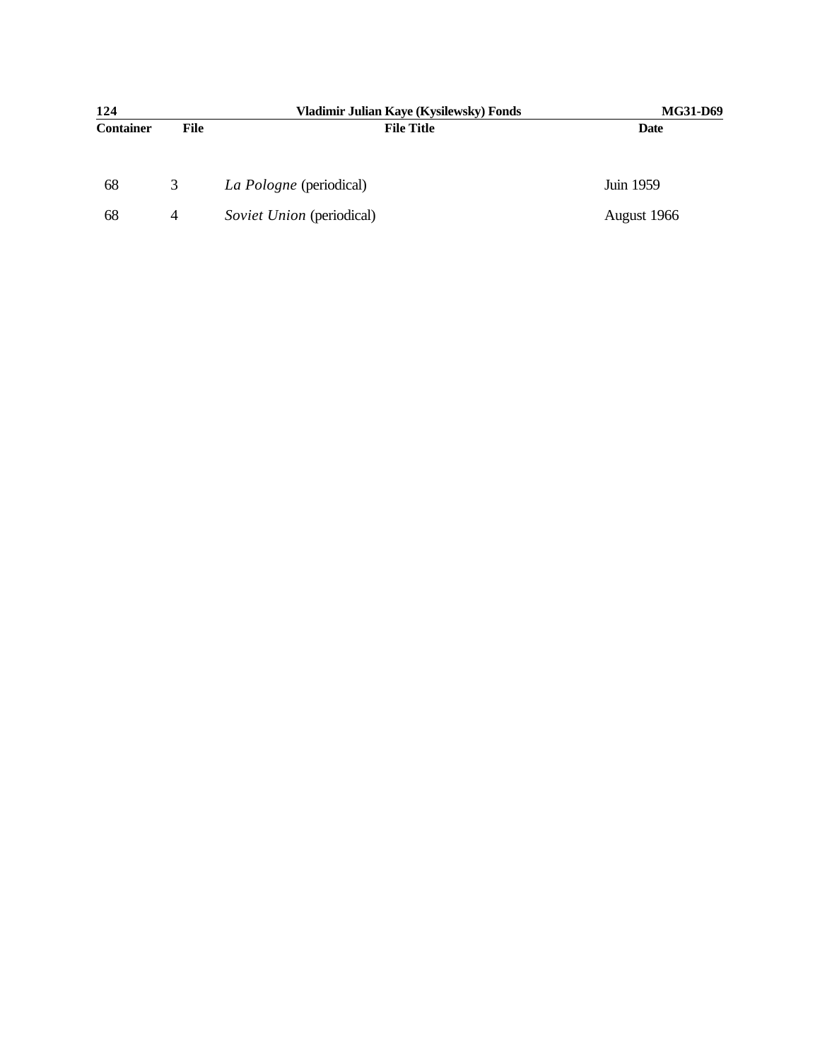| Container | File | File Title | Date |
| --- | --- | --- | --- |
| 68 | 3 | *La Pologne* (periodical) | Juin 1959 |
| 68 | 4 | *Soviet Union* (periodical) | August 1966 |